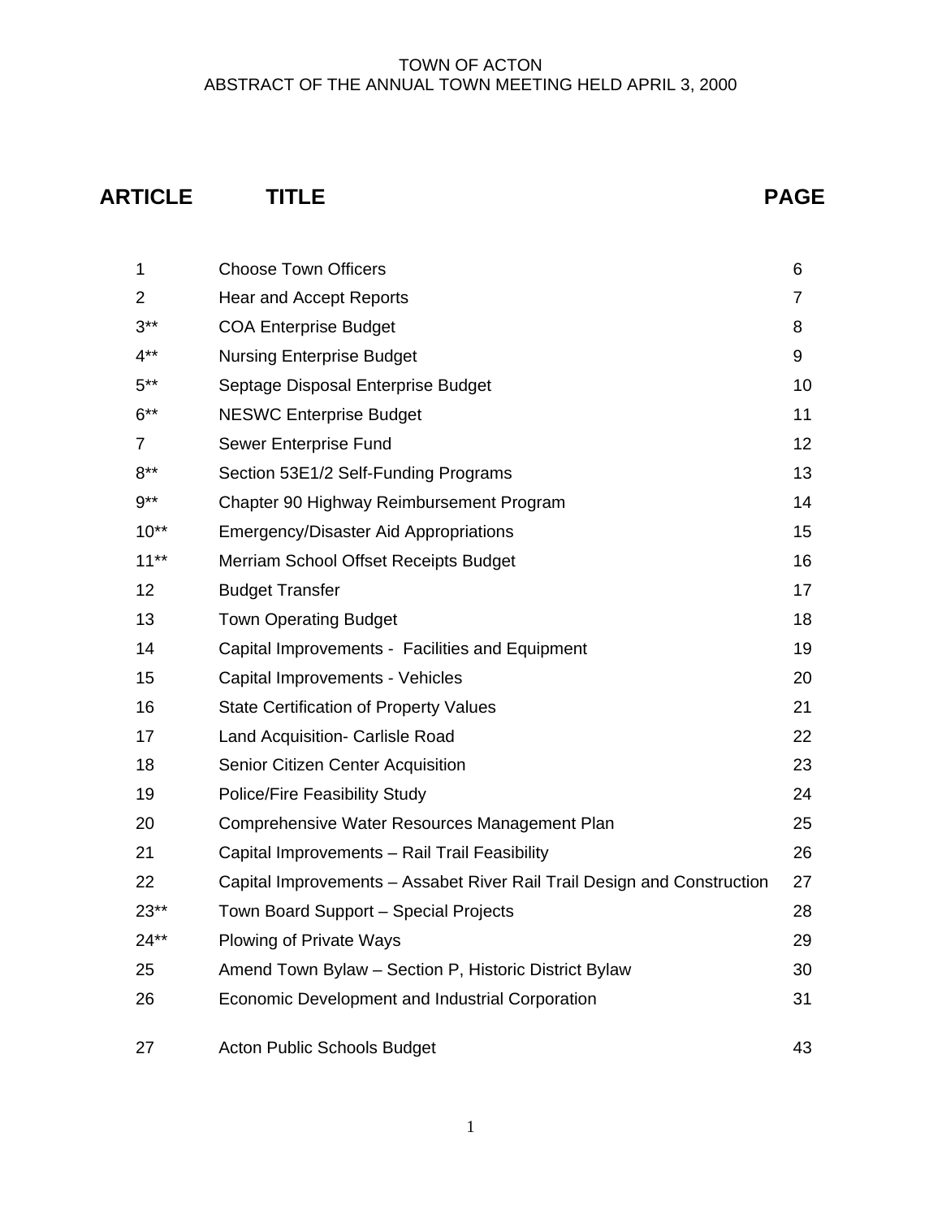TOWN OF ACTON
ABSTRACT OF THE ANNUAL TOWN MEETING HELD APRIL 3, 2000

| ARTICLE | TITLE | PAGE |
|---|---|---|
| 1 | Choose Town Officers | 6 |
| 2 | Hear and Accept Reports | 7 |
| 3** | COA Enterprise Budget | 8 |
| 4** | Nursing Enterprise Budget | 9 |
| 5** | Septage Disposal Enterprise Budget | 10 |
| 6** | NESWC Enterprise Budget | 11 |
| 7 | Sewer Enterprise Fund | 12 |
| 8** | Section 53E1/2 Self-Funding Programs | 13 |
| 9** | Chapter 90 Highway Reimbursement Program | 14 |
| 10** | Emergency/Disaster Aid Appropriations | 15 |
| 11** | Merriam School Offset Receipts Budget | 16 |
| 12 | Budget Transfer | 17 |
| 13 | Town Operating Budget | 18 |
| 14 | Capital Improvements - Facilities and Equipment | 19 |
| 15 | Capital Improvements - Vehicles | 20 |
| 16 | State Certification of Property Values | 21 |
| 17 | Land Acquisition- Carlisle Road | 22 |
| 18 | Senior Citizen Center Acquisition | 23 |
| 19 | Police/Fire Feasibility Study | 24 |
| 20 | Comprehensive Water Resources Management Plan | 25 |
| 21 | Capital Improvements – Rail Trail Feasibility | 26 |
| 22 | Capital Improvements – Assabet River Rail Trail Design and Construction | 27 |
| 23** | Town Board Support – Special Projects | 28 |
| 24** | Plowing of Private Ways | 29 |
| 25 | Amend Town Bylaw – Section P, Historic District Bylaw | 30 |
| 26 | Economic Development and Industrial Corporation | 31 |
| 27 | Acton Public Schools Budget | 43 |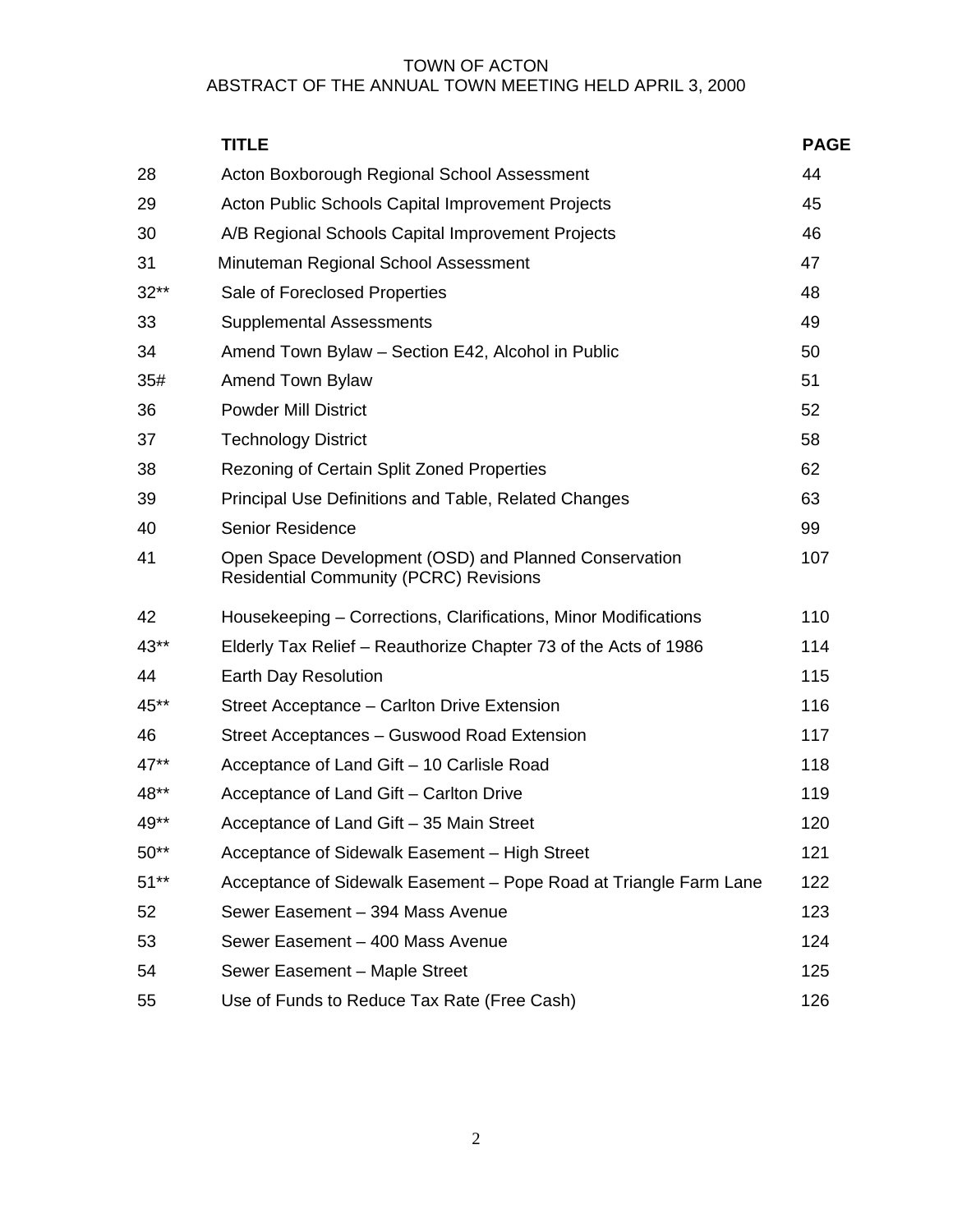TOWN OF ACTON
ABSTRACT OF THE ANNUAL TOWN MEETING HELD APRIL 3, 2000

| | TITLE | PAGE |
|---|---|---|
| 28 | Acton Boxborough Regional School Assessment | 44 |
| 29 | Acton Public Schools Capital Improvement Projects | 45 |
| 30 | A/B Regional Schools Capital Improvement Projects | 46 |
| 31 | Minuteman Regional School Assessment | 47 |
| 32** | Sale of Foreclosed Properties | 48 |
| 33 | Supplemental Assessments | 49 |
| 34 | Amend Town Bylaw – Section E42, Alcohol in Public | 50 |
| 35# | Amend Town Bylaw | 51 |
| 36 | Powder Mill District | 52 |
| 37 | Technology District | 58 |
| 38 | Rezoning of Certain Split Zoned Properties | 62 |
| 39 | Principal Use Definitions and Table, Related Changes | 63 |
| 40 | Senior Residence | 99 |
| 41 | Open Space Development (OSD) and Planned Conservation Residential Community (PCRC) Revisions | 107 |
| 42 | Housekeeping – Corrections, Clarifications, Minor Modifications | 110 |
| 43** | Elderly Tax Relief – Reauthorize Chapter 73 of the Acts of 1986 | 114 |
| 44 | Earth Day Resolution | 115 |
| 45** | Street Acceptance – Carlton Drive Extension | 116 |
| 46 | Street Acceptances – Guswood Road Extension | 117 |
| 47** | Acceptance of Land Gift – 10 Carlisle Road | 118 |
| 48** | Acceptance of Land Gift – Carlton Drive | 119 |
| 49** | Acceptance of Land Gift – 35 Main Street | 120 |
| 50** | Acceptance of Sidewalk Easement – High Street | 121 |
| 51** | Acceptance of Sidewalk Easement – Pope Road at Triangle Farm Lane | 122 |
| 52 | Sewer Easement – 394 Mass Avenue | 123 |
| 53 | Sewer Easement – 400 Mass Avenue | 124 |
| 54 | Sewer Easement – Maple Street | 125 |
| 55 | Use of Funds to Reduce Tax Rate (Free Cash) | 126 |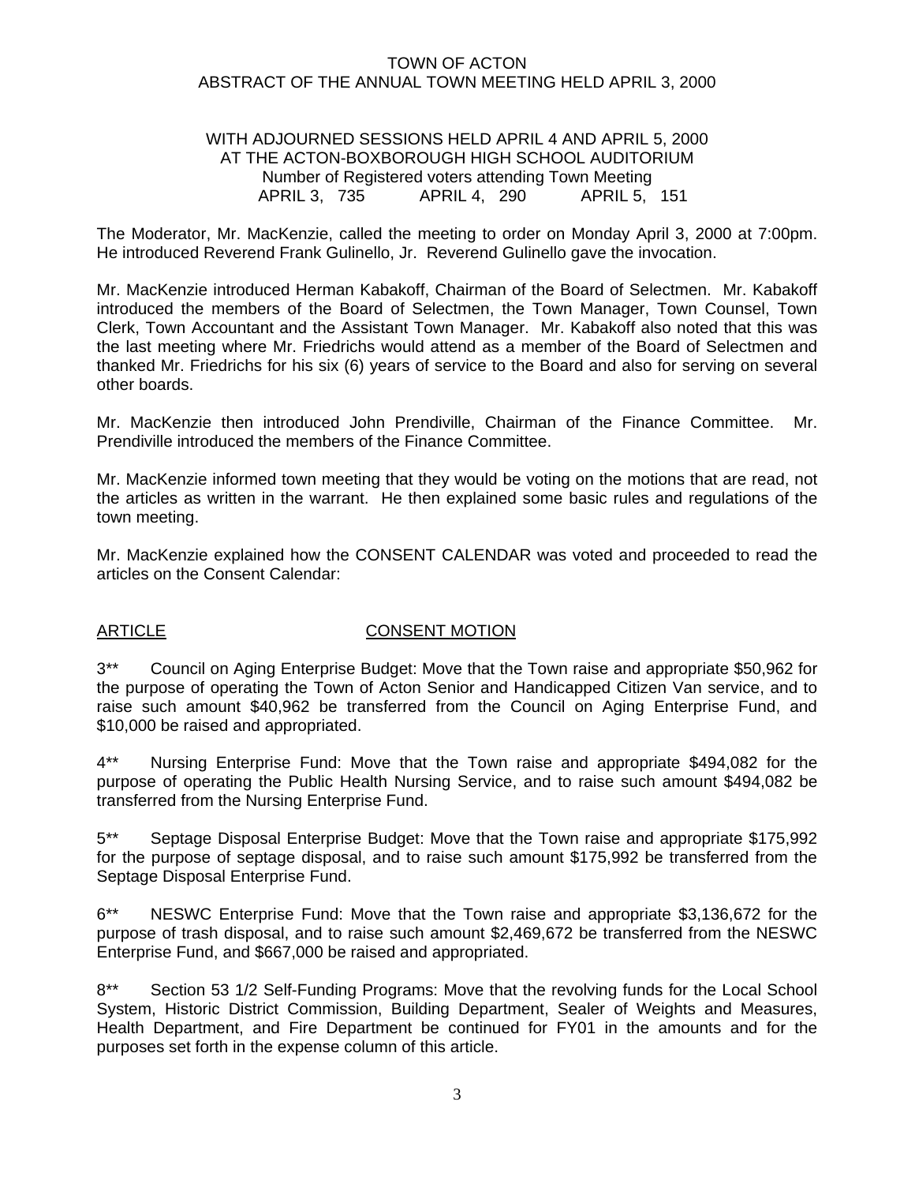TOWN OF ACTON
ABSTRACT OF THE ANNUAL TOWN MEETING HELD APRIL 3, 2000

WITH ADJOURNED SESSIONS HELD APRIL 4 AND APRIL 5, 2000
AT THE ACTON-BOXBOROUGH HIGH SCHOOL AUDITORIUM
Number of Registered voters attending Town Meeting
APRIL 3, 735 APRIL 4, 290 APRIL 5, 151

The Moderator, Mr. MacKenzie, called the meeting to order on Monday April 3, 2000 at 7:00pm. He introduced Reverend Frank Gulinello, Jr. Reverend Gulinello gave the invocation.

Mr. MacKenzie introduced Herman Kabakoff, Chairman of the Board of Selectmen. Mr. Kabakoff introduced the members of the Board of Selectmen, the Town Manager, Town Counsel, Town Clerk, Town Accountant and the Assistant Town Manager. Mr. Kabakoff also noted that this was the last meeting where Mr. Friedrichs would attend as a member of the Board of Selectmen and thanked Mr. Friedrichs for his six (6) years of service to the Board and also for serving on several other boards.

Mr. MacKenzie then introduced John Prendiville, Chairman of the Finance Committee. Mr. Prendiville introduced the members of the Finance Committee.

Mr. MacKenzie informed town meeting that they would be voting on the motions that are read, not the articles as written in the warrant. He then explained some basic rules and regulations of the town meeting.

Mr. MacKenzie explained how the CONSENT CALENDAR was voted and proceeded to read the articles on the Consent Calendar:

<u>ARTICLE</u> <u>CONSENT MOTION</u>

3** Council on Aging Enterprise Budget: Move that the Town raise and appropriate $50,962 for the purpose of operating the Town of Acton Senior and Handicapped Citizen Van service, and to raise such amount $40,962 be transferred from the Council on Aging Enterprise Fund, and $10,000 be raised and appropriated.

4** Nursing Enterprise Fund: Move that the Town raise and appropriate $494,082 for the purpose of operating the Public Health Nursing Service, and to raise such amount $494,082 be transferred from the Nursing Enterprise Fund.

5** Septage Disposal Enterprise Budget: Move that the Town raise and appropriate $175,992 for the purpose of septage disposal, and to raise such amount $175,992 be transferred from the Septage Disposal Enterprise Fund.

6** NESWC Enterprise Fund: Move that the Town raise and appropriate $3,136,672 for the purpose of trash disposal, and to raise such amount $2,469,672 be transferred from the NESWC Enterprise Fund, and $667,000 be raised and appropriated.

8** Section 53 1/2 Self-Funding Programs: Move that the revolving funds for the Local School System, Historic District Commission, Building Department, Sealer of Weights and Measures, Health Department, and Fire Department be continued for FY01 in the amounts and for the purposes set forth in the expense column of this article.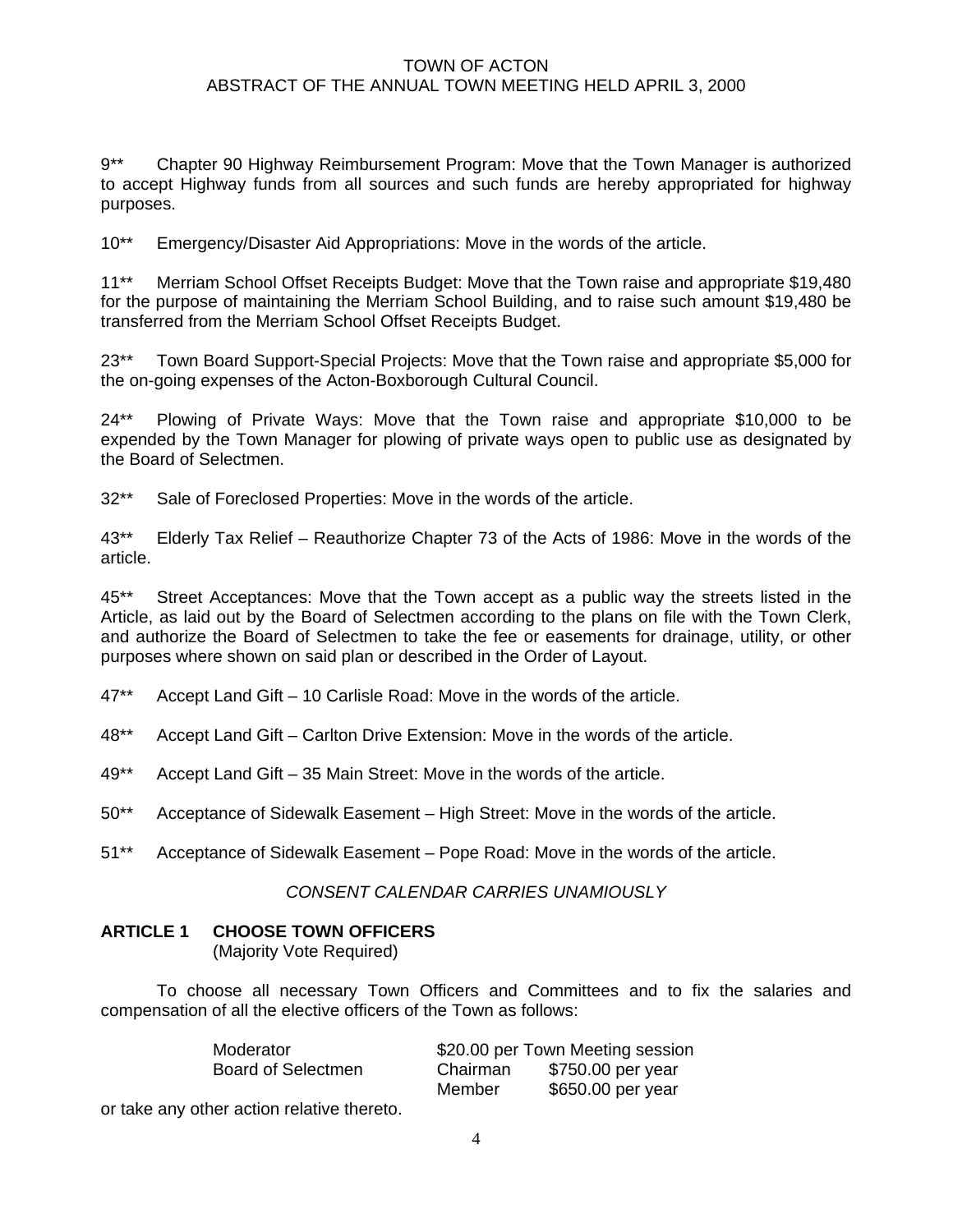9** Chapter 90 Highway Reimbursement Program: Move that the Town Manager is authorized to accept Highway funds from all sources and such funds are hereby appropriated for highway purposes.

10** Emergency/Disaster Aid Appropriations: Move in the words of the article.

11** Merriam School Offset Receipts Budget: Move that the Town raise and appropriate $19,480 for the purpose of maintaining the Merriam School Building, and to raise such amount $19,480 be transferred from the Merriam School Offset Receipts Budget.

23** Town Board Support-Special Projects: Move that the Town raise and appropriate $5,000 for the on-going expenses of the Acton-Boxborough Cultural Council.

24** Plowing of Private Ways: Move that the Town raise and appropriate $10,000 to be expended by the Town Manager for plowing of private ways open to public use as designated by the Board of Selectmen.

32** Sale of Foreclosed Properties: Move in the words of the article.

43** Elderly Tax Relief – Reauthorize Chapter 73 of the Acts of 1986: Move in the words of the article.

45** Street Acceptances: Move that the Town accept as a public way the streets listed in the Article, as laid out by the Board of Selectmen according to the plans on file with the Town Clerk, and authorize the Board of Selectmen to take the fee or easements for drainage, utility, or other purposes where shown on said plan or described in the Order of Layout.

47** Accept Land Gift – 10 Carlisle Road: Move in the words of the article.

48** Accept Land Gift – Carlton Drive Extension: Move in the words of the article.

49** Accept Land Gift – 35 Main Street: Move in the words of the article.

50** Acceptance of Sidewalk Easement – High Street: Move in the words of the article.

51** Acceptance of Sidewalk Easement – Pope Road: Move in the words of the article.

*CONSENT CALENDAR CARRIES UNAMIOUSLY*

**ARTICLE 1 CHOOSE TOWN OFFICERS**
(Majority Vote Required)

To choose all necessary Town Officers and Committees and to fix the salaries and compensation of all the elective officers of the Town as follows:

| | | |
|---|---|---|
| Moderator | $20.00 per Town Meeting session | |
| Board of Selectmen | Chairman | $750.00 per year |
| | Member | $650.00 per year |

or take any other action relative thereto.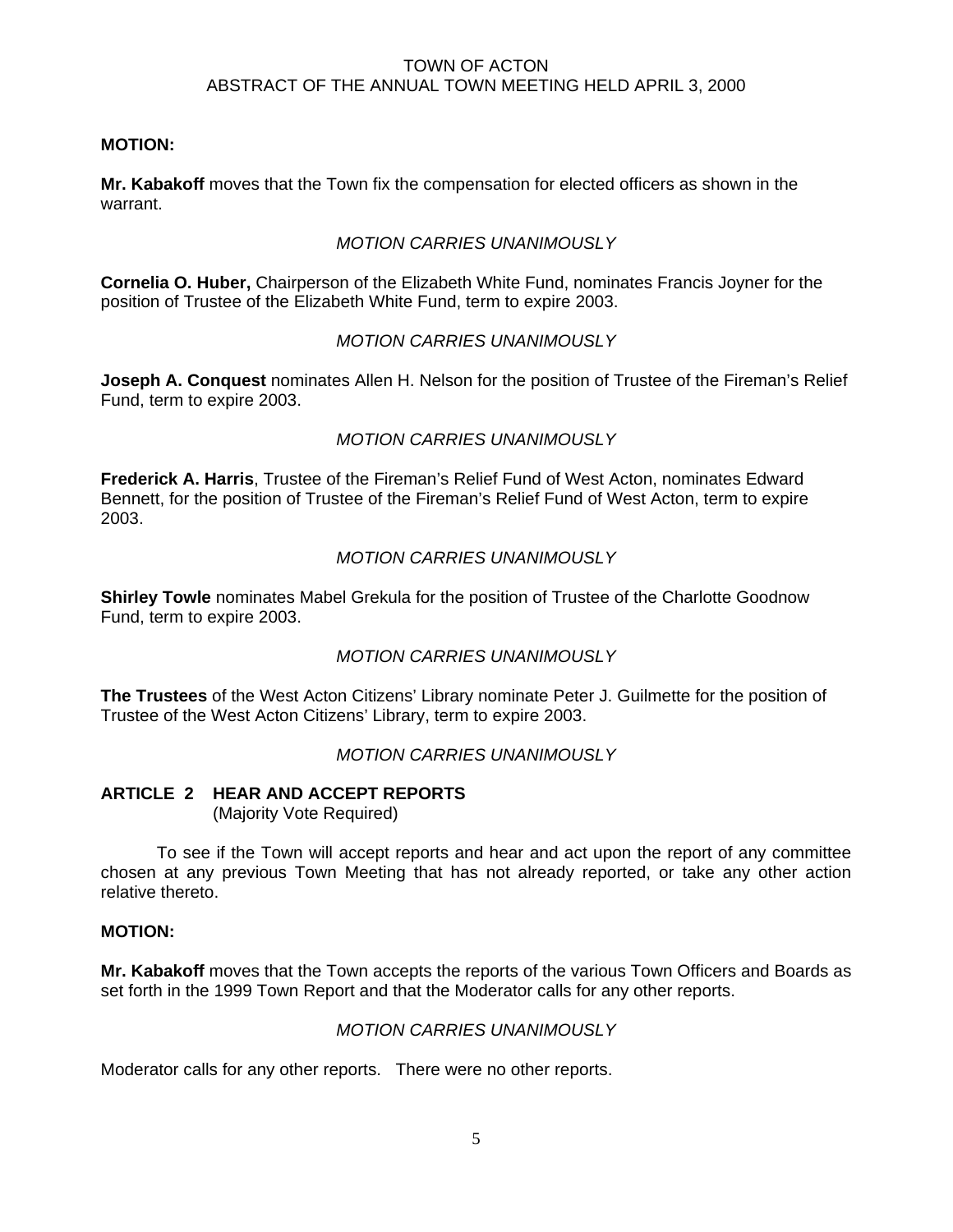**MOTION:**

**Mr. Kabakoff** moves that the Town fix the compensation for elected officers as shown in the warrant.

*MOTION CARRIES UNANIMOUSLY*

**Cornelia O. Huber,** Chairperson of the Elizabeth White Fund, nominates Francis Joyner for the position of Trustee of the Elizabeth White Fund, term to expire 2003.

*MOTION CARRIES UNANIMOUSLY*

**Joseph A. Conquest** nominates Allen H. Nelson for the position of Trustee of the Fireman's Relief Fund, term to expire 2003.

*MOTION CARRIES UNANIMOUSLY*

**Frederick A. Harris**, Trustee of the Fireman's Relief Fund of West Acton, nominates Edward Bennett, for the position of Trustee of the Fireman's Relief Fund of West Acton, term to expire 2003.

*MOTION CARRIES UNANIMOUSLY*

**Shirley Towle** nominates Mabel Grekula for the position of Trustee of the Charlotte Goodnow Fund, term to expire 2003.

*MOTION CARRIES UNANIMOUSLY*

**The Trustees** of the West Acton Citizens' Library nominate Peter J. Guilmette for the position of Trustee of the West Acton Citizens' Library, term to expire 2003.

*MOTION CARRIES UNANIMOUSLY*

## ARTICLE 2 HEAR AND ACCEPT REPORTS

(Majority Vote Required)

To see if the Town will accept reports and hear and act upon the report of any committee chosen at any previous Town Meeting that has not already reported, or take any other action relative thereto.

**MOTION:**

**Mr. Kabakoff** moves that the Town accepts the reports of the various Town Officers and Boards as set forth in the 1999 Town Report and that the Moderator calls for any other reports.

*MOTION CARRIES UNANIMOUSLY*

Moderator calls for any other reports. There were no other reports.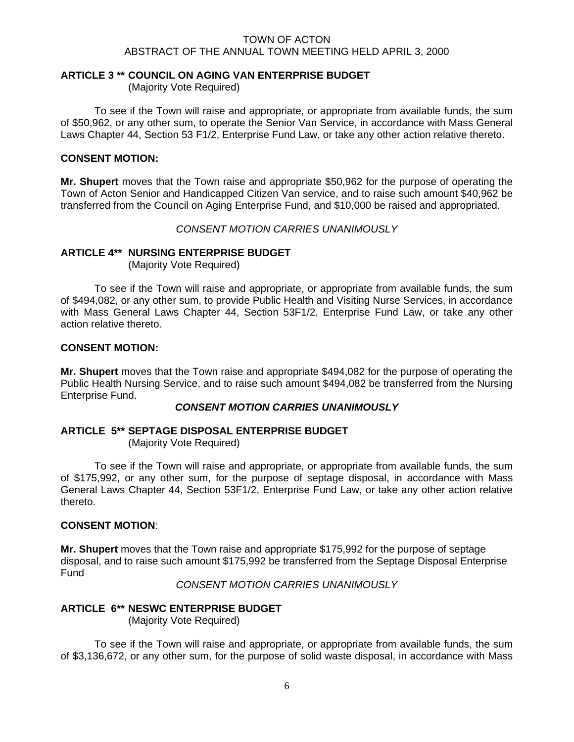## ARTICLE 3 ** COUNCIL ON AGING VAN ENTERPRISE BUDGET

(Majority Vote Required)

To see if the Town will raise and appropriate, or appropriate from available funds, the sum of $50,962, or any other sum, to operate the Senior Van Service, in accordance with Mass General Laws Chapter 44, Section 53 F1/2, Enterprise Fund Law, or take any other action relative thereto.

**CONSENT MOTION:**

**Mr. Shupert** moves that the Town raise and appropriate $50,962 for the purpose of operating the Town of Acton Senior and Handicapped Citizen Van service, and to raise such amount $40,962 be transferred from the Council on Aging Enterprise Fund, and $10,000 be raised and appropriated.

*CONSENT MOTION CARRIES UNANIMOUSLY*

## ARTICLE 4** NURSING ENTERPRISE BUDGET

(Majority Vote Required)

To see if the Town will raise and appropriate, or appropriate from available funds, the sum of $494,082, or any other sum, to provide Public Health and Visiting Nurse Services, in accordance with Mass General Laws Chapter 44, Section 53F1/2, Enterprise Fund Law, or take any other action relative thereto.

**CONSENT MOTION:**

**Mr. Shupert** moves that the Town raise and appropriate $494,082 for the purpose of operating the Public Health Nursing Service, and to raise such amount $494,082 be transferred from the Nursing Enterprise Fund.

***CONSENT MOTION CARRIES UNANIMOUSLY***

## ARTICLE 5** SEPTAGE DISPOSAL ENTERPRISE BUDGET

(Majority Vote Required)

To see if the Town will raise and appropriate, or appropriate from available funds, the sum of $175,992, or any other sum, for the purpose of septage disposal, in accordance with Mass General Laws Chapter 44, Section 53F1/2, Enterprise Fund Law, or take any other action relative thereto.

**CONSENT MOTION**:

**Mr. Shupert** moves that the Town raise and appropriate $175,992 for the purpose of septage disposal, and to raise such amount $175,992 be transferred from the Septage Disposal Enterprise Fund

*CONSENT MOTION CARRIES UNANIMOUSLY*

## ARTICLE 6** NESWC ENTERPRISE BUDGET

(Majority Vote Required)

To see if the Town will raise and appropriate, or appropriate from available funds, the sum of $3,136,672, or any other sum, for the purpose of solid waste disposal, in accordance with Mass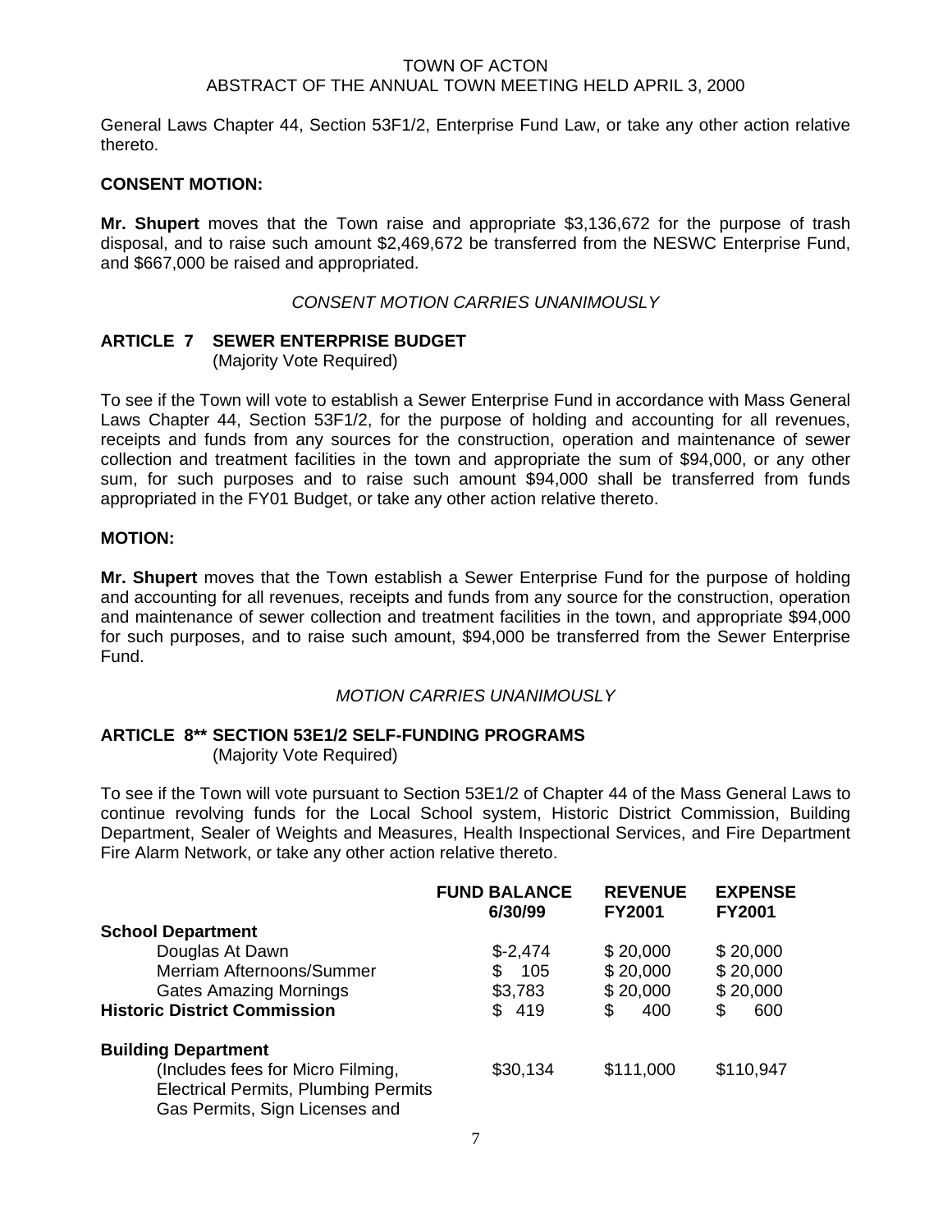General Laws Chapter 44, Section 53F1/2, Enterprise Fund Law, or take any other action relative thereto.

**CONSENT MOTION:**

**Mr. Shupert** moves that the Town raise and appropriate $3,136,672 for the purpose of trash disposal, and to raise such amount $2,469,672 be transferred from the NESWC Enterprise Fund, and $667,000 be raised and appropriated.

*CONSENT MOTION CARRIES UNANIMOUSLY*

**ARTICLE 7 SEWER ENTERPRISE BUDGET**
(Majority Vote Required)

To see if the Town will vote to establish a Sewer Enterprise Fund in accordance with Mass General Laws Chapter 44, Section 53F1/2, for the purpose of holding and accounting for all revenues, receipts and funds from any sources for the construction, operation and maintenance of sewer collection and treatment facilities in the town and appropriate the sum of $94,000, or any other sum, for such purposes and to raise such amount $94,000 shall be transferred from funds appropriated in the FY01 Budget, or take any other action relative thereto.

**MOTION:**

**Mr. Shupert** moves that the Town establish a Sewer Enterprise Fund for the purpose of holding and accounting for all revenues, receipts and funds from any source for the construction, operation and maintenance of sewer collection and treatment facilities in the town, and appropriate $94,000 for such purposes, and to raise such amount, $94,000 be transferred from the Sewer Enterprise Fund.

*MOTION CARRIES UNANIMOUSLY*

**ARTICLE 8** SECTION 53E1/2 SELF-FUNDING PROGRAMS**
(Majority Vote Required)

To see if the Town will vote pursuant to Section 53E1/2 of Chapter 44 of the Mass General Laws to continue revolving funds for the Local School system, Historic District Commission, Building Department, Sealer of Weights and Measures, Health Inspectional Services, and Fire Department Fire Alarm Network, or take any other action relative thereto.

| | FUND BALANCE 6/30/99 | REVENUE FY2001 | EXPENSE FY2001 |
|---|---|---|---|
| **School Department** | | | |
| Douglas At Dawn | $-2,474 | $ 20,000 | $ 20,000 |
| Merriam Afternoons/Summer | $ 105 | $ 20,000 | $ 20,000 |
| Gates Amazing Mornings | $3,783 | $ 20,000 | $ 20,000 |
| **Historic District Commission** | $ 419 | $ 400 | $ 600 |
| **Building Department** | | | |
| (Includes fees for Micro Filming, Electrical Permits, Plumbing Permits Gas Permits, Sign Licenses and | $30,134 | $111,000 | $110,947 |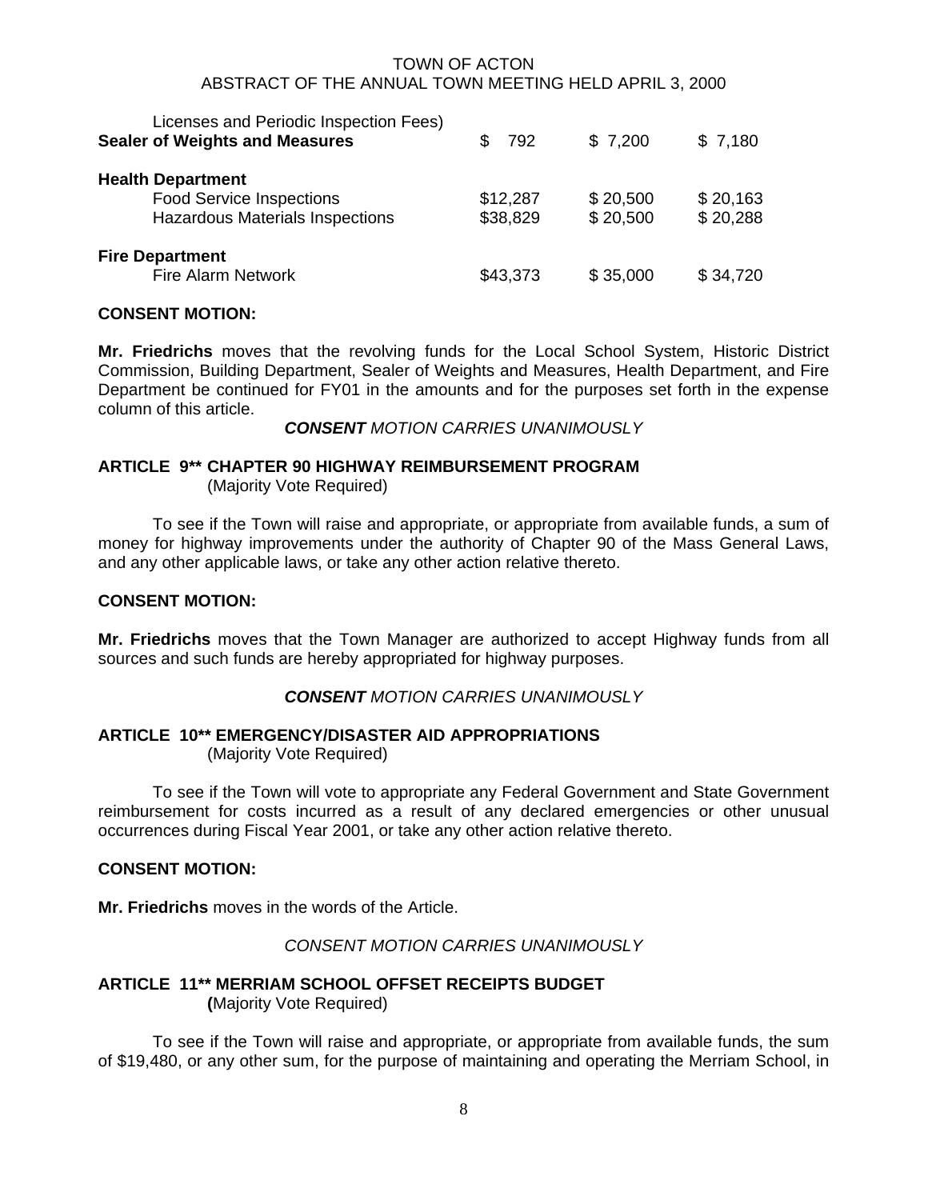| | | | |
|---|---|---|---|
| Licenses and Periodic Inspection Fees) | | | |
| **Sealer of Weights and Measures** | $ 792 | $ 7,200 | $ 7,180 |
| **Health Department** | | | |
| Food Service Inspections | $12,287 | $ 20,500 | $ 20,163 |
| Hazardous Materials Inspections | $38,829 | $ 20,500 | $ 20,288 |
| **Fire Department** | | | |
| Fire Alarm Network | $43,373 | $ 35,000 | $ 34,720 |

**CONSENT MOTION:**

**Mr. Friedrichs** moves that the revolving funds for the Local School System, Historic District Commission, Building Department, Sealer of Weights and Measures, Health Department, and Fire Department be continued for FY01 in the amounts and for the purposes set forth in the expense column of this article.

***CONSENT*** *MOTION CARRIES UNANIMOUSLY*

**ARTICLE 9\*\* CHAPTER 90 HIGHWAY REIMBURSEMENT PROGRAM**
(Majority Vote Required)

To see if the Town will raise and appropriate, or appropriate from available funds, a sum of money for highway improvements under the authority of Chapter 90 of the Mass General Laws, and any other applicable laws, or take any other action relative thereto.

**CONSENT MOTION:**

**Mr. Friedrichs** moves that the Town Manager are authorized to accept Highway funds from all sources and such funds are hereby appropriated for highway purposes.

***CONSENT*** *MOTION CARRIES UNANIMOUSLY*

**ARTICLE 10\*\* EMERGENCY/DISASTER AID APPROPRIATIONS**
(Majority Vote Required)

To see if the Town will vote to appropriate any Federal Government and State Government reimbursement for costs incurred as a result of any declared emergencies or other unusual occurrences during Fiscal Year 2001, or take any other action relative thereto.

**CONSENT MOTION:**

**Mr. Friedrichs** moves in the words of the Article.

*CONSENT MOTION CARRIES UNANIMOUSLY*

**ARTICLE 11\*\* MERRIAM SCHOOL OFFSET RECEIPTS BUDGET**
**(**Majority Vote Required)

To see if the Town will raise and appropriate, or appropriate from available funds, the sum of $19,480, or any other sum, for the purpose of maintaining and operating the Merriam School, in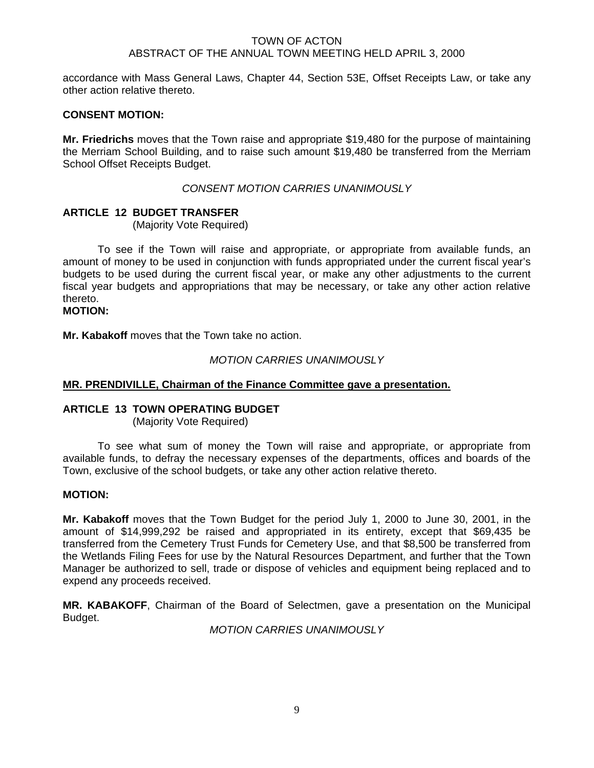accordance with Mass General Laws, Chapter 44, Section 53E, Offset Receipts Law, or take any other action relative thereto.

**CONSENT MOTION:**

**Mr. Friedrichs** moves that the Town raise and appropriate $19,480 for the purpose of maintaining the Merriam School Building, and to raise such amount $19,480 be transferred from the Merriam School Offset Receipts Budget.

*CONSENT MOTION CARRIES UNANIMOUSLY*

**ARTICLE 12 BUDGET TRANSFER**
(Majority Vote Required)

To see if the Town will raise and appropriate, or appropriate from available funds, an amount of money to be used in conjunction with funds appropriated under the current fiscal year's budgets to be used during the current fiscal year, or make any other adjustments to the current fiscal year budgets and appropriations that may be necessary, or take any other action relative thereto.

**MOTION:**

**Mr. Kabakoff** moves that the Town take no action.

*MOTION CARRIES UNANIMOUSLY*

**MR. PRENDIVILLE, Chairman of the Finance Committee gave a presentation.**

**ARTICLE 13 TOWN OPERATING BUDGET**
(Majority Vote Required)

To see what sum of money the Town will raise and appropriate, or appropriate from available funds, to defray the necessary expenses of the departments, offices and boards of the Town, exclusive of the school budgets, or take any other action relative thereto.

**MOTION:**

**Mr. Kabakoff** moves that the Town Budget for the period July 1, 2000 to June 30, 2001, in the amount of $14,999,292 be raised and appropriated in its entirety, except that $69,435 be transferred from the Cemetery Trust Funds for Cemetery Use, and that $8,500 be transferred from the Wetlands Filing Fees for use by the Natural Resources Department, and further that the Town Manager be authorized to sell, trade or dispose of vehicles and equipment being replaced and to expend any proceeds received.

**MR. KABAKOFF**, Chairman of the Board of Selectmen, gave a presentation on the Municipal Budget.

*MOTION CARRIES UNANIMOUSLY*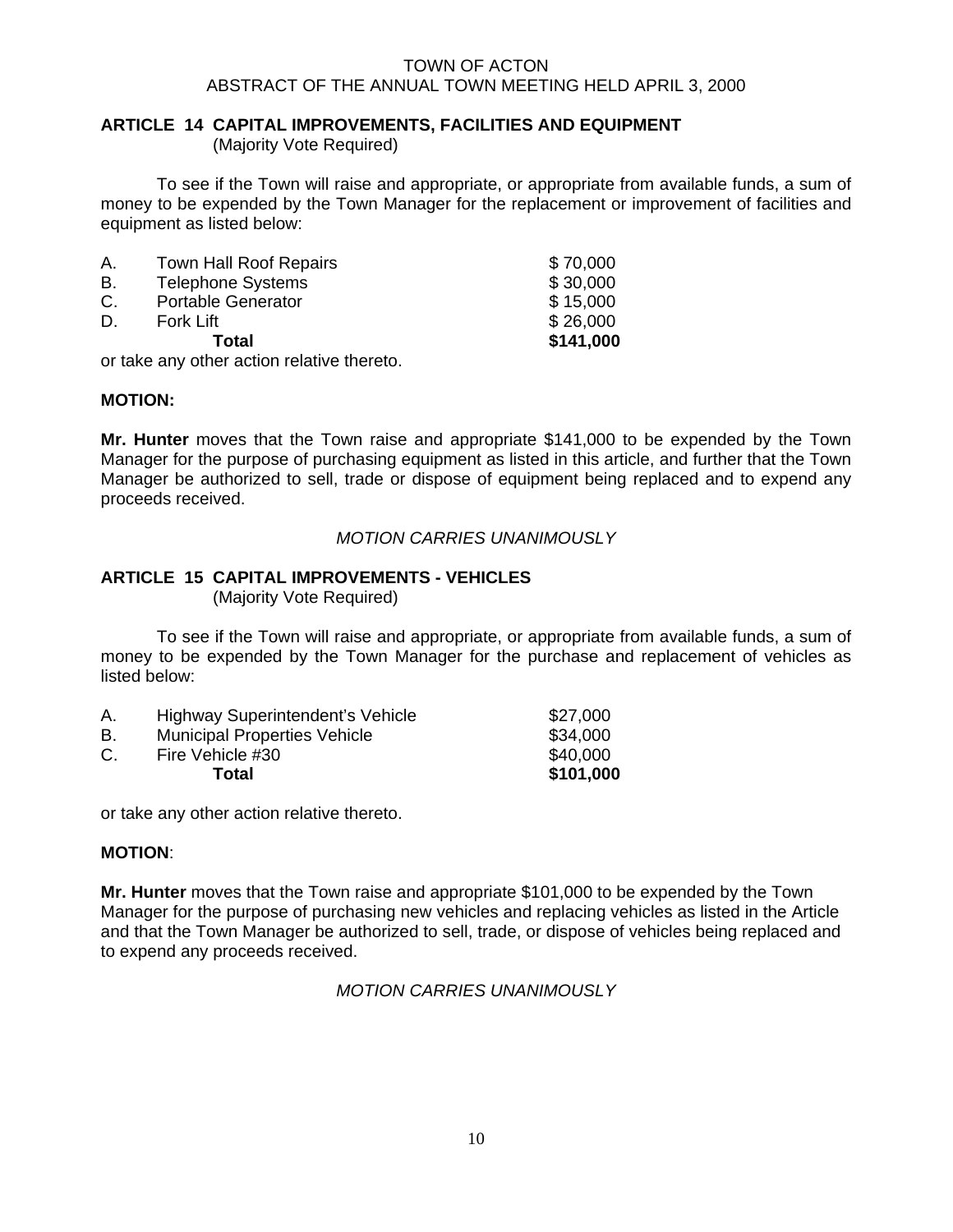TOWN OF ACTON
ABSTRACT OF THE ANNUAL TOWN MEETING HELD APRIL 3, 2000

## ARTICLE 14 CAPITAL IMPROVEMENTS, FACILITIES AND EQUIPMENT

(Majority Vote Required)

To see if the Town will raise and appropriate, or appropriate from available funds, a sum of money to be expended by the Town Manager for the replacement or improvement of facilities and equipment as listed below:

| | | |
|---|---|---|
| A. | Town Hall Roof Repairs | $ 70,000 |
| B. | Telephone Systems | $ 30,000 |
| C. | Portable Generator | $ 15,000 |
| D. | Fork Lift | $ 26,000 |
| | **Total** | **$141,000** |

or take any other action relative thereto.

**MOTION:**

**Mr. Hunter** moves that the Town raise and appropriate $141,000 to be expended by the Town Manager for the purpose of purchasing equipment as listed in this article, and further that the Town Manager be authorized to sell, trade or dispose of equipment being replaced and to expend any proceeds received.

*MOTION CARRIES UNANIMOUSLY*

## ARTICLE 15 CAPITAL IMPROVEMENTS - VEHICLES

(Majority Vote Required)

To see if the Town will raise and appropriate, or appropriate from available funds, a sum of money to be expended by the Town Manager for the purchase and replacement of vehicles as listed below:

| | | |
|---|---|---|
| A. | Highway Superintendent's Vehicle | $27,000 |
| B. | Municipal Properties Vehicle | $34,000 |
| C. | Fire Vehicle #30 | $40,000 |
| | **Total** | **$101,000** |

or take any other action relative thereto.

**MOTION**:

**Mr. Hunter** moves that the Town raise and appropriate $101,000 to be expended by the Town Manager for the purpose of purchasing new vehicles and replacing vehicles as listed in the Article and that the Town Manager be authorized to sell, trade, or dispose of vehicles being replaced and to expend any proceeds received.

*MOTION CARRIES UNANIMOUSLY*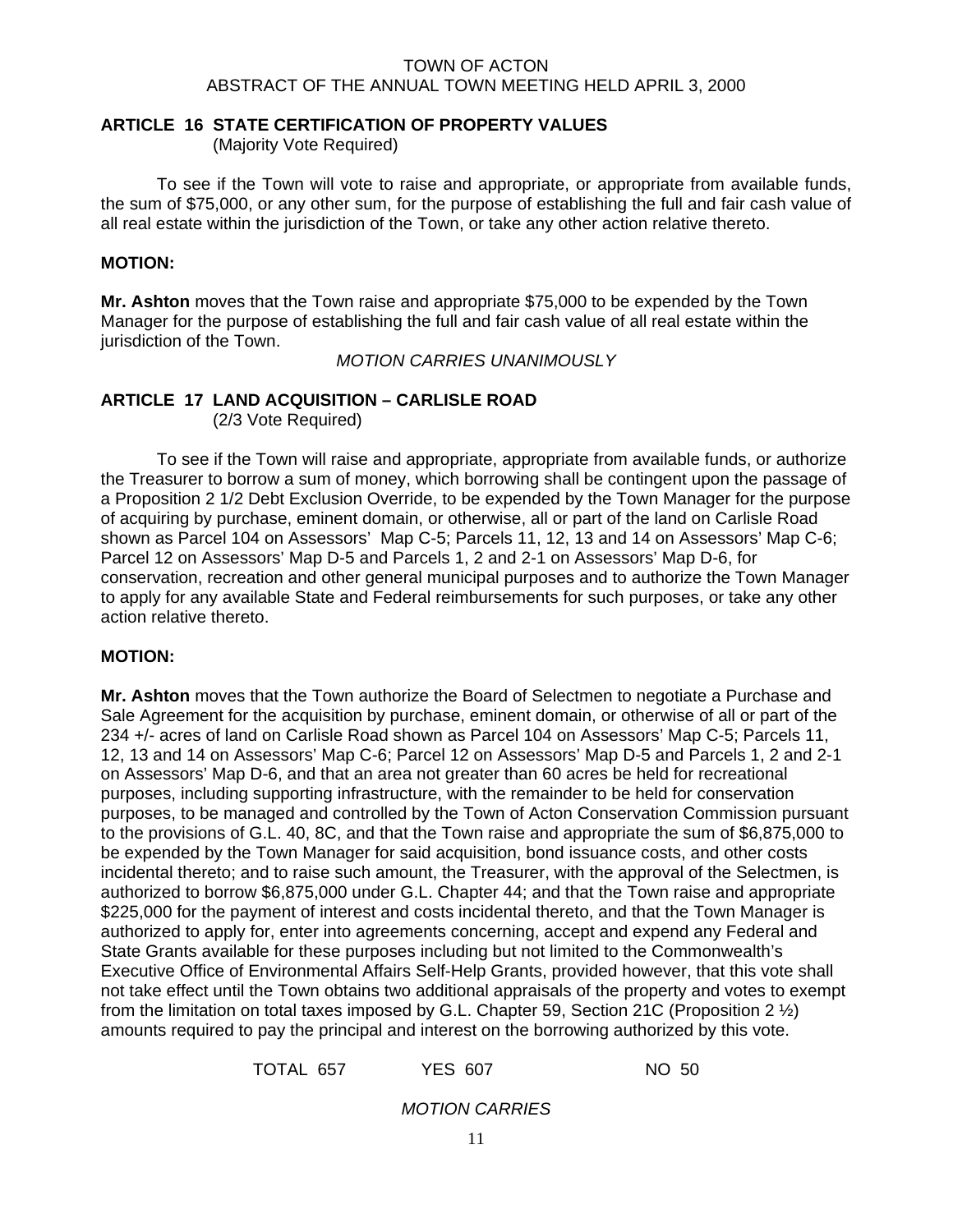TOWN OF ACTON
ABSTRACT OF THE ANNUAL TOWN MEETING HELD APRIL 3, 2000

## ARTICLE 16 STATE CERTIFICATION OF PROPERTY VALUES

(Majority Vote Required)

To see if the Town will vote to raise and appropriate, or appropriate from available funds, the sum of $75,000, or any other sum, for the purpose of establishing the full and fair cash value of all real estate within the jurisdiction of the Town, or take any other action relative thereto.

**MOTION:**

**Mr. Ashton** moves that the Town raise and appropriate $75,000 to be expended by the Town Manager for the purpose of establishing the full and fair cash value of all real estate within the jurisdiction of the Town.

*MOTION CARRIES UNANIMOUSLY*

## ARTICLE 17 LAND ACQUISITION – CARLISLE ROAD

(2/3 Vote Required)

To see if the Town will raise and appropriate, appropriate from available funds, or authorize the Treasurer to borrow a sum of money, which borrowing shall be contingent upon the passage of a Proposition 2 1/2 Debt Exclusion Override, to be expended by the Town Manager for the purpose of acquiring by purchase, eminent domain, or otherwise, all or part of the land on Carlisle Road shown as Parcel 104 on Assessors' Map C-5; Parcels 11, 12, 13 and 14 on Assessors' Map C-6; Parcel 12 on Assessors' Map D-5 and Parcels 1, 2 and 2-1 on Assessors' Map D-6, for conservation, recreation and other general municipal purposes and to authorize the Town Manager to apply for any available State and Federal reimbursements for such purposes, or take any other action relative thereto.

**MOTION:**

**Mr. Ashton** moves that the Town authorize the Board of Selectmen to negotiate a Purchase and Sale Agreement for the acquisition by purchase, eminent domain, or otherwise of all or part of the 234 +/- acres of land on Carlisle Road shown as Parcel 104 on Assessors' Map C-5; Parcels 11, 12, 13 and 14 on Assessors' Map C-6; Parcel 12 on Assessors' Map D-5 and Parcels 1, 2 and 2-1 on Assessors' Map D-6, and that an area not greater than 60 acres be held for recreational purposes, including supporting infrastructure, with the remainder to be held for conservation purposes, to be managed and controlled by the Town of Acton Conservation Commission pursuant to the provisions of G.L. 40, 8C, and that the Town raise and appropriate the sum of $6,875,000 to be expended by the Town Manager for said acquisition, bond issuance costs, and other costs incidental thereto; and to raise such amount, the Treasurer, with the approval of the Selectmen, is authorized to borrow $6,875,000 under G.L. Chapter 44; and that the Town raise and appropriate $225,000 for the payment of interest and costs incidental thereto, and that the Town Manager is authorized to apply for, enter into agreements concerning, accept and expend any Federal and State Grants available for these purposes including but not limited to the Commonwealth's Executive Office of Environmental Affairs Self-Help Grants, provided however, that this vote shall not take effect until the Town obtains two additional appraisals of the property and votes to exempt from the limitation on total taxes imposed by G.L. Chapter 59, Section 21C (Proposition 2 ½) amounts required to pay the principal and interest on the borrowing authorized by this vote.

TOTAL 657 YES 607 NO 50

*MOTION CARRIES*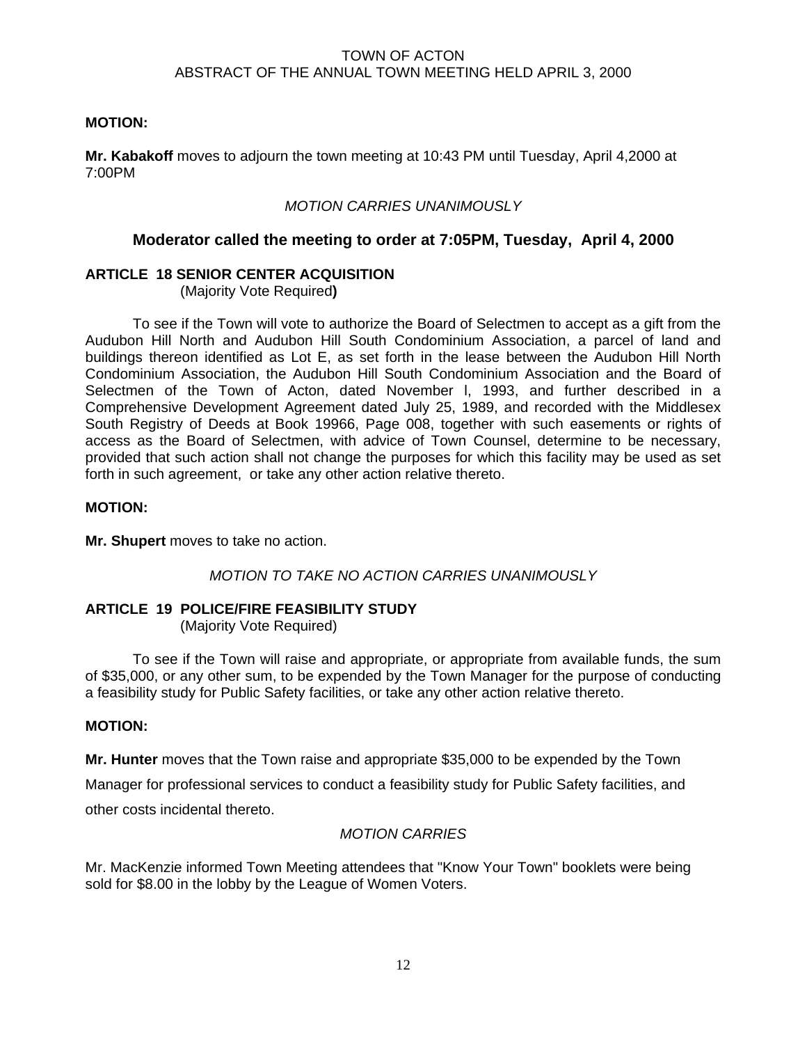**MOTION:**

**Mr. Kabakoff** moves to adjourn the town meeting at 10:43 PM until Tuesday, April 4,2000 at 7:00PM

*MOTION CARRIES UNANIMOUSLY*

## Moderator called the meeting to order at 7:05PM, Tuesday, April 4, 2000

**ARTICLE 18 SENIOR CENTER ACQUISITION**
(Majority Vote Required**)**

To see if the Town will vote to authorize the Board of Selectmen to accept as a gift from the Audubon Hill North and Audubon Hill South Condominium Association, a parcel of land and buildings thereon identified as Lot E, as set forth in the lease between the Audubon Hill North Condominium Association, the Audubon Hill South Condominium Association and the Board of Selectmen of the Town of Acton, dated November l, 1993, and further described in a Comprehensive Development Agreement dated July 25, 1989, and recorded with the Middlesex South Registry of Deeds at Book 19966, Page 008, together with such easements or rights of access as the Board of Selectmen, with advice of Town Counsel, determine to be necessary, provided that such action shall not change the purposes for which this facility may be used as set forth in such agreement, or take any other action relative thereto.

**MOTION:**

**Mr. Shupert** moves to take no action.

*MOTION TO TAKE NO ACTION CARRIES UNANIMOUSLY*

**ARTICLE 19 POLICE/FIRE FEASIBILITY STUDY**
(Majority Vote Required)

To see if the Town will raise and appropriate, or appropriate from available funds, the sum of $35,000, or any other sum, to be expended by the Town Manager for the purpose of conducting a feasibility study for Public Safety facilities, or take any other action relative thereto.

**MOTION:**

**Mr. Hunter** moves that the Town raise and appropriate $35,000 to be expended by the Town Manager for professional services to conduct a feasibility study for Public Safety facilities, and other costs incidental thereto.

*MOTION CARRIES*

Mr. MacKenzie informed Town Meeting attendees that "Know Your Town" booklets were being sold for $8.00 in the lobby by the League of Women Voters.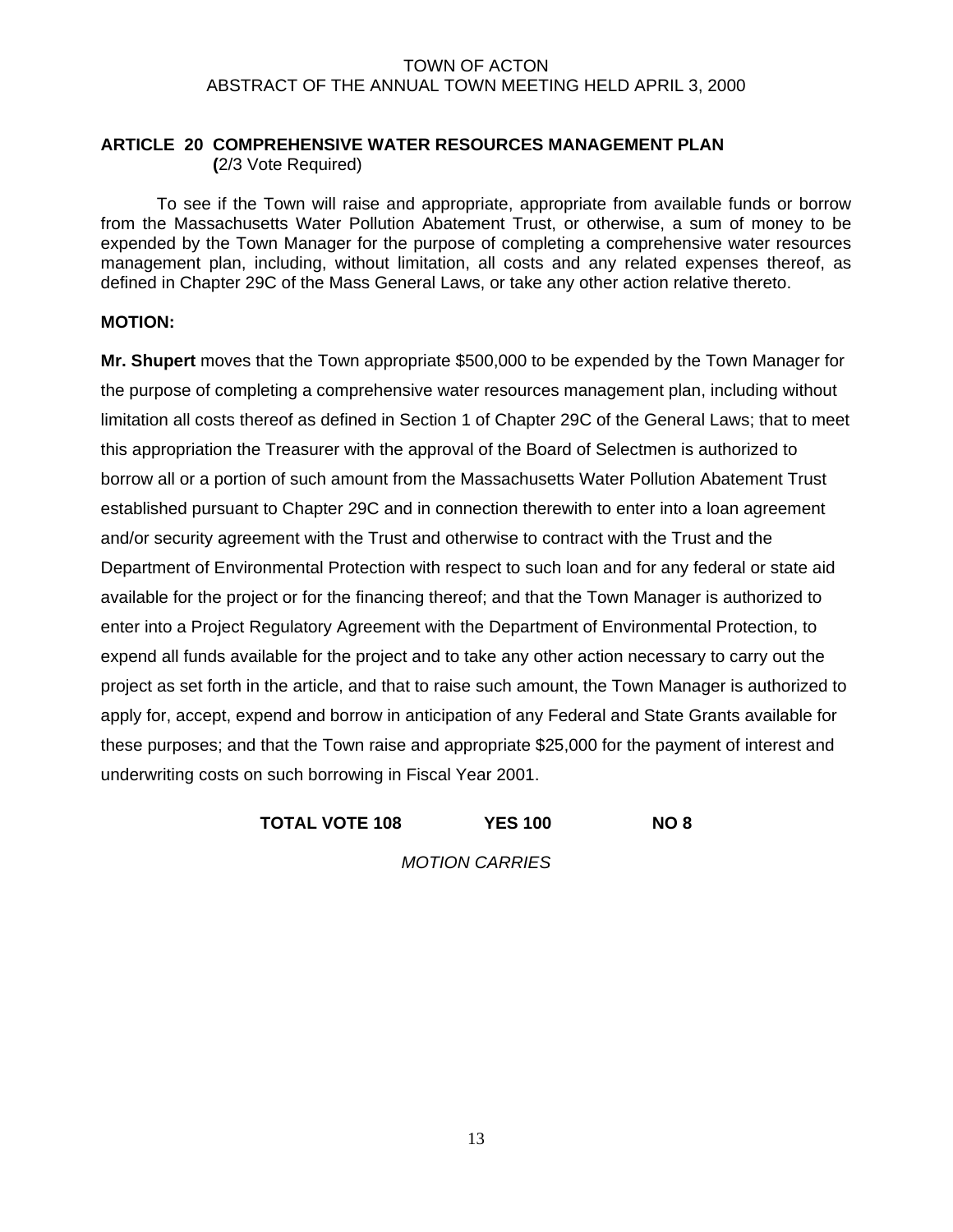TOWN OF ACTON
ABSTRACT OF THE ANNUAL TOWN MEETING HELD APRIL 3, 2000

## ARTICLE 20 COMPREHENSIVE WATER RESOURCES MANAGEMENT PLAN

**(**2/3 Vote Required)

To see if the Town will raise and appropriate, appropriate from available funds or borrow from the Massachusetts Water Pollution Abatement Trust, or otherwise, a sum of money to be expended by the Town Manager for the purpose of completing a comprehensive water resources management plan, including, without limitation, all costs and any related expenses thereof, as defined in Chapter 29C of the Mass General Laws, or take any other action relative thereto.

**MOTION:**

**Mr. Shupert** moves that the Town appropriate $500,000 to be expended by the Town Manager for the purpose of completing a comprehensive water resources management plan, including without limitation all costs thereof as defined in Section 1 of Chapter 29C of the General Laws; that to meet this appropriation the Treasurer with the approval of the Board of Selectmen is authorized to borrow all or a portion of such amount from the Massachusetts Water Pollution Abatement Trust established pursuant to Chapter 29C and in connection therewith to enter into a loan agreement and/or security agreement with the Trust and otherwise to contract with the Trust and the Department of Environmental Protection with respect to such loan and for any federal or state aid available for the project or for the financing thereof; and that the Town Manager is authorized to enter into a Project Regulatory Agreement with the Department of Environmental Protection, to expend all funds available for the project and to take any other action necessary to carry out the project as set forth in the article, and that to raise such amount, the Town Manager is authorized to apply for, accept, expend and borrow in anticipation of any Federal and State Grants available for these purposes; and that the Town raise and appropriate $25,000 for the payment of interest and underwriting costs on such borrowing in Fiscal Year 2001.

**TOTAL VOTE 108 YES 100 NO 8**

*MOTION CARRIES*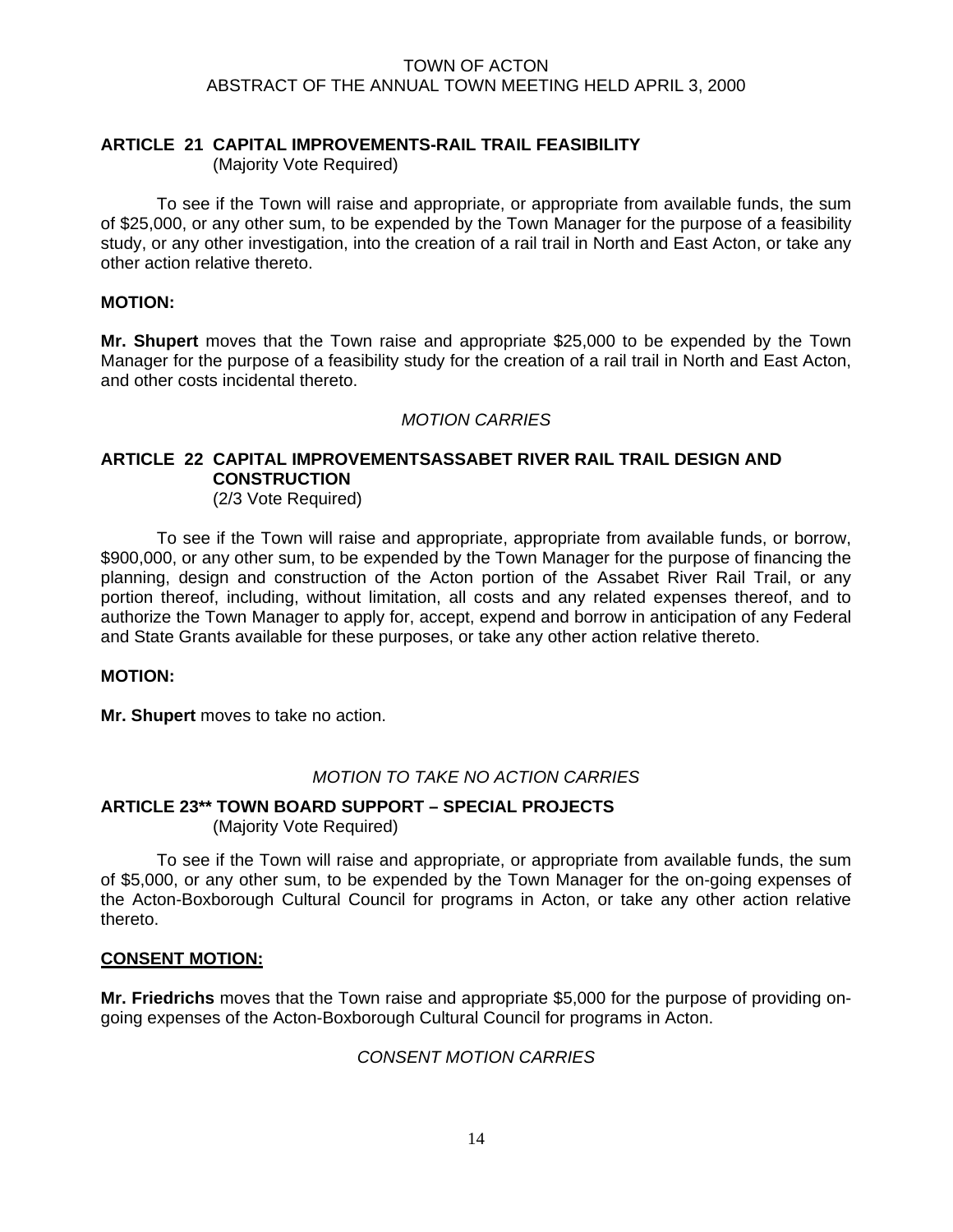**ARTICLE 21 CAPITAL IMPROVEMENTS-RAIL TRAIL FEASIBILITY**
(Majority Vote Required)

To see if the Town will raise and appropriate, or appropriate from available funds, the sum of $25,000, or any other sum, to be expended by the Town Manager for the purpose of a feasibility study, or any other investigation, into the creation of a rail trail in North and East Acton, or take any other action relative thereto.

**MOTION:**

**Mr. Shupert** moves that the Town raise and appropriate $25,000 to be expended by the Town Manager for the purpose of a feasibility study for the creation of a rail trail in North and East Acton, and other costs incidental thereto.

*MOTION CARRIES*

**ARTICLE 22 CAPITAL IMPROVEMENTSASSABET RIVER RAIL TRAIL DESIGN AND CONSTRUCTION**
(2/3 Vote Required)

To see if the Town will raise and appropriate, appropriate from available funds, or borrow, $900,000, or any other sum, to be expended by the Town Manager for the purpose of financing the planning, design and construction of the Acton portion of the Assabet River Rail Trail, or any portion thereof, including, without limitation, all costs and any related expenses thereof, and to authorize the Town Manager to apply for, accept, expend and borrow in anticipation of any Federal and State Grants available for these purposes, or take any other action relative thereto.

**MOTION:**

**Mr. Shupert** moves to take no action.

*MOTION TO TAKE NO ACTION CARRIES*

**ARTICLE 23** TOWN BOARD SUPPORT – SPECIAL PROJECTS**
(Majority Vote Required)

To see if the Town will raise and appropriate, or appropriate from available funds, the sum of $5,000, or any other sum, to be expended by the Town Manager for the on-going expenses of the Acton-Boxborough Cultural Council for programs in Acton, or take any other action relative thereto.

**CONSENT MOTION:**

**Mr. Friedrichs** moves that the Town raise and appropriate $5,000 for the purpose of providing on-going expenses of the Acton-Boxborough Cultural Council for programs in Acton.

*CONSENT MOTION CARRIES*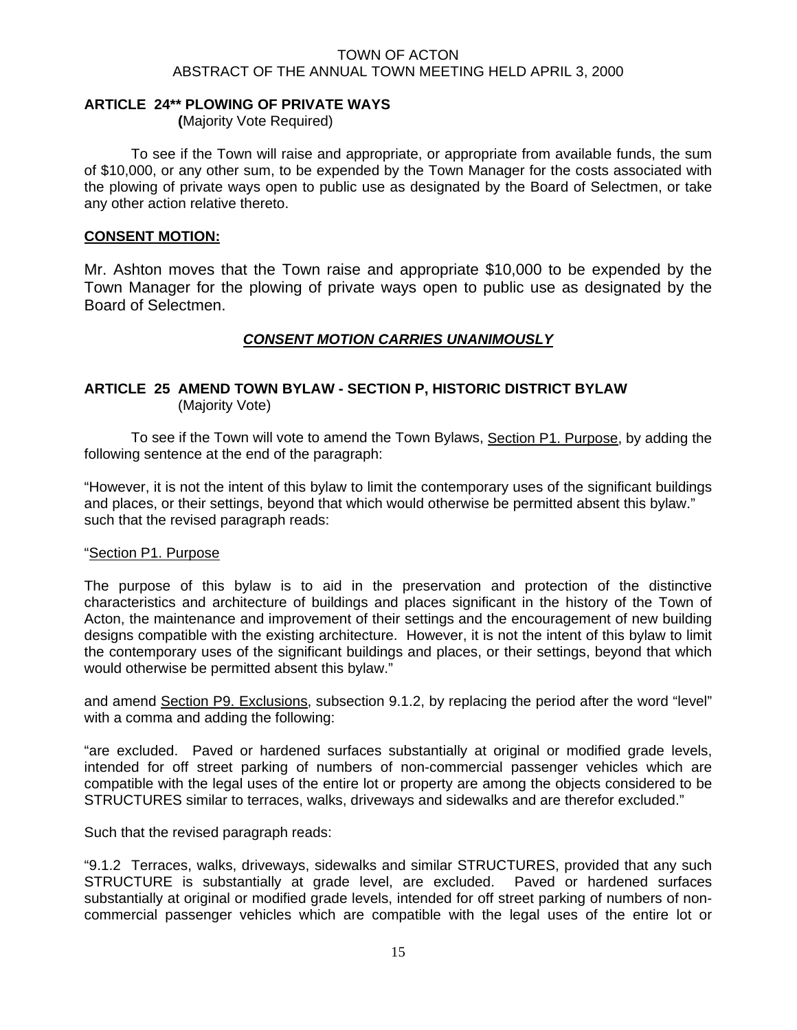## ARTICLE 24** PLOWING OF PRIVATE WAYS

**(**Majority Vote Required)

To see if the Town will raise and appropriate, or appropriate from available funds, the sum of $10,000, or any other sum, to be expended by the Town Manager for the costs associated with the plowing of private ways open to public use as designated by the Board of Selectmen, or take any other action relative thereto.

**CONSENT MOTION:**

Mr. Ashton moves that the Town raise and appropriate $10,000 to be expended by the Town Manager for the plowing of private ways open to public use as designated by the Board of Selectmen.

***CONSENT MOTION CARRIES UNANIMOUSLY***

## ARTICLE 25 AMEND TOWN BYLAW - SECTION P, HISTORIC DISTRICT BYLAW

(Majority Vote)

To see if the Town will vote to amend the Town Bylaws, Section P1. Purpose, by adding the following sentence at the end of the paragraph:

"However, it is not the intent of this bylaw to limit the contemporary uses of the significant buildings and places, or their settings, beyond that which would otherwise be permitted absent this bylaw." such that the revised paragraph reads:

"Section P1. Purpose

The purpose of this bylaw is to aid in the preservation and protection of the distinctive characteristics and architecture of buildings and places significant in the history of the Town of Acton, the maintenance and improvement of their settings and the encouragement of new building designs compatible with the existing architecture. However, it is not the intent of this bylaw to limit the contemporary uses of the significant buildings and places, or their settings, beyond that which would otherwise be permitted absent this bylaw."

and amend Section P9. Exclusions, subsection 9.1.2, by replacing the period after the word "level" with a comma and adding the following:

"are excluded. Paved or hardened surfaces substantially at original or modified grade levels, intended for off street parking of numbers of non-commercial passenger vehicles which are compatible with the legal uses of the entire lot or property are among the objects considered to be STRUCTURES similar to terraces, walks, driveways and sidewalks and are therefor excluded."

Such that the revised paragraph reads:

"9.1.2 Terraces, walks, driveways, sidewalks and similar STRUCTURES, provided that any such STRUCTURE is substantially at grade level, are excluded. Paved or hardened surfaces substantially at original or modified grade levels, intended for off street parking of numbers of non-commercial passenger vehicles which are compatible with the legal uses of the entire lot or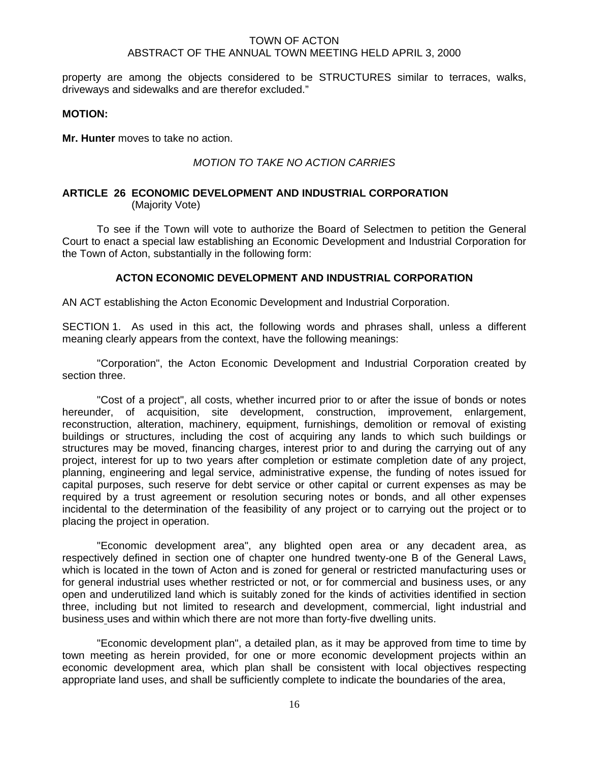property are among the objects considered to be STRUCTURES similar to terraces, walks, driveways and sidewalks and are therefor excluded."

**MOTION:**

**Mr. Hunter** moves to take no action.

*MOTION TO TAKE NO ACTION CARRIES*

## ARTICLE 26 ECONOMIC DEVELOPMENT AND INDUSTRIAL CORPORATION

(Majority Vote)

To see if the Town will vote to authorize the Board of Selectmen to petition the General Court to enact a special law establishing an Economic Development and Industrial Corporation for the Town of Acton, substantially in the following form:

### ACTON ECONOMIC DEVELOPMENT AND INDUSTRIAL CORPORATION

AN ACT establishing the Acton Economic Development and Industrial Corporation.

SECTION 1. As used in this act, the following words and phrases shall, unless a different meaning clearly appears from the context, have the following meanings:

"Corporation", the Acton Economic Development and Industrial Corporation created by section three.

"Cost of a project", all costs, whether incurred prior to or after the issue of bonds or notes hereunder, of acquisition, site development, construction, improvement, enlargement, reconstruction, alteration, machinery, equipment, furnishings, demolition or removal of existing buildings or structures, including the cost of acquiring any lands to which such buildings or structures may be moved, financing charges, interest prior to and during the carrying out of any project, interest for up to two years after completion or estimate completion date of any project, planning, engineering and legal service, administrative expense, the funding of notes issued for capital purposes, such reserve for debt service or other capital or current expenses as may be required by a trust agreement or resolution securing notes or bonds, and all other expenses incidental to the determination of the feasibility of any project or to carrying out the project or to placing the project in operation.

"Economic development area", any blighted open area or any decadent area, as respectively defined in section one of chapter one hundred twenty-one B of the General Laws, which is located in the town of Acton and is zoned for general or restricted manufacturing uses or for general industrial uses whether restricted or not, or for commercial and business uses, or any open and underutilized land which is suitably zoned for the kinds of activities identified in section three, including but not limited to research and development, commercial, light industrial and business uses and within which there are not more than forty-five dwelling units.

"Economic development plan", a detailed plan, as it may be approved from time to time by town meeting as herein provided, for one or more economic development projects within an economic development area, which plan shall be consistent with local objectives respecting appropriate land uses, and shall be sufficiently complete to indicate the boundaries of the area,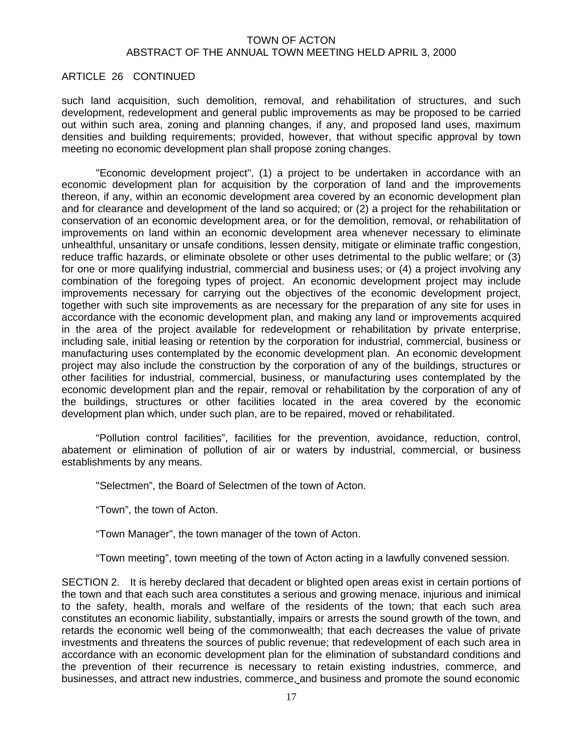ARTICLE 26 CONTINUED

such land acquisition, such demolition, removal, and rehabilitation of structures, and such development, redevelopment and general public improvements as may be proposed to be carried out within such area, zoning and planning changes, if any, and proposed land uses, maximum densities and building requirements; provided, however, that without specific approval by town meeting no economic development plan shall propose zoning changes.

"Economic development project", (1) a project to be undertaken in accordance with an economic development plan for acquisition by the corporation of land and the improvements thereon, if any, within an economic development area covered by an economic development plan and for clearance and development of the land so acquired; or (2) a project for the rehabilitation or conservation of an economic development area, or for the demolition, removal, or rehabilitation of improvements on land within an economic development area whenever necessary to eliminate unhealthful, unsanitary or unsafe conditions, lessen density, mitigate or eliminate traffic congestion, reduce traffic hazards, or eliminate obsolete or other uses detrimental to the public welfare; or (3) for one or more qualifying industrial, commercial and business uses; or (4) a project involving any combination of the foregoing types of project. An economic development project may include improvements necessary for carrying out the objectives of the economic development project, together with such site improvements as are necessary for the preparation of any site for uses in accordance with the economic development plan, and making any land or improvements acquired in the area of the project available for redevelopment or rehabilitation by private enterprise, including sale, initial leasing or retention by the corporation for industrial, commercial, business or manufacturing uses contemplated by the economic development plan. An economic development project may also include the construction by the corporation of any of the buildings, structures or other facilities for industrial, commercial, business, or manufacturing uses contemplated by the economic development plan and the repair, removal or rehabilitation by the corporation of any of the buildings, structures or other facilities located in the area covered by the economic development plan which, under such plan, are to be repaired, moved or rehabilitated.

“Pollution control facilities”, facilities for the prevention, avoidance, reduction, control, abatement or elimination of pollution of air or waters by industrial, commercial, or business establishments by any means.

"Selectmen", the Board of Selectmen of the town of Acton.

“Town”, the town of Acton.

“Town Manager”, the town manager of the town of Acton.

“Town meeting”, town meeting of the town of Acton acting in a lawfully convened session.

SECTION 2. It is hereby declared that decadent or blighted open areas exist in certain portions of the town and that each such area constitutes a serious and growing menace, injurious and inimical to the safety, health, morals and welfare of the residents of the town; that each such area constitutes an economic liability, substantially, impairs or arrests the sound growth of the town, and retards the economic well being of the commonwealth; that each decreases the value of private investments and threatens the sources of public revenue; that redevelopment of each such area in accordance with an economic development plan for the elimination of substandard conditions and the prevention of their recurrence is necessary to retain existing industries, commerce, and businesses, and attract new industries, commerce, and business and promote the sound economic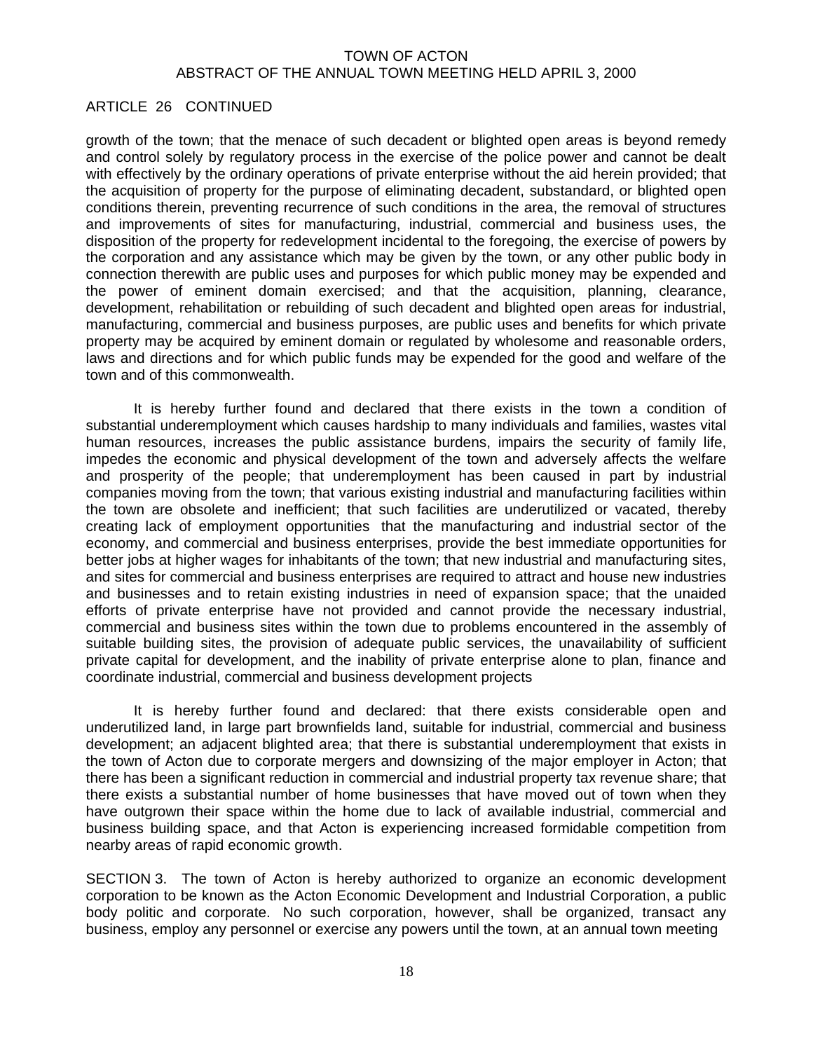ARTICLE 26 CONTINUED

growth of the town; that the menace of such decadent or blighted open areas is beyond remedy and control solely by regulatory process in the exercise of the police power and cannot be dealt with effectively by the ordinary operations of private enterprise without the aid herein provided; that the acquisition of property for the purpose of eliminating decadent, substandard, or blighted open conditions therein, preventing recurrence of such conditions in the area, the removal of structures and improvements of sites for manufacturing, industrial, commercial and business uses, the disposition of the property for redevelopment incidental to the foregoing, the exercise of powers by the corporation and any assistance which may be given by the town, or any other public body in connection therewith are public uses and purposes for which public money may be expended and the power of eminent domain exercised; and that the acquisition, planning, clearance, development, rehabilitation or rebuilding of such decadent and blighted open areas for industrial, manufacturing, commercial and business purposes, are public uses and benefits for which private property may be acquired by eminent domain or regulated by wholesome and reasonable orders, laws and directions and for which public funds may be expended for the good and welfare of the town and of this commonwealth.

It is hereby further found and declared that there exists in the town a condition of substantial underemployment which causes hardship to many individuals and families, wastes vital human resources, increases the public assistance burdens, impairs the security of family life, impedes the economic and physical development of the town and adversely affects the welfare and prosperity of the people; that underemployment has been caused in part by industrial companies moving from the town; that various existing industrial and manufacturing facilities within the town are obsolete and inefficient; that such facilities are underutilized or vacated, thereby creating lack of employment opportunities that the manufacturing and industrial sector of the economy, and commercial and business enterprises, provide the best immediate opportunities for better jobs at higher wages for inhabitants of the town; that new industrial and manufacturing sites, and sites for commercial and business enterprises are required to attract and house new industries and businesses and to retain existing industries in need of expansion space; that the unaided efforts of private enterprise have not provided and cannot provide the necessary industrial, commercial and business sites within the town due to problems encountered in the assembly of suitable building sites, the provision of adequate public services, the unavailability of sufficient private capital for development, and the inability of private enterprise alone to plan, finance and coordinate industrial, commercial and business development projects

It is hereby further found and declared: that there exists considerable open and underutilized land, in large part brownfields land, suitable for industrial, commercial and business development; an adjacent blighted area; that there is substantial underemployment that exists in the town of Acton due to corporate mergers and downsizing of the major employer in Acton; that there has been a significant reduction in commercial and industrial property tax revenue share; that there exists a substantial number of home businesses that have moved out of town when they have outgrown their space within the home due to lack of available industrial, commercial and business building space, and that Acton is experiencing increased formidable competition from nearby areas of rapid economic growth.

SECTION 3. The town of Acton is hereby authorized to organize an economic development corporation to be known as the Acton Economic Development and Industrial Corporation, a public body politic and corporate. No such corporation, however, shall be organized, transact any business, employ any personnel or exercise any powers until the town, at an annual town meeting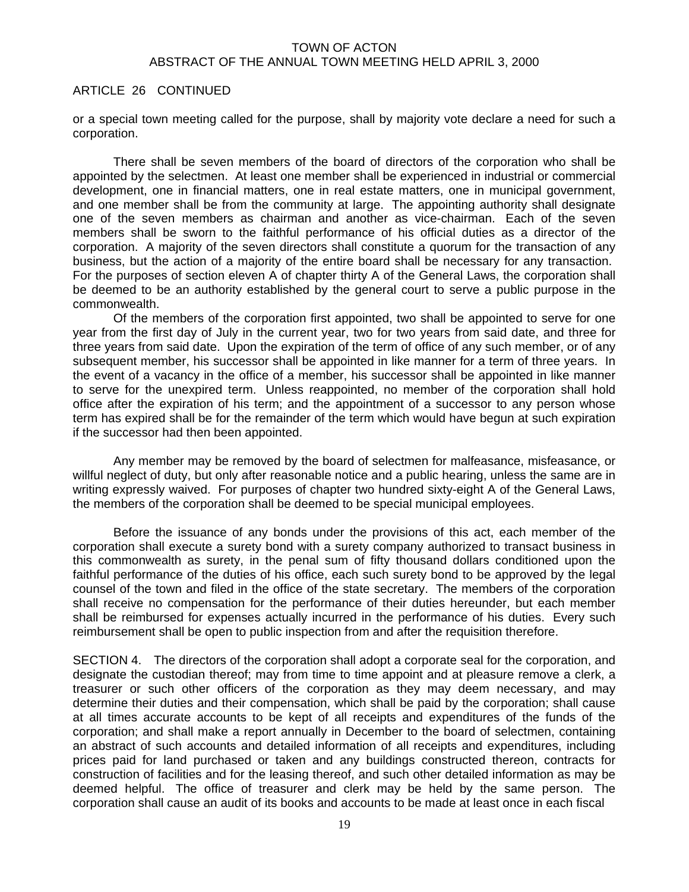ARTICLE 26 CONTINUED

or a special town meeting called for the purpose, shall by majority vote declare a need for such a corporation.

There shall be seven members of the board of directors of the corporation who shall be appointed by the selectmen. At least one member shall be experienced in industrial or commercial development, one in financial matters, one in real estate matters, one in municipal government, and one member shall be from the community at large. The appointing authority shall designate one of the seven members as chairman and another as vice-chairman. Each of the seven members shall be sworn to the faithful performance of his official duties as a director of the corporation. A majority of the seven directors shall constitute a quorum for the transaction of any business, but the action of a majority of the entire board shall be necessary for any transaction. For the purposes of section eleven A of chapter thirty A of the General Laws, the corporation shall be deemed to be an authority established by the general court to serve a public purpose in the commonwealth.

Of the members of the corporation first appointed, two shall be appointed to serve for one year from the first day of July in the current year, two for two years from said date, and three for three years from said date. Upon the expiration of the term of office of any such member, or of any subsequent member, his successor shall be appointed in like manner for a term of three years. In the event of a vacancy in the office of a member, his successor shall be appointed in like manner to serve for the unexpired term. Unless reappointed, no member of the corporation shall hold office after the expiration of his term; and the appointment of a successor to any person whose term has expired shall be for the remainder of the term which would have begun at such expiration if the successor had then been appointed.

Any member may be removed by the board of selectmen for malfeasance, misfeasance, or willful neglect of duty, but only after reasonable notice and a public hearing, unless the same are in writing expressly waived. For purposes of chapter two hundred sixty-eight A of the General Laws, the members of the corporation shall be deemed to be special municipal employees.

Before the issuance of any bonds under the provisions of this act, each member of the corporation shall execute a surety bond with a surety company authorized to transact business in this commonwealth as surety, in the penal sum of fifty thousand dollars conditioned upon the faithful performance of the duties of his office, each such surety bond to be approved by the legal counsel of the town and filed in the office of the state secretary. The members of the corporation shall receive no compensation for the performance of their duties hereunder, but each member shall be reimbursed for expenses actually incurred in the performance of his duties. Every such reimbursement shall be open to public inspection from and after the requisition therefore.

SECTION 4. The directors of the corporation shall adopt a corporate seal for the corporation, and designate the custodian thereof; may from time to time appoint and at pleasure remove a clerk, a treasurer or such other officers of the corporation as they may deem necessary, and may determine their duties and their compensation, which shall be paid by the corporation; shall cause at all times accurate accounts to be kept of all receipts and expenditures of the funds of the corporation; and shall make a report annually in December to the board of selectmen, containing an abstract of such accounts and detailed information of all receipts and expenditures, including prices paid for land purchased or taken and any buildings constructed thereon, contracts for construction of facilities and for the leasing thereof, and such other detailed information as may be deemed helpful. The office of treasurer and clerk may be held by the same person. The corporation shall cause an audit of its books and accounts to be made at least once in each fiscal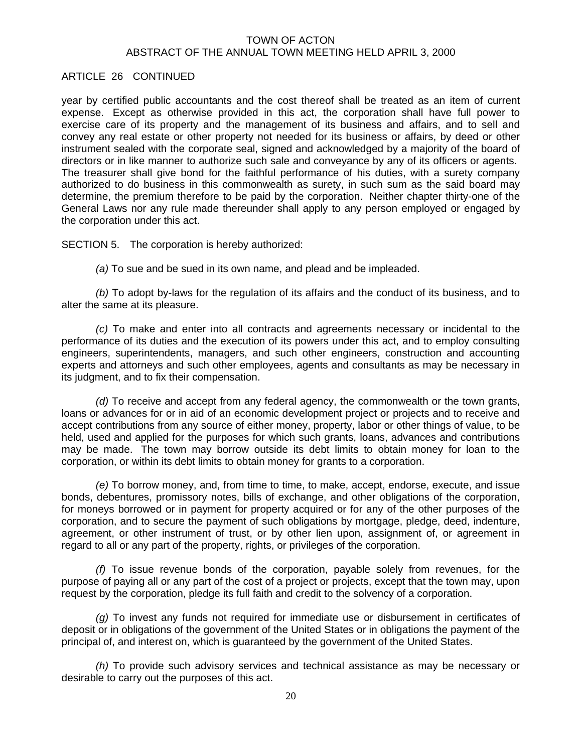ARTICLE 26 CONTINUED

year by certified public accountants and the cost thereof shall be treated as an item of current expense. Except as otherwise provided in this act, the corporation shall have full power to exercise care of its property and the management of its business and affairs, and to sell and convey any real estate or other property not needed for its business or affairs, by deed or other instrument sealed with the corporate seal, signed and acknowledged by a majority of the board of directors or in like manner to authorize such sale and conveyance by any of its officers or agents. The treasurer shall give bond for the faithful performance of his duties, with a surety company authorized to do business in this commonwealth as surety, in such sum as the said board may determine, the premium therefore to be paid by the corporation. Neither chapter thirty-one of the General Laws nor any rule made thereunder shall apply to any person employed or engaged by the corporation under this act.

SECTION 5. The corporation is hereby authorized:

*(a)* To sue and be sued in its own name, and plead and be impleaded.

*(b)* To adopt by-laws for the regulation of its affairs and the conduct of its business, and to alter the same at its pleasure.

*(c)* To make and enter into all contracts and agreements necessary or incidental to the performance of its duties and the execution of its powers under this act, and to employ consulting engineers, superintendents, managers, and such other engineers, construction and accounting experts and attorneys and such other employees, agents and consultants as may be necessary in its judgment, and to fix their compensation.

*(d)* To receive and accept from any federal agency, the commonwealth or the town grants, loans or advances for or in aid of an economic development project or projects and to receive and accept contributions from any source of either money, property, labor or other things of value, to be held, used and applied for the purposes for which such grants, loans, advances and contributions may be made. The town may borrow outside its debt limits to obtain money for loan to the corporation, or within its debt limits to obtain money for grants to a corporation.

*(e)* To borrow money, and, from time to time, to make, accept, endorse, execute, and issue bonds, debentures, promissory notes, bills of exchange, and other obligations of the corporation, for moneys borrowed or in payment for property acquired or for any of the other purposes of the corporation, and to secure the payment of such obligations by mortgage, pledge, deed, indenture, agreement, or other instrument of trust, or by other lien upon, assignment of, or agreement in regard to all or any part of the property, rights, or privileges of the corporation.

*(f)* To issue revenue bonds of the corporation, payable solely from revenues, for the purpose of paying all or any part of the cost of a project or projects, except that the town may, upon request by the corporation, pledge its full faith and credit to the solvency of a corporation.

*(g)* To invest any funds not required for immediate use or disbursement in certificates of deposit or in obligations of the government of the United States or in obligations the payment of the principal of, and interest on, which is guaranteed by the government of the United States.

*(h)* To provide such advisory services and technical assistance as may be necessary or desirable to carry out the purposes of this act.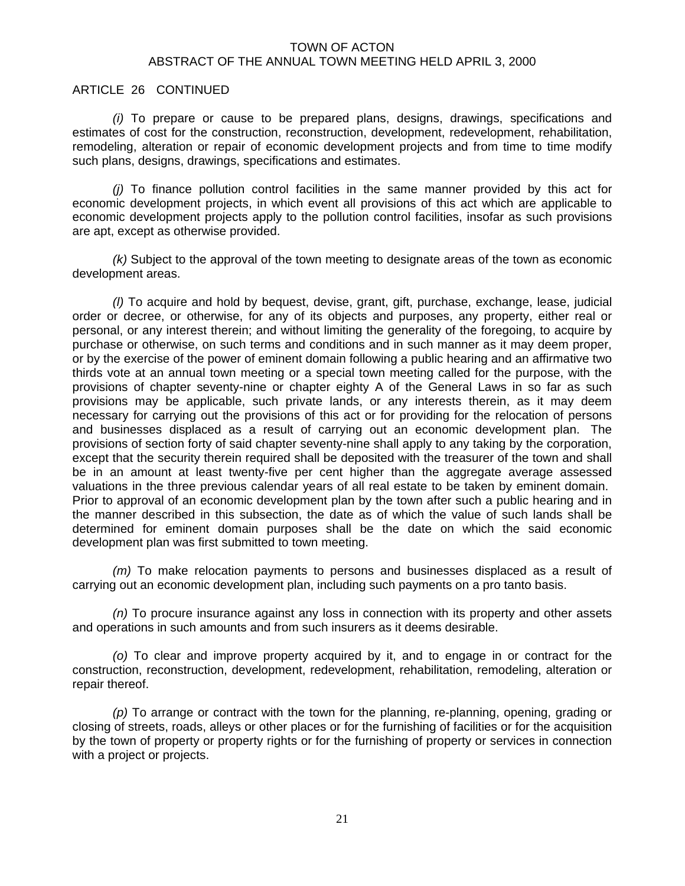ARTICLE 26 CONTINUED

*(i)* To prepare or cause to be prepared plans, designs, drawings, specifications and estimates of cost for the construction, reconstruction, development, redevelopment, rehabilitation, remodeling, alteration or repair of economic development projects and from time to time modify such plans, designs, drawings, specifications and estimates.

*(j)* To finance pollution control facilities in the same manner provided by this act for economic development projects, in which event all provisions of this act which are applicable to economic development projects apply to the pollution control facilities, insofar as such provisions are apt, except as otherwise provided.

*(k)* Subject to the approval of the town meeting to designate areas of the town as economic development areas.

*(l)* To acquire and hold by bequest, devise, grant, gift, purchase, exchange, lease, judicial order or decree, or otherwise, for any of its objects and purposes, any property, either real or personal, or any interest therein; and without limiting the generality of the foregoing, to acquire by purchase or otherwise, on such terms and conditions and in such manner as it may deem proper, or by the exercise of the power of eminent domain following a public hearing and an affirmative two thirds vote at an annual town meeting or a special town meeting called for the purpose, with the provisions of chapter seventy-nine or chapter eighty A of the General Laws in so far as such provisions may be applicable, such private lands, or any interests therein, as it may deem necessary for carrying out the provisions of this act or for providing for the relocation of persons and businesses displaced as a result of carrying out an economic development plan. The provisions of section forty of said chapter seventy-nine shall apply to any taking by the corporation, except that the security therein required shall be deposited with the treasurer of the town and shall be in an amount at least twenty-five per cent higher than the aggregate average assessed valuations in the three previous calendar years of all real estate to be taken by eminent domain. Prior to approval of an economic development plan by the town after such a public hearing and in the manner described in this subsection, the date as of which the value of such lands shall be determined for eminent domain purposes shall be the date on which the said economic development plan was first submitted to town meeting.

*(m)* To make relocation payments to persons and businesses displaced as a result of carrying out an economic development plan, including such payments on a pro tanto basis.

*(n)* To procure insurance against any loss in connection with its property and other assets and operations in such amounts and from such insurers as it deems desirable.

*(o)* To clear and improve property acquired by it, and to engage in or contract for the construction, reconstruction, development, redevelopment, rehabilitation, remodeling, alteration or repair thereof.

*(p)* To arrange or contract with the town for the planning, re-planning, opening, grading or closing of streets, roads, alleys or other places or for the furnishing of facilities or for the acquisition by the town of property or property rights or for the furnishing of property or services in connection with a project or projects.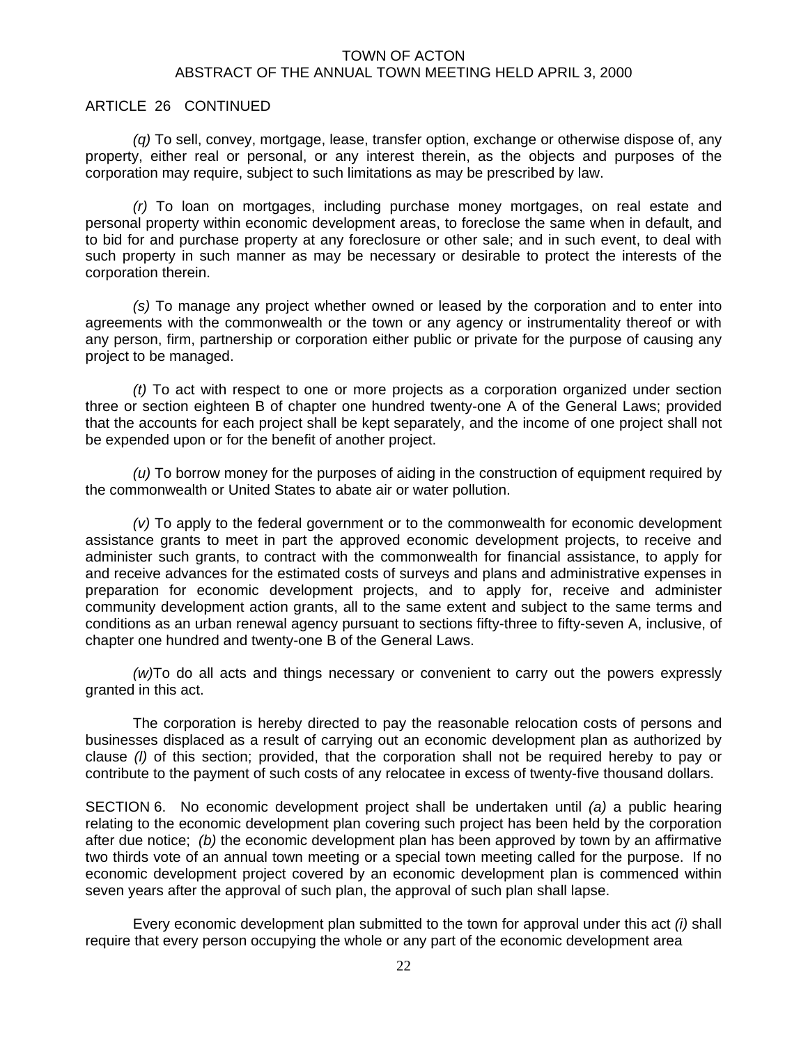ARTICLE 26 CONTINUED

*(q)* To sell, convey, mortgage, lease, transfer option, exchange or otherwise dispose of, any property, either real or personal, or any interest therein, as the objects and purposes of the corporation may require, subject to such limitations as may be prescribed by law.

*(r)* To loan on mortgages, including purchase money mortgages, on real estate and personal property within economic development areas, to foreclose the same when in default, and to bid for and purchase property at any foreclosure or other sale; and in such event, to deal with such property in such manner as may be necessary or desirable to protect the interests of the corporation therein.

*(s)* To manage any project whether owned or leased by the corporation and to enter into agreements with the commonwealth or the town or any agency or instrumentality thereof or with any person, firm, partnership or corporation either public or private for the purpose of causing any project to be managed.

*(t)* To act with respect to one or more projects as a corporation organized under section three or section eighteen B of chapter one hundred twenty-one A of the General Laws; provided that the accounts for each project shall be kept separately, and the income of one project shall not be expended upon or for the benefit of another project.

*(u)* To borrow money for the purposes of aiding in the construction of equipment required by the commonwealth or United States to abate air or water pollution.

*(v)* To apply to the federal government or to the commonwealth for economic development assistance grants to meet in part the approved economic development projects, to receive and administer such grants, to contract with the commonwealth for financial assistance, to apply for and receive advances for the estimated costs of surveys and plans and administrative expenses in preparation for economic development projects, and to apply for, receive and administer community development action grants, all to the same extent and subject to the same terms and conditions as an urban renewal agency pursuant to sections fifty-three to fifty-seven A, inclusive, of chapter one hundred and twenty-one B of the General Laws.

*(w)*To do all acts and things necessary or convenient to carry out the powers expressly granted in this act.

The corporation is hereby directed to pay the reasonable relocation costs of persons and businesses displaced as a result of carrying out an economic development plan as authorized by clause *(l)* of this section; provided, that the corporation shall not be required hereby to pay or contribute to the payment of such costs of any relocatee in excess of twenty-five thousand dollars.

SECTION 6. No economic development project shall be undertaken until *(a)* a public hearing relating to the economic development plan covering such project has been held by the corporation after due notice; *(b)* the economic development plan has been approved by town by an affirmative two thirds vote of an annual town meeting or a special town meeting called for the purpose. If no economic development project covered by an economic development plan is commenced within seven years after the approval of such plan, the approval of such plan shall lapse.

Every economic development plan submitted to the town for approval under this act *(i)* shall require that every person occupying the whole or any part of the economic development area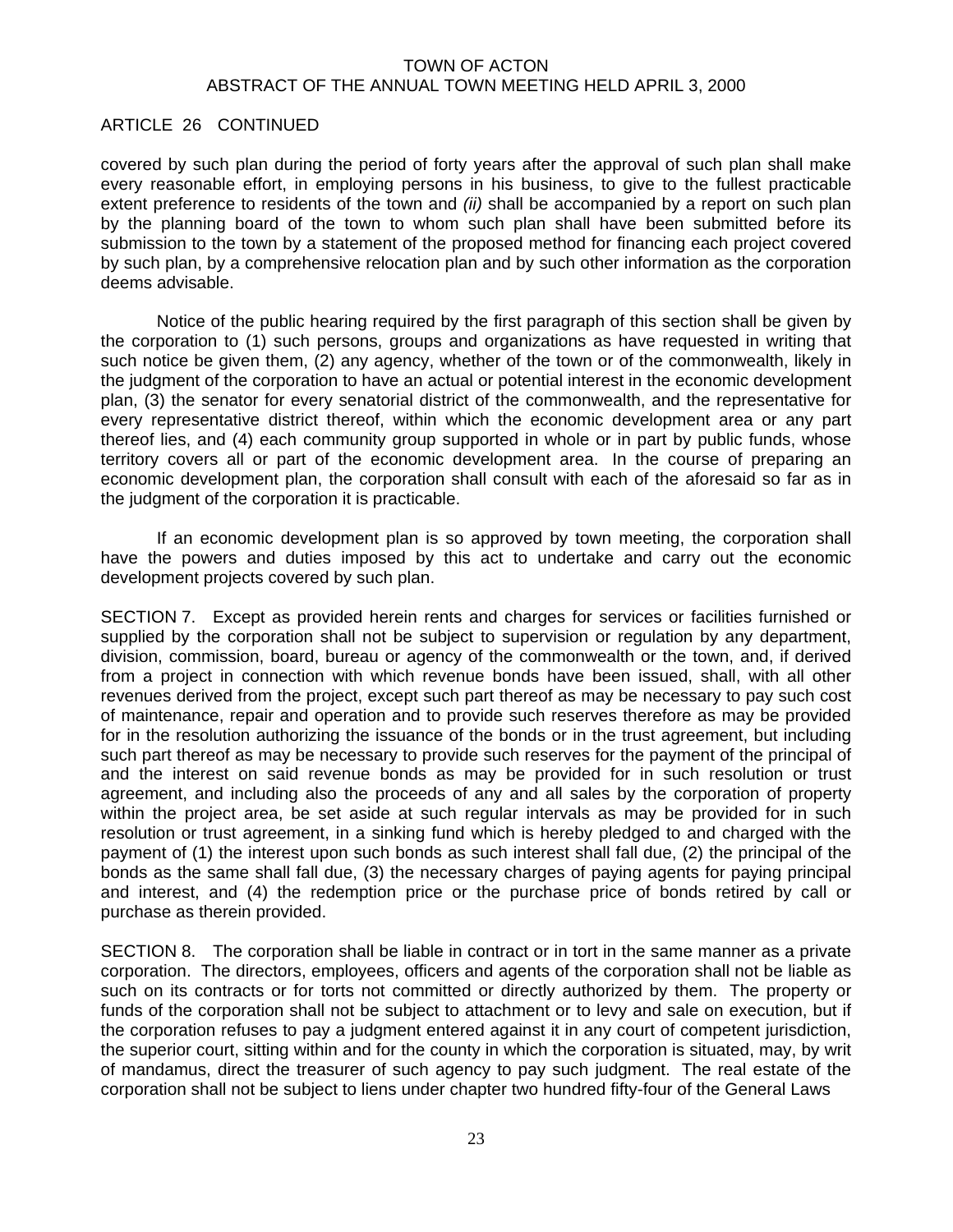ARTICLE 26 CONTINUED

covered by such plan during the period of forty years after the approval of such plan shall make every reasonable effort, in employing persons in his business, to give to the fullest practicable extent preference to residents of the town and *(ii)* shall be accompanied by a report on such plan by the planning board of the town to whom such plan shall have been submitted before its submission to the town by a statement of the proposed method for financing each project covered by such plan, by a comprehensive relocation plan and by such other information as the corporation deems advisable.

Notice of the public hearing required by the first paragraph of this section shall be given by the corporation to (1) such persons, groups and organizations as have requested in writing that such notice be given them, (2) any agency, whether of the town or of the commonwealth, likely in the judgment of the corporation to have an actual or potential interest in the economic development plan, (3) the senator for every senatorial district of the commonwealth, and the representative for every representative district thereof, within which the economic development area or any part thereof lies, and (4) each community group supported in whole or in part by public funds, whose territory covers all or part of the economic development area. In the course of preparing an economic development plan, the corporation shall consult with each of the aforesaid so far as in the judgment of the corporation it is practicable.

If an economic development plan is so approved by town meeting, the corporation shall have the powers and duties imposed by this act to undertake and carry out the economic development projects covered by such plan.

SECTION 7. Except as provided herein rents and charges for services or facilities furnished or supplied by the corporation shall not be subject to supervision or regulation by any department, division, commission, board, bureau or agency of the commonwealth or the town, and, if derived from a project in connection with which revenue bonds have been issued, shall, with all other revenues derived from the project, except such part thereof as may be necessary to pay such cost of maintenance, repair and operation and to provide such reserves therefore as may be provided for in the resolution authorizing the issuance of the bonds or in the trust agreement, but including such part thereof as may be necessary to provide such reserves for the payment of the principal of and the interest on said revenue bonds as may be provided for in such resolution or trust agreement, and including also the proceeds of any and all sales by the corporation of property within the project area, be set aside at such regular intervals as may be provided for in such resolution or trust agreement, in a sinking fund which is hereby pledged to and charged with the payment of (1) the interest upon such bonds as such interest shall fall due, (2) the principal of the bonds as the same shall fall due, (3) the necessary charges of paying agents for paying principal and interest, and (4) the redemption price or the purchase price of bonds retired by call or purchase as therein provided.

SECTION 8. The corporation shall be liable in contract or in tort in the same manner as a private corporation. The directors, employees, officers and agents of the corporation shall not be liable as such on its contracts or for torts not committed or directly authorized by them. The property or funds of the corporation shall not be subject to attachment or to levy and sale on execution, but if the corporation refuses to pay a judgment entered against it in any court of competent jurisdiction, the superior court, sitting within and for the county in which the corporation is situated, may, by writ of mandamus, direct the treasurer of such agency to pay such judgment. The real estate of the corporation shall not be subject to liens under chapter two hundred fifty-four of the General Laws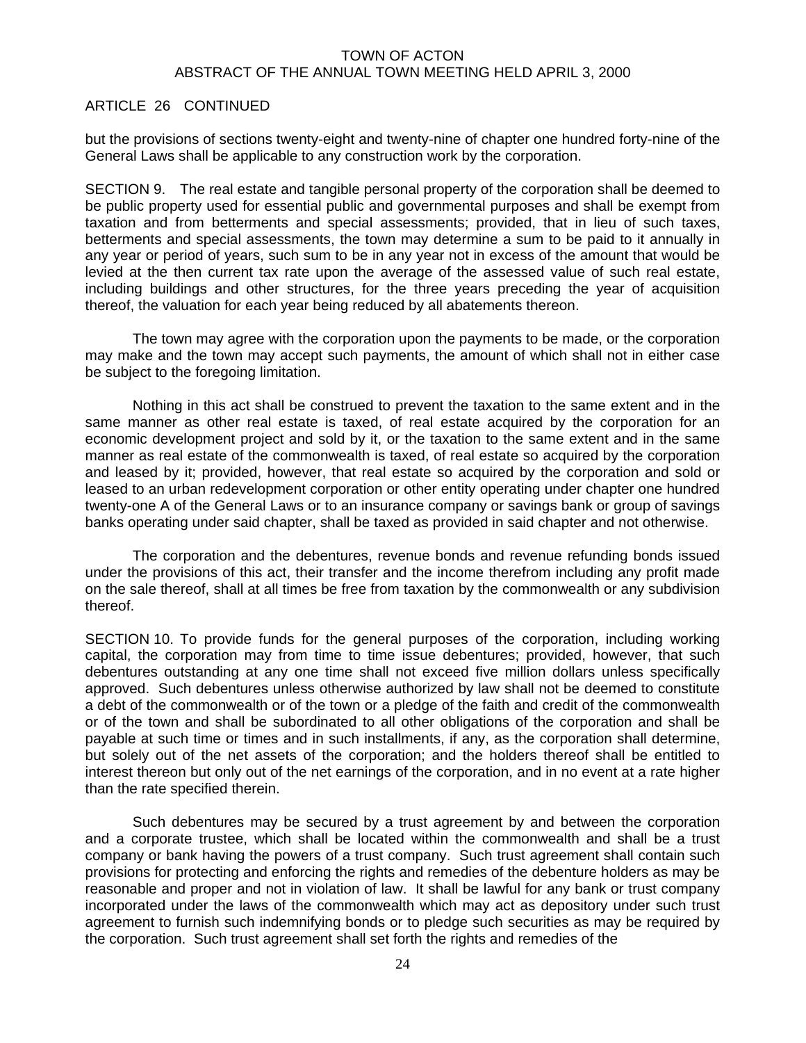ARTICLE 26 CONTINUED

but the provisions of sections twenty-eight and twenty-nine of chapter one hundred forty-nine of the General Laws shall be applicable to any construction work by the corporation.

SECTION 9. The real estate and tangible personal property of the corporation shall be deemed to be public property used for essential public and governmental purposes and shall be exempt from taxation and from betterments and special assessments; provided, that in lieu of such taxes, betterments and special assessments, the town may determine a sum to be paid to it annually in any year or period of years, such sum to be in any year not in excess of the amount that would be levied at the then current tax rate upon the average of the assessed value of such real estate, including buildings and other structures, for the three years preceding the year of acquisition thereof, the valuation for each year being reduced by all abatements thereon.

The town may agree with the corporation upon the payments to be made, or the corporation may make and the town may accept such payments, the amount of which shall not in either case be subject to the foregoing limitation.

Nothing in this act shall be construed to prevent the taxation to the same extent and in the same manner as other real estate is taxed, of real estate acquired by the corporation for an economic development project and sold by it, or the taxation to the same extent and in the same manner as real estate of the commonwealth is taxed, of real estate so acquired by the corporation and leased by it; provided, however, that real estate so acquired by the corporation and sold or leased to an urban redevelopment corporation or other entity operating under chapter one hundred twenty-one A of the General Laws or to an insurance company or savings bank or group of savings banks operating under said chapter, shall be taxed as provided in said chapter and not otherwise.

The corporation and the debentures, revenue bonds and revenue refunding bonds issued under the provisions of this act, their transfer and the income therefrom including any profit made on the sale thereof, shall at all times be free from taxation by the commonwealth or any subdivision thereof.

SECTION 10. To provide funds for the general purposes of the corporation, including working capital, the corporation may from time to time issue debentures; provided, however, that such debentures outstanding at any one time shall not exceed five million dollars unless specifically approved. Such debentures unless otherwise authorized by law shall not be deemed to constitute a debt of the commonwealth or of the town or a pledge of the faith and credit of the commonwealth or of the town and shall be subordinated to all other obligations of the corporation and shall be payable at such time or times and in such installments, if any, as the corporation shall determine, but solely out of the net assets of the corporation; and the holders thereof shall be entitled to interest thereon but only out of the net earnings of the corporation, and in no event at a rate higher than the rate specified therein.

Such debentures may be secured by a trust agreement by and between the corporation and a corporate trustee, which shall be located within the commonwealth and shall be a trust company or bank having the powers of a trust company. Such trust agreement shall contain such provisions for protecting and enforcing the rights and remedies of the debenture holders as may be reasonable and proper and not in violation of law. It shall be lawful for any bank or trust company incorporated under the laws of the commonwealth which may act as depository under such trust agreement to furnish such indemnifying bonds or to pledge such securities as may be required by the corporation. Such trust agreement shall set forth the rights and remedies of the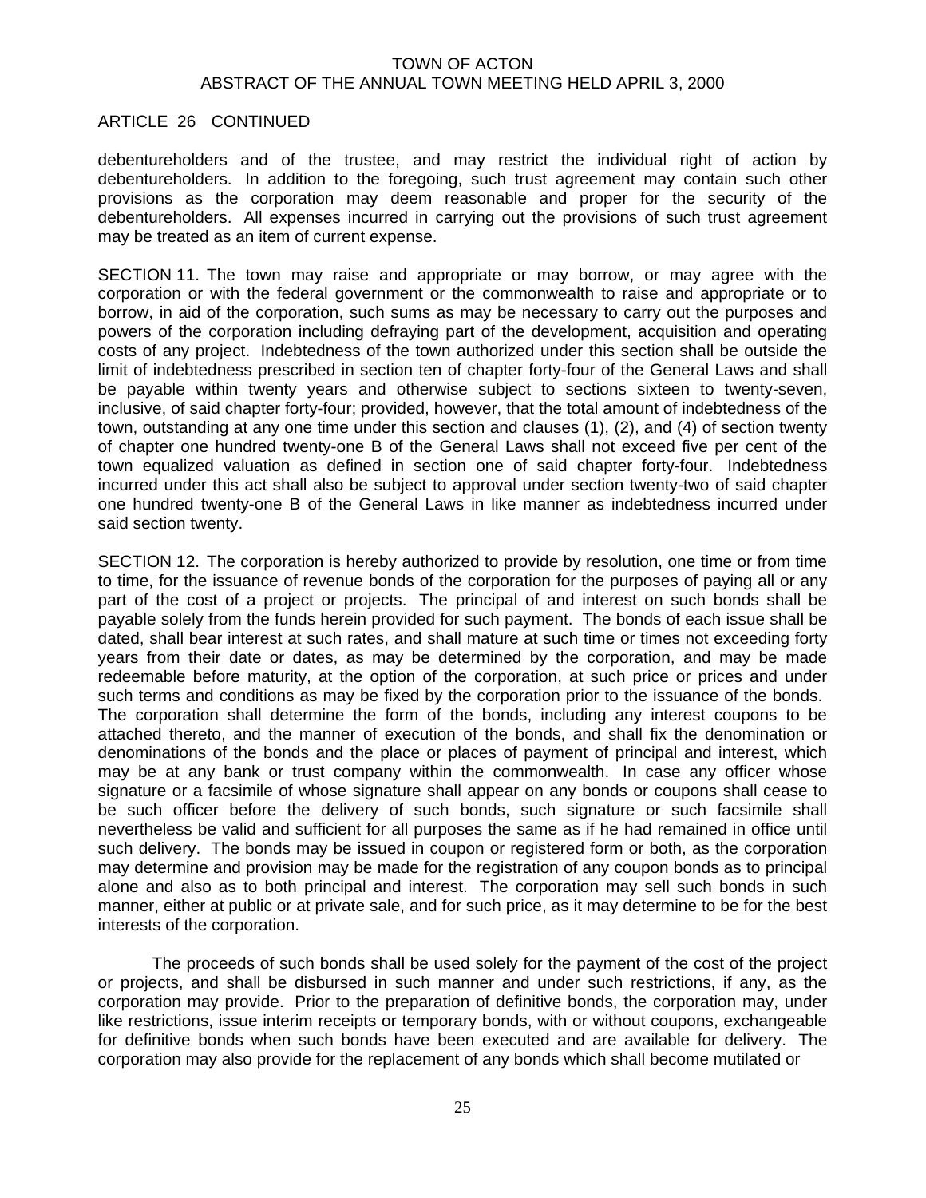ARTICLE 26 CONTINUED

debentureholders and of the trustee, and may restrict the individual right of action by debentureholders. In addition to the foregoing, such trust agreement may contain such other provisions as the corporation may deem reasonable and proper for the security of the debentureholders. All expenses incurred in carrying out the provisions of such trust agreement may be treated as an item of current expense.

SECTION 11. The town may raise and appropriate or may borrow, or may agree with the corporation or with the federal government or the commonwealth to raise and appropriate or to borrow, in aid of the corporation, such sums as may be necessary to carry out the purposes and powers of the corporation including defraying part of the development, acquisition and operating costs of any project. Indebtedness of the town authorized under this section shall be outside the limit of indebtedness prescribed in section ten of chapter forty-four of the General Laws and shall be payable within twenty years and otherwise subject to sections sixteen to twenty-seven, inclusive, of said chapter forty-four; provided, however, that the total amount of indebtedness of the town, outstanding at any one time under this section and clauses (1), (2), and (4) of section twenty of chapter one hundred twenty-one B of the General Laws shall not exceed five per cent of the town equalized valuation as defined in section one of said chapter forty-four. Indebtedness incurred under this act shall also be subject to approval under section twenty-two of said chapter one hundred twenty-one B of the General Laws in like manner as indebtedness incurred under said section twenty.

SECTION 12. The corporation is hereby authorized to provide by resolution, one time or from time to time, for the issuance of revenue bonds of the corporation for the purposes of paying all or any part of the cost of a project or projects. The principal of and interest on such bonds shall be payable solely from the funds herein provided for such payment. The bonds of each issue shall be dated, shall bear interest at such rates, and shall mature at such time or times not exceeding forty years from their date or dates, as may be determined by the corporation, and may be made redeemable before maturity, at the option of the corporation, at such price or prices and under such terms and conditions as may be fixed by the corporation prior to the issuance of the bonds. The corporation shall determine the form of the bonds, including any interest coupons to be attached thereto, and the manner of execution of the bonds, and shall fix the denomination or denominations of the bonds and the place or places of payment of principal and interest, which may be at any bank or trust company within the commonwealth. In case any officer whose signature or a facsimile of whose signature shall appear on any bonds or coupons shall cease to be such officer before the delivery of such bonds, such signature or such facsimile shall nevertheless be valid and sufficient for all purposes the same as if he had remained in office until such delivery. The bonds may be issued in coupon or registered form or both, as the corporation may determine and provision may be made for the registration of any coupon bonds as to principal alone and also as to both principal and interest. The corporation may sell such bonds in such manner, either at public or at private sale, and for such price, as it may determine to be for the best interests of the corporation.

The proceeds of such bonds shall be used solely for the payment of the cost of the project or projects, and shall be disbursed in such manner and under such restrictions, if any, as the corporation may provide. Prior to the preparation of definitive bonds, the corporation may, under like restrictions, issue interim receipts or temporary bonds, with or without coupons, exchangeable for definitive bonds when such bonds have been executed and are available for delivery. The corporation may also provide for the replacement of any bonds which shall become mutilated or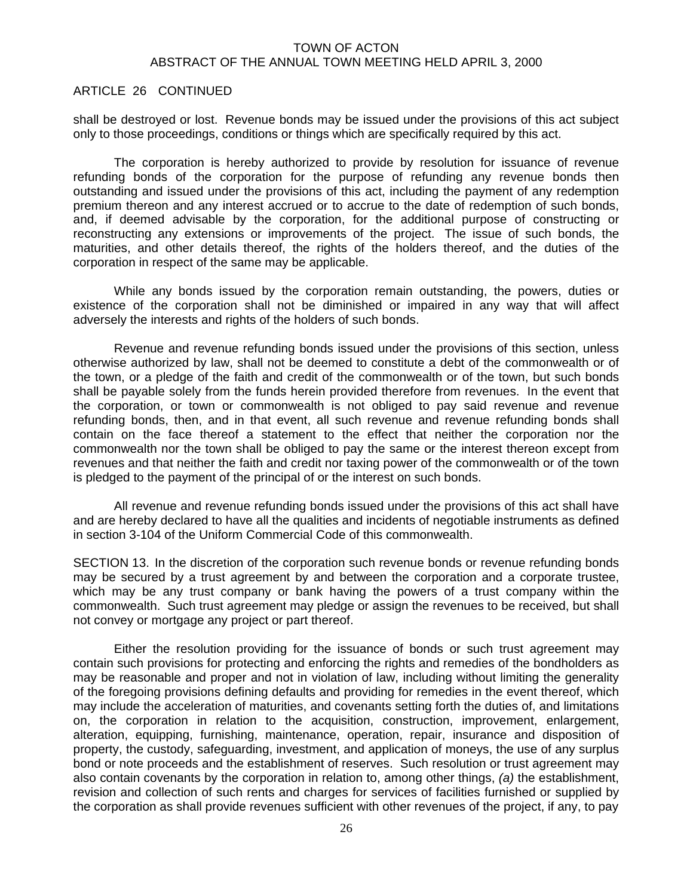ARTICLE 26 CONTINUED

shall be destroyed or lost. Revenue bonds may be issued under the provisions of this act subject only to those proceedings, conditions or things which are specifically required by this act.

The corporation is hereby authorized to provide by resolution for issuance of revenue refunding bonds of the corporation for the purpose of refunding any revenue bonds then outstanding and issued under the provisions of this act, including the payment of any redemption premium thereon and any interest accrued or to accrue to the date of redemption of such bonds, and, if deemed advisable by the corporation, for the additional purpose of constructing or reconstructing any extensions or improvements of the project. The issue of such bonds, the maturities, and other details thereof, the rights of the holders thereof, and the duties of the corporation in respect of the same may be applicable.

While any bonds issued by the corporation remain outstanding, the powers, duties or existence of the corporation shall not be diminished or impaired in any way that will affect adversely the interests and rights of the holders of such bonds.

Revenue and revenue refunding bonds issued under the provisions of this section, unless otherwise authorized by law, shall not be deemed to constitute a debt of the commonwealth or of the town, or a pledge of the faith and credit of the commonwealth or of the town, but such bonds shall be payable solely from the funds herein provided therefore from revenues. In the event that the corporation, or town or commonwealth is not obliged to pay said revenue and revenue refunding bonds, then, and in that event, all such revenue and revenue refunding bonds shall contain on the face thereof a statement to the effect that neither the corporation nor the commonwealth nor the town shall be obliged to pay the same or the interest thereon except from revenues and that neither the faith and credit nor taxing power of the commonwealth or of the town is pledged to the payment of the principal of or the interest on such bonds.

All revenue and revenue refunding bonds issued under the provisions of this act shall have and are hereby declared to have all the qualities and incidents of negotiable instruments as defined in section 3-104 of the Uniform Commercial Code of this commonwealth.

SECTION 13. In the discretion of the corporation such revenue bonds or revenue refunding bonds may be secured by a trust agreement by and between the corporation and a corporate trustee, which may be any trust company or bank having the powers of a trust company within the commonwealth. Such trust agreement may pledge or assign the revenues to be received, but shall not convey or mortgage any project or part thereof.

Either the resolution providing for the issuance of bonds or such trust agreement may contain such provisions for protecting and enforcing the rights and remedies of the bondholders as may be reasonable and proper and not in violation of law, including without limiting the generality of the foregoing provisions defining defaults and providing for remedies in the event thereof, which may include the acceleration of maturities, and covenants setting forth the duties of, and limitations on, the corporation in relation to the acquisition, construction, improvement, enlargement, alteration, equipping, furnishing, maintenance, operation, repair, insurance and disposition of property, the custody, safeguarding, investment, and application of moneys, the use of any surplus bond or note proceeds and the establishment of reserves. Such resolution or trust agreement may also contain covenants by the corporation in relation to, among other things, *(a)* the establishment, revision and collection of such rents and charges for services of facilities furnished or supplied by the corporation as shall provide revenues sufficient with other revenues of the project, if any, to pay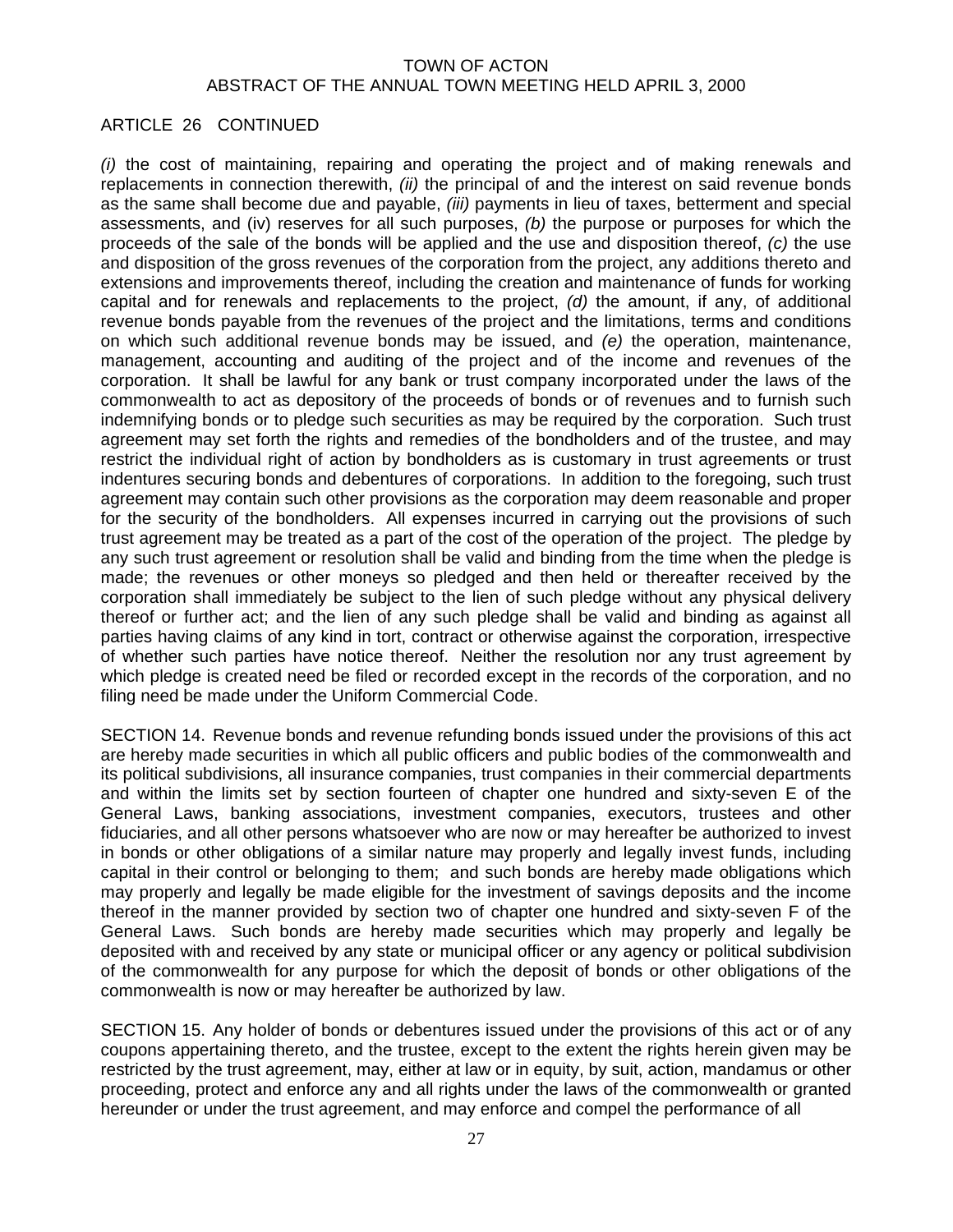ARTICLE 26 CONTINUED

*(i)* the cost of maintaining, repairing and operating the project and of making renewals and replacements in connection therewith, *(ii)* the principal of and the interest on said revenue bonds as the same shall become due and payable, *(iii)* payments in lieu of taxes, betterment and special assessments, and (iv) reserves for all such purposes, *(b)* the purpose or purposes for which the proceeds of the sale of the bonds will be applied and the use and disposition thereof, *(c)* the use and disposition of the gross revenues of the corporation from the project, any additions thereto and extensions and improvements thereof, including the creation and maintenance of funds for working capital and for renewals and replacements to the project, *(d)* the amount, if any, of additional revenue bonds payable from the revenues of the project and the limitations, terms and conditions on which such additional revenue bonds may be issued, and *(e)* the operation, maintenance, management, accounting and auditing of the project and of the income and revenues of the corporation. It shall be lawful for any bank or trust company incorporated under the laws of the commonwealth to act as depository of the proceeds of bonds or of revenues and to furnish such indemnifying bonds or to pledge such securities as may be required by the corporation. Such trust agreement may set forth the rights and remedies of the bondholders and of the trustee, and may restrict the individual right of action by bondholders as is customary in trust agreements or trust indentures securing bonds and debentures of corporations. In addition to the foregoing, such trust agreement may contain such other provisions as the corporation may deem reasonable and proper for the security of the bondholders. All expenses incurred in carrying out the provisions of such trust agreement may be treated as a part of the cost of the operation of the project. The pledge by any such trust agreement or resolution shall be valid and binding from the time when the pledge is made; the revenues or other moneys so pledged and then held or thereafter received by the corporation shall immediately be subject to the lien of such pledge without any physical delivery thereof or further act; and the lien of any such pledge shall be valid and binding as against all parties having claims of any kind in tort, contract or otherwise against the corporation, irrespective of whether such parties have notice thereof. Neither the resolution nor any trust agreement by which pledge is created need be filed or recorded except in the records of the corporation, and no filing need be made under the Uniform Commercial Code.

SECTION 14. Revenue bonds and revenue refunding bonds issued under the provisions of this act are hereby made securities in which all public officers and public bodies of the commonwealth and its political subdivisions, all insurance companies, trust companies in their commercial departments and within the limits set by section fourteen of chapter one hundred and sixty-seven E of the General Laws, banking associations, investment companies, executors, trustees and other fiduciaries, and all other persons whatsoever who are now or may hereafter be authorized to invest in bonds or other obligations of a similar nature may properly and legally invest funds, including capital in their control or belonging to them; and such bonds are hereby made obligations which may properly and legally be made eligible for the investment of savings deposits and the income thereof in the manner provided by section two of chapter one hundred and sixty-seven F of the General Laws. Such bonds are hereby made securities which may properly and legally be deposited with and received by any state or municipal officer or any agency or political subdivision of the commonwealth for any purpose for which the deposit of bonds or other obligations of the commonwealth is now or may hereafter be authorized by law.

SECTION 15. Any holder of bonds or debentures issued under the provisions of this act or of any coupons appertaining thereto, and the trustee, except to the extent the rights herein given may be restricted by the trust agreement, may, either at law or in equity, by suit, action, mandamus or other proceeding, protect and enforce any and all rights under the laws of the commonwealth or granted hereunder or under the trust agreement, and may enforce and compel the performance of all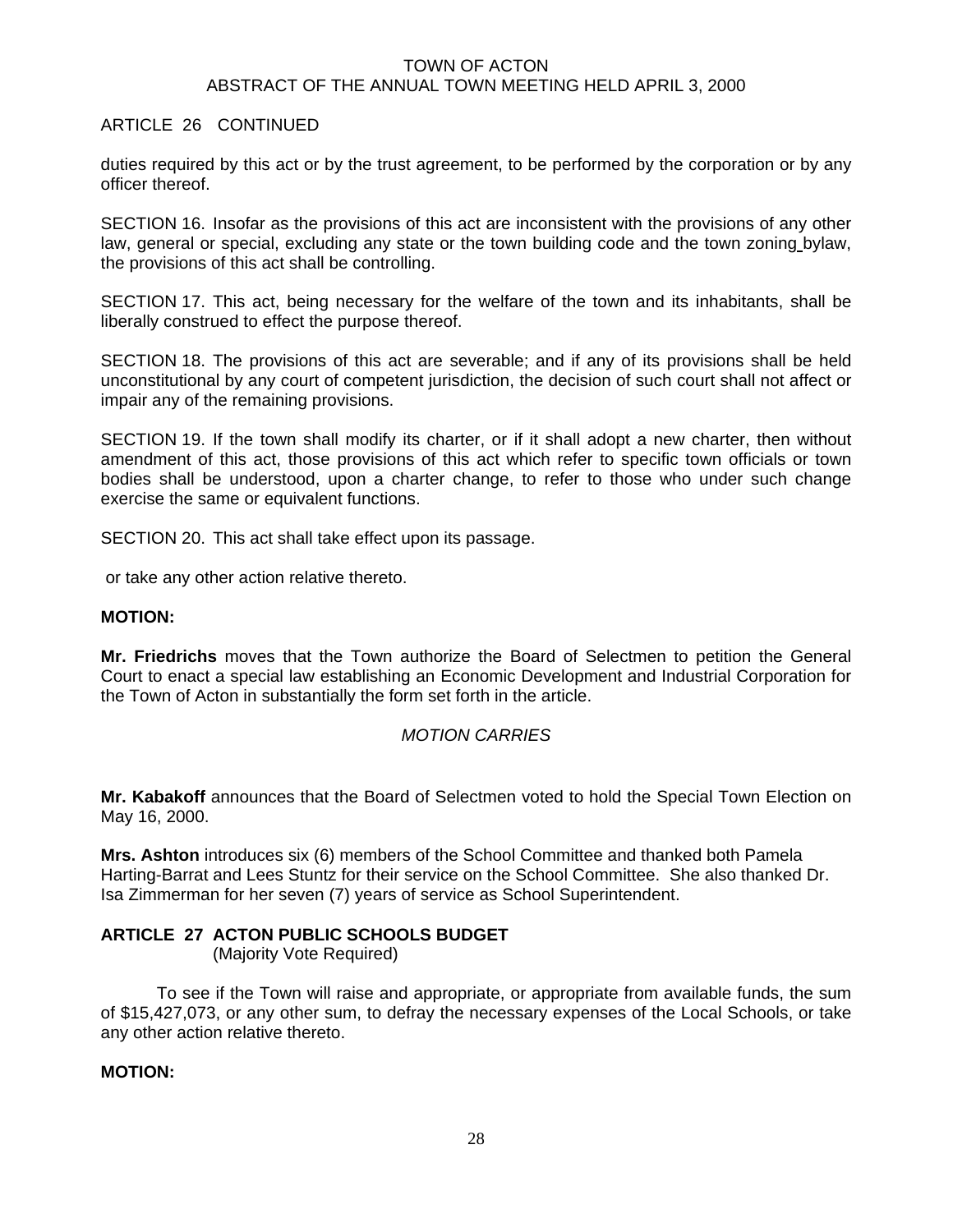ARTICLE 26 CONTINUED

duties required by this act or by the trust agreement, to be performed by the corporation or by any officer thereof.

SECTION 16. Insofar as the provisions of this act are inconsistent with the provisions of any other law, general or special, excluding any state or the town building code and the town zoning bylaw, the provisions of this act shall be controlling.

SECTION 17. This act, being necessary for the welfare of the town and its inhabitants, shall be liberally construed to effect the purpose thereof.

SECTION 18. The provisions of this act are severable; and if any of its provisions shall be held unconstitutional by any court of competent jurisdiction, the decision of such court shall not affect or impair any of the remaining provisions.

SECTION 19. If the town shall modify its charter, or if it shall adopt a new charter, then without amendment of this act, those provisions of this act which refer to specific town officials or town bodies shall be understood, upon a charter change, to refer to those who under such change exercise the same or equivalent functions.

SECTION 20. This act shall take effect upon its passage.

or take any other action relative thereto.

**MOTION:**

**Mr. Friedrichs** moves that the Town authorize the Board of Selectmen to petition the General Court to enact a special law establishing an Economic Development and Industrial Corporation for the Town of Acton in substantially the form set forth in the article.

*MOTION CARRIES*

**Mr. Kabakoff** announces that the Board of Selectmen voted to hold the Special Town Election on May 16, 2000.

**Mrs. Ashton** introduces six (6) members of the School Committee and thanked both Pamela Harting-Barrat and Lees Stuntz for their service on the School Committee. She also thanked Dr. Isa Zimmerman for her seven (7) years of service as School Superintendent.

## ARTICLE 27 ACTON PUBLIC SCHOOLS BUDGET
(Majority Vote Required)

To see if the Town will raise and appropriate, or appropriate from available funds, the sum of $15,427,073, or any other sum, to defray the necessary expenses of the Local Schools, or take any other action relative thereto.

**MOTION:**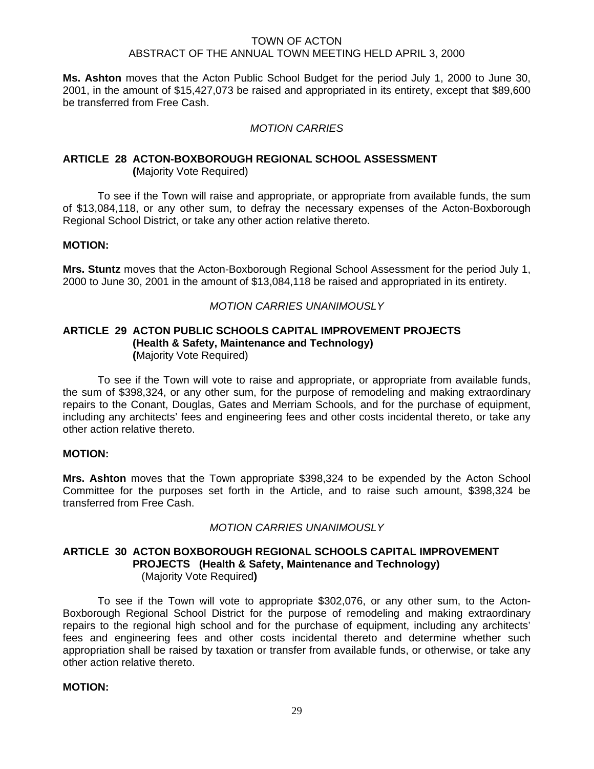**Ms. Ashton** moves that the Acton Public School Budget for the period July 1, 2000 to June 30, 2001, in the amount of $15,427,073 be raised and appropriated in its entirety, except that $89,600 be transferred from Free Cash.

*MOTION CARRIES*

## ARTICLE 28 ACTON-BOXBOROUGH REGIONAL SCHOOL ASSESSMENT
**(**Majority Vote Required)

To see if the Town will raise and appropriate, or appropriate from available funds, the sum of $13,084,118, or any other sum, to defray the necessary expenses of the Acton-Boxborough Regional School District, or take any other action relative thereto.

**MOTION:**

**Mrs. Stuntz** moves that the Acton-Boxborough Regional School Assessment for the period July 1, 2000 to June 30, 2001 in the amount of $13,084,118 be raised and appropriated in its entirety.

*MOTION CARRIES UNANIMOUSLY*

## ARTICLE 29 ACTON PUBLIC SCHOOLS CAPITAL IMPROVEMENT PROJECTS (Health & Safety, Maintenance and Technology)
**(**Majority Vote Required)

To see if the Town will vote to raise and appropriate, or appropriate from available funds, the sum of $398,324, or any other sum, for the purpose of remodeling and making extraordinary repairs to the Conant, Douglas, Gates and Merriam Schools, and for the purchase of equipment, including any architects' fees and engineering fees and other costs incidental thereto, or take any other action relative thereto.

**MOTION:**

**Mrs. Ashton** moves that the Town appropriate $398,324 to be expended by the Acton School Committee for the purposes set forth in the Article, and to raise such amount, $398,324 be transferred from Free Cash.

*MOTION CARRIES UNANIMOUSLY*

## ARTICLE 30 ACTON BOXBOROUGH REGIONAL SCHOOLS CAPITAL IMPROVEMENT PROJECTS (Health & Safety, Maintenance and Technology)
(Majority Vote Required**)**

To see if the Town will vote to appropriate $302,076, or any other sum, to the Acton-Boxborough Regional School District for the purpose of remodeling and making extraordinary repairs to the regional high school and for the purchase of equipment, including any architects' fees and engineering fees and other costs incidental thereto and determine whether such appropriation shall be raised by taxation or transfer from available funds, or otherwise, or take any other action relative thereto.

**MOTION:**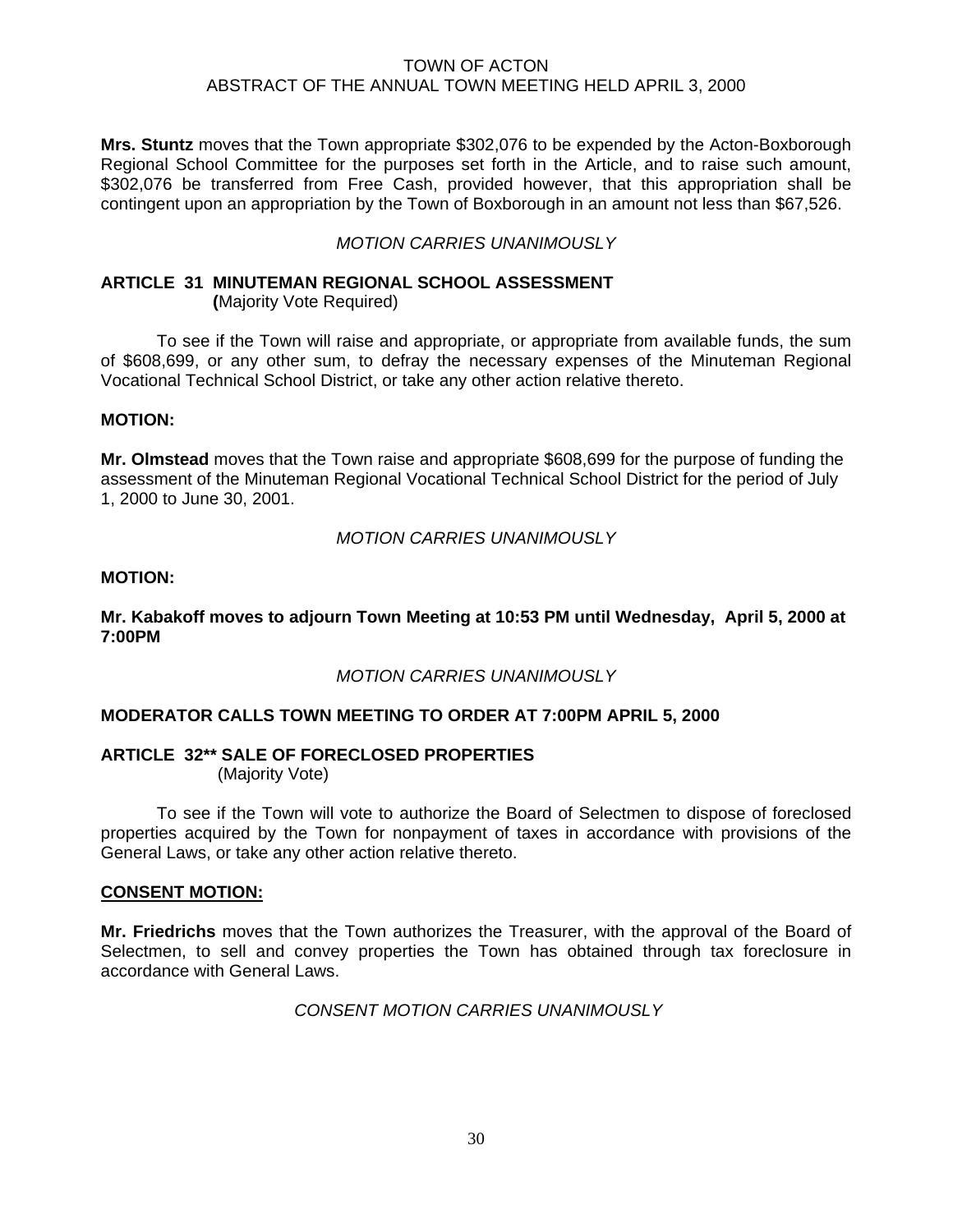**Mrs. Stuntz** moves that the Town appropriate $302,076 to be expended by the Acton-Boxborough Regional School Committee for the purposes set forth in the Article, and to raise such amount, $302,076 be transferred from Free Cash, provided however, that this appropriation shall be contingent upon an appropriation by the Town of Boxborough in an amount not less than $67,526.

*MOTION CARRIES UNANIMOUSLY*

## ARTICLE 31 MINUTEMAN REGIONAL SCHOOL ASSESSMENT
**(**Majority Vote Required)

To see if the Town will raise and appropriate, or appropriate from available funds, the sum of $608,699, or any other sum, to defray the necessary expenses of the Minuteman Regional Vocational Technical School District, or take any other action relative thereto.

**MOTION:**

**Mr. Olmstead** moves that the Town raise and appropriate $608,699 for the purpose of funding the assessment of the Minuteman Regional Vocational Technical School District for the period of July 1, 2000 to June 30, 2001.

*MOTION CARRIES UNANIMOUSLY*

**MOTION:**

**Mr. Kabakoff moves to adjourn Town Meeting at 10:53 PM until Wednesday, April 5, 2000 at 7:00PM**

*MOTION CARRIES UNANIMOUSLY*

**MODERATOR CALLS TOWN MEETING TO ORDER AT 7:00PM APRIL 5, 2000**

## ARTICLE 32** SALE OF FORECLOSED PROPERTIES
(Majority Vote)

To see if the Town will vote to authorize the Board of Selectmen to dispose of foreclosed properties acquired by the Town for nonpayment of taxes in accordance with provisions of the General Laws, or take any other action relative thereto.

**CONSENT MOTION:**

**Mr. Friedrichs** moves that the Town authorizes the Treasurer, with the approval of the Board of Selectmen, to sell and convey properties the Town has obtained through tax foreclosure in accordance with General Laws.

*CONSENT MOTION CARRIES UNANIMOUSLY*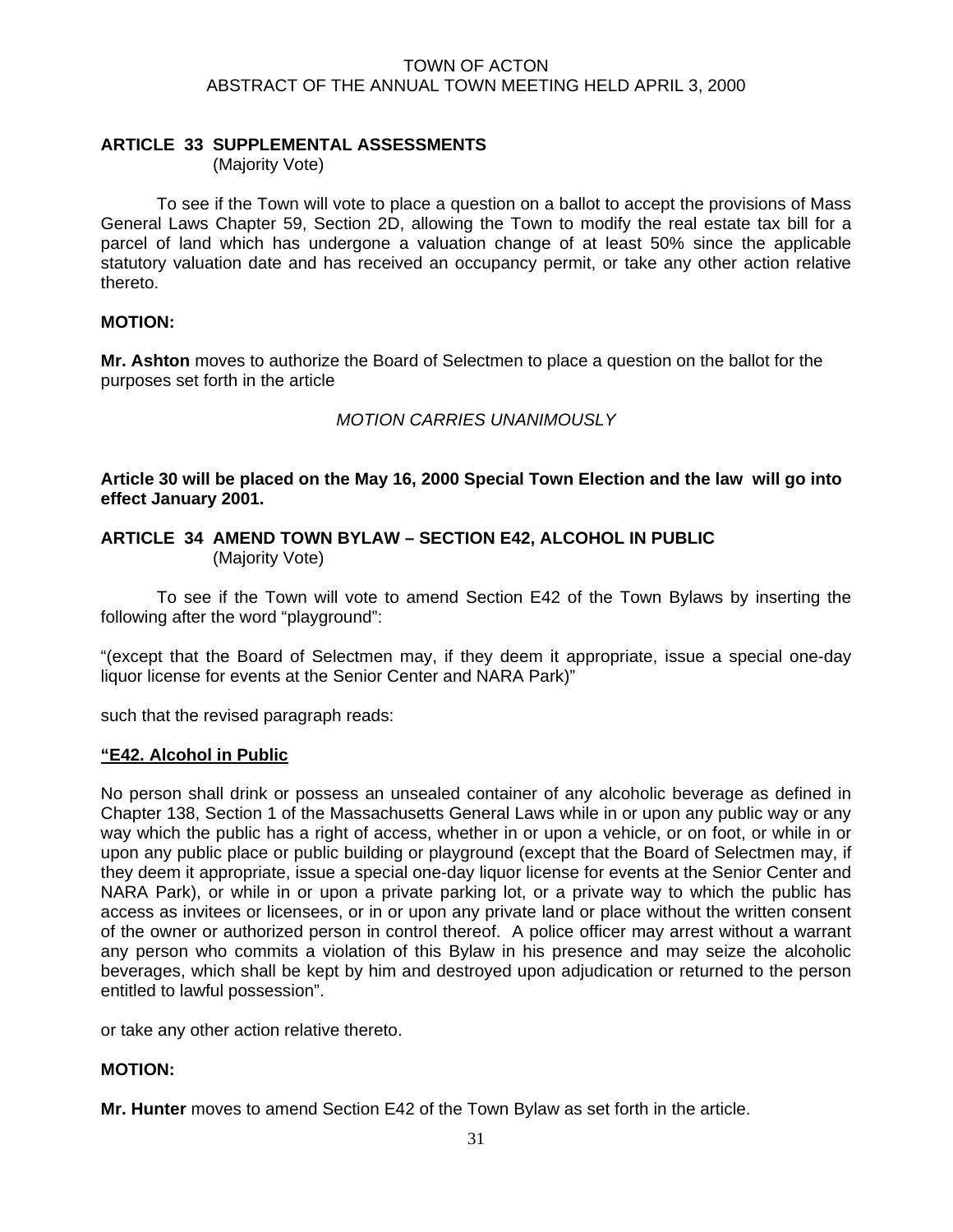**ARTICLE 33 SUPPLEMENTAL ASSESSMENTS**
(Majority Vote)

To see if the Town will vote to place a question on a ballot to accept the provisions of Mass General Laws Chapter 59, Section 2D, allowing the Town to modify the real estate tax bill for a parcel of land which has undergone a valuation change of at least 50% since the applicable statutory valuation date and has received an occupancy permit, or take any other action relative thereto.

**MOTION:**

**Mr. Ashton** moves to authorize the Board of Selectmen to place a question on the ballot for the purposes set forth in the article

*MOTION CARRIES UNANIMOUSLY*

**Article 30 will be placed on the May 16, 2000 Special Town Election and the law will go into effect January 2001.**

**ARTICLE 34 AMEND TOWN BYLAW – SECTION E42, ALCOHOL IN PUBLIC**
(Majority Vote)

To see if the Town will vote to amend Section E42 of the Town Bylaws by inserting the following after the word "playground":

"(except that the Board of Selectmen may, if they deem it appropriate, issue a special one-day liquor license for events at the Senior Center and NARA Park)"

such that the revised paragraph reads:

**"E42. Alcohol in Public**

No person shall drink or possess an unsealed container of any alcoholic beverage as defined in Chapter 138, Section 1 of the Massachusetts General Laws while in or upon any public way or any way which the public has a right of access, whether in or upon a vehicle, or on foot, or while in or upon any public place or public building or playground (except that the Board of Selectmen may, if they deem it appropriate, issue a special one-day liquor license for events at the Senior Center and NARA Park), or while in or upon a private parking lot, or a private way to which the public has access as invitees or licensees, or in or upon any private land or place without the written consent of the owner or authorized person in control thereof. A police officer may arrest without a warrant any person who commits a violation of this Bylaw in his presence and may seize the alcoholic beverages, which shall be kept by him and destroyed upon adjudication or returned to the person entitled to lawful possession".

or take any other action relative thereto.

**MOTION:**

**Mr. Hunter** moves to amend Section E42 of the Town Bylaw as set forth in the article.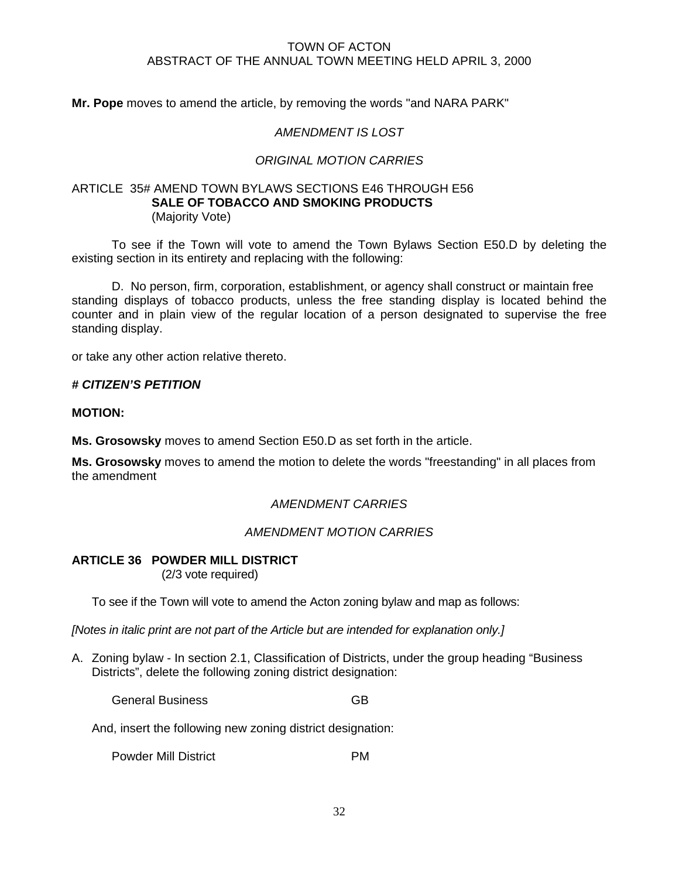TOWN OF ACTON
ABSTRACT OF THE ANNUAL TOWN MEETING HELD APRIL 3, 2000

**Mr. Pope** moves to amend the article, by removing the words "and NARA PARK"

*AMENDMENT IS LOST*

*ORIGINAL MOTION CARRIES*

ARTICLE 35# AMEND TOWN BYLAWS SECTIONS E46 THROUGH E56
**SALE OF TOBACCO AND SMOKING PRODUCTS**
(Majority Vote)

To see if the Town will vote to amend the Town Bylaws Section E50.D by deleting the existing section in its entirety and replacing with the following:

D. No person, firm, corporation, establishment, or agency shall construct or maintain free standing displays of tobacco products, unless the free standing display is located behind the counter and in plain view of the regular location of a person designated to supervise the free standing display.

or take any other action relative thereto.

***# CITIZEN'S PETITION***

**MOTION:**

**Ms. Grosowsky** moves to amend Section E50.D as set forth in the article.

**Ms. Grosowsky** moves to amend the motion to delete the words "freestanding" in all places from the amendment

*AMENDMENT CARRIES*

*AMENDMENT MOTION CARRIES*

**ARTICLE 36 POWDER MILL DISTRICT**
(2/3 vote required)

To see if the Town will vote to amend the Acton zoning bylaw and map as follows:

*[Notes in italic print are not part of the Article but are intended for explanation only.]*

A. Zoning bylaw - In section 2.1, Classification of Districts, under the group heading "Business Districts", delete the following zoning district designation:

General Business GB

And, insert the following new zoning district designation:

Powder Mill District PM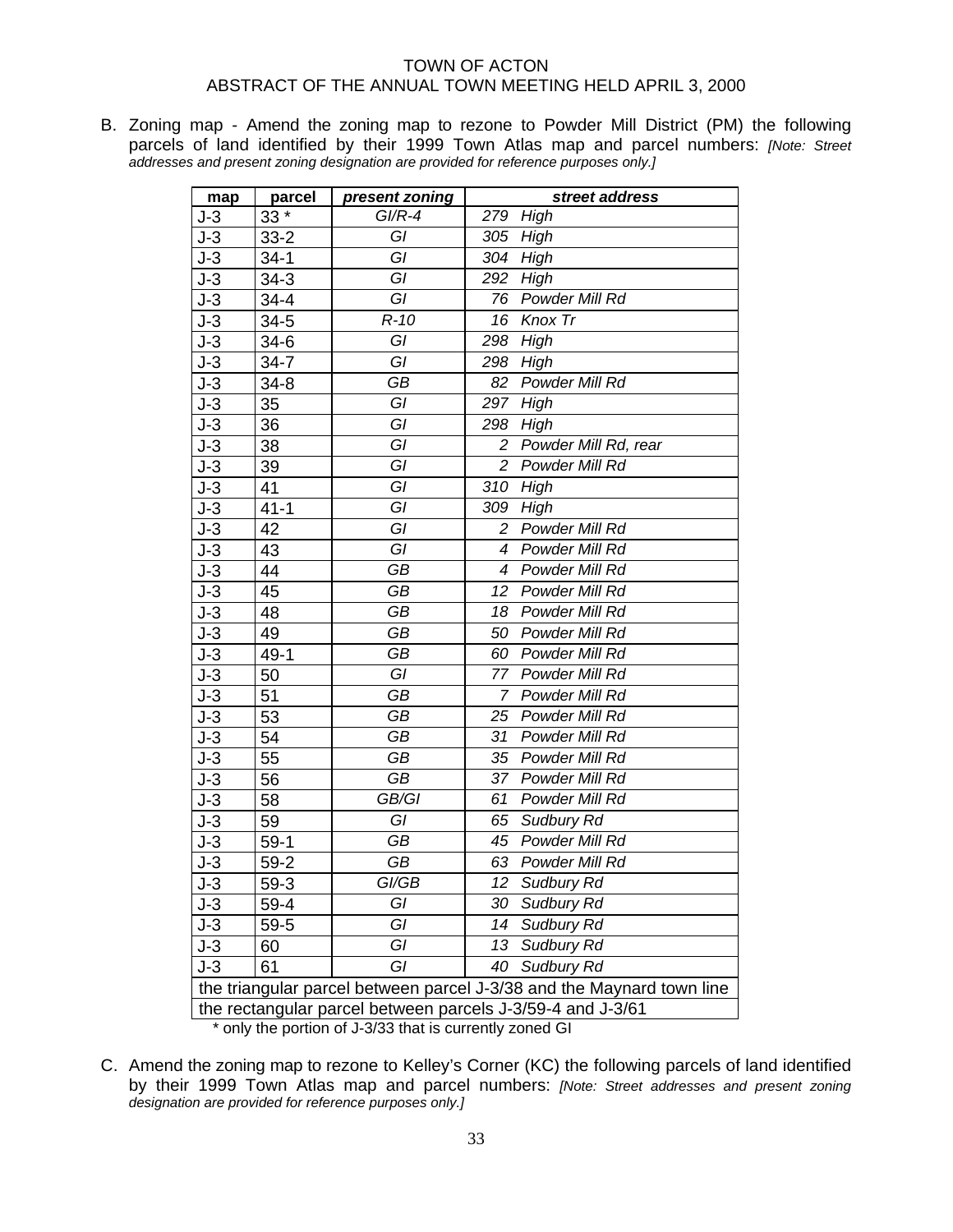TOWN OF ACTON
ABSTRACT OF THE ANNUAL TOWN MEETING HELD APRIL 3, 2000

B. Zoning map - Amend the zoning map to rezone to Powder Mill District (PM) the following parcels of land identified by their 1999 Town Atlas map and parcel numbers: *[Note: Street addresses and present zoning designation are provided for reference purposes only.]*

| map | parcel | *present zoning* | *street address* |
|---|---|---|---|
| J-3 | 33 * | *GI/R-4* | *279 High* |
| J-3 | 33-2 | *GI* | *305 High* |
| J-3 | 34-1 | *GI* | *304 High* |
| J-3 | 34-3 | *GI* | *292 High* |
| J-3 | 34-4 | *GI* | *76 Powder Mill Rd* |
| J-3 | 34-5 | *R-10* | *16 Knox Tr* |
| J-3 | 34-6 | *GI* | *298 High* |
| J-3 | 34-7 | *GI* | *298 High* |
| J-3 | 34-8 | *GB* | *82 Powder Mill Rd* |
| J-3 | 35 | *GI* | *297 High* |
| J-3 | 36 | *GI* | *298 High* |
| J-3 | 38 | *GI* | *2 Powder Mill Rd, rear* |
| J-3 | 39 | *GI* | *2 Powder Mill Rd* |
| J-3 | 41 | *GI* | *310 High* |
| J-3 | 41-1 | *GI* | *309 High* |
| J-3 | 42 | *GI* | *2 Powder Mill Rd* |
| J-3 | 43 | *GI* | *4 Powder Mill Rd* |
| J-3 | 44 | *GB* | *4 Powder Mill Rd* |
| J-3 | 45 | *GB* | *12 Powder Mill Rd* |
| J-3 | 48 | *GB* | *18 Powder Mill Rd* |
| J-3 | 49 | *GB* | *50 Powder Mill Rd* |
| J-3 | 49-1 | *GB* | *60 Powder Mill Rd* |
| J-3 | 50 | *GI* | *77 Powder Mill Rd* |
| J-3 | 51 | *GB* | *7 Powder Mill Rd* |
| J-3 | 53 | *GB* | *25 Powder Mill Rd* |
| J-3 | 54 | *GB* | *31 Powder Mill Rd* |
| J-3 | 55 | *GB* | *35 Powder Mill Rd* |
| J-3 | 56 | *GB* | *37 Powder Mill Rd* |
| J-3 | 58 | *GB/GI* | *61 Powder Mill Rd* |
| J-3 | 59 | *GI* | *65 Sudbury Rd* |
| J-3 | 59-1 | *GB* | *45 Powder Mill Rd* |
| J-3 | 59-2 | *GB* | *63 Powder Mill Rd* |
| J-3 | 59-3 | *GI/GB* | *12 Sudbury Rd* |
| J-3 | 59-4 | *GI* | *30 Sudbury Rd* |
| J-3 | 59-5 | *GI* | *14 Sudbury Rd* |
| J-3 | 60 | *GI* | *13 Sudbury Rd* |
| J-3 | 61 | *GI* | *40 Sudbury Rd* |
| the triangular parcel between parcel J-3/38 and the Maynard town line | | | |
| the rectangular parcel between parcels J-3/59-4 and J-3/61 | | | |

\* only the portion of J-3/33 that is currently zoned GI

C. Amend the zoning map to rezone to Kelley's Corner (KC) the following parcels of land identified by their 1999 Town Atlas map and parcel numbers: *[Note: Street addresses and present zoning designation are provided for reference purposes only.]*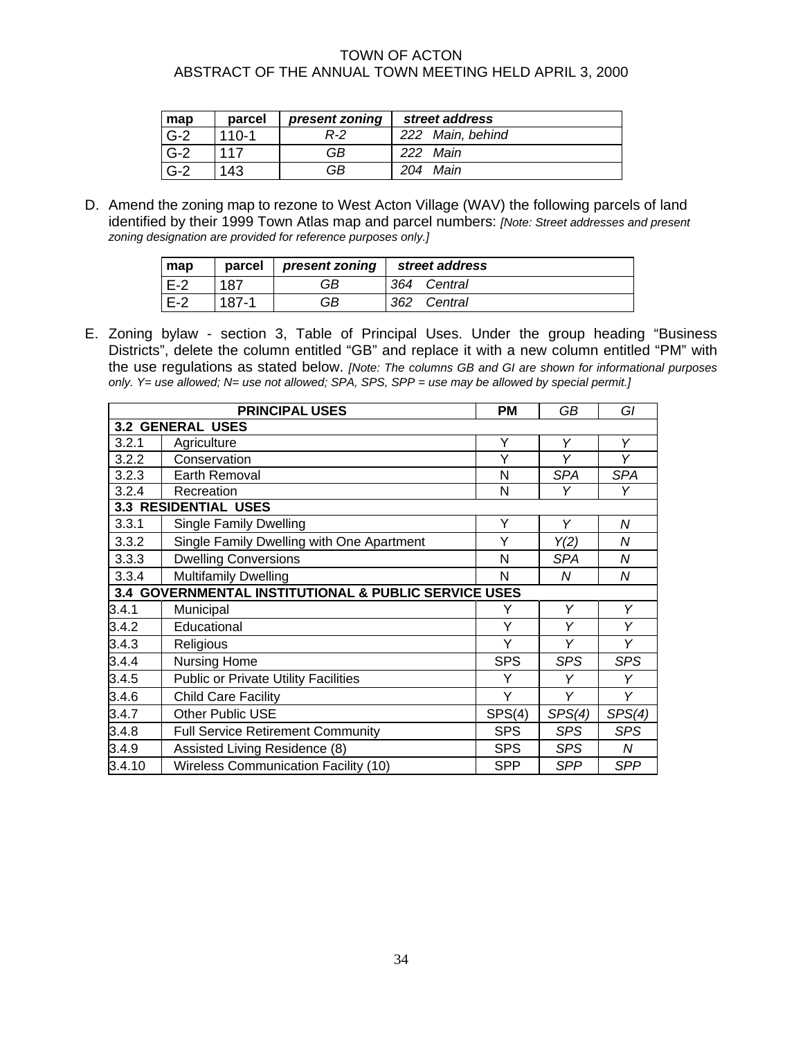| map | parcel | *present zoning* | *street address* |
|---|---|---|---|
| G-2 | 110-1 | *R-2* | *222 Main, behind* |
| G-2 | 117 | *GB* | *222 Main* |
| G-2 | 143 | *GB* | *204 Main* |

D. Amend the zoning map to rezone to West Acton Village (WAV) the following parcels of land identified by their 1999 Town Atlas map and parcel numbers: *[Note: Street addresses and present zoning designation are provided for reference purposes only.]*

| map | parcel | *present zoning* | *street address* |
|---|---|---|---|
| E-2 | 187 | *GB* | *364 Central* |
| E-2 | 187-1 | *GB* | *362 Central* |

E. Zoning bylaw - section 3, Table of Principal Uses. Under the group heading "Business Districts", delete the column entitled "GB" and replace it with a new column entitled "PM" with the use regulations as stated below. *[Note: The columns GB and GI are shown for informational purposes only. Y= use allowed; N= use not allowed; SPA, SPS, SPP = use may be allowed by special permit.]*

| | PRINCIPAL USES | PM | *GB* | *GI* |
|---|---|---|---|---|
| **3.2 GENERAL USES** | | | | |
| 3.2.1 | Agriculture | Y | *Y* | *Y* |
| 3.2.2 | Conservation | Y | *Y* | *Y* |
| 3.2.3 | Earth Removal | N | *SPA* | *SPA* |
| 3.2.4 | Recreation | N | *Y* | *Y* |
| **3.3 RESIDENTIAL USES** | | | | |
| 3.3.1 | Single Family Dwelling | Y | *Y* | *N* |
| 3.3.2 | Single Family Dwelling with One Apartment | Y | *Y(2)* | *N* |
| 3.3.3 | Dwelling Conversions | N | *SPA* | *N* |
| 3.3.4 | Multifamily Dwelling | N | *N* | *N* |
| **3.4 GOVERNMENTAL INSTITUTIONAL & PUBLIC SERVICE USES** | | | | |
| 3.4.1 | Municipal | Y | *Y* | *Y* |
| 3.4.2 | Educational | Y | *Y* | *Y* |
| 3.4.3 | Religious | Y | *Y* | *Y* |
| 3.4.4 | Nursing Home | SPS | *SPS* | *SPS* |
| 3.4.5 | Public or Private Utility Facilities | Y | *Y* | *Y* |
| 3.4.6 | Child Care Facility | Y | *Y* | *Y* |
| 3.4.7 | Other Public USE | SPS(4) | *SPS(4)* | *SPS(4)* |
| 3.4.8 | Full Service Retirement Community | SPS | *SPS* | *SPS* |
| 3.4.9 | Assisted Living Residence (8) | SPS | *SPS* | *N* |
| 3.4.10 | Wireless Communication Facility (10) | SPP | *SPP* | *SPP* |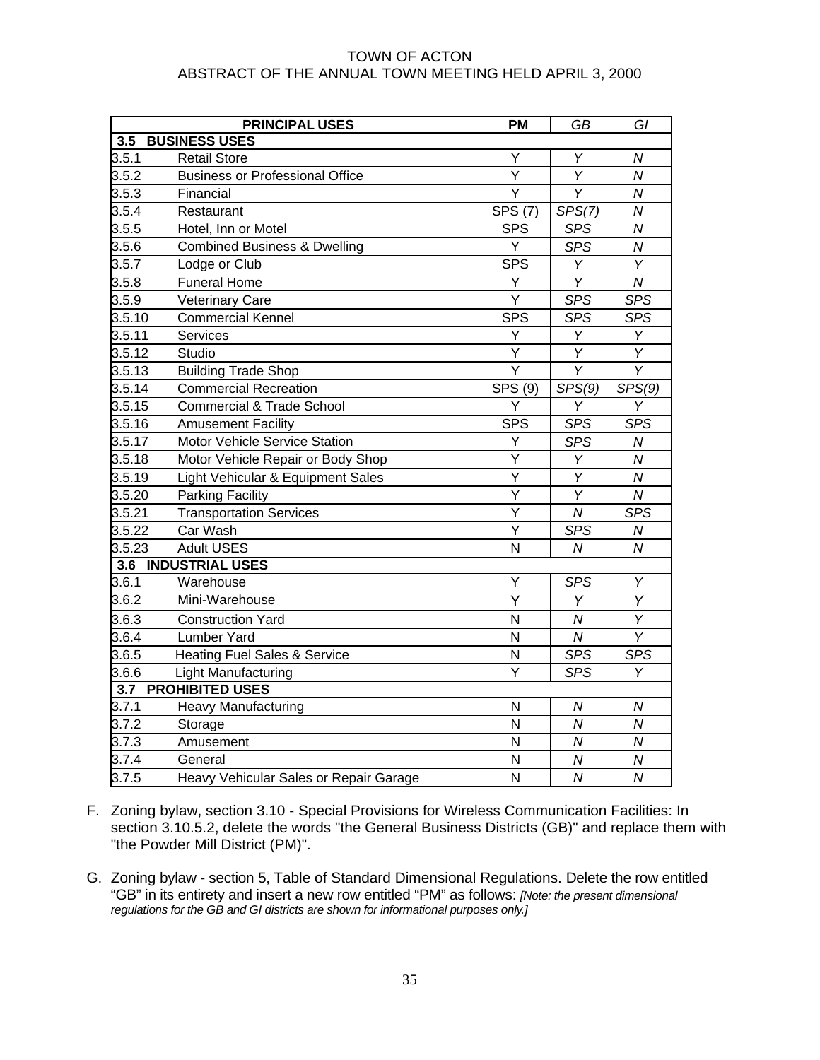TOWN OF ACTON
ABSTRACT OF THE ANNUAL TOWN MEETING HELD APRIL 3, 2000

| | PRINCIPAL USES | PM | *GB* | *GI* |
|---|---|---|---|---|
| **3.5** | **BUSINESS USES** | | | |
| 3.5.1 | Retail Store | Y | *Y* | *N* |
| 3.5.2 | Business or Professional Office | Y | *Y* | *N* |
| 3.5.3 | Financial | Y | *Y* | *N* |
| 3.5.4 | Restaurant | SPS (7) | *SPS(7)* | *N* |
| 3.5.5 | Hotel, Inn or Motel | SPS | *SPS* | *N* |
| 3.5.6 | Combined Business & Dwelling | Y | *SPS* | *N* |
| 3.5.7 | Lodge or Club | SPS | *Y* | *Y* |
| 3.5.8 | Funeral Home | Y | *Y* | *N* |
| 3.5.9 | Veterinary Care | Y | *SPS* | *SPS* |
| 3.5.10 | Commercial Kennel | SPS | *SPS* | *SPS* |
| 3.5.11 | Services | Y | *Y* | *Y* |
| 3.5.12 | Studio | Y | *Y* | *Y* |
| 3.5.13 | Building Trade Shop | Y | *Y* | *Y* |
| 3.5.14 | Commercial Recreation | SPS (9) | *SPS(9)* | *SPS(9)* |
| 3.5.15 | Commercial & Trade School | Y | *Y* | *Y* |
| 3.5.16 | Amusement Facility | SPS | *SPS* | *SPS* |
| 3.5.17 | Motor Vehicle Service Station | Y | *SPS* | *N* |
| 3.5.18 | Motor Vehicle Repair or Body Shop | Y | *Y* | *N* |
| 3.5.19 | Light Vehicular & Equipment Sales | Y | *Y* | *N* |
| 3.5.20 | Parking Facility | Y | *Y* | *N* |
| 3.5.21 | Transportation Services | Y | *N* | *SPS* |
| 3.5.22 | Car Wash | Y | *SPS* | *N* |
| 3.5.23 | Adult USES | N | *N* | *N* |
| **3.6** | **INDUSTRIAL USES** | | | |
| 3.6.1 | Warehouse | Y | *SPS* | *Y* |
| 3.6.2 | Mini-Warehouse | Y | *Y* | *Y* |
| 3.6.3 | Construction Yard | N | *N* | *Y* |
| 3.6.4 | Lumber Yard | N | *N* | *Y* |
| 3.6.5 | Heating Fuel Sales & Service | N | *SPS* | *SPS* |
| 3.6.6 | Light Manufacturing | Y | *SPS* | *Y* |
| **3.7** | **PROHIBITED USES** | | | |
| 3.7.1 | Heavy Manufacturing | N | *N* | *N* |
| 3.7.2 | Storage | N | *N* | *N* |
| 3.7.3 | Amusement | N | *N* | *N* |
| 3.7.4 | General | N | *N* | *N* |
| 3.7.5 | Heavy Vehicular Sales or Repair Garage | N | *N* | *N* |

F. Zoning bylaw, section 3.10 - Special Provisions for Wireless Communication Facilities: In section 3.10.5.2, delete the words "the General Business Districts (GB)" and replace them with "the Powder Mill District (PM)".

G. Zoning bylaw - section 5, Table of Standard Dimensional Regulations. Delete the row entitled "GB" in its entirety and insert a new row entitled "PM" as follows: *[Note: the present dimensional regulations for the GB and GI districts are shown for informational purposes only.]*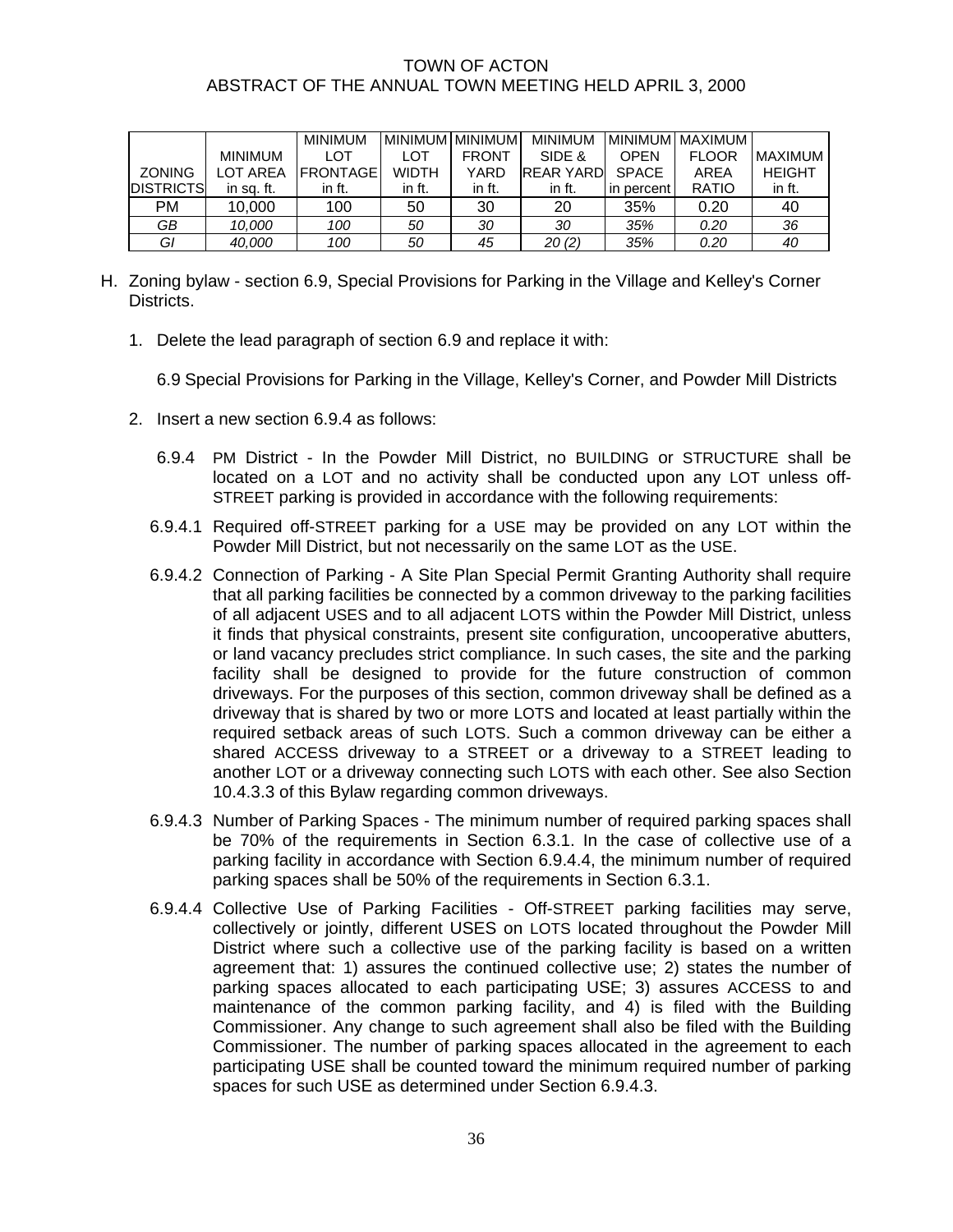TOWN OF ACTON
ABSTRACT OF THE ANNUAL TOWN MEETING HELD APRIL 3, 2000

| ZONING DISTRICTS | MINIMUM LOT AREA in sq. ft. | MINIMUM LOT FRONTAGE in ft. | MINIMUM LOT WIDTH in ft. | MINIMUM FRONT YARD in ft. | MINIMUM SIDE & REAR YARD in ft. | MINIMUM OPEN SPACE in percent | MAXIMUM FLOOR AREA RATIO | MAXIMUM HEIGHT in ft. |
|---|---|---|---|---|---|---|---|---|
| PM | 10,000 | 100 | 50 | 30 | 20 | 35% | 0.20 | 40 |
| *GB* | *10,000* | *100* | *50* | *30* | *30* | *35%* | *0.20* | *36* |
| *GI* | *40,000* | *100* | *50* | *45* | *20 (2)* | *35%* | *0.20* | *40* |

H. Zoning bylaw - section 6.9, Special Provisions for Parking in the Village and Kelley's Corner Districts.

1. Delete the lead paragraph of section 6.9 and replace it with:

   6.9 Special Provisions for Parking in the Village, Kelley's Corner, and Powder Mill Districts

2. Insert a new section 6.9.4 as follows:

   6.9.4 PM District - In the Powder Mill District, no BUILDING or STRUCTURE shall be located on a LOT and no activity shall be conducted upon any LOT unless off-STREET parking is provided in accordance with the following requirements:

   6.9.4.1 Required off-STREET parking for a USE may be provided on any LOT within the Powder Mill District, but not necessarily on the same LOT as the USE.

   6.9.4.2 Connection of Parking - A Site Plan Special Permit Granting Authority shall require that all parking facilities be connected by a common driveway to the parking facilities of all adjacent USES and to all adjacent LOTS within the Powder Mill District, unless it finds that physical constraints, present site configuration, uncooperative abutters, or land vacancy precludes strict compliance. In such cases, the site and the parking facility shall be designed to provide for the future construction of common driveways. For the purposes of this section, common driveway shall be defined as a driveway that is shared by two or more LOTS and located at least partially within the required setback areas of such LOTS. Such a common driveway can be either a shared ACCESS driveway to a STREET or a driveway to a STREET leading to another LOT or a driveway connecting such LOTS with each other. See also Section 10.4.3.3 of this Bylaw regarding common driveways.

   6.9.4.3 Number of Parking Spaces - The minimum number of required parking spaces shall be 70% of the requirements in Section 6.3.1. In the case of collective use of a parking facility in accordance with Section 6.9.4.4, the minimum number of required parking spaces shall be 50% of the requirements in Section 6.3.1.

   6.9.4.4 Collective Use of Parking Facilities - Off-STREET parking facilities may serve, collectively or jointly, different USES on LOTS located throughout the Powder Mill District where such a collective use of the parking facility is based on a written agreement that: 1) assures the continued collective use; 2) states the number of parking spaces allocated to each participating USE; 3) assures ACCESS to and maintenance of the common parking facility, and 4) is filed with the Building Commissioner. Any change to such agreement shall also be filed with the Building Commissioner. The number of parking spaces allocated in the agreement to each participating USE shall be counted toward the minimum required number of parking spaces for such USE as determined under Section 6.9.4.3.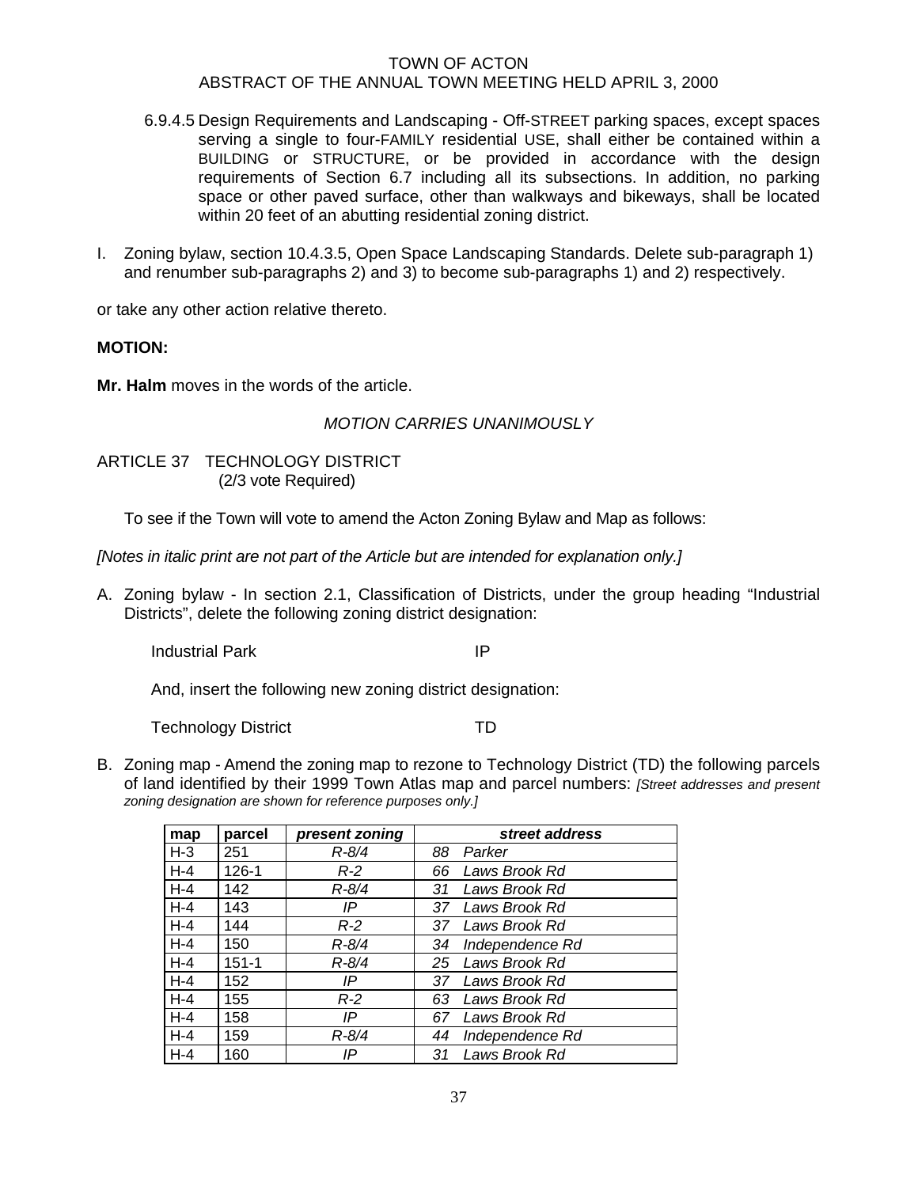6.9.4.5 Design Requirements and Landscaping - Off-STREET parking spaces, except spaces serving a single to four-FAMILY residential USE, shall either be contained within a BUILDING or STRUCTURE, or be provided in accordance with the design requirements of Section 6.7 including all its subsections. In addition, no parking space or other paved surface, other than walkways and bikeways, shall be located within 20 feet of an abutting residential zoning district.

I. Zoning bylaw, section 10.4.3.5, Open Space Landscaping Standards. Delete sub-paragraph 1) and renumber sub-paragraphs 2) and 3) to become sub-paragraphs 1) and 2) respectively.

or take any other action relative thereto.

**MOTION:**

**Mr. Halm** moves in the words of the article.

*MOTION CARRIES UNANIMOUSLY*

ARTICLE 37 TECHNOLOGY DISTRICT
(2/3 vote Required)

To see if the Town will vote to amend the Acton Zoning Bylaw and Map as follows:

*[Notes in italic print are not part of the Article but are intended for explanation only.]*

A. Zoning bylaw - In section 2.1, Classification of Districts, under the group heading "Industrial Districts", delete the following zoning district designation:

Industrial Park IP

And, insert the following new zoning district designation:

Technology District TD

B. Zoning map - Amend the zoning map to rezone to Technology District (TD) the following parcels of land identified by their 1999 Town Atlas map and parcel numbers: *[Street addresses and present zoning designation are shown for reference purposes only.]*

| map | parcel | *present zoning* | *street address* |
|---|---|---|---|
| H-3 | 251 | *R-8/4* | *88 Parker* |
| H-4 | 126-1 | *R-2* | *66 Laws Brook Rd* |
| H-4 | 142 | *R-8/4* | *31 Laws Brook Rd* |
| H-4 | 143 | *IP* | *37 Laws Brook Rd* |
| H-4 | 144 | *R-2* | *37 Laws Brook Rd* |
| H-4 | 150 | *R-8/4* | *34 Independence Rd* |
| H-4 | 151-1 | *R-8/4* | *25 Laws Brook Rd* |
| H-4 | 152 | *IP* | *37 Laws Brook Rd* |
| H-4 | 155 | *R-2* | *63 Laws Brook Rd* |
| H-4 | 158 | *IP* | *67 Laws Brook Rd* |
| H-4 | 159 | *R-8/4* | *44 Independence Rd* |
| H-4 | 160 | *IP* | *31 Laws Brook Rd* |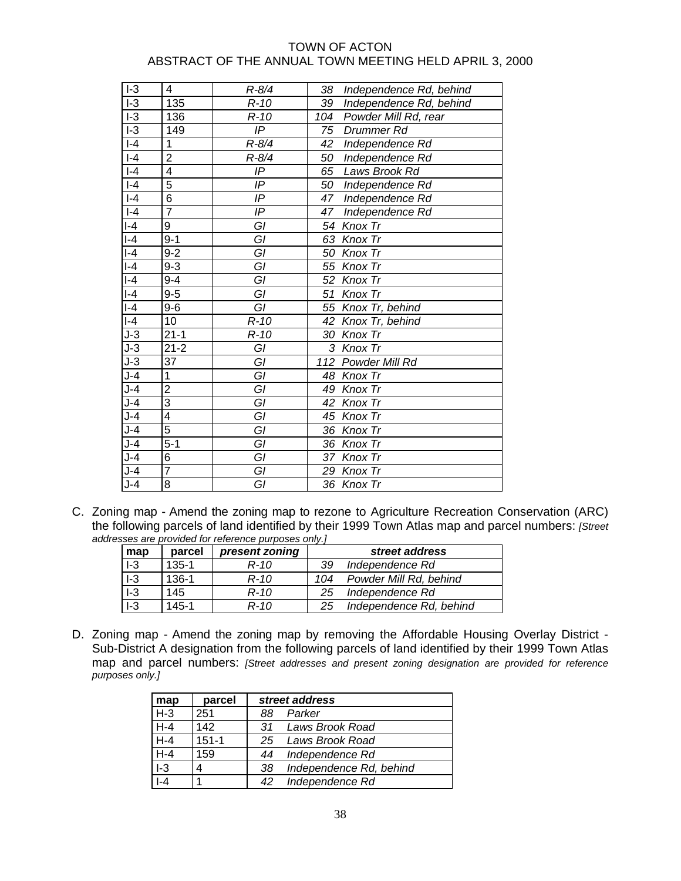TOWN OF ACTON
ABSTRACT OF THE ANNUAL TOWN MEETING HELD APRIL 3, 2000

| | | | |
|---|---|---|---|
| I-3 | 4 | *R-8/4* | *38 Independence Rd, behind* |
| I-3 | 135 | *R-10* | *39 Independence Rd, behind* |
| I-3 | 136 | *R-10* | *104 Powder Mill Rd, rear* |
| I-3 | 149 | *IP* | *75 Drummer Rd* |
| I-4 | 1 | *R-8/4* | *42 Independence Rd* |
| I-4 | 2 | *R-8/4* | *50 Independence Rd* |
| I-4 | 4 | *IP* | *65 Laws Brook Rd* |
| I-4 | 5 | *IP* | *50 Independence Rd* |
| I-4 | 6 | *IP* | *47 Independence Rd* |
| I-4 | 7 | *IP* | *47 Independence Rd* |
| I-4 | 9 | *GI* | *54 Knox Tr* |
| I-4 | 9-1 | *GI* | *63 Knox Tr* |
| I-4 | 9-2 | *GI* | *50 Knox Tr* |
| I-4 | 9-3 | *GI* | *55 Knox Tr* |
| I-4 | 9-4 | *GI* | *52 Knox Tr* |
| I-4 | 9-5 | *GI* | *51 Knox Tr* |
| I-4 | 9-6 | *GI* | *55 Knox Tr, behind* |
| I-4 | 10 | *R-10* | *42 Knox Tr, behind* |
| J-3 | 21-1 | *R-10* | *30 Knox Tr* |
| J-3 | 21-2 | *GI* | *3 Knox Tr* |
| J-3 | 37 | *GI* | *112 Powder Mill Rd* |
| J-4 | 1 | *GI* | *48 Knox Tr* |
| J-4 | 2 | *GI* | *49 Knox Tr* |
| J-4 | 3 | *GI* | *42 Knox Tr* |
| J-4 | 4 | *GI* | *45 Knox Tr* |
| J-4 | 5 | *GI* | *36 Knox Tr* |
| J-4 | 5-1 | *GI* | *36 Knox Tr* |
| J-4 | 6 | *GI* | *37 Knox Tr* |
| J-4 | 7 | *GI* | *29 Knox Tr* |
| J-4 | 8 | *GI* | *36 Knox Tr* |

C. Zoning map - Amend the zoning map to rezone to Agriculture Recreation Conservation (ARC) the following parcels of land identified by their 1999 Town Atlas map and parcel numbers: *[Street addresses are provided for reference purposes only.]*

| map | parcel | *present zoning* | *street address* |
|---|---|---|---|
| I-3 | 135-1 | *R-10* | *39 Independence Rd* |
| I-3 | 136-1 | *R-10* | *104 Powder Mill Rd, behind* |
| I-3 | 145 | *R-10* | *25 Independence Rd* |
| I-3 | 145-1 | *R-10* | *25 Independence Rd, behind* |

D. Zoning map - Amend the zoning map by removing the Affordable Housing Overlay District - Sub-District A designation from the following parcels of land identified by their 1999 Town Atlas map and parcel numbers: *[Street addresses and present zoning designation are provided for reference purposes only.]*

| map | parcel | *street address* |
|---|---|---|
| H-3 | 251 | *88 Parker* |
| H-4 | 142 | *31 Laws Brook Road* |
| H-4 | 151-1 | *25 Laws Brook Road* |
| H-4 | 159 | *44 Independence Rd* |
| I-3 | 4 | *38 Independence Rd, behind* |
| I-4 | 1 | *42 Independence Rd* |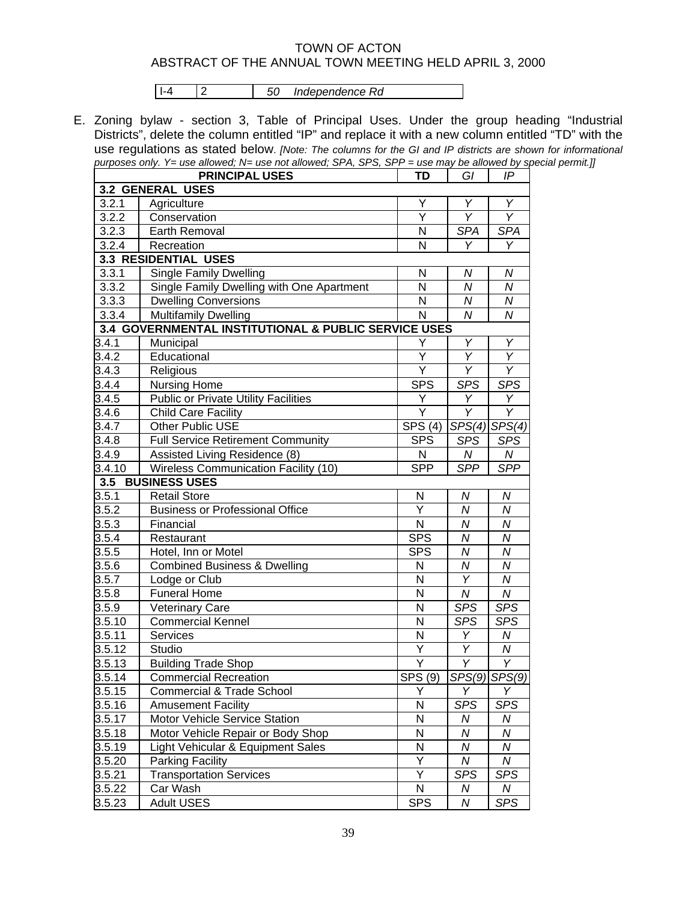TOWN OF ACTON
ABSTRACT OF THE ANNUAL TOWN MEETING HELD APRIL 3, 2000

| I-4 | 2 | *50 Independence Rd* |
|---|---|---|

E. Zoning bylaw - section 3, Table of Principal Uses. Under the group heading "Industrial Districts", delete the column entitled "IP" and replace it with a new column entitled "TD" with the use regulations as stated below. *[Note: The columns for the GI and IP districts are shown for informational purposes only. Y= use allowed; N= use not allowed; SPA, SPS, SPP = use may be allowed by special permit.]]*

| | **PRINCIPAL USES** | **TD** | *GI* | *IP* |
|---|---|---|---|---|
| **3.2 GENERAL USES** | | | | |
| 3.2.1 | Agriculture | Y | *Y* | *Y* |
| 3.2.2 | Conservation | Y | *Y* | *Y* |
| 3.2.3 | Earth Removal | N | *SPA* | *SPA* |
| 3.2.4 | Recreation | N | *Y* | *Y* |
| **3.3 RESIDENTIAL USES** | | | | |
| 3.3.1 | Single Family Dwelling | N | *N* | *N* |
| 3.3.2 | Single Family Dwelling with One Apartment | N | *N* | *N* |
| 3.3.3 | Dwelling Conversions | N | *N* | *N* |
| 3.3.4 | Multifamily Dwelling | N | *N* | *N* |
| **3.4 GOVERNMENTAL INSTITUTIONAL & PUBLIC SERVICE USES** | | | | |
| 3.4.1 | Municipal | Y | *Y* | *Y* |
| 3.4.2 | Educational | Y | *Y* | *Y* |
| 3.4.3 | Religious | Y | *Y* | *Y* |
| 3.4.4 | Nursing Home | SPS | *SPS* | *SPS* |
| 3.4.5 | Public or Private Utility Facilities | Y | *Y* | *Y* |
| 3.4.6 | Child Care Facility | Y | *Y* | *Y* |
| 3.4.7 | Other Public USE | SPS (4) | *SPS(4)* | *SPS(4)* |
| 3.4.8 | Full Service Retirement Community | SPS | *SPS* | *SPS* |
| 3.4.9 | Assisted Living Residence (8) | N | *N* | *N* |
| 3.4.10 | Wireless Communication Facility (10) | SPP | *SPP* | *SPP* |
| **3.5 BUSINESS USES** | | | | |
| 3.5.1 | Retail Store | N | *N* | *N* |
| 3.5.2 | Business or Professional Office | Y | *N* | *N* |
| 3.5.3 | Financial | N | *N* | *N* |
| 3.5.4 | Restaurant | SPS | *N* | *N* |
| 3.5.5 | Hotel, Inn or Motel | SPS | *N* | *N* |
| 3.5.6 | Combined Business & Dwelling | N | *N* | *N* |
| 3.5.7 | Lodge or Club | N | *Y* | *N* |
| 3.5.8 | Funeral Home | N | *N* | *N* |
| 3.5.9 | Veterinary Care | N | *SPS* | *SPS* |
| 3.5.10 | Commercial Kennel | N | *SPS* | *SPS* |
| 3.5.11 | Services | N | *Y* | *N* |
| 3.5.12 | Studio | Y | *Y* | *N* |
| 3.5.13 | Building Trade Shop | Y | *Y* | *Y* |
| 3.5.14 | Commercial Recreation | SPS (9) | *SPS(9)* | *SPS(9)* |
| 3.5.15 | Commercial & Trade School | Y | *Y* | *Y* |
| 3.5.16 | Amusement Facility | N | *SPS* | *SPS* |
| 3.5.17 | Motor Vehicle Service Station | N | *N* | *N* |
| 3.5.18 | Motor Vehicle Repair or Body Shop | N | *N* | *N* |
| 3.5.19 | Light Vehicular & Equipment Sales | N | *N* | *N* |
| 3.5.20 | Parking Facility | Y | *N* | *N* |
| 3.5.21 | Transportation Services | Y | *SPS* | *SPS* |
| 3.5.22 | Car Wash | N | *N* | *N* |
| 3.5.23 | Adult USES | SPS | *N* | *SPS* |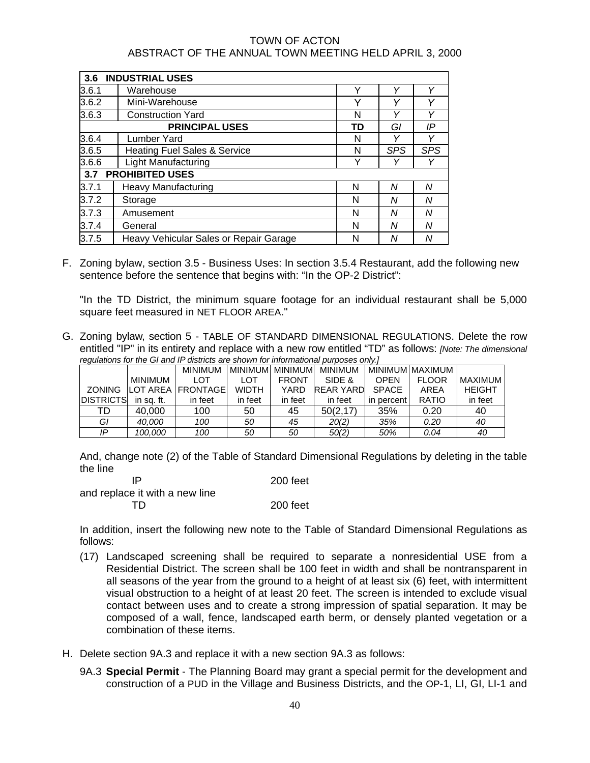| **3.6 INDUSTRIAL USES** | | | | |
|---|---|---|---|---|
| 3.6.1 | Warehouse | Y | *Y* | *Y* |
| 3.6.2 | Mini-Warehouse | Y | *Y* | *Y* |
| 3.6.3 | Construction Yard | N | *Y* | *Y* |
| | **PRINCIPAL USES** | **TD** | *GI* | *IP* |
| 3.6.4 | Lumber Yard | N | *Y* | *Y* |
| 3.6.5 | Heating Fuel Sales & Service | N | *SPS* | *SPS* |
| 3.6.6 | Light Manufacturing | Y | *Y* | *Y* |
| **3.7 PROHIBITED USES** | | | | |
| 3.7.1 | Heavy Manufacturing | N | *N* | *N* |
| 3.7.2 | Storage | N | *N* | *N* |
| 3.7.3 | Amusement | N | *N* | *N* |
| 3.7.4 | General | N | *N* | *N* |
| 3.7.5 | Heavy Vehicular Sales or Repair Garage | N | *N* | *N* |

F. Zoning bylaw, section 3.5 - Business Uses: In section 3.5.4 Restaurant, add the following new sentence before the sentence that begins with: "In the OP-2 District":

"In the TD District, the minimum square footage for an individual restaurant shall be 5,000 square feet measured in NET FLOOR AREA."

G. Zoning bylaw, section 5 - TABLE OF STANDARD DIMENSIONAL REGULATIONS. Delete the row entitled "IP" in its entirety and replace with a new row entitled "TD" as follows: *[Note: The dimensional regulations for the GI and IP districts are shown for informational purposes only.]*

| ZONING DISTRICTS | MINIMUM LOT AREA in sq. ft. | MINIMUM LOT FRONTAGE in feet | MINIMUM LOT WIDTH in feet | MINIMUM FRONT YARD in feet | MINIMUM SIDE & REAR YARD in feet | MINIMUM OPEN SPACE in percent | MAXIMUM FLOOR AREA RATIO | MAXIMUM HEIGHT in feet |
|---|---|---|---|---|---|---|---|---|
| TD | 40,000 | 100 | 50 | 45 | 50(2,17) | 35% | 0.20 | 40 |
| *GI* | *40,000* | *100* | *50* | *45* | *20(2)* | *35%* | *0.20* | *40* |
| *IP* | *100,000* | *100* | *50* | *50* | *50(2)* | *50%* | *0.04* | *40* |

And, change note (2) of the Table of Standard Dimensional Regulations by deleting in the table the line

IP 200 feet

and replace it with a new line

TD 200 feet

In addition, insert the following new note to the Table of Standard Dimensional Regulations as follows:

(17) Landscaped screening shall be required to separate a nonresidential USE from a Residential District. The screen shall be 100 feet in width and shall be nontransparent in all seasons of the year from the ground to a height of at least six (6) feet, with intermittent visual obstruction to a height of at least 20 feet. The screen is intended to exclude visual contact between uses and to create a strong impression of spatial separation. It may be composed of a wall, fence, landscaped earth berm, or densely planted vegetation or a combination of these items.

H. Delete section 9A.3 and replace it with a new section 9A.3 as follows:

9A.3 **Special Permit** - The Planning Board may grant a special permit for the development and construction of a PUD in the Village and Business Districts, and the OP-1, LI, GI, LI-1 and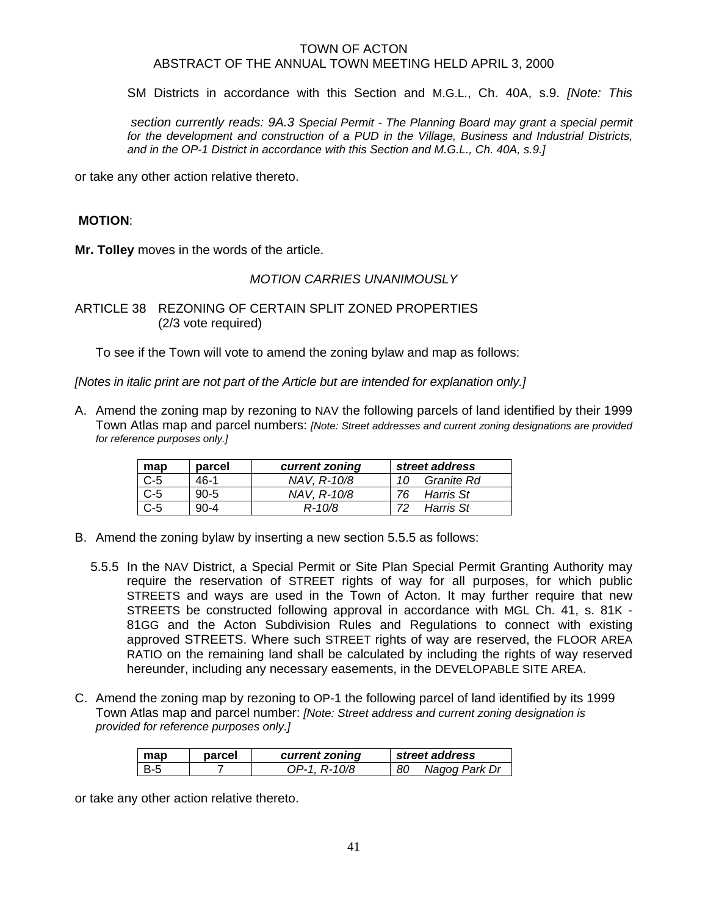SM Districts in accordance with this Section and M.G.L., Ch. 40A, s.9. *[Note: This section currently reads: 9A.3 Special Permit - The Planning Board may grant a special permit for the development and construction of a PUD in the Village, Business and Industrial Districts, and in the OP-1 District in accordance with this Section and M.G.L., Ch. 40A, s.9.]*

or take any other action relative thereto.

**MOTION**:

**Mr. Tolley** moves in the words of the article.

*MOTION CARRIES UNANIMOUSLY*

ARTICLE 38 REZONING OF CERTAIN SPLIT ZONED PROPERTIES
(2/3 vote required)

To see if the Town will vote to amend the zoning bylaw and map as follows:

*[Notes in italic print are not part of the Article but are intended for explanation only.]*

A. Amend the zoning map by rezoning to NAV the following parcels of land identified by their 1999 Town Atlas map and parcel numbers: *[Note: Street addresses and current zoning designations are provided for reference purposes only.]*

| map | parcel | *current zoning* | *street address* |
|---|---|---|---|
| C-5 | 46-1 | *NAV, R-10/8* | *10 Granite Rd* |
| C-5 | 90-5 | *NAV, R-10/8* | *76 Harris St* |
| C-5 | 90-4 | *R-10/8* | *72 Harris St* |

B. Amend the zoning bylaw by inserting a new section 5.5.5 as follows:

5.5.5 In the NAV District, a Special Permit or Site Plan Special Permit Granting Authority may require the reservation of STREET rights of way for all purposes, for which public STREETS and ways are used in the Town of Acton. It may further require that new STREETS be constructed following approval in accordance with MGL Ch. 41, s. 81K - 81GG and the Acton Subdivision Rules and Regulations to connect with existing approved STREETS. Where such STREET rights of way are reserved, the FLOOR AREA RATIO on the remaining land shall be calculated by including the rights of way reserved hereunder, including any necessary easements, in the DEVELOPABLE SITE AREA.

C. Amend the zoning map by rezoning to OP-1 the following parcel of land identified by its 1999 Town Atlas map and parcel number: *[Note: Street address and current zoning designation is provided for reference purposes only.]*

| map | parcel | *current zoning* | *street address* |
|---|---|---|---|
| B-5 | 7 | *OP-1, R-10/8* | *80 Nagog Park Dr* |

or take any other action relative thereto.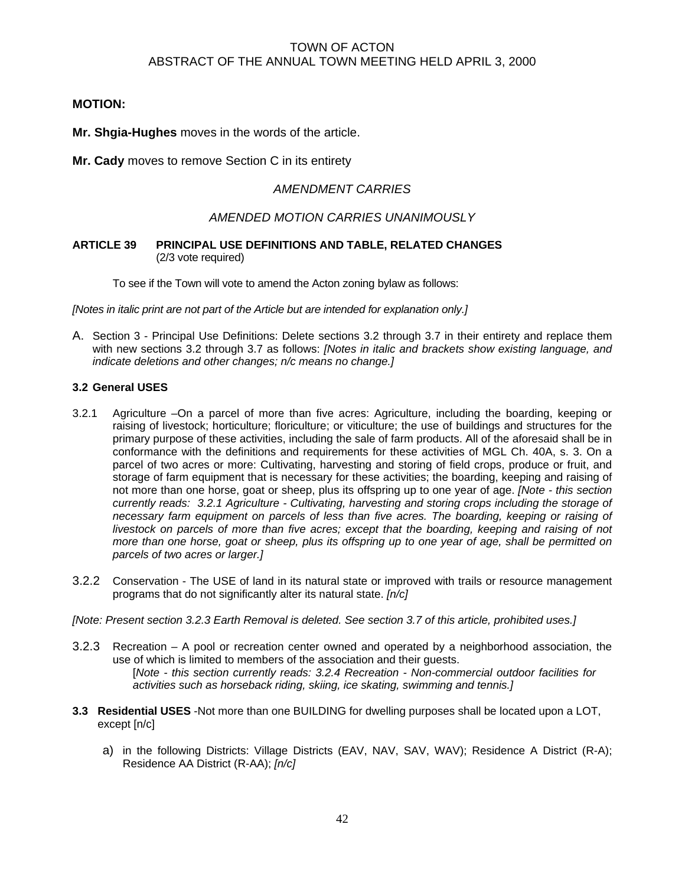**MOTION:**

**Mr. Shgia-Hughes** moves in the words of the article.

**Mr. Cady** moves to remove Section C in its entirety

*AMENDMENT CARRIES*

*AMENDED MOTION CARRIES UNANIMOUSLY*

**ARTICLE 39 PRINCIPAL USE DEFINITIONS AND TABLE, RELATED CHANGES**
(2/3 vote required)

To see if the Town will vote to amend the Acton zoning bylaw as follows:

*[Notes in italic print are not part of the Article but are intended for explanation only.]*

A. Section 3 - Principal Use Definitions: Delete sections 3.2 through 3.7 in their entirety and replace them with new sections 3.2 through 3.7 as follows: *[Notes in italic and brackets show existing language, and indicate deletions and other changes; n/c means no change.]*

**3.2 General USES**

3.2.1 Agriculture –On a parcel of more than five acres: Agriculture, including the boarding, keeping or raising of livestock; horticulture; floriculture; or viticulture; the use of buildings and structures for the primary purpose of these activities, including the sale of farm products. All of the aforesaid shall be in conformance with the definitions and requirements for these activities of MGL Ch. 40A, s. 3. On a parcel of two acres or more: Cultivating, harvesting and storing of field crops, produce or fruit, and storage of farm equipment that is necessary for these activities; the boarding, keeping and raising of not more than one horse, goat or sheep, plus its offspring up to one year of age. *[Note - this section currently reads: 3.2.1 Agriculture - Cultivating, harvesting and storing crops including the storage of necessary farm equipment on parcels of less than five acres. The boarding, keeping or raising of livestock on parcels of more than five acres; except that the boarding, keeping and raising of not more than one horse, goat or sheep, plus its offspring up to one year of age, shall be permitted on parcels of two acres or larger.]*

3.2.2 Conservation - The USE of land in its natural state or improved with trails or resource management programs that do not significantly alter its natural state. *[n/c]*

*[Note: Present section 3.2.3 Earth Removal is deleted. See section 3.7 of this article, prohibited uses.]*

3.2.3 Recreation – A pool or recreation center owned and operated by a neighborhood association, the use of which is limited to members of the association and their guests.
[*Note - this section currently reads: 3.2.4 Recreation - Non-commercial outdoor facilities for activities such as horseback riding, skiing, ice skating, swimming and tennis.]*

**3.3 Residential USES** -Not more than one BUILDING for dwelling purposes shall be located upon a LOT, except [n/c]

a) in the following Districts: Village Districts (EAV, NAV, SAV, WAV); Residence A District (R-A); Residence AA District (R-AA); *[n/c]*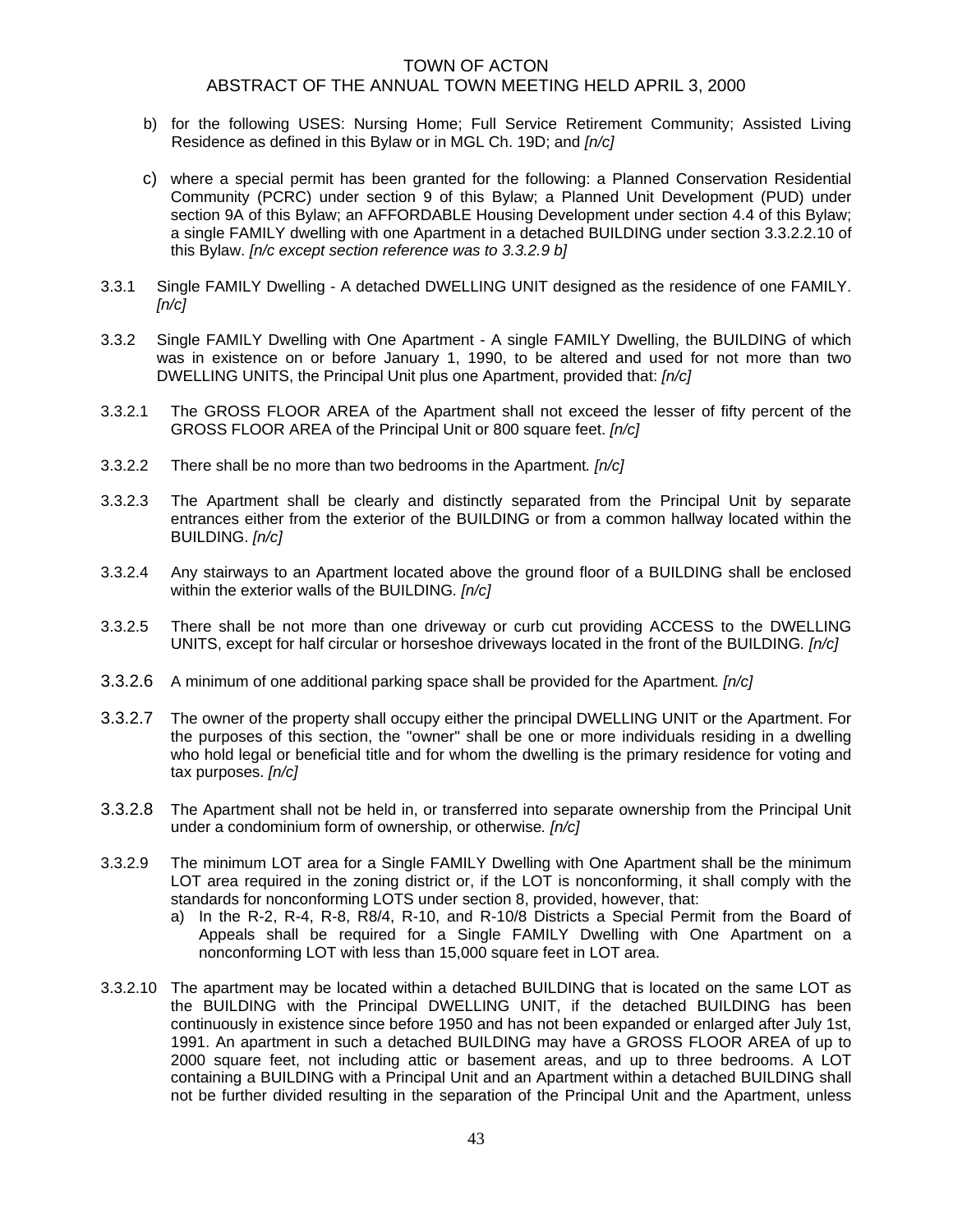b) for the following USES: Nursing Home; Full Service Retirement Community; Assisted Living Residence as defined in this Bylaw or in MGL Ch. 19D; and *[n/c]*

c) where a special permit has been granted for the following: a Planned Conservation Residential Community (PCRC) under section 9 of this Bylaw; a Planned Unit Development (PUD) under section 9A of this Bylaw; an AFFORDABLE Housing Development under section 4.4 of this Bylaw; a single FAMILY dwelling with one Apartment in a detached BUILDING under section 3.3.2.2.10 of this Bylaw. *[n/c except section reference was to 3.3.2.9 b]*

3.3.1 Single FAMILY Dwelling - A detached DWELLING UNIT designed as the residence of one FAMILY. *[n/c]*

3.3.2 Single FAMILY Dwelling with One Apartment - A single FAMILY Dwelling, the BUILDING of which was in existence on or before January 1, 1990, to be altered and used for not more than two DWELLING UNITS, the Principal Unit plus one Apartment, provided that: *[n/c]*

3.3.2.1 The GROSS FLOOR AREA of the Apartment shall not exceed the lesser of fifty percent of the GROSS FLOOR AREA of the Principal Unit or 800 square feet. *[n/c]*

3.3.2.2 There shall be no more than two bedrooms in the Apartment*. [n/c]*

3.3.2.3 The Apartment shall be clearly and distinctly separated from the Principal Unit by separate entrances either from the exterior of the BUILDING or from a common hallway located within the BUILDING. *[n/c]*

3.3.2.4 Any stairways to an Apartment located above the ground floor of a BUILDING shall be enclosed within the exterior walls of the BUILDING. *[n/c]*

3.3.2.5 There shall be not more than one driveway or curb cut providing ACCESS to the DWELLING UNITS, except for half circular or horseshoe driveways located in the front of the BUILDING. *[n/c]*

3.3.2.6 A minimum of one additional parking space shall be provided for the Apartment*. [n/c]*

3.3.2.7 The owner of the property shall occupy either the principal DWELLING UNIT or the Apartment. For the purposes of this section, the "owner" shall be one or more individuals residing in a dwelling who hold legal or beneficial title and for whom the dwelling is the primary residence for voting and tax purposes. *[n/c]*

3.3.2.8 The Apartment shall not be held in, or transferred into separate ownership from the Principal Unit under a condominium form of ownership, or otherwise*. [n/c]*

3.3.2.9 The minimum LOT area for a Single FAMILY Dwelling with One Apartment shall be the minimum LOT area required in the zoning district or, if the LOT is nonconforming, it shall comply with the standards for nonconforming LOTS under section 8, provided, however, that:

a) In the R-2, R-4, R-8, R8/4, R-10, and R-10/8 Districts a Special Permit from the Board of Appeals shall be required for a Single FAMILY Dwelling with One Apartment on a nonconforming LOT with less than 15,000 square feet in LOT area.

3.3.2.10 The apartment may be located within a detached BUILDING that is located on the same LOT as the BUILDING with the Principal DWELLING UNIT, if the detached BUILDING has been continuously in existence since before 1950 and has not been expanded or enlarged after July 1st, 1991. An apartment in such a detached BUILDING may have a GROSS FLOOR AREA of up to 2000 square feet, not including attic or basement areas, and up to three bedrooms. A LOT containing a BUILDING with a Principal Unit and an Apartment within a detached BUILDING shall not be further divided resulting in the separation of the Principal Unit and the Apartment, unless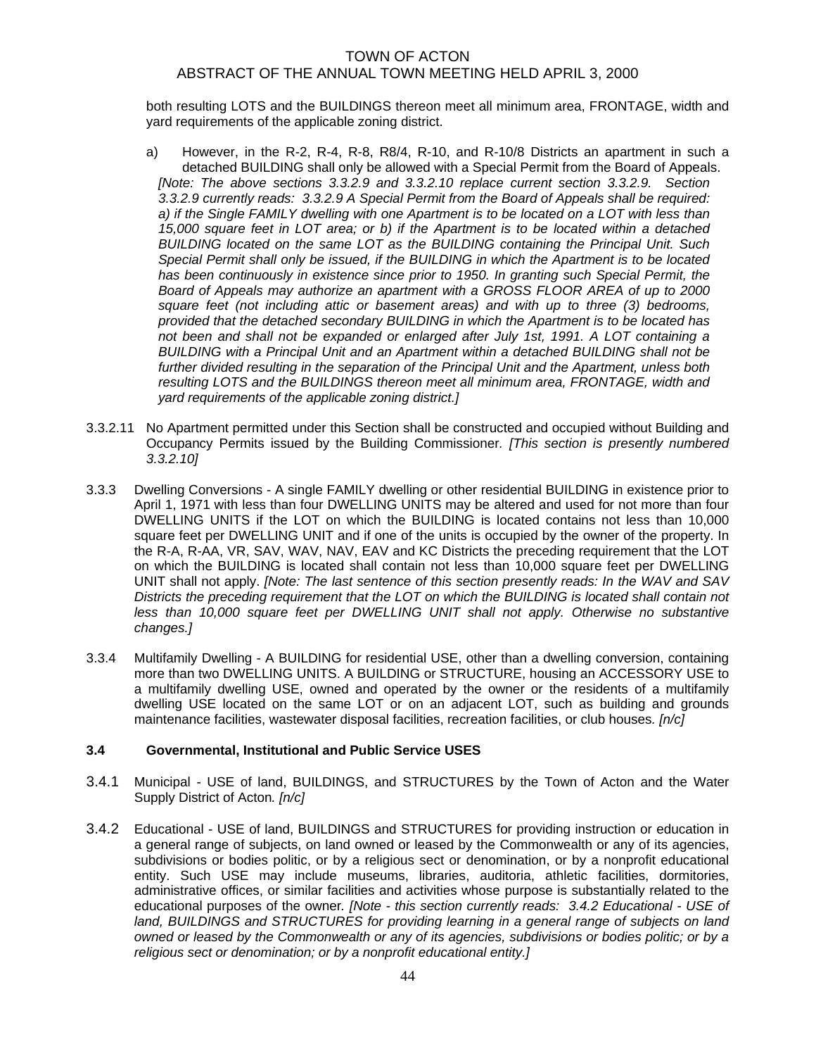both resulting LOTS and the BUILDINGS thereon meet all minimum area, FRONTAGE, width and yard requirements of the applicable zoning district.

a) However, in the R-2, R-4, R-8, R8/4, R-10, and R-10/8 Districts an apartment in such a detached BUILDING shall only be allowed with a Special Permit from the Board of Appeals. *[Note: The above sections 3.3.2.9 and 3.3.2.10 replace current section 3.3.2.9. Section 3.3.2.9 currently reads: 3.3.2.9 A Special Permit from the Board of Appeals shall be required: a) if the Single FAMILY dwelling with one Apartment is to be located on a LOT with less than 15,000 square feet in LOT area; or b) if the Apartment is to be located within a detached BUILDING located on the same LOT as the BUILDING containing the Principal Unit. Such Special Permit shall only be issued, if the BUILDING in which the Apartment is to be located has been continuously in existence since prior to 1950. In granting such Special Permit, the Board of Appeals may authorize an apartment with a GROSS FLOOR AREA of up to 2000 square feet (not including attic or basement areas) and with up to three (3) bedrooms, provided that the detached secondary BUILDING in which the Apartment is to be located has not been and shall not be expanded or enlarged after July 1st, 1991. A LOT containing a BUILDING with a Principal Unit and an Apartment within a detached BUILDING shall not be further divided resulting in the separation of the Principal Unit and the Apartment, unless both resulting LOTS and the BUILDINGS thereon meet all minimum area, FRONTAGE, width and yard requirements of the applicable zoning district.]*

3.3.2.11 No Apartment permitted under this Section shall be constructed and occupied without Building and Occupancy Permits issued by the Building Commissioner. *[This section is presently numbered 3.3.2.10]*

3.3.3 Dwelling Conversions - A single FAMILY dwelling or other residential BUILDING in existence prior to April 1, 1971 with less than four DWELLING UNITS may be altered and used for not more than four DWELLING UNITS if the LOT on which the BUILDING is located contains not less than 10,000 square feet per DWELLING UNIT and if one of the units is occupied by the owner of the property. In the R-A, R-AA, VR, SAV, WAV, NAV, EAV and KC Districts the preceding requirement that the LOT on which the BUILDING is located shall contain not less than 10,000 square feet per DWELLING UNIT shall not apply. *[Note: The last sentence of this section presently reads: In the WAV and SAV Districts the preceding requirement that the LOT on which the BUILDING is located shall contain not less than 10,000 square feet per DWELLING UNIT shall not apply. Otherwise no substantive changes.]*

3.3.4 Multifamily Dwelling - A BUILDING for residential USE, other than a dwelling conversion, containing more than two DWELLING UNITS. A BUILDING or STRUCTURE, housing an ACCESSORY USE to a multifamily dwelling USE, owned and operated by the owner or the residents of a multifamily dwelling USE located on the same LOT or on an adjacent LOT, such as building and grounds maintenance facilities, wastewater disposal facilities, recreation facilities, or club houses. *[n/c]*

### 3.4 Governmental, Institutional and Public Service USES

3.4.1 Municipal - USE of land, BUILDINGS, and STRUCTURES by the Town of Acton and the Water Supply District of Acton. *[n/c]*

3.4.2 Educational - USE of land, BUILDINGS and STRUCTURES for providing instruction or education in a general range of subjects, on land owned or leased by the Commonwealth or any of its agencies, subdivisions or bodies politic, or by a religious sect or denomination, or by a nonprofit educational entity. Such USE may include museums, libraries, auditoria, athletic facilities, dormitories, administrative offices, or similar facilities and activities whose purpose is substantially related to the educational purposes of the owner. *[Note - this section currently reads: 3.4.2 Educational - USE of land, BUILDINGS and STRUCTURES for providing learning in a general range of subjects on land owned or leased by the Commonwealth or any of its agencies, subdivisions or bodies politic; or by a religious sect or denomination; or by a nonprofit educational entity.]*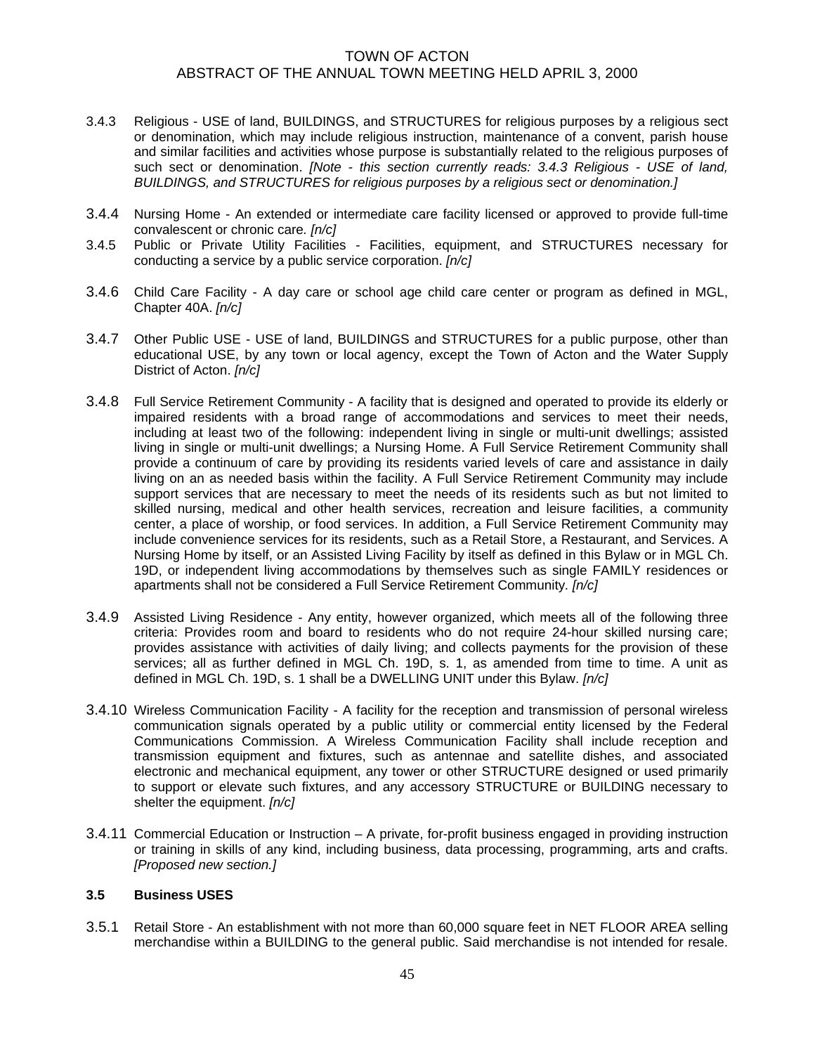3.4.3 Religious - USE of land, BUILDINGS, and STRUCTURES for religious purposes by a religious sect or denomination, which may include religious instruction, maintenance of a convent, parish house and similar facilities and activities whose purpose is substantially related to the religious purposes of such sect or denomination. *[Note - this section currently reads: 3.4.3 Religious - USE of land, BUILDINGS, and STRUCTURES for religious purposes by a religious sect or denomination.]*

3.4.4 Nursing Home - An extended or intermediate care facility licensed or approved to provide full-time convalescent or chronic care. *[n/c]*

3.4.5 Public or Private Utility Facilities - Facilities, equipment, and STRUCTURES necessary for conducting a service by a public service corporation. *[n/c]*

3.4.6 Child Care Facility - A day care or school age child care center or program as defined in MGL, Chapter 40A. *[n/c]*

3.4.7 Other Public USE - USE of land, BUILDINGS and STRUCTURES for a public purpose, other than educational USE, by any town or local agency, except the Town of Acton and the Water Supply District of Acton. *[n/c]*

3.4.8 Full Service Retirement Community - A facility that is designed and operated to provide its elderly or impaired residents with a broad range of accommodations and services to meet their needs, including at least two of the following: independent living in single or multi-unit dwellings; assisted living in single or multi-unit dwellings; a Nursing Home. A Full Service Retirement Community shall provide a continuum of care by providing its residents varied levels of care and assistance in daily living on an as needed basis within the facility. A Full Service Retirement Community may include support services that are necessary to meet the needs of its residents such as but not limited to skilled nursing, medical and other health services, recreation and leisure facilities, a community center, a place of worship, or food services. In addition, a Full Service Retirement Community may include convenience services for its residents, such as a Retail Store, a Restaurant, and Services. A Nursing Home by itself, or an Assisted Living Facility by itself as defined in this Bylaw or in MGL Ch. 19D, or independent living accommodations by themselves such as single FAMILY residences or apartments shall not be considered a Full Service Retirement Community. *[n/c]*

3.4.9 Assisted Living Residence - Any entity, however organized, which meets all of the following three criteria: Provides room and board to residents who do not require 24-hour skilled nursing care; provides assistance with activities of daily living; and collects payments for the provision of these services; all as further defined in MGL Ch. 19D, s. 1, as amended from time to time. A unit as defined in MGL Ch. 19D, s. 1 shall be a DWELLING UNIT under this Bylaw. *[n/c]*

3.4.10 Wireless Communication Facility - A facility for the reception and transmission of personal wireless communication signals operated by a public utility or commercial entity licensed by the Federal Communications Commission. A Wireless Communication Facility shall include reception and transmission equipment and fixtures, such as antennae and satellite dishes, and associated electronic and mechanical equipment, any tower or other STRUCTURE designed or used primarily to support or elevate such fixtures, and any accessory STRUCTURE or BUILDING necessary to shelter the equipment. *[n/c]*

3.4.11 Commercial Education or Instruction – A private, for-profit business engaged in providing instruction or training in skills of any kind, including business, data processing, programming, arts and crafts. *[Proposed new section.]*

**3.5 Business USES**

3.5.1 Retail Store - An establishment with not more than 60,000 square feet in NET FLOOR AREA selling merchandise within a BUILDING to the general public. Said merchandise is not intended for resale.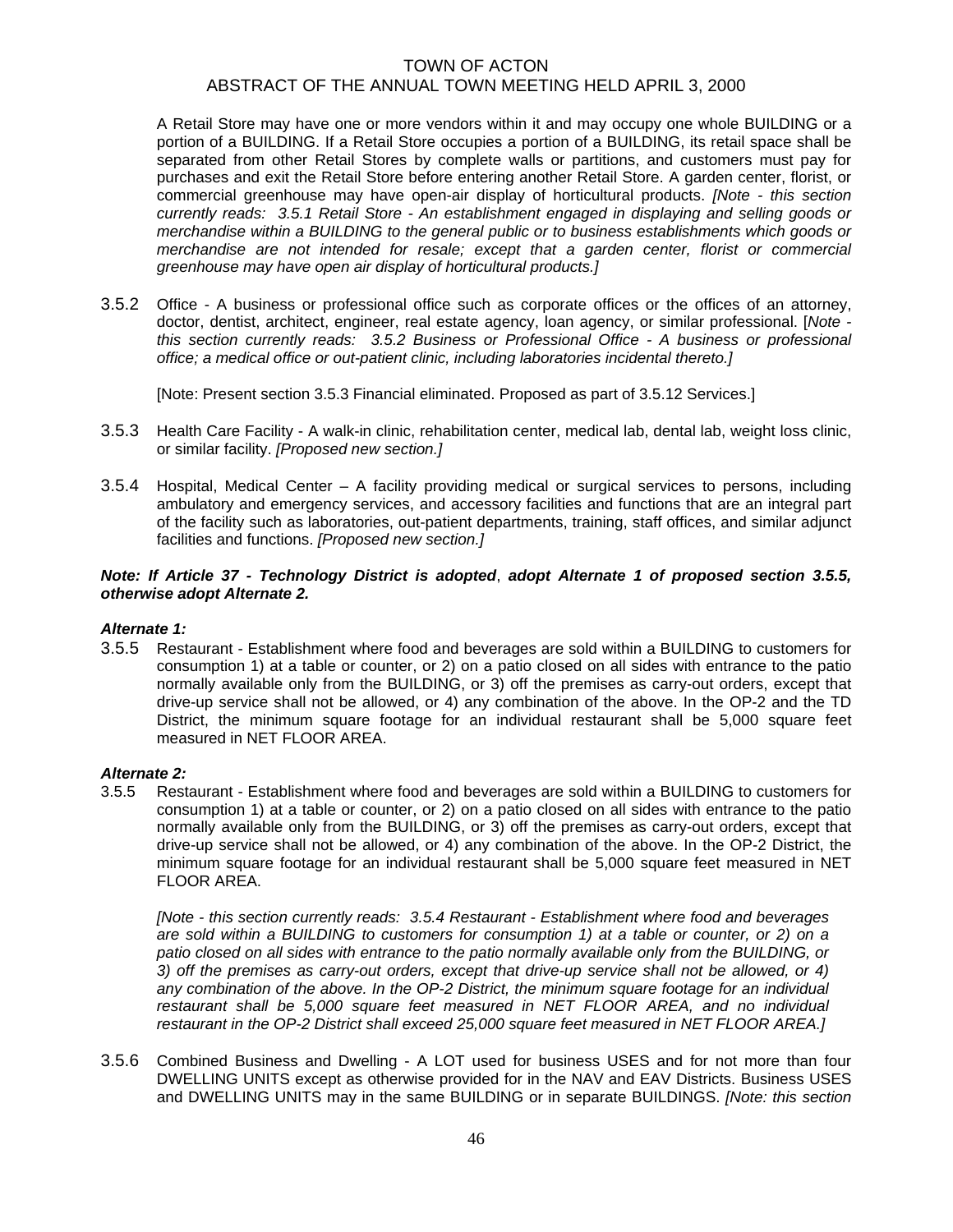A Retail Store may have one or more vendors within it and may occupy one whole BUILDING or a portion of a BUILDING. If a Retail Store occupies a portion of a BUILDING, its retail space shall be separated from other Retail Stores by complete walls or partitions, and customers must pay for purchases and exit the Retail Store before entering another Retail Store. A garden center, florist, or commercial greenhouse may have open-air display of horticultural products. *[Note - this section currently reads: 3.5.1 Retail Store - An establishment engaged in displaying and selling goods or merchandise within a BUILDING to the general public or to business establishments which goods or merchandise are not intended for resale; except that a garden center, florist or commercial greenhouse may have open air display of horticultural products.]*

3.5.2 Office - A business or professional office such as corporate offices or the offices of an attorney, doctor, dentist, architect, engineer, real estate agency, loan agency, or similar professional. [*Note - this section currently reads: 3.5.2 Business or Professional Office - A business or professional office; a medical office or out-patient clinic, including laboratories incidental thereto.]*

[Note: Present section 3.5.3 Financial eliminated. Proposed as part of 3.5.12 Services.]

3.5.3 Health Care Facility - A walk-in clinic, rehabilitation center, medical lab, dental lab, weight loss clinic, or similar facility. *[Proposed new section.]*

3.5.4 Hospital, Medical Center – A facility providing medical or surgical services to persons, including ambulatory and emergency services, and accessory facilities and functions that are an integral part of the facility such as laboratories, out-patient departments, training, staff offices, and similar adjunct facilities and functions. *[Proposed new section.]*

***Note: If Article 37 - Technology District is adopted*, *adopt Alternate 1 of proposed section 3.5.5, otherwise adopt Alternate 2.***

***Alternate 1:***

3.5.5 Restaurant - Establishment where food and beverages are sold within a BUILDING to customers for consumption 1) at a table or counter, or 2) on a patio closed on all sides with entrance to the patio normally available only from the BUILDING, or 3) off the premises as carry-out orders, except that drive-up service shall not be allowed, or 4) any combination of the above. In the OP-2 and the TD District, the minimum square footage for an individual restaurant shall be 5,000 square feet measured in NET FLOOR AREA.

***Alternate 2:***

3.5.5 Restaurant - Establishment where food and beverages are sold within a BUILDING to customers for consumption 1) at a table or counter, or 2) on a patio closed on all sides with entrance to the patio normally available only from the BUILDING, or 3) off the premises as carry-out orders, except that drive-up service shall not be allowed, or 4) any combination of the above. In the OP-2 District, the minimum square footage for an individual restaurant shall be 5,000 square feet measured in NET FLOOR AREA.

*[Note - this section currently reads: 3.5.4 Restaurant - Establishment where food and beverages are sold within a BUILDING to customers for consumption 1) at a table or counter, or 2) on a patio closed on all sides with entrance to the patio normally available only from the BUILDING, or 3) off the premises as carry-out orders, except that drive-up service shall not be allowed, or 4) any combination of the above. In the OP-2 District, the minimum square footage for an individual restaurant shall be 5,000 square feet measured in NET FLOOR AREA, and no individual restaurant in the OP-2 District shall exceed 25,000 square feet measured in NET FLOOR AREA.]*

3.5.6 Combined Business and Dwelling - A LOT used for business USES and for not more than four DWELLING UNITS except as otherwise provided for in the NAV and EAV Districts. Business USES and DWELLING UNITS may in the same BUILDING or in separate BUILDINGS. *[Note: this section*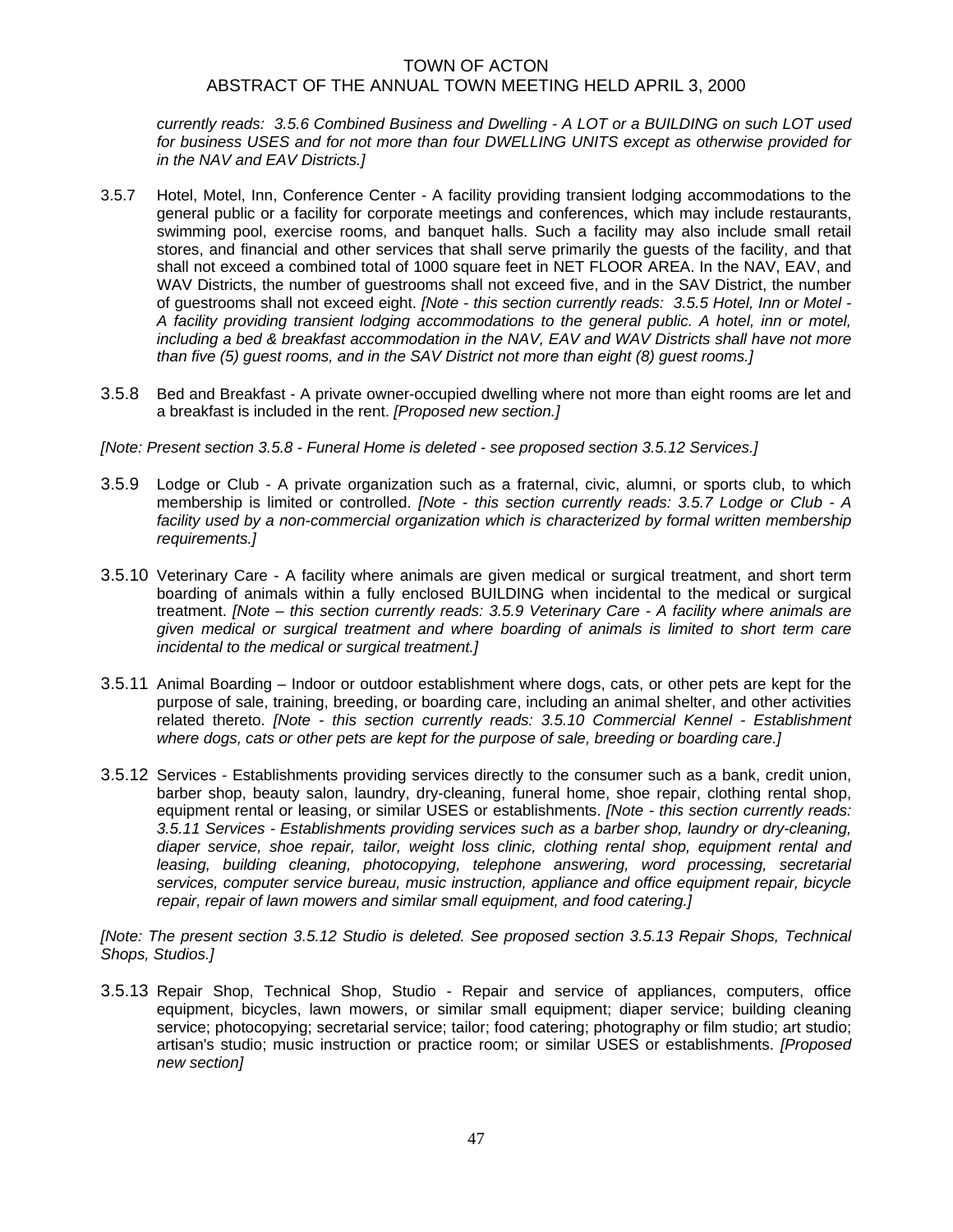*currently reads: 3.5.6 Combined Business and Dwelling - A LOT or a BUILDING on such LOT used for business USES and for not more than four DWELLING UNITS except as otherwise provided for in the NAV and EAV Districts.]*

3.5.7 Hotel, Motel, Inn, Conference Center - A facility providing transient lodging accommodations to the general public or a facility for corporate meetings and conferences, which may include restaurants, swimming pool, exercise rooms, and banquet halls. Such a facility may also include small retail stores, and financial and other services that shall serve primarily the guests of the facility, and that shall not exceed a combined total of 1000 square feet in NET FLOOR AREA. In the NAV, EAV, and WAV Districts, the number of guestrooms shall not exceed five, and in the SAV District, the number of guestrooms shall not exceed eight. *[Note - this section currently reads: 3.5.5 Hotel, Inn or Motel - A facility providing transient lodging accommodations to the general public. A hotel, inn or motel, including a bed & breakfast accommodation in the NAV, EAV and WAV Districts shall have not more than five (5) guest rooms, and in the SAV District not more than eight (8) guest rooms.]*

3.5.8 Bed and Breakfast - A private owner-occupied dwelling where not more than eight rooms are let and a breakfast is included in the rent. *[Proposed new section.]*

*[Note: Present section 3.5.8 - Funeral Home is deleted - see proposed section 3.5.12 Services.]*

3.5.9 Lodge or Club - A private organization such as a fraternal, civic, alumni, or sports club, to which membership is limited or controlled. *[Note - this section currently reads: 3.5.7 Lodge or Club - A facility used by a non-commercial organization which is characterized by formal written membership requirements.]*

3.5.10 Veterinary Care - A facility where animals are given medical or surgical treatment, and short term boarding of animals within a fully enclosed BUILDING when incidental to the medical or surgical treatment. *[Note – this section currently reads: 3.5.9 Veterinary Care - A facility where animals are given medical or surgical treatment and where boarding of animals is limited to short term care incidental to the medical or surgical treatment.]*

3.5.11 Animal Boarding – Indoor or outdoor establishment where dogs, cats, or other pets are kept for the purpose of sale, training, breeding, or boarding care, including an animal shelter, and other activities related thereto. *[Note - this section currently reads: 3.5.10 Commercial Kennel - Establishment where dogs, cats or other pets are kept for the purpose of sale, breeding or boarding care.]*

3.5.12 Services - Establishments providing services directly to the consumer such as a bank, credit union, barber shop, beauty salon, laundry, dry-cleaning, funeral home, shoe repair, clothing rental shop, equipment rental or leasing, or similar USES or establishments. *[Note - this section currently reads: 3.5.11 Services - Establishments providing services such as a barber shop, laundry or dry-cleaning, diaper service, shoe repair, tailor, weight loss clinic, clothing rental shop, equipment rental and leasing, building cleaning, photocopying, telephone answering, word processing, secretarial services, computer service bureau, music instruction, appliance and office equipment repair, bicycle repair, repair of lawn mowers and similar small equipment, and food catering.]*

*[Note: The present section 3.5.12 Studio is deleted. See proposed section 3.5.13 Repair Shops, Technical Shops, Studios.]*

3.5.13 Repair Shop, Technical Shop, Studio - Repair and service of appliances, computers, office equipment, bicycles, lawn mowers, or similar small equipment; diaper service; building cleaning service; photocopying; secretarial service; tailor; food catering; photography or film studio; art studio; artisan's studio; music instruction or practice room; or similar USES or establishments. *[Proposed new section]*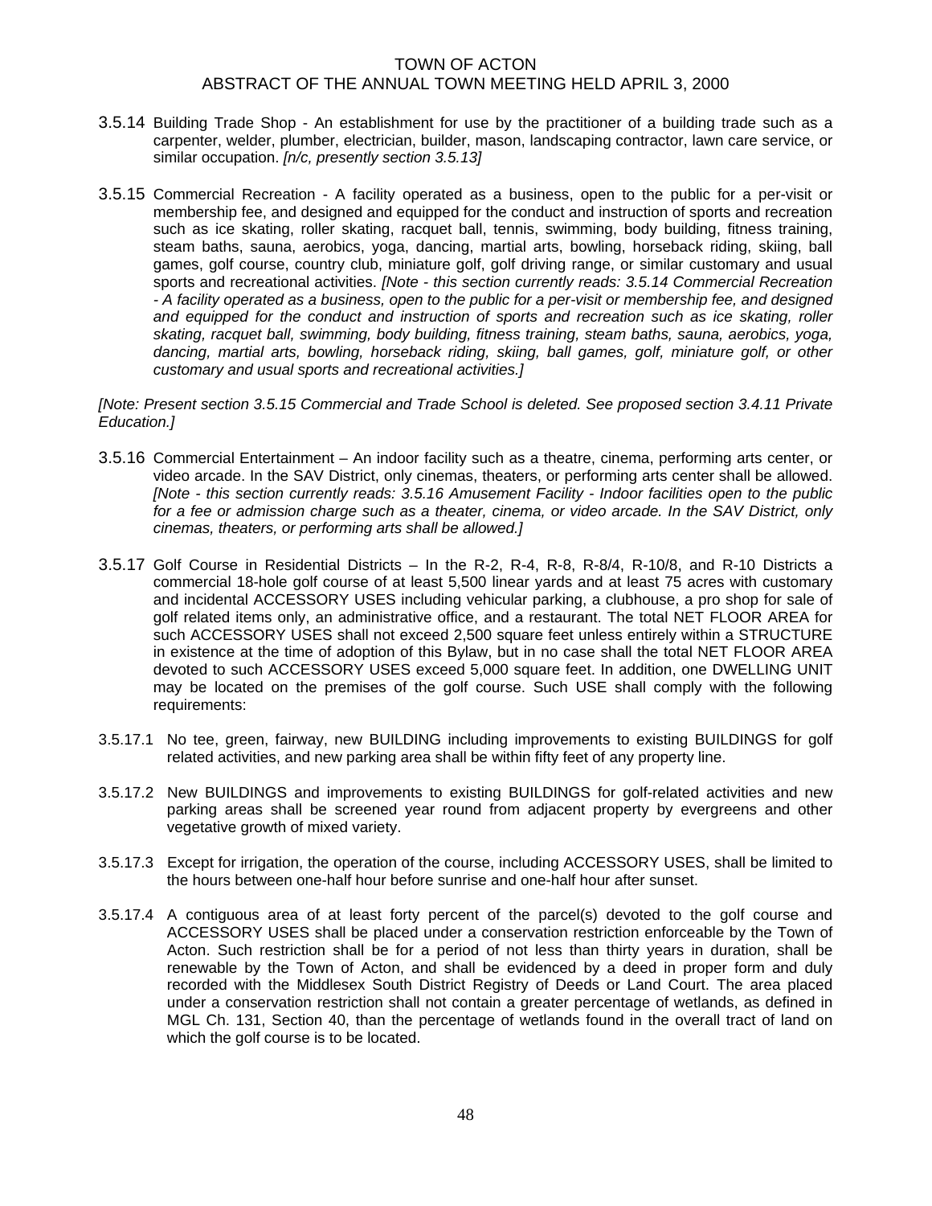3.5.14 Building Trade Shop - An establishment for use by the practitioner of a building trade such as a carpenter, welder, plumber, electrician, builder, mason, landscaping contractor, lawn care service, or similar occupation. *[n/c, presently section 3.5.13]*

3.5.15 Commercial Recreation - A facility operated as a business, open to the public for a per-visit or membership fee, and designed and equipped for the conduct and instruction of sports and recreation such as ice skating, roller skating, racquet ball, tennis, swimming, body building, fitness training, steam baths, sauna, aerobics, yoga, dancing, martial arts, bowling, horseback riding, skiing, ball games, golf course, country club, miniature golf, golf driving range, or similar customary and usual sports and recreational activities. *[Note - this section currently reads: 3.5.14 Commercial Recreation - A facility operated as a business, open to the public for a per-visit or membership fee, and designed and equipped for the conduct and instruction of sports and recreation such as ice skating, roller skating, racquet ball, swimming, body building, fitness training, steam baths, sauna, aerobics, yoga, dancing, martial arts, bowling, horseback riding, skiing, ball games, golf, miniature golf, or other customary and usual sports and recreational activities.]*

*[Note: Present section 3.5.15 Commercial and Trade School is deleted. See proposed section 3.4.11 Private Education.]*

3.5.16 Commercial Entertainment – An indoor facility such as a theatre, cinema, performing arts center, or video arcade. In the SAV District, only cinemas, theaters, or performing arts center shall be allowed. *[Note - this section currently reads: 3.5.16 Amusement Facility - Indoor facilities open to the public for a fee or admission charge such as a theater, cinema, or video arcade. In the SAV District, only cinemas, theaters, or performing arts shall be allowed.]*

3.5.17 Golf Course in Residential Districts – In the R-2, R-4, R-8, R-8/4, R-10/8, and R-10 Districts a commercial 18-hole golf course of at least 5,500 linear yards and at least 75 acres with customary and incidental ACCESSORY USES including vehicular parking, a clubhouse, a pro shop for sale of golf related items only, an administrative office, and a restaurant. The total NET FLOOR AREA for such ACCESSORY USES shall not exceed 2,500 square feet unless entirely within a STRUCTURE in existence at the time of adoption of this Bylaw, but in no case shall the total NET FLOOR AREA devoted to such ACCESSORY USES exceed 5,000 square feet. In addition, one DWELLING UNIT may be located on the premises of the golf course. Such USE shall comply with the following requirements:

3.5.17.1 No tee, green, fairway, new BUILDING including improvements to existing BUILDINGS for golf related activities, and new parking area shall be within fifty feet of any property line.

3.5.17.2 New BUILDINGS and improvements to existing BUILDINGS for golf-related activities and new parking areas shall be screened year round from adjacent property by evergreens and other vegetative growth of mixed variety.

3.5.17.3 Except for irrigation, the operation of the course, including ACCESSORY USES, shall be limited to the hours between one-half hour before sunrise and one-half hour after sunset.

3.5.17.4 A contiguous area of at least forty percent of the parcel(s) devoted to the golf course and ACCESSORY USES shall be placed under a conservation restriction enforceable by the Town of Acton. Such restriction shall be for a period of not less than thirty years in duration, shall be renewable by the Town of Acton, and shall be evidenced by a deed in proper form and duly recorded with the Middlesex South District Registry of Deeds or Land Court. The area placed under a conservation restriction shall not contain a greater percentage of wetlands, as defined in MGL Ch. 131, Section 40, than the percentage of wetlands found in the overall tract of land on which the golf course is to be located.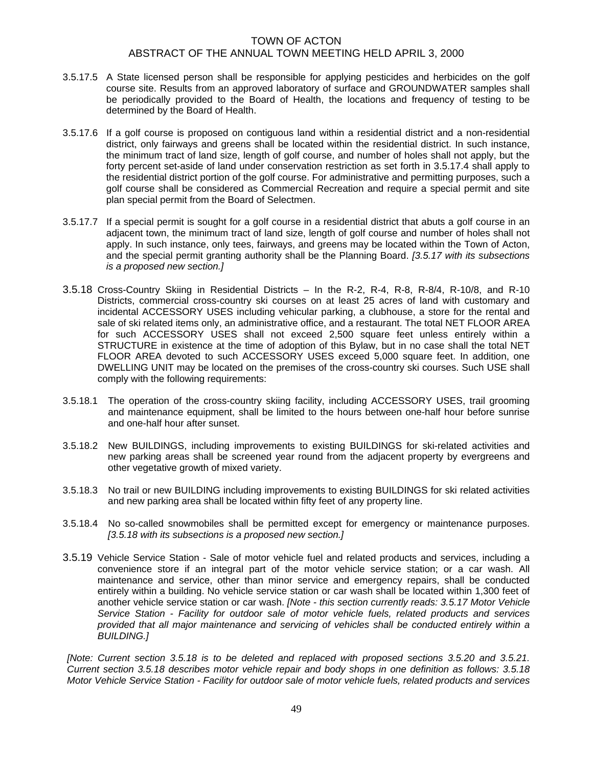3.5.17.5 A State licensed person shall be responsible for applying pesticides and herbicides on the golf course site. Results from an approved laboratory of surface and GROUNDWATER samples shall be periodically provided to the Board of Health, the locations and frequency of testing to be determined by the Board of Health.

3.5.17.6 If a golf course is proposed on contiguous land within a residential district and a non-residential district, only fairways and greens shall be located within the residential district. In such instance, the minimum tract of land size, length of golf course, and number of holes shall not apply, but the forty percent set-aside of land under conservation restriction as set forth in 3.5.17.4 shall apply to the residential district portion of the golf course. For administrative and permitting purposes, such a golf course shall be considered as Commercial Recreation and require a special permit and site plan special permit from the Board of Selectmen.

3.5.17.7 If a special permit is sought for a golf course in a residential district that abuts a golf course in an adjacent town, the minimum tract of land size, length of golf course and number of holes shall not apply. In such instance, only tees, fairways, and greens may be located within the Town of Acton, and the special permit granting authority shall be the Planning Board. *[3.5.17 with its subsections is a proposed new section.]*

3.5.18 Cross-Country Skiing in Residential Districts – In the R-2, R-4, R-8, R-8/4, R-10/8, and R-10 Districts, commercial cross-country ski courses on at least 25 acres of land with customary and incidental ACCESSORY USES including vehicular parking, a clubhouse, a store for the rental and sale of ski related items only, an administrative office, and a restaurant. The total NET FLOOR AREA for such ACCESSORY USES shall not exceed 2,500 square feet unless entirely within a STRUCTURE in existence at the time of adoption of this Bylaw, but in no case shall the total NET FLOOR AREA devoted to such ACCESSORY USES exceed 5,000 square feet. In addition, one DWELLING UNIT may be located on the premises of the cross-country ski courses. Such USE shall comply with the following requirements:

3.5.18.1 The operation of the cross-country skiing facility, including ACCESSORY USES, trail grooming and maintenance equipment, shall be limited to the hours between one-half hour before sunrise and one-half hour after sunset.

3.5.18.2 New BUILDINGS, including improvements to existing BUILDINGS for ski-related activities and new parking areas shall be screened year round from the adjacent property by evergreens and other vegetative growth of mixed variety.

3.5.18.3 No trail or new BUILDING including improvements to existing BUILDINGS for ski related activities and new parking area shall be located within fifty feet of any property line.

3.5.18.4 No so-called snowmobiles shall be permitted except for emergency or maintenance purposes. *[3.5.18 with its subsections is a proposed new section.]*

3.5.19 Vehicle Service Station - Sale of motor vehicle fuel and related products and services, including a convenience store if an integral part of the motor vehicle service station; or a car wash. All maintenance and service, other than minor service and emergency repairs, shall be conducted entirely within a building. No vehicle service station or car wash shall be located within 1,300 feet of another vehicle service station or car wash. *[Note - this section currently reads: 3.5.17 Motor Vehicle Service Station - Facility for outdoor sale of motor vehicle fuels, related products and services provided that all major maintenance and servicing of vehicles shall be conducted entirely within a BUILDING.]*

*[Note: Current section 3.5.18 is to be deleted and replaced with proposed sections 3.5.20 and 3.5.21. Current section 3.5.18 describes motor vehicle repair and body shops in one definition as follows: 3.5.18 Motor Vehicle Service Station - Facility for outdoor sale of motor vehicle fuels, related products and services*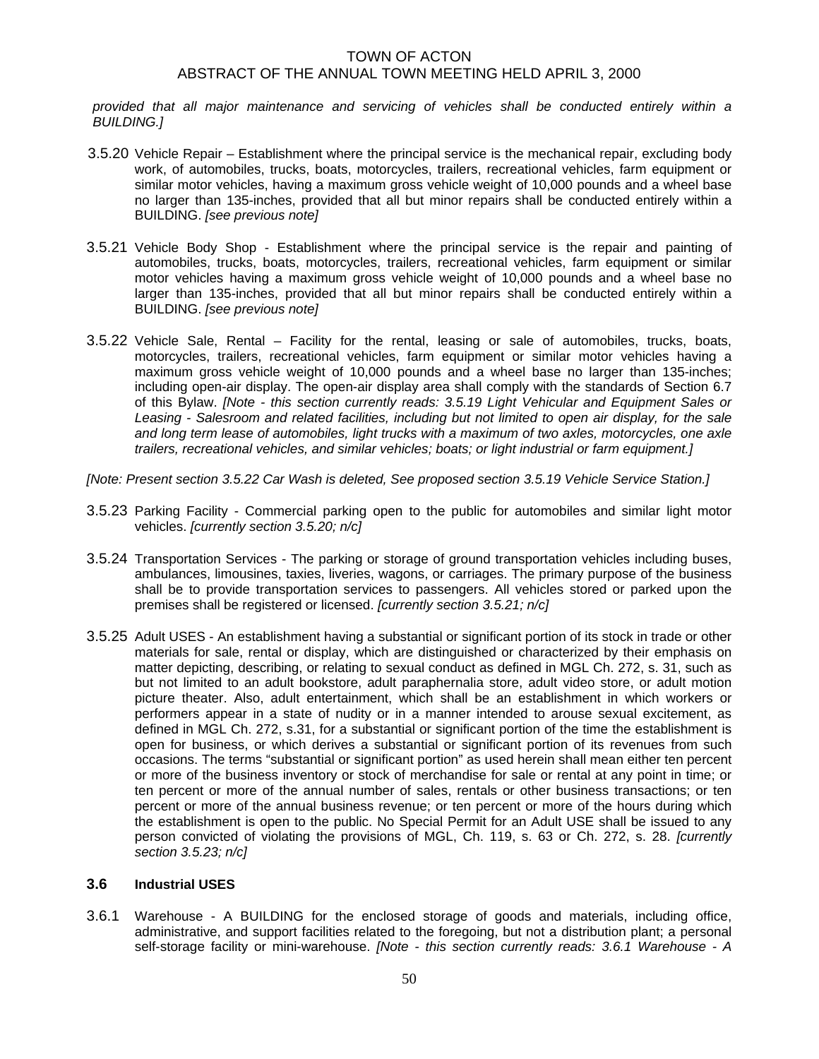*provided that all major maintenance and servicing of vehicles shall be conducted entirely within a BUILDING.]*

3.5.20 Vehicle Repair – Establishment where the principal service is the mechanical repair, excluding body work, of automobiles, trucks, boats, motorcycles, trailers, recreational vehicles, farm equipment or similar motor vehicles, having a maximum gross vehicle weight of 10,000 pounds and a wheel base no larger than 135-inches, provided that all but minor repairs shall be conducted entirely within a BUILDING. *[see previous note]*

3.5.21 Vehicle Body Shop - Establishment where the principal service is the repair and painting of automobiles, trucks, boats, motorcycles, trailers, recreational vehicles, farm equipment or similar motor vehicles having a maximum gross vehicle weight of 10,000 pounds and a wheel base no larger than 135-inches, provided that all but minor repairs shall be conducted entirely within a BUILDING. *[see previous note]*

3.5.22 Vehicle Sale, Rental – Facility for the rental, leasing or sale of automobiles, trucks, boats, motorcycles, trailers, recreational vehicles, farm equipment or similar motor vehicles having a maximum gross vehicle weight of 10,000 pounds and a wheel base no larger than 135-inches; including open-air display. The open-air display area shall comply with the standards of Section 6.7 of this Bylaw. *[Note - this section currently reads: 3.5.19 Light Vehicular and Equipment Sales or Leasing - Salesroom and related facilities, including but not limited to open air display, for the sale and long term lease of automobiles, light trucks with a maximum of two axles, motorcycles, one axle trailers, recreational vehicles, and similar vehicles; boats; or light industrial or farm equipment.]*

*[Note: Present section 3.5.22 Car Wash is deleted, See proposed section 3.5.19 Vehicle Service Station.]*

3.5.23 Parking Facility - Commercial parking open to the public for automobiles and similar light motor vehicles. *[currently section 3.5.20; n/c]*

3.5.24 Transportation Services - The parking or storage of ground transportation vehicles including buses, ambulances, limousines, taxies, liveries, wagons, or carriages. The primary purpose of the business shall be to provide transportation services to passengers. All vehicles stored or parked upon the premises shall be registered or licensed. *[currently section 3.5.21; n/c]*

3.5.25 Adult USES - An establishment having a substantial or significant portion of its stock in trade or other materials for sale, rental or display, which are distinguished or characterized by their emphasis on matter depicting, describing, or relating to sexual conduct as defined in MGL Ch. 272, s. 31, such as but not limited to an adult bookstore, adult paraphernalia store, adult video store, or adult motion picture theater. Also, adult entertainment, which shall be an establishment in which workers or performers appear in a state of nudity or in a manner intended to arouse sexual excitement, as defined in MGL Ch. 272, s.31, for a substantial or significant portion of the time the establishment is open for business, or which derives a substantial or significant portion of its revenues from such occasions. The terms "substantial or significant portion" as used herein shall mean either ten percent or more of the business inventory or stock of merchandise for sale or rental at any point in time; or ten percent or more of the annual number of sales, rentals or other business transactions; or ten percent or more of the annual business revenue; or ten percent or more of the hours during which the establishment is open to the public. No Special Permit for an Adult USE shall be issued to any person convicted of violating the provisions of MGL, Ch. 119, s. 63 or Ch. 272, s. 28. *[currently section 3.5.23; n/c]*

### 3.6 Industrial USES

3.6.1 Warehouse - A BUILDING for the enclosed storage of goods and materials, including office, administrative, and support facilities related to the foregoing, but not a distribution plant; a personal self-storage facility or mini-warehouse. *[Note - this section currently reads: 3.6.1 Warehouse - A*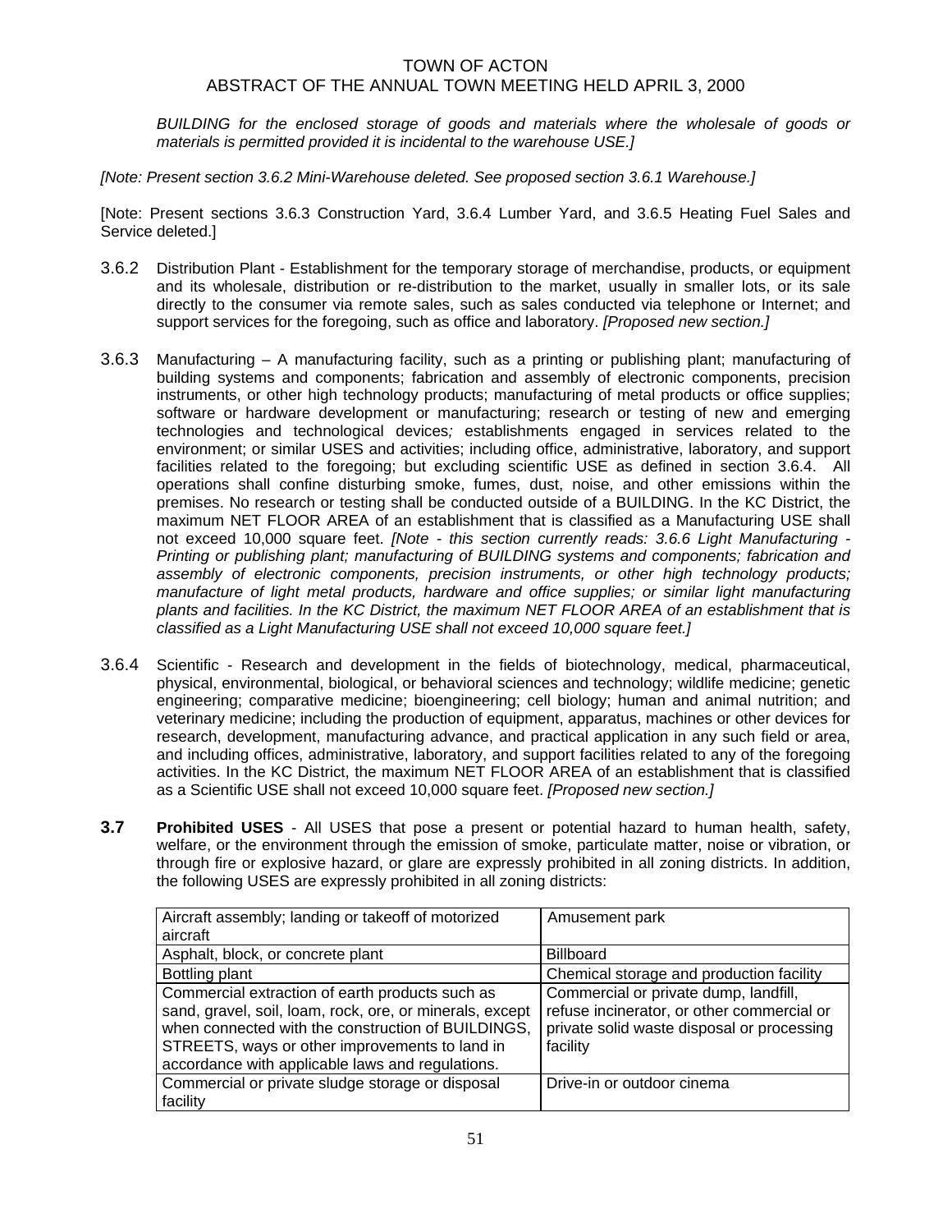*BUILDING for the enclosed storage of goods and materials where the wholesale of goods or materials is permitted provided it is incidental to the warehouse USE.]*

*[Note: Present section 3.6.2 Mini-Warehouse deleted. See proposed section 3.6.1 Warehouse.]*

[Note: Present sections 3.6.3 Construction Yard, 3.6.4 Lumber Yard, and 3.6.5 Heating Fuel Sales and Service deleted.]

3.6.2 Distribution Plant - Establishment for the temporary storage of merchandise, products, or equipment and its wholesale, distribution or re-distribution to the market, usually in smaller lots, or its sale directly to the consumer via remote sales, such as sales conducted via telephone or Internet; and support services for the foregoing, such as office and laboratory. *[Proposed new section.]*

3.6.3 Manufacturing – A manufacturing facility, such as a printing or publishing plant; manufacturing of building systems and components; fabrication and assembly of electronic components, precision instruments, or other high technology products; manufacturing of metal products or office supplies; software or hardware development or manufacturing; research or testing of new and emerging technologies and technological devices*;* establishments engaged in services related to the environment; or similar USES and activities; including office, administrative, laboratory, and support facilities related to the foregoing; but excluding scientific USE as defined in section 3.6.4. All operations shall confine disturbing smoke, fumes, dust, noise, and other emissions within the premises. No research or testing shall be conducted outside of a BUILDING. In the KC District, the maximum NET FLOOR AREA of an establishment that is classified as a Manufacturing USE shall not exceed 10,000 square feet. *[Note - this section currently reads: 3.6.6 Light Manufacturing - Printing or publishing plant; manufacturing of BUILDING systems and components; fabrication and assembly of electronic components, precision instruments, or other high technology products; manufacture of light metal products, hardware and office supplies; or similar light manufacturing plants and facilities. In the KC District, the maximum NET FLOOR AREA of an establishment that is classified as a Light Manufacturing USE shall not exceed 10,000 square feet.]*

3.6.4 Scientific - Research and development in the fields of biotechnology, medical, pharmaceutical, physical, environmental, biological, or behavioral sciences and technology; wildlife medicine; genetic engineering; comparative medicine; bioengineering; cell biology; human and animal nutrition; and veterinary medicine; including the production of equipment, apparatus, machines or other devices for research, development, manufacturing advance, and practical application in any such field or area, and including offices, administrative, laboratory, and support facilities related to any of the foregoing activities. In the KC District, the maximum NET FLOOR AREA of an establishment that is classified as a Scientific USE shall not exceed 10,000 square feet. *[Proposed new section.]*

**3.7 Prohibited USES** - All USES that pose a present or potential hazard to human health, safety, welfare, or the environment through the emission of smoke, particulate matter, noise or vibration, or through fire or explosive hazard, or glare are expressly prohibited in all zoning districts. In addition, the following USES are expressly prohibited in all zoning districts:

| | |
|---|---|
| Aircraft assembly; landing or takeoff of motorized aircraft | Amusement park |
| Asphalt, block, or concrete plant | Billboard |
| Bottling plant | Chemical storage and production facility |
| Commercial extraction of earth products such as sand, gravel, soil, loam, rock, ore, or minerals, except when connected with the construction of BUILDINGS, STREETS, ways or other improvements to land in accordance with applicable laws and regulations. | Commercial or private dump, landfill, refuse incinerator, or other commercial or private solid waste disposal or processing facility |
| Commercial or private sludge storage or disposal facility | Drive-in or outdoor cinema |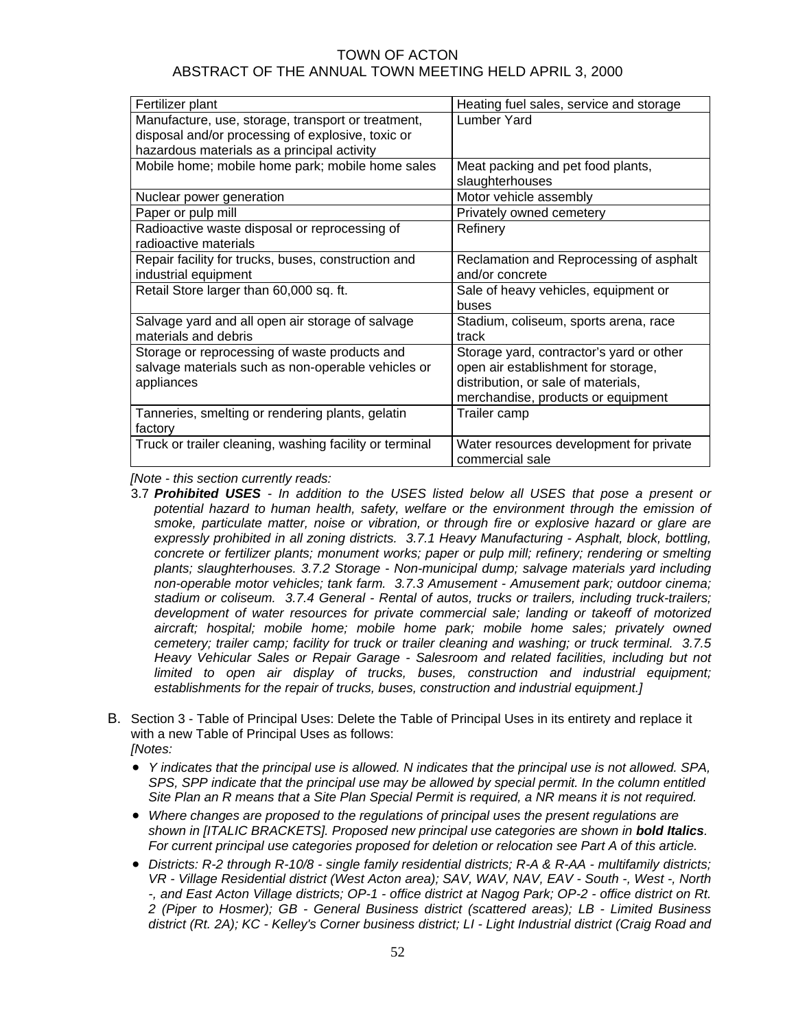| Fertilizer plant | Heating fuel sales, service and storage |
|---|---|
| Manufacture, use, storage, transport or treatment, disposal and/or processing of explosive, toxic or hazardous materials as a principal activity | Lumber Yard |
| Mobile home; mobile home park; mobile home sales | Meat packing and pet food plants, slaughterhouses |
| Nuclear power generation | Motor vehicle assembly |
| Paper or pulp mill | Privately owned cemetery |
| Radioactive waste disposal or reprocessing of radioactive materials | Refinery |
| Repair facility for trucks, buses, construction and industrial equipment | Reclamation and Reprocessing of asphalt and/or concrete |
| Retail Store larger than 60,000 sq. ft. | Sale of heavy vehicles, equipment or buses |
| Salvage yard and all open air storage of salvage materials and debris | Stadium, coliseum, sports arena, race track |
| Storage or reprocessing of waste products and salvage materials such as non-operable vehicles or appliances | Storage yard, contractor's yard or other open air establishment for storage, distribution, or sale of materials, merchandise, products or equipment |
| Tanneries, smelting or rendering plants, gelatin factory | Trailer camp |
| Truck or trailer cleaning, washing facility or terminal | Water resources development for private commercial sale |

*[Note - this section currently reads:*

3.7 ***Prohibited USES*** *- In addition to the USES listed below all USES that pose a present or potential hazard to human health, safety, welfare or the environment through the emission of smoke, particulate matter, noise or vibration, or through fire or explosive hazard or glare are expressly prohibited in all zoning districts. 3.7.1 Heavy Manufacturing - Asphalt, block, bottling, concrete or fertilizer plants; monument works; paper or pulp mill; refinery; rendering or smelting plants; slaughterhouses. 3.7.2 Storage - Non-municipal dump; salvage materials yard including non-operable motor vehicles; tank farm. 3.7.3 Amusement - Amusement park; outdoor cinema; stadium or coliseum. 3.7.4 General - Rental of autos, trucks or trailers, including truck-trailers; development of water resources for private commercial sale; landing or takeoff of motorized aircraft; hospital; mobile home; mobile home park; mobile home sales; privately owned cemetery; trailer camp; facility for truck or trailer cleaning and washing; or truck terminal. 3.7.5 Heavy Vehicular Sales or Repair Garage - Salesroom and related facilities, including but not limited to open air display of trucks, buses, construction and industrial equipment; establishments for the repair of trucks, buses, construction and industrial equipment.]*

B. Section 3 - Table of Principal Uses: Delete the Table of Principal Uses in its entirety and replace it with a new Table of Principal Uses as follows:
*[Notes:*

- *Y indicates that the principal use is allowed. N indicates that the principal use is not allowed. SPA, SPS, SPP indicate that the principal use may be allowed by special permit. In the column entitled Site Plan an R means that a Site Plan Special Permit is required, a NR means it is not required.*
- *Where changes are proposed to the regulations of principal uses the present regulations are shown in [ITALIC BRACKETS]. Proposed new principal use categories are shown in **bold Italics**. For current principal use categories proposed for deletion or relocation see Part A of this article.*
- *Districts: R-2 through R-10/8 - single family residential districts; R-A & R-AA - multifamily districts; VR - Village Residential district (West Acton area); SAV, WAV, NAV, EAV - South -, West -, North -, and East Acton Village districts; OP-1 - office district at Nagog Park; OP-2 - office district on Rt. 2 (Piper to Hosmer); GB - General Business district (scattered areas); LB - Limited Business district (Rt. 2A); KC - Kelley's Corner business district; LI - Light Industrial district (Craig Road and*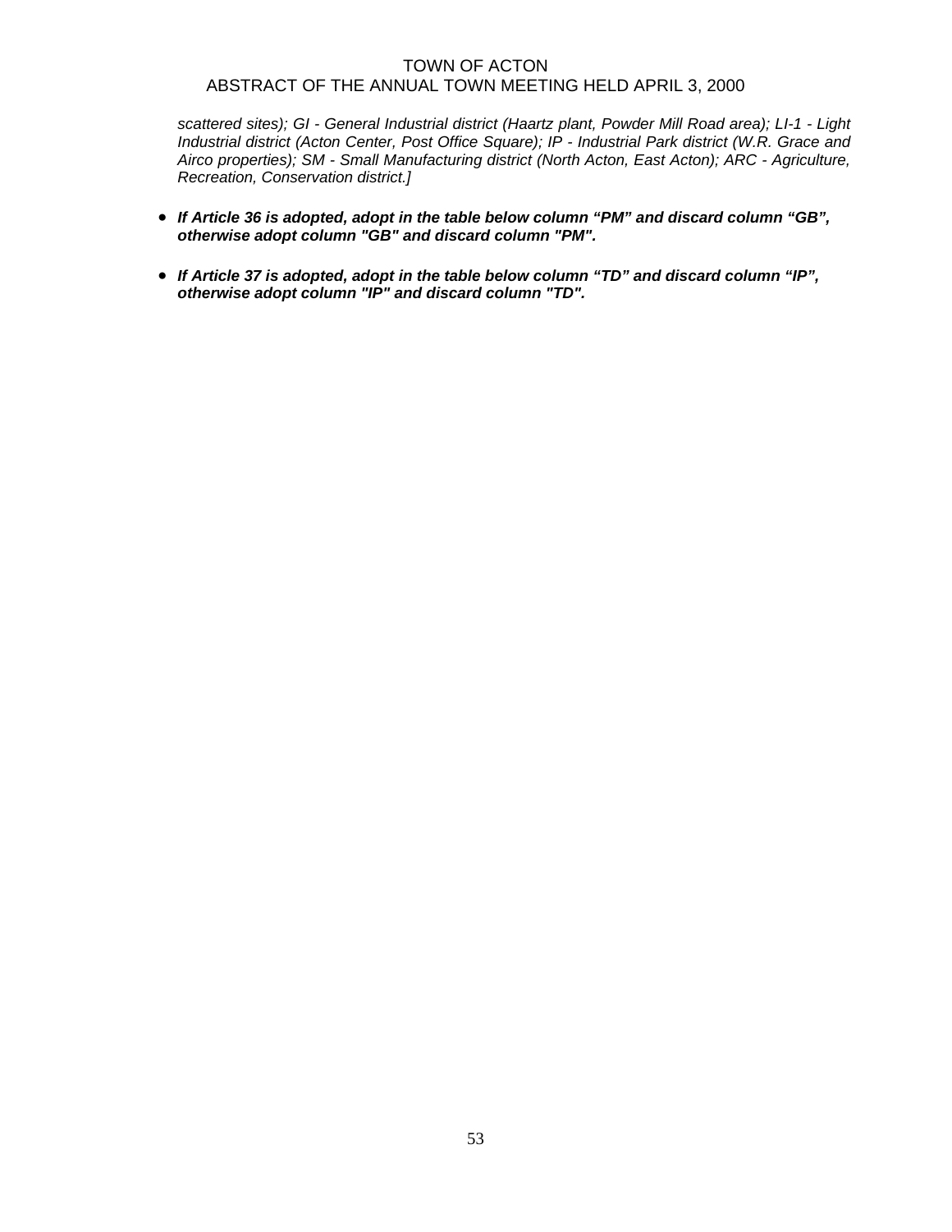*scattered sites); GI - General Industrial district (Haartz plant, Powder Mill Road area); LI-1 - Light Industrial district (Acton Center, Post Office Square); IP - Industrial Park district (W.R. Grace and Airco properties); SM - Small Manufacturing district (North Acton, East Acton); ARC - Agriculture, Recreation, Conservation district.]*

- ***If Article 36 is adopted, adopt in the table below column "PM" and discard column "GB", otherwise adopt column "GB" and discard column "PM".***
- ***If Article 37 is adopted, adopt in the table below column "TD" and discard column "IP", otherwise adopt column "IP" and discard column "TD".***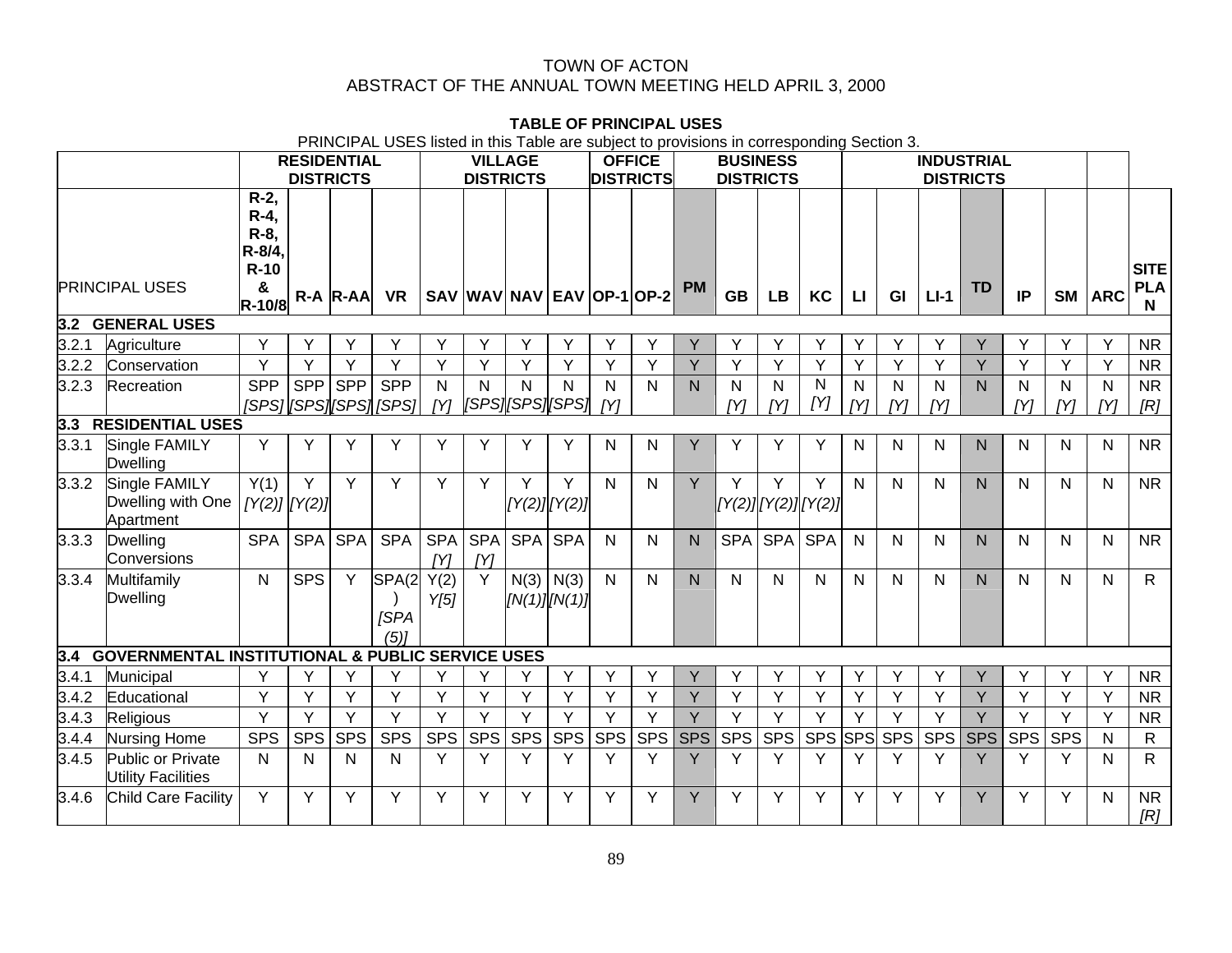TOWN OF ACTON
ABSTRACT OF THE ANNUAL TOWN MEETING HELD APRIL 3, 2000

**TABLE OF PRINCIPAL USES**

PRINCIPAL USES listed in this Table are subject to provisions in corresponding Section 3.

| | | RESIDENTIAL DISTRICTS | | | | VILLAGE DISTRICTS | | | | OFFICE DISTRICTS | | | BUSINESS DISTRICTS | | | INDUSTRIAL DISTRICTS | | | | | | | |
|---|---|---|---|---|---|---|---|---|---|---|---|---|---|---|---|---|---|---|---|---|---|---|---|
| | PRINCIPAL USES | R-2, R-4, R-8, R-8/4, R-10 & R-10/8 | R-A | R-AA | VR | SAV | WAV | NAV | EAV | OP-1 | OP-2 | PM | GB | LB | KC | LI | GI | LI-1 | TD | IP | SM | ARC | SITE PLAN |
| **3.2** | **GENERAL USES** | | | | | | | | | | | | | | | | | | | | | | |
| 3.2.1 | Agriculture | Y | Y | Y | Y | Y | Y | Y | Y | Y | Y | Y | Y | Y | Y | Y | Y | Y | Y | Y | Y | Y | NR |
| 3.2.2 | Conservation | Y | Y | Y | Y | Y | Y | Y | Y | Y | Y | Y | Y | Y | Y | Y | Y | Y | Y | Y | Y | Y | NR |
| 3.2.3 | Recreation | SPP *[SPS]* | SPP *[SPS]* | SPP *[SPS]* | SPP *[SPS]* | N *[Y]* | N *[SPS]* | N *[SPS]* | N *[SPS]* | N *[Y]* | N | N | N *[Y]* | N *[Y]* | N *[Y]* | N *[Y]* | N *[Y]* | N *[Y]* | N | N *[Y]* | N *[Y]* | N *[Y]* | NR *[R]* |
| **3.3** | **RESIDENTIAL USES** | | | | | | | | | | | | | | | | | | | | | | |
| 3.3.1 | Single FAMILY Dwelling | Y | Y | Y | Y | Y | Y | Y | Y | N | N | Y | Y | Y | Y | N | N | N | N | N | N | N | NR |
| 3.3.2 | Single FAMILY Dwelling with One Apartment | Y(1) *[Y(2)]* | Y *[Y(2)]* | Y | Y | Y | Y | Y *[Y(2)]* | Y *[Y(2)]* | N | N | Y | Y *[Y(2)]* | Y *[Y(2)]* | Y *[Y(2)]* | N | N | N | N | N | N | N | NR |
| 3.3.3 | Dwelling Conversions | SPA | SPA | SPA | SPA | SPA *[Y]* | SPA *[Y]* | SPA | SPA | N | N | N | SPA | SPA | SPA | N | N | N | N | N | N | N | NR |
| 3.3.4 | Multifamily Dwelling | N | SPS | Y | SPA(2) *[SPA (5)]* | Y(2) *Y[5]* | Y | N(3) *[N(1)]* | N(3) *[N(1)]* | N | N | N | N | N | N | N | N | N | N | N | N | N | R |
| **3.4** | **GOVERNMENTAL INSTITUTIONAL & PUBLIC SERVICE USES** | | | | | | | | | | | | | | | | | | | | | | |
| 3.4.1 | Municipal | Y | Y | Y | Y | Y | Y | Y | Y | Y | Y | Y | Y | Y | Y | Y | Y | Y | Y | Y | Y | Y | NR |
| 3.4.2 | Educational | Y | Y | Y | Y | Y | Y | Y | Y | Y | Y | Y | Y | Y | Y | Y | Y | Y | Y | Y | Y | Y | NR |
| 3.4.3 | Religious | Y | Y | Y | Y | Y | Y | Y | Y | Y | Y | Y | Y | Y | Y | Y | Y | Y | Y | Y | Y | Y | NR |
| 3.4.4 | Nursing Home | SPS | SPS | SPS | SPS | SPS | SPS | SPS | SPS | SPS | SPS | SPS | SPS | SPS | SPS | SPS | SPS | SPS | SPS | SPS | SPS | N | R |
| 3.4.5 | Public or Private Utility Facilities | N | N | N | N | Y | Y | Y | Y | Y | Y | Y | Y | Y | Y | Y | Y | Y | Y | Y | Y | N | R |
| 3.4.6 | Child Care Facility | Y | Y | Y | Y | Y | Y | Y | Y | Y | Y | Y | Y | Y | Y | Y | Y | Y | Y | Y | Y | N | NR *[R]* |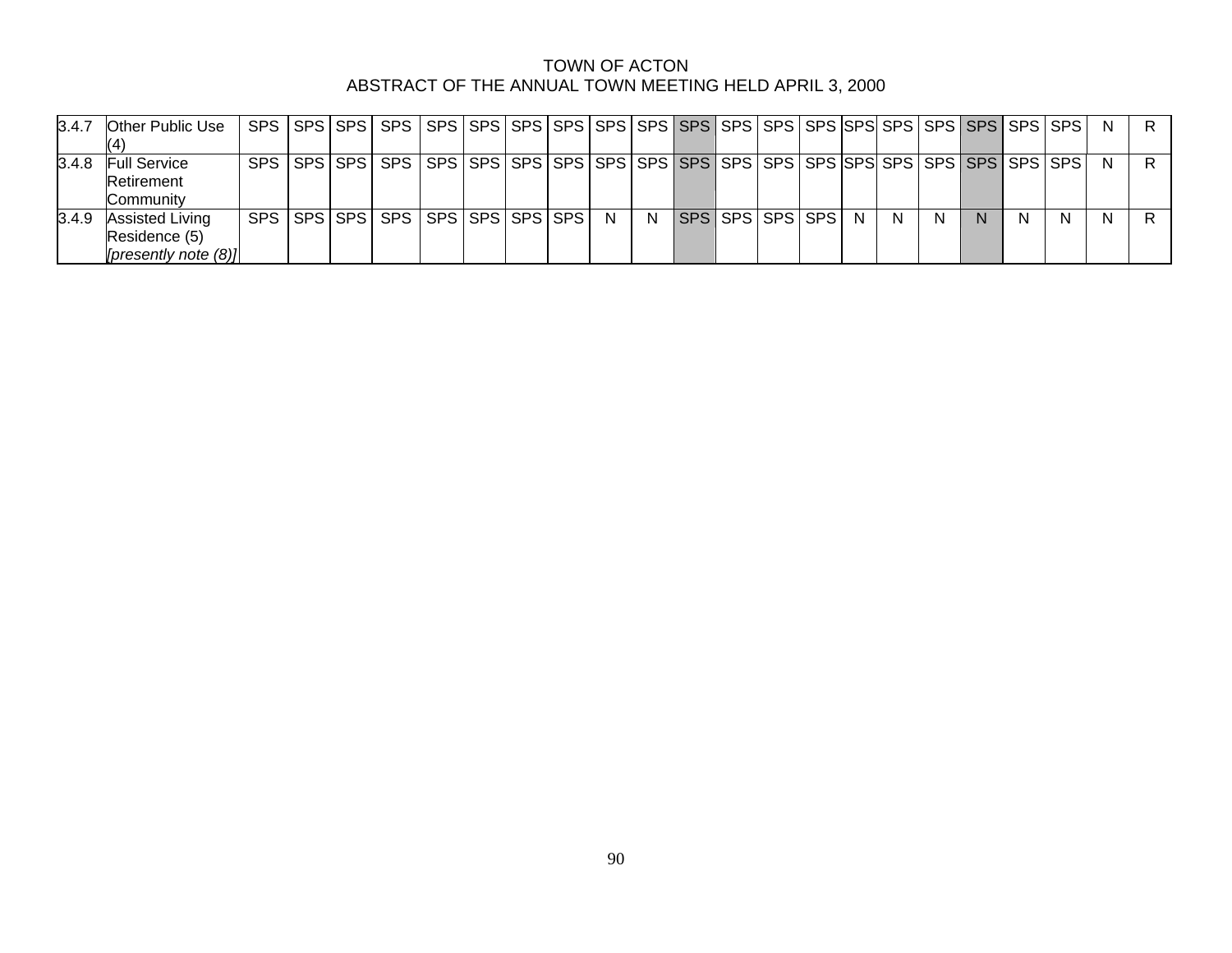| | | | | | | | | | | | | | | | | | | | | | | | |
|---|---|---|---|---|---|---|---|---|---|---|---|---|---|---|---|---|---|---|---|---|---|---|---|
| 3.4.7 | Other Public Use (4) | SPS | SPS | SPS | SPS | SPS | SPS | SPS | SPS | SPS | SPS | SPS | SPS | SPS | SPS | SPS | SPS | SPS | SPS | SPS | SPS | N | R |
| 3.4.8 | Full Service Retirement Community | SPS | SPS | SPS | SPS | SPS | SPS | SPS | SPS | SPS | SPS | SPS | SPS | SPS | SPS | SPS | SPS | SPS | SPS | SPS | SPS | N | R |
| 3.4.9 | Assisted Living Residence (5) *[presently note (8)]* | SPS | SPS | SPS | SPS | SPS | SPS | SPS | SPS | N | N | SPS | SPS | SPS | SPS | N | N | N | N | N | N | N | R |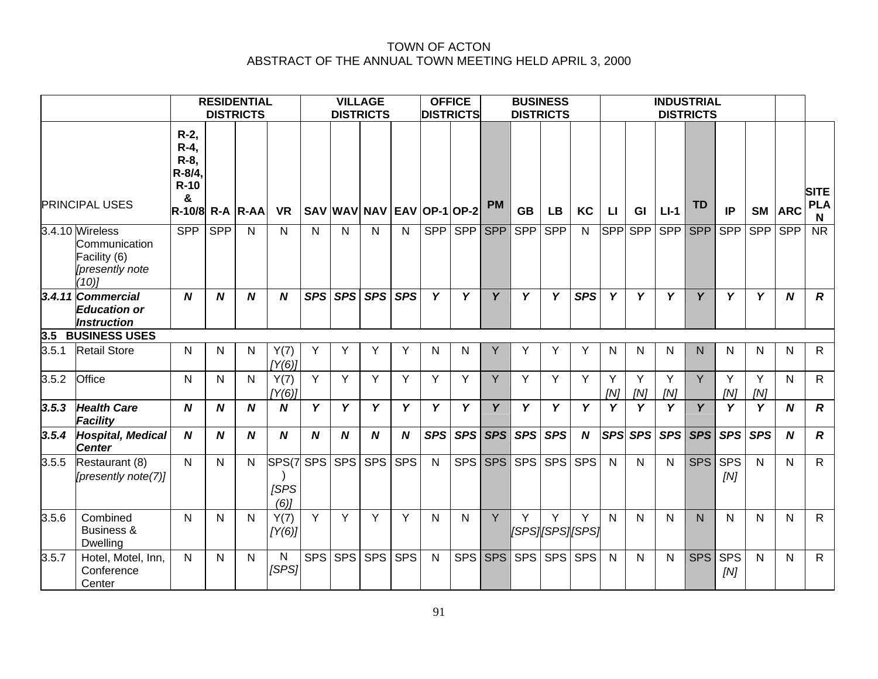TOWN OF ACTON
ABSTRACT OF THE ANNUAL TOWN MEETING HELD APRIL 3, 2000

| | | RESIDENTIAL DISTRICTS | | | | VILLAGE DISTRICTS | | | | OFFICE DISTRICTS | | BUSINESS DISTRICTS | | | | INDUSTRIAL DISTRICTS | | | | | | | |
|---|---|---|---|---|---|---|---|---|---|---|---|---|---|---|---|---|---|---|---|---|---|---|---|
| | PRINCIPAL USES | R-2, R-4, R-8, R-8/4, R-10 & R-10/8 | R-A | R-AA | VR | SAV | WAV | NAV | EAV | OP-1 | OP-2 | PM | GB | LB | KC | LI | GI | LI-1 | TD | IP | SM | ARC | SITE PLAN |
| 3.4.10 | Wireless Communication Facility (6) *[presently note (10)]* | SPP | SPP | N | N | N | N | N | N | SPP | SPP | SPP | SPP | SPP | N | SPP | SPP | SPP | SPP | SPP | SPP | SPP | NR |
| ***3.4.11*** | ***Commercial Education or Instruction*** | ***N*** | ***N*** | ***N*** | ***N*** | ***SPS*** | ***SPS*** | ***SPS*** | ***SPS*** | ***Y*** | ***Y*** | ***Y*** | ***Y*** | ***Y*** | ***SPS*** | ***Y*** | ***Y*** | ***Y*** | ***Y*** | ***Y*** | ***Y*** | ***N*** | ***R*** |
| **3.5** | **BUSINESS USES** | | | | | | | | | | | | | | | | | | | | | | |
| 3.5.1 | Retail Store | N | N | N | Y(7) *[Y(6)]* | Y | Y | Y | Y | N | N | Y | Y | Y | Y | N | N | N | N | N | N | N | R |
| 3.5.2 | Office | N | N | N | Y(7) *[Y(6)]* | Y | Y | Y | Y | Y | Y | Y | Y | Y | Y | Y *[N]* | Y *[N]* | Y *[N]* | Y | Y *[N]* | Y *[N]* | N | R |
| ***3.5.3*** | ***Health Care Facility*** | ***N*** | ***N*** | ***N*** | ***N*** | ***Y*** | ***Y*** | ***Y*** | ***Y*** | ***Y*** | ***Y*** | ***Y*** | ***Y*** | ***Y*** | ***Y*** | ***Y*** | ***Y*** | ***Y*** | ***Y*** | ***Y*** | ***Y*** | ***N*** | ***R*** |
| ***3.5.4*** | ***Hospital, Medical Center*** | ***N*** | ***N*** | ***N*** | ***N*** | ***N*** | ***N*** | ***N*** | ***N*** | ***SPS*** | ***SPS*** | ***SPS*** | ***SPS*** | ***SPS*** | ***N*** | ***SPS*** | ***SPS*** | ***SPS*** | ***SPS*** | ***SPS*** | ***SPS*** | ***N*** | ***R*** |
| 3.5.5 | Restaurant (8) *[presently note(7)]* | N | N | N | SPS(7) *[SPS (6)]* | SPS | SPS | SPS | SPS | N | SPS | SPS | SPS | SPS | SPS | N | N | N | SPS | SPS *[N]* | N | N | R |
| 3.5.6 | Combined Business & Dwelling | N | N | N | Y(7) *[Y(6)]* | Y | Y | Y | Y | N | N | Y | Y *[SPS]* | Y *[SPS]* | Y *[SPS]* | N | N | N | N | N | N | N | R |
| 3.5.7 | Hotel, Motel, Inn, Conference Center | N | N | N | N *[SPS]* | SPS | SPS | SPS | SPS | N | SPS | SPS | SPS | SPS | SPS | N | N | N | SPS | SPS *[N]* | N | N | R |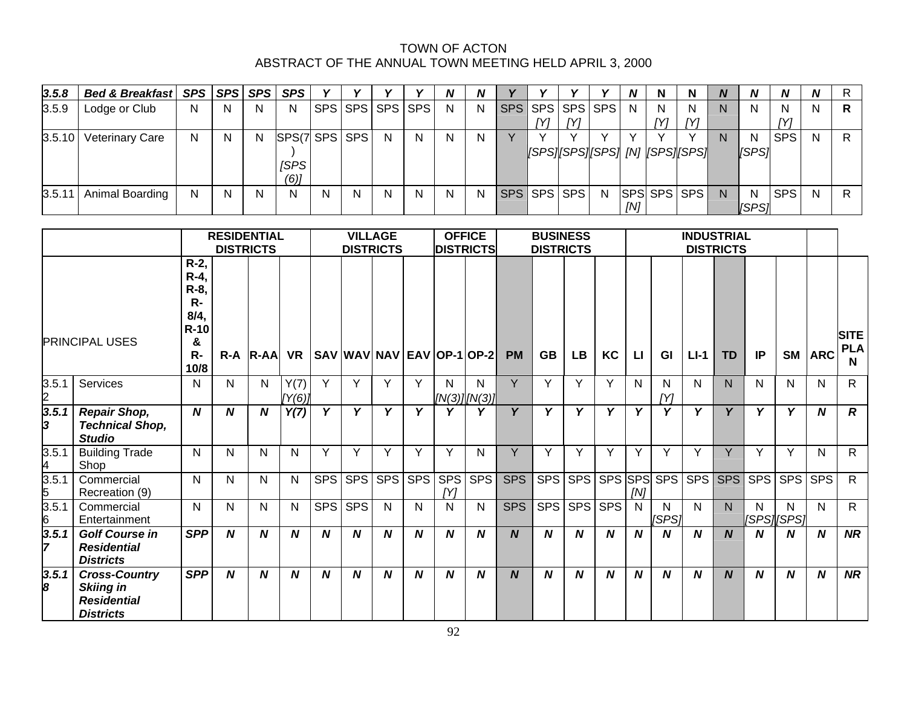TOWN OF ACTON
ABSTRACT OF THE ANNUAL TOWN MEETING HELD APRIL 3, 2000

| | | | | | | | | | | | | | | | | | | | | | | | | |
|---|---|---|---|---|---|---|---|---|---|---|---|---|---|---|---|---|---|---|---|---|---|---|---|---|
| ***3.5.8*** | ***Bed & Breakfast*** | ***SPS*** | ***SPS*** | ***SPS*** | ***SPS*** | ***Y*** | ***Y*** | ***Y*** | ***Y*** | ***N*** | ***N*** | ***Y*** | ***Y*** | ***Y*** | ***Y*** | ***N*** | **N** | **N** | ***N*** | ***N*** | ***N*** | ***N*** | R |
| 3.5.9 | Lodge or Club | N | N | N | N | SPS | SPS | SPS | SPS | N | N | SPS | SPS *[Y]* | SPS *[Y]* | SPS | N | N *[Y]* | N *[Y]* | N | N | N *[Y]* | N | **R** |
| 3.5.10 | Veterinary Care | N | N | N | SPS(7) *[SPS (6)]* | SPS | SPS | N | N | N | N | Y | Y *[SPS]* | Y *[SPS]* | Y *[SPS]* | Y *[N]* | Y *[SPS]* | Y *[SPS]* | N | N *[SPS]* | SPS | N | R |
| 3.5.11 | Animal Boarding | N | N | N | N | N | N | N | N | N | N | SPS | SPS | SPS | N | SPS *[N]* | SPS | SPS | N | N *[SPS]* | SPS | N | R |

| | | RESIDENTIAL DISTRICTS | | | | VILLAGE DISTRICTS | | | | OFFICE DISTRICTS | | BUSINESS DISTRICTS | | | | INDUSTRIAL DISTRICTS | | | | | | | |
|---|---|---|---|---|---|---|---|---|---|---|---|---|---|---|---|---|---|---|---|---|---|---|---|
| PRINCIPAL USES | | R-2, R-4, R-8, R-8/4, R-10 & R-10/8 | R-A | R-AA | VR | SAV | WAV | NAV | EAV | OP-1 | OP-2 | PM | GB | LB | KC | LI | GI | LI-1 | TD | IP | SM | ARC | SITE PLAN |
| 3.5.12 | Services | N | N | N | Y(7) *[Y(6)]* | Y | Y | Y | Y | N *[N(3)]* | N *[N(3)]* | Y | Y | Y | Y | N | N *[Y]* | N | N | N | N | N | R |
| ***3.5.13*** | ***Repair Shop, Technical Shop, Studio*** | ***N*** | ***N*** | ***N*** | ***Y(7)*** | ***Y*** | ***Y*** | ***Y*** | ***Y*** | ***Y*** | ***Y*** | ***Y*** | ***Y*** | ***Y*** | ***Y*** | ***Y*** | ***Y*** | ***Y*** | ***Y*** | ***Y*** | ***Y*** | ***N*** | ***R*** |
| 3.5.14 | Building Trade Shop | N | N | N | N | Y | Y | Y | Y | Y | N | Y | Y | Y | Y | Y | Y | Y | Y | Y | Y | N | R |
| 3.5.15 | Commercial Recreation (9) | N | N | N | N | SPS | SPS | SPS | SPS | SPS *[Y]* | SPS | SPS | SPS | SPS | SPS | SPS *[N]* | SPS | SPS | SPS | SPS | SPS | SPS | R |
| 3.5.16 | Commercial Entertainment | N | N | N | N | SPS | SPS | N | N | N | N | SPS | SPS | SPS | SPS | N | N *[SPS]* | N | N | N *[SPS]* | N *[SPS]* | N | R |
| ***3.5.17*** | ***Golf Course in Residential Districts*** | ***SPP*** | ***N*** | ***N*** | ***N*** | ***N*** | ***N*** | ***N*** | ***N*** | ***N*** | ***N*** | ***N*** | ***N*** | ***N*** | ***N*** | ***N*** | ***N*** | ***N*** | ***N*** | ***N*** | ***N*** | ***N*** | ***NR*** |
| ***3.5.18*** | ***Cross-Country Skiing in Residential Districts*** | ***SPP*** | ***N*** | ***N*** | ***N*** | ***N*** | ***N*** | ***N*** | ***N*** | ***N*** | ***N*** | ***N*** | ***N*** | ***N*** | ***N*** | ***N*** | ***N*** | ***N*** | ***N*** | ***N*** | ***N*** | ***N*** | ***NR*** |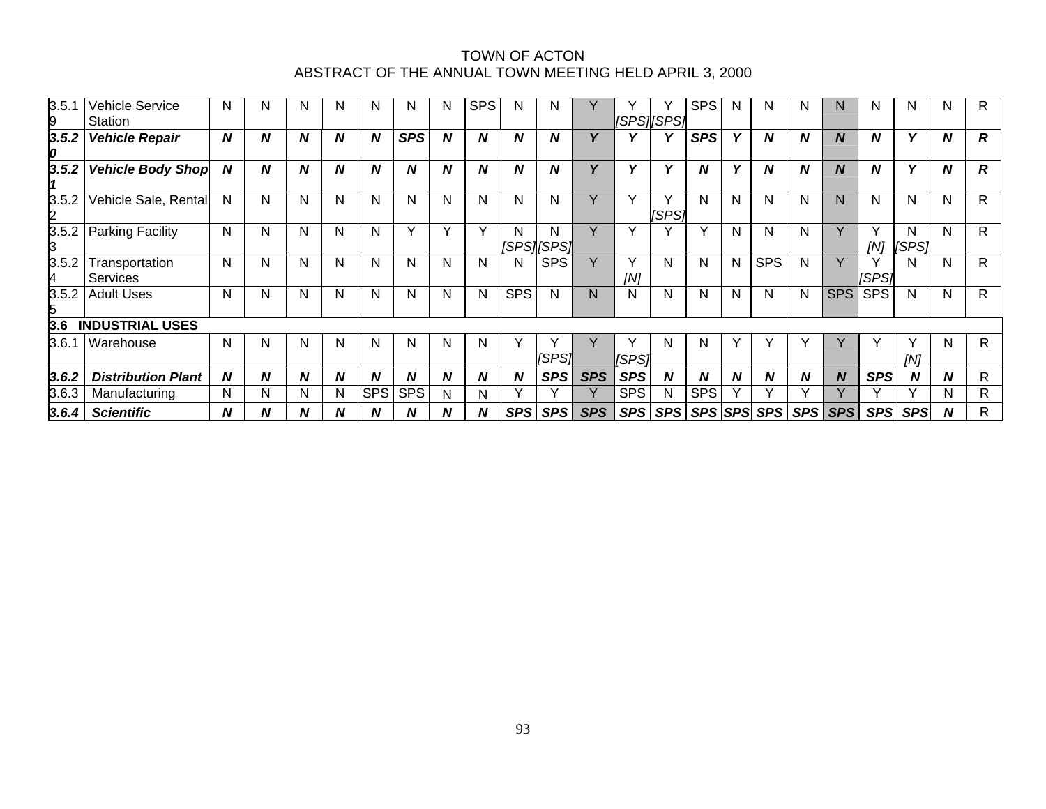TOWN OF ACTON
ABSTRACT OF THE ANNUAL TOWN MEETING HELD APRIL 3, 2000

| | | | | | | | | | | | | | | | | | | | | | | | | |
|---|---|---|---|---|---|---|---|---|---|---|---|---|---|---|---|---|---|---|---|---|---|---|---|---|
| 3.5.19 | Vehicle Service Station | N | N | N | N | N | N | N | SPS | N | N | Y | Y [SPS] | Y [SPS] | SPS | N | N | N | N | N | N | N | R |
| ***3.5.20*** | ***Vehicle Repair*** | ***N*** | ***N*** | ***N*** | ***N*** | ***N*** | ***SPS*** | ***N*** | ***N*** | ***N*** | ***N*** | ***Y*** | ***Y*** | ***Y*** | ***SPS*** | ***Y*** | ***N*** | ***N*** | ***N*** | ***N*** | ***Y*** | ***N*** | ***R*** |
| ***3.5.21*** | ***Vehicle Body Shop*** | ***N*** | ***N*** | ***N*** | ***N*** | ***N*** | ***N*** | ***N*** | ***N*** | ***N*** | ***N*** | ***Y*** | ***Y*** | ***Y*** | ***N*** | ***Y*** | ***N*** | ***N*** | ***N*** | ***N*** | ***Y*** | ***N*** | ***R*** |
| 3.5.22 | Vehicle Sale, Rental | N | N | N | N | N | N | N | N | N | N | Y | Y | Y [SPS] | N | N | N | N | N | N | N | N | R |
| 3.5.23 | Parking Facility | N | N | N | N | N | Y | Y | Y | N [SPS] | N [SPS] | Y | Y | Y | Y | N | N | N | Y | Y [N] | N [SPS] | N | R |
| 3.5.24 | Transportation Services | N | N | N | N | N | N | N | N | N | SPS | Y | Y [N] | N | N | N | SPS | N | Y | Y [SPS] | N | N | R |
| 3.5.25 | Adult Uses | N | N | N | N | N | N | N | N | SPS | N | N | N | N | N | N | N | N | SPS | SPS | N | N | R |
| **3.6** | **INDUSTRIAL USES** | | | | | | | | | | | | | | | | | | | | | | |
| 3.6.1 | Warehouse | N | N | N | N | N | N | N | N | Y | Y [SPS] | Y | Y [SPS] | N | N | Y | Y | Y | Y | Y | Y [N] | N | R |
| ***3.6.2*** | ***Distribution Plant*** | ***N*** | ***N*** | ***N*** | ***N*** | ***N*** | ***N*** | ***N*** | ***N*** | ***N*** | ***SPS*** | ***SPS*** | ***SPS*** | ***N*** | ***N*** | ***N*** | ***N*** | ***N*** | ***N*** | ***SPS*** | ***N*** | ***N*** | R |
| 3.6.3 | Manufacturing | N | N | N | N | SPS | SPS | N | N | Y | Y | Y | SPS | N | SPS | Y | Y | Y | Y | Y | Y | N | R |
| ***3.6.4*** | ***Scientific*** | ***N*** | ***N*** | ***N*** | ***N*** | ***N*** | ***N*** | ***N*** | ***N*** | ***SPS*** | ***SPS*** | ***SPS*** | ***SPS*** | ***SPS*** | ***SPS*** | ***SPS*** | ***SPS*** | ***SPS*** | ***SPS*** | ***SPS*** | ***SPS*** | ***N*** | R |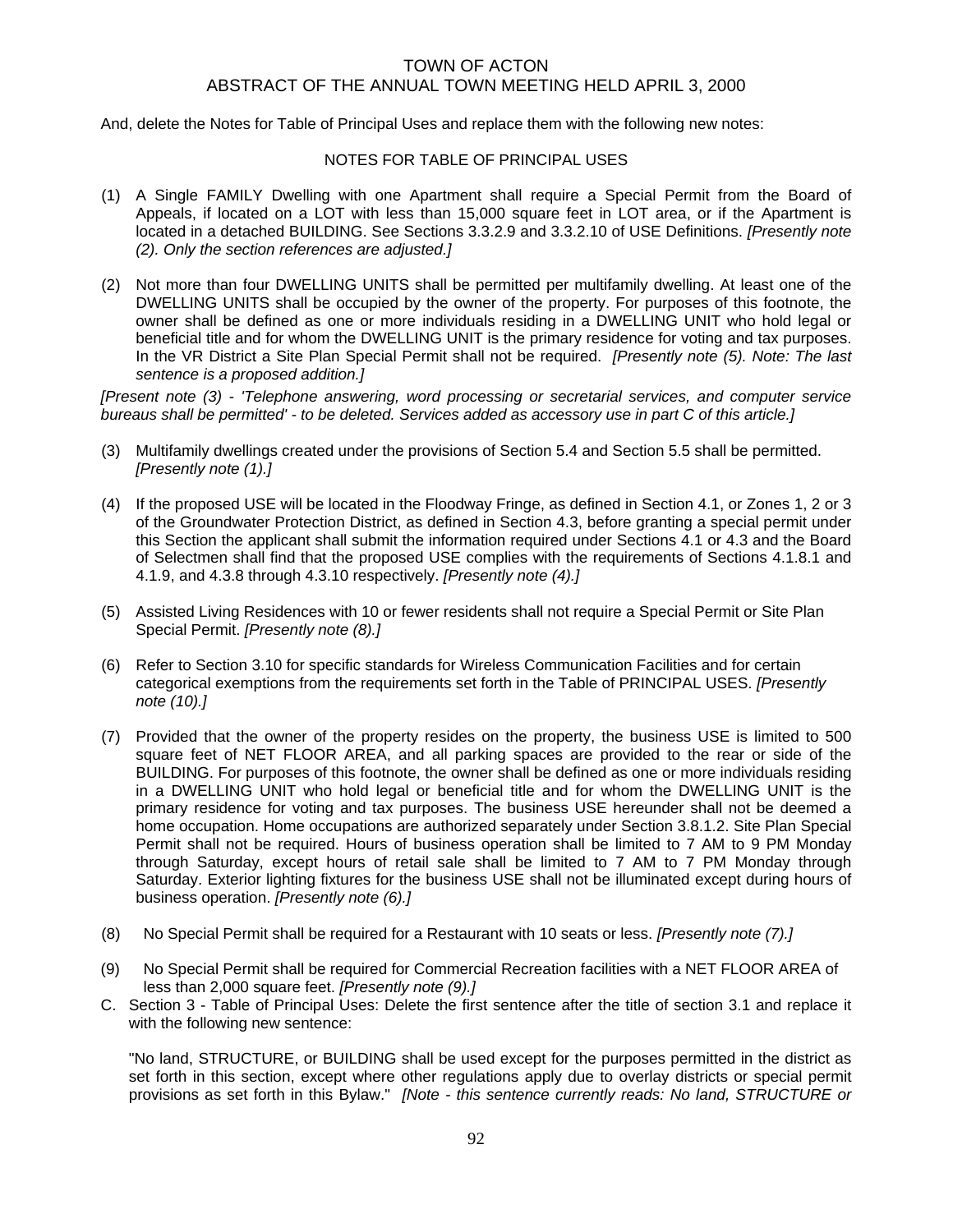And, delete the Notes for Table of Principal Uses and replace them with the following new notes:

NOTES FOR TABLE OF PRINCIPAL USES

(1) A Single FAMILY Dwelling with one Apartment shall require a Special Permit from the Board of Appeals, if located on a LOT with less than 15,000 square feet in LOT area, or if the Apartment is located in a detached BUILDING. See Sections 3.3.2.9 and 3.3.2.10 of USE Definitions. *[Presently note (2). Only the section references are adjusted.]*

(2) Not more than four DWELLING UNITS shall be permitted per multifamily dwelling. At least one of the DWELLING UNITS shall be occupied by the owner of the property. For purposes of this footnote, the owner shall be defined as one or more individuals residing in a DWELLING UNIT who hold legal or beneficial title and for whom the DWELLING UNIT is the primary residence for voting and tax purposes. In the VR District a Site Plan Special Permit shall not be required. *[Presently note (5). Note: The last sentence is a proposed addition.]*

*[Present note (3) - 'Telephone answering, word processing or secretarial services, and computer service bureaus shall be permitted' - to be deleted. Services added as accessory use in part C of this article.]*

(3) Multifamily dwellings created under the provisions of Section 5.4 and Section 5.5 shall be permitted. *[Presently note (1).]*

(4) If the proposed USE will be located in the Floodway Fringe, as defined in Section 4.1, or Zones 1, 2 or 3 of the Groundwater Protection District, as defined in Section 4.3, before granting a special permit under this Section the applicant shall submit the information required under Sections 4.1 or 4.3 and the Board of Selectmen shall find that the proposed USE complies with the requirements of Sections 4.1.8.1 and 4.1.9, and 4.3.8 through 4.3.10 respectively. *[Presently note (4).]*

(5) Assisted Living Residences with 10 or fewer residents shall not require a Special Permit or Site Plan Special Permit. *[Presently note (8).]*

(6) Refer to Section 3.10 for specific standards for Wireless Communication Facilities and for certain categorical exemptions from the requirements set forth in the Table of PRINCIPAL USES. *[Presently note (10).]*

(7) Provided that the owner of the property resides on the property, the business USE is limited to 500 square feet of NET FLOOR AREA, and all parking spaces are provided to the rear or side of the BUILDING. For purposes of this footnote, the owner shall be defined as one or more individuals residing in a DWELLING UNIT who hold legal or beneficial title and for whom the DWELLING UNIT is the primary residence for voting and tax purposes. The business USE hereunder shall not be deemed a home occupation. Home occupations are authorized separately under Section 3.8.1.2. Site Plan Special Permit shall not be required. Hours of business operation shall be limited to 7 AM to 9 PM Monday through Saturday, except hours of retail sale shall be limited to 7 AM to 7 PM Monday through Saturday. Exterior lighting fixtures for the business USE shall not be illuminated except during hours of business operation. *[Presently note (6).]*

(8) No Special Permit shall be required for a Restaurant with 10 seats or less. *[Presently note (7).]*

(9) No Special Permit shall be required for Commercial Recreation facilities with a NET FLOOR AREA of less than 2,000 square feet. *[Presently note (9).]*

C. Section 3 - Table of Principal Uses: Delete the first sentence after the title of section 3.1 and replace it with the following new sentence:

"No land, STRUCTURE, or BUILDING shall be used except for the purposes permitted in the district as set forth in this section, except where other regulations apply due to overlay districts or special permit provisions as set forth in this Bylaw." *[Note - this sentence currently reads: No land, STRUCTURE or*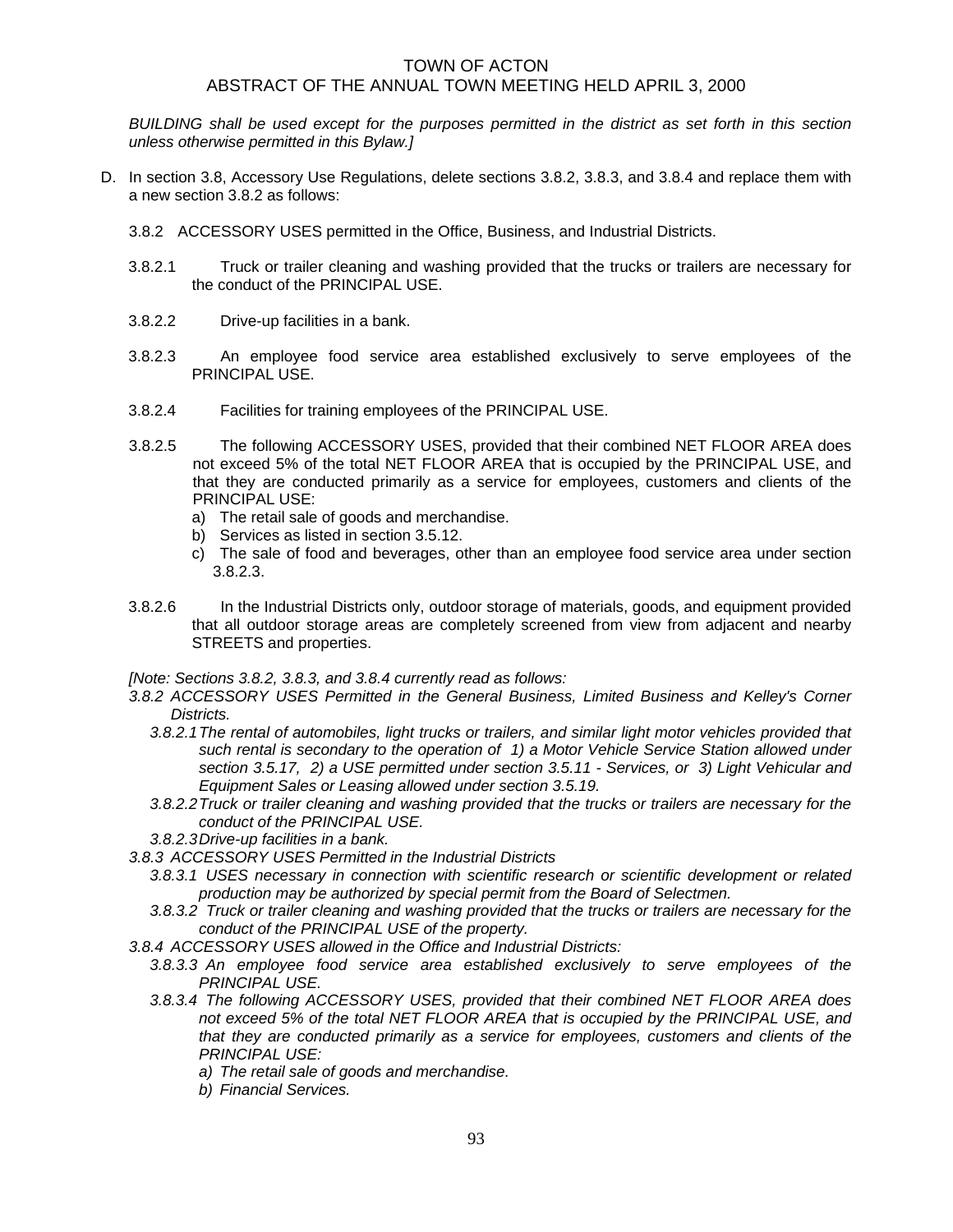*BUILDING shall be used except for the purposes permitted in the district as set forth in this section unless otherwise permitted in this Bylaw.]*

D. In section 3.8, Accessory Use Regulations, delete sections 3.8.2, 3.8.3, and 3.8.4 and replace them with a new section 3.8.2 as follows:

3.8.2 ACCESSORY USES permitted in the Office, Business, and Industrial Districts.

3.8.2.1 Truck or trailer cleaning and washing provided that the trucks or trailers are necessary for the conduct of the PRINCIPAL USE.

3.8.2.2 Drive-up facilities in a bank.

3.8.2.3 An employee food service area established exclusively to serve employees of the PRINCIPAL USE.

3.8.2.4 Facilities for training employees of the PRINCIPAL USE.

3.8.2.5 The following ACCESSORY USES, provided that their combined NET FLOOR AREA does not exceed 5% of the total NET FLOOR AREA that is occupied by the PRINCIPAL USE, and that they are conducted primarily as a service for employees, customers and clients of the PRINCIPAL USE:

a) The retail sale of goods and merchandise.
b) Services as listed in section 3.5.12.
c) The sale of food and beverages, other than an employee food service area under section 3.8.2.3.

3.8.2.6 In the Industrial Districts only, outdoor storage of materials, goods, and equipment provided that all outdoor storage areas are completely screened from view from adjacent and nearby STREETS and properties.

*[Note: Sections 3.8.2, 3.8.3, and 3.8.4 currently read as follows:*

*3.8.2 ACCESSORY USES Permitted in the General Business, Limited Business and Kelley's Corner Districts.*

*3.8.2.1 The rental of automobiles, light trucks or trailers, and similar light motor vehicles provided that such rental is secondary to the operation of 1) a Motor Vehicle Service Station allowed under section 3.5.17, 2) a USE permitted under section 3.5.11 - Services, or 3) Light Vehicular and Equipment Sales or Leasing allowed under section 3.5.19.*

*3.8.2.2 Truck or trailer cleaning and washing provided that the trucks or trailers are necessary for the conduct of the PRINCIPAL USE.*

*3.8.2.3 Drive-up facilities in a bank.*

*3.8.3 ACCESSORY USES Permitted in the Industrial Districts*

*3.8.3.1 USES necessary in connection with scientific research or scientific development or related production may be authorized by special permit from the Board of Selectmen.*

*3.8.3.2 Truck or trailer cleaning and washing provided that the trucks or trailers are necessary for the conduct of the PRINCIPAL USE of the property.*

*3.8.4 ACCESSORY USES allowed in the Office and Industrial Districts:*

*3.8.3.3 An employee food service area established exclusively to serve employees of the PRINCIPAL USE.*

*3.8.3.4 The following ACCESSORY USES, provided that their combined NET FLOOR AREA does not exceed 5% of the total NET FLOOR AREA that is occupied by the PRINCIPAL USE, and that they are conducted primarily as a service for employees, customers and clients of the PRINCIPAL USE:*

*a) The retail sale of goods and merchandise.*
*b) Financial Services.*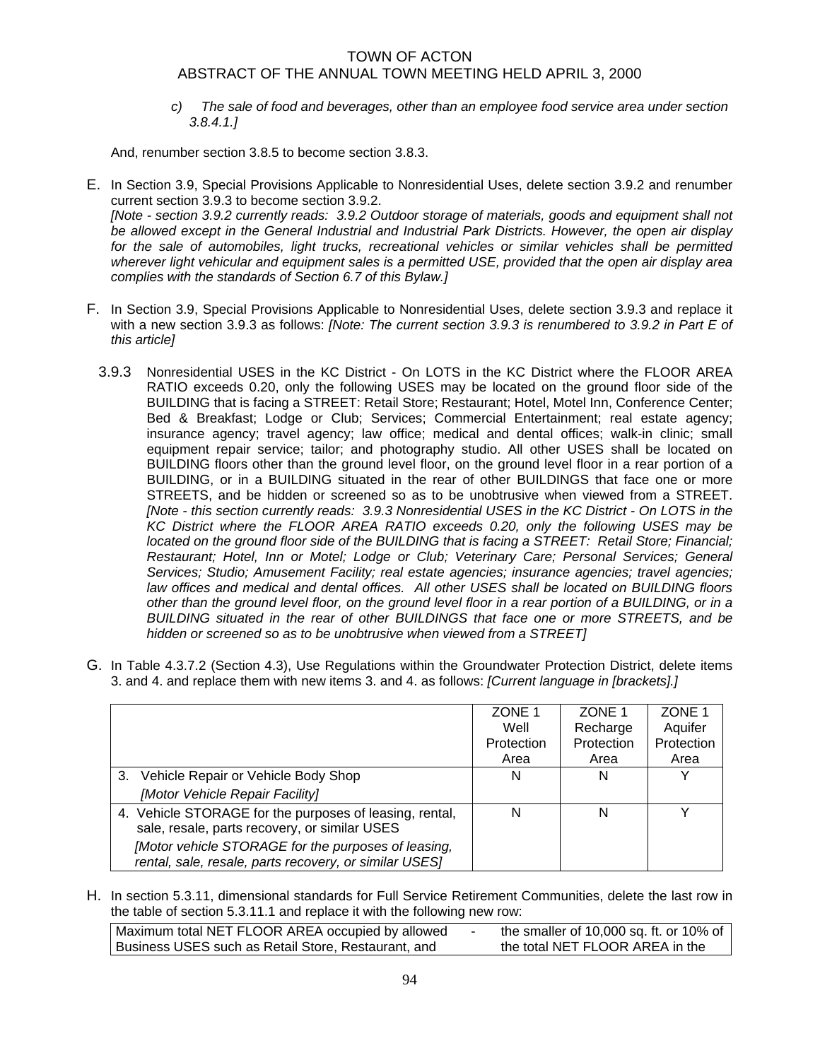*c) The sale of food and beverages, other than an employee food service area under section 3.8.4.1.]*

And, renumber section 3.8.5 to become section 3.8.3.

E. In Section 3.9, Special Provisions Applicable to Nonresidential Uses, delete section 3.9.2 and renumber current section 3.9.3 to become section 3.9.2.
*[Note - section 3.9.2 currently reads: 3.9.2 Outdoor storage of materials, goods and equipment shall not be allowed except in the General Industrial and Industrial Park Districts. However, the open air display for the sale of automobiles, light trucks, recreational vehicles or similar vehicles shall be permitted wherever light vehicular and equipment sales is a permitted USE, provided that the open air display area complies with the standards of Section 6.7 of this Bylaw.]*

F. In Section 3.9, Special Provisions Applicable to Nonresidential Uses, delete section 3.9.3 and replace it with a new section 3.9.3 as follows: *[Note: The current section 3.9.3 is renumbered to 3.9.2 in Part E of this article]*

3.9.3 Nonresidential USES in the KC District - On LOTS in the KC District where the FLOOR AREA RATIO exceeds 0.20, only the following USES may be located on the ground floor side of the BUILDING that is facing a STREET: Retail Store; Restaurant; Hotel, Motel Inn, Conference Center; Bed & Breakfast; Lodge or Club; Services; Commercial Entertainment; real estate agency; insurance agency; travel agency; law office; medical and dental offices; walk-in clinic; small equipment repair service; tailor; and photography studio. All other USES shall be located on BUILDING floors other than the ground level floor, on the ground level floor in a rear portion of a BUILDING, or in a BUILDING situated in the rear of other BUILDINGS that face one or more STREETS, and be hidden or screened so as to be unobtrusive when viewed from a STREET. *[Note - this section currently reads: 3.9.3 Nonresidential USES in the KC District - On LOTS in the KC District where the FLOOR AREA RATIO exceeds 0.20, only the following USES may be located on the ground floor side of the BUILDING that is facing a STREET: Retail Store; Financial; Restaurant; Hotel, Inn or Motel; Lodge or Club; Veterinary Care; Personal Services; General Services; Studio; Amusement Facility; real estate agencies; insurance agencies; travel agencies; law offices and medical and dental offices. All other USES shall be located on BUILDING floors other than the ground level floor, on the ground level floor in a rear portion of a BUILDING, or in a BUILDING situated in the rear of other BUILDINGS that face one or more STREETS, and be hidden or screened so as to be unobtrusive when viewed from a STREET]*

G. In Table 4.3.7.2 (Section 4.3), Use Regulations within the Groundwater Protection District, delete items 3. and 4. and replace them with new items 3. and 4. as follows: *[Current language in [brackets].]*

| | ZONE 1 Well Protection Area | ZONE 1 Recharge Protection Area | ZONE 1 Aquifer Protection Area |
|---|---|---|---|
| 3. Vehicle Repair or Vehicle Body Shop<br>*[Motor Vehicle Repair Facility]* | N | N | Y |
| 4. Vehicle STORAGE for the purposes of leasing, rental, sale, resale, parts recovery, or similar USES<br>*[Motor vehicle STORAGE for the purposes of leasing, rental, sale, resale, parts recovery, or similar USES]* | N | N | Y |

H. In section 5.3.11, dimensional standards for Full Service Retirement Communities, delete the last row in the table of section 5.3.11.1 and replace it with the following new row:

| | | |
|---|---|---|
| Maximum total NET FLOOR AREA occupied by allowed Business USES such as Retail Store, Restaurant, and | - | the smaller of 10,000 sq. ft. or 10% of the total NET FLOOR AREA in the |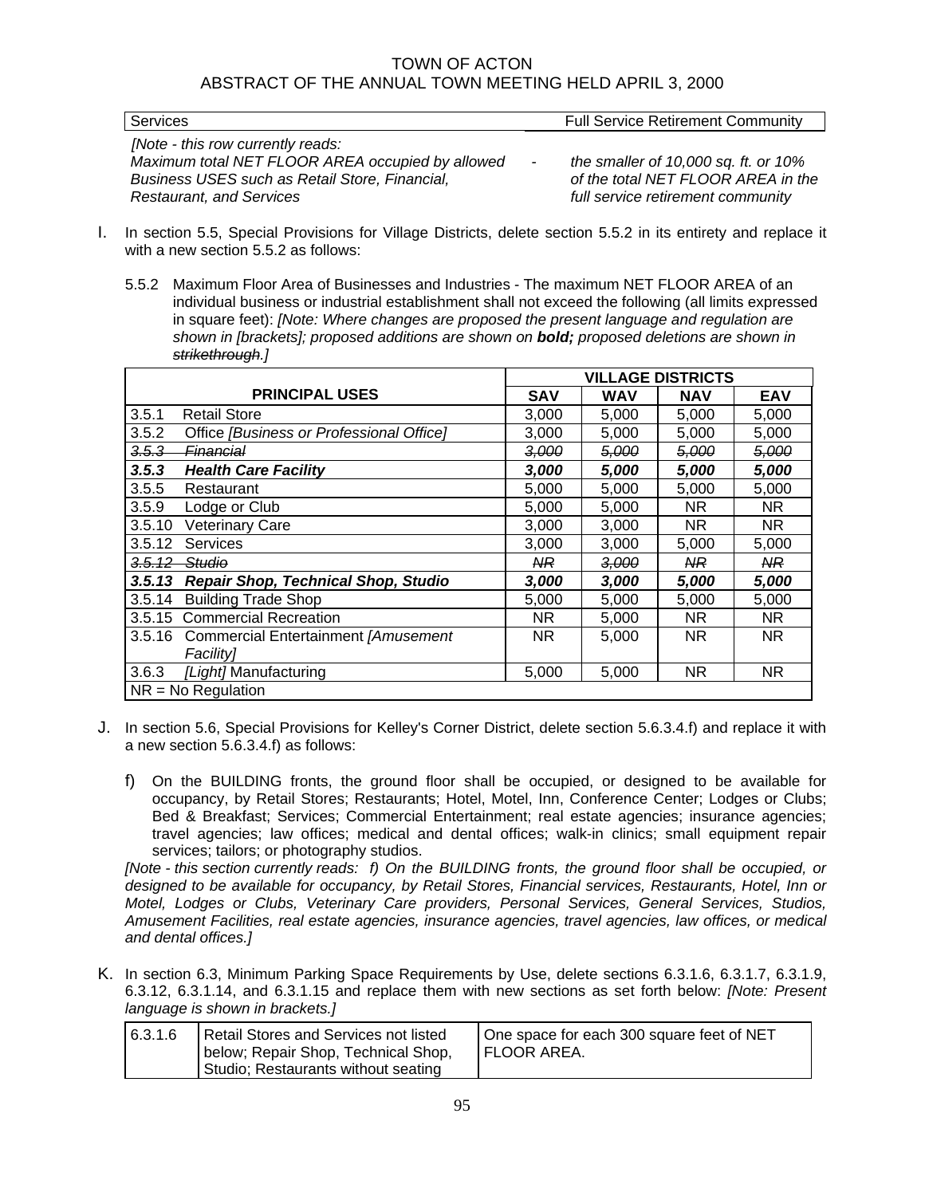| Services | Full Service Retirement Community |
|---|---|

*[Note - this row currently reads: Maximum total NET FLOOR AREA occupied by allowed Business USES such as Retail Store, Financial, Restaurant, and Services* - *the smaller of 10,000 sq. ft. or 10% of the total NET FLOOR AREA in the full service retirement community*

I. In section 5.5, Special Provisions for Village Districts, delete section 5.5.2 in its entirety and replace it with a new section 5.5.2 as follows:

5.5.2 Maximum Floor Area of Businesses and Industries - The maximum NET FLOOR AREA of an individual business or industrial establishment shall not exceed the following (all limits expressed in square feet): *[Note: Where changes are proposed the present language and regulation are shown in [brackets]; proposed additions are shown on **bold;** proposed deletions are shown in ~~strikethrough~~.]*

| | VILLAGE DISTRICTS | | | |
|---|---|---|---|---|
| PRINCIPAL USES | SAV | WAV | NAV | EAV |
| 3.5.1 Retail Store | 3,000 | 5,000 | 5,000 | 5,000 |
| 3.5.2 Office *[Business or Professional Office]* | 3,000 | 5,000 | 5,000 | 5,000 |
| ~~*3.5.3 Financial*~~ | ~~*3,000*~~ | ~~*5,000*~~ | ~~*5,000*~~ | ~~*5,000*~~ |
| ***3.5.3 Health Care Facility*** | ***3,000*** | ***5,000*** | ***5,000*** | ***5,000*** |
| 3.5.5 Restaurant | 5,000 | 5,000 | 5,000 | 5,000 |
| 3.5.9 Lodge or Club | 5,000 | 5,000 | NR | NR |
| 3.5.10 Veterinary Care | 3,000 | 3,000 | NR | NR |
| 3.5.12 Services | 3,000 | 3,000 | 5,000 | 5,000 |
| ~~*3.5.12 Studio*~~ | ~~*NR*~~ | ~~*3,000*~~ | ~~*NR*~~ | ~~*NR*~~ |
| ***3.5.13 Repair Shop, Technical Shop, Studio*** | ***3,000*** | ***3,000*** | ***5,000*** | ***5,000*** |
| 3.5.14 Building Trade Shop | 5,000 | 5,000 | 5,000 | 5,000 |
| 3.5.15 Commercial Recreation | NR | 5,000 | NR | NR |
| 3.5.16 Commercial Entertainment *[Amusement Facility]* | NR | 5,000 | NR | NR |
| 3.6.3 *[Light]* Manufacturing | 5,000 | 5,000 | NR | NR |
| NR = No Regulation | | | | |

J. In section 5.6, Special Provisions for Kelley's Corner District, delete section 5.6.3.4.f) and replace it with a new section 5.6.3.4.f) as follows:

f) On the BUILDING fronts, the ground floor shall be occupied, or designed to be available for occupancy, by Retail Stores; Restaurants; Hotel, Motel, Inn, Conference Center; Lodges or Clubs; Bed & Breakfast; Services; Commercial Entertainment; real estate agencies; insurance agencies; travel agencies; law offices; medical and dental offices; walk-in clinics; small equipment repair services; tailors; or photography studios.

*[Note - this section currently reads: f) On the BUILDING fronts, the ground floor shall be occupied, or designed to be available for occupancy, by Retail Stores, Financial services, Restaurants, Hotel, Inn or Motel, Lodges or Clubs, Veterinary Care providers, Personal Services, General Services, Studios, Amusement Facilities, real estate agencies, insurance agencies, travel agencies, law offices, or medical and dental offices.]*

K. In section 6.3, Minimum Parking Space Requirements by Use, delete sections 6.3.1.6, 6.3.1.7, 6.3.1.9, 6.3.12, 6.3.1.14, and 6.3.1.15 and replace them with new sections as set forth below: *[Note: Present language is shown in brackets.]*

| 6.3.1.6 | Retail Stores and Services not listed below; Repair Shop, Technical Shop, Studio; Restaurants without seating | One space for each 300 square feet of NET FLOOR AREA. |
|---|---|---|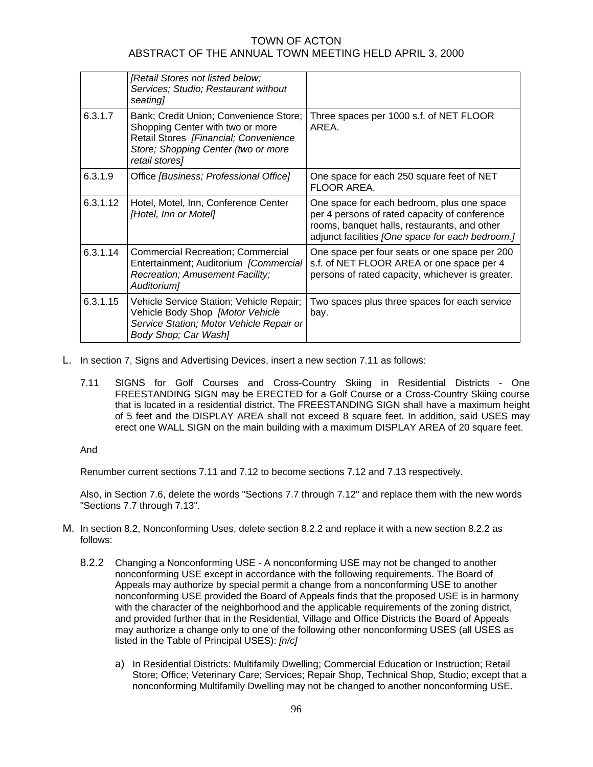| | *[Retail Stores not listed below; Services; Studio; Restaurant without seating]* | |
|---|---|---|
| 6.3.1.7 | Bank; Credit Union; Convenience Store; Shopping Center with two or more Retail Stores *[Financial; Convenience Store; Shopping Center (two or more retail stores]* | Three spaces per 1000 s.f. of NET FLOOR AREA. |
| 6.3.1.9 | Office *[Business; Professional Office]* | One space for each 250 square feet of NET FLOOR AREA. |
| 6.3.1.12 | Hotel, Motel, Inn, Conference Center *[Hotel, Inn or Motel]* | One space for each bedroom, plus one space per 4 persons of rated capacity of conference rooms, banquet halls, restaurants, and other adjunct facilities *[One space for each bedroom.]* |
| 6.3.1.14 | Commercial Recreation; Commercial Entertainment; Auditorium *[Commercial Recreation; Amusement Facility; Auditorium]* | One space per four seats or one space per 200 s.f. of NET FLOOR AREA or one space per 4 persons of rated capacity, whichever is greater. |
| 6.3.1.15 | Vehicle Service Station; Vehicle Repair; Vehicle Body Shop *[Motor Vehicle Service Station; Motor Vehicle Repair or Body Shop; Car Wash]* | Two spaces plus three spaces for each service bay. |

L. In section 7, Signs and Advertising Devices, insert a new section 7.11 as follows:

7.11 SIGNS for Golf Courses and Cross-Country Skiing in Residential Districts - One FREESTANDING SIGN may be ERECTED for a Golf Course or a Cross-Country Skiing course that is located in a residential district. The FREESTANDING SIGN shall have a maximum height of 5 feet and the DISPLAY AREA shall not exceed 8 square feet. In addition, said USES may erect one WALL SIGN on the main building with a maximum DISPLAY AREA of 20 square feet.

And

Renumber current sections 7.11 and 7.12 to become sections 7.12 and 7.13 respectively.

Also, in Section 7.6, delete the words "Sections 7.7 through 7.12" and replace them with the new words "Sections 7.7 through 7.13".

M. In section 8.2, Nonconforming Uses, delete section 8.2.2 and replace it with a new section 8.2.2 as follows:

8.2.2 Changing a Nonconforming USE - A nonconforming USE may not be changed to another nonconforming USE except in accordance with the following requirements. The Board of Appeals may authorize by special permit a change from a nonconforming USE to another nonconforming USE provided the Board of Appeals finds that the proposed USE is in harmony with the character of the neighborhood and the applicable requirements of the zoning district, and provided further that in the Residential, Village and Office Districts the Board of Appeals may authorize a change only to one of the following other nonconforming USES (all USES as listed in the Table of Principal USES): *[n/c]*

a) In Residential Districts: Multifamily Dwelling; Commercial Education or Instruction; Retail Store; Office; Veterinary Care; Services; Repair Shop, Technical Shop, Studio; except that a nonconforming Multifamily Dwelling may not be changed to another nonconforming USE.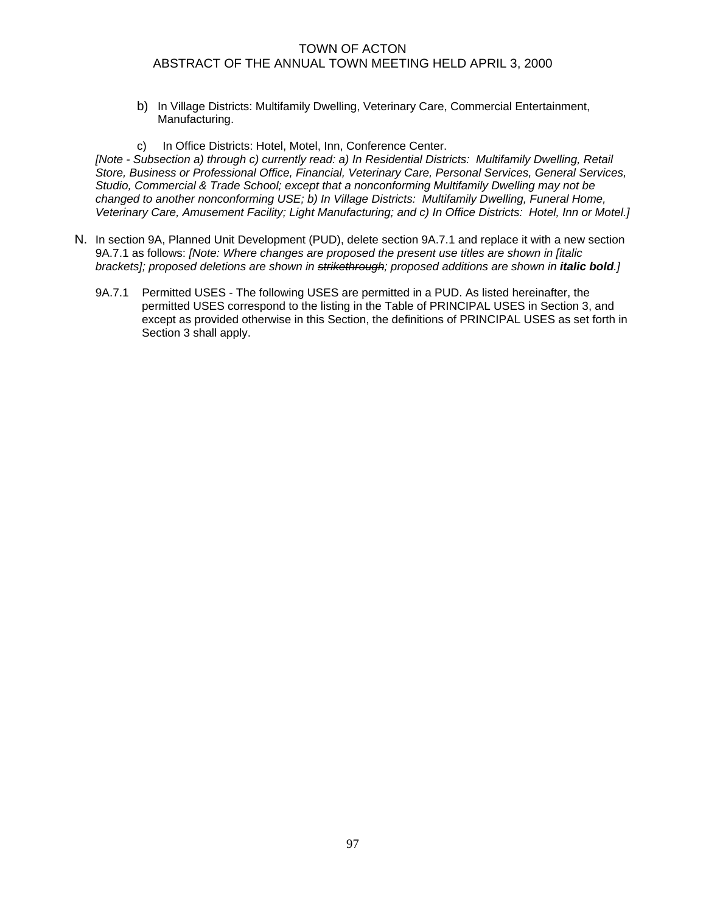b) In Village Districts: Multifamily Dwelling, Veterinary Care, Commercial Entertainment, Manufacturing.

c) In Office Districts: Hotel, Motel, Inn, Conference Center.

*[Note - Subsection a) through c) currently read: a) In Residential Districts: Multifamily Dwelling, Retail Store, Business or Professional Office, Financial, Veterinary Care, Personal Services, General Services, Studio, Commercial & Trade School; except that a nonconforming Multifamily Dwelling may not be changed to another nonconforming USE; b) In Village Districts: Multifamily Dwelling, Funeral Home, Veterinary Care, Amusement Facility; Light Manufacturing; and c) In Office Districts: Hotel, Inn or Motel.]*

N. In section 9A, Planned Unit Development (PUD), delete section 9A.7.1 and replace it with a new section 9A.7.1 as follows: *[Note: Where changes are proposed the present use titles are shown in [italic brackets]; proposed deletions are shown in ~~strikethrough~~; proposed additions are shown in* ***italic bold****.]*

9A.7.1 Permitted USES - The following USES are permitted in a PUD. As listed hereinafter, the permitted USES correspond to the listing in the Table of PRINCIPAL USES in Section 3, and except as provided otherwise in this Section, the definitions of PRINCIPAL USES as set forth in Section 3 shall apply.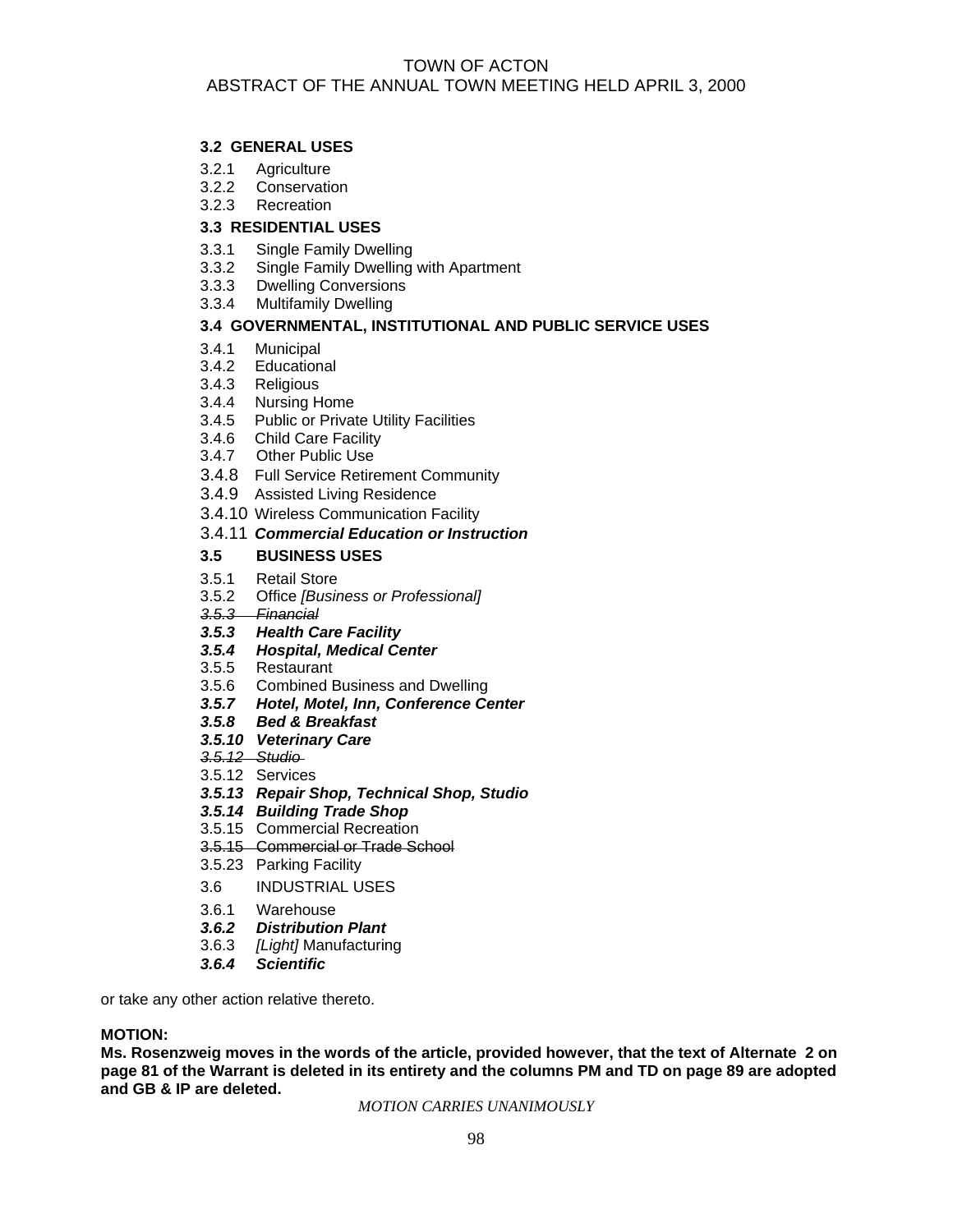**3.2 GENERAL USES**

3.2.1 Agriculture
3.2.2 Conservation
3.2.3 Recreation

**3.3 RESIDENTIAL USES**

3.3.1 Single Family Dwelling
3.3.2 Single Family Dwelling with Apartment
3.3.3 Dwelling Conversions
3.3.4 Multifamily Dwelling

**3.4 GOVERNMENTAL, INSTITUTIONAL AND PUBLIC SERVICE USES**

3.4.1 Municipal
3.4.2 Educational
3.4.3 Religious
3.4.4 Nursing Home
3.4.5 Public or Private Utility Facilities
3.4.6 Child Care Facility
3.4.7 Other Public Use
3.4.8 Full Service Retirement Community
3.4.9 Assisted Living Residence
3.4.10 Wireless Communication Facility
3.4.11 ***Commercial Education or Instruction***

**3.5 BUSINESS USES**

3.5.1 Retail Store
3.5.2 Office *[Business or Professional]*
~~*3.5.3 Financial*~~
***3.5.3 Health Care Facility***
***3.5.4 Hospital, Medical Center***
3.5.5 Restaurant
3.5.6 Combined Business and Dwelling
***3.5.7 Hotel, Motel, Inn, Conference Center***
***3.5.8 Bed & Breakfast***
***3.5.10 Veterinary Care***
~~*3.5.12 Studio*~~
3.5.12 Services
***3.5.13 Repair Shop, Technical Shop, Studio***
***3.5.14 Building Trade Shop***
3.5.15 Commercial Recreation
~~3.5.15 Commercial or Trade School~~
3.5.23 Parking Facility

3.6 INDUSTRIAL USES

3.6.1 Warehouse
***3.6.2 Distribution Plant***
3.6.3 *[Light]* Manufacturing
***3.6.4 Scientific***

or take any other action relative thereto.

**MOTION:**
**Ms. Rosenzweig moves in the words of the article, provided however, that the text of Alternate 2 on page 81 of the Warrant is deleted in its entirety and the columns PM and TD on page 89 are adopted and GB & IP are deleted.**

*MOTION CARRIES UNANIMOUSLY*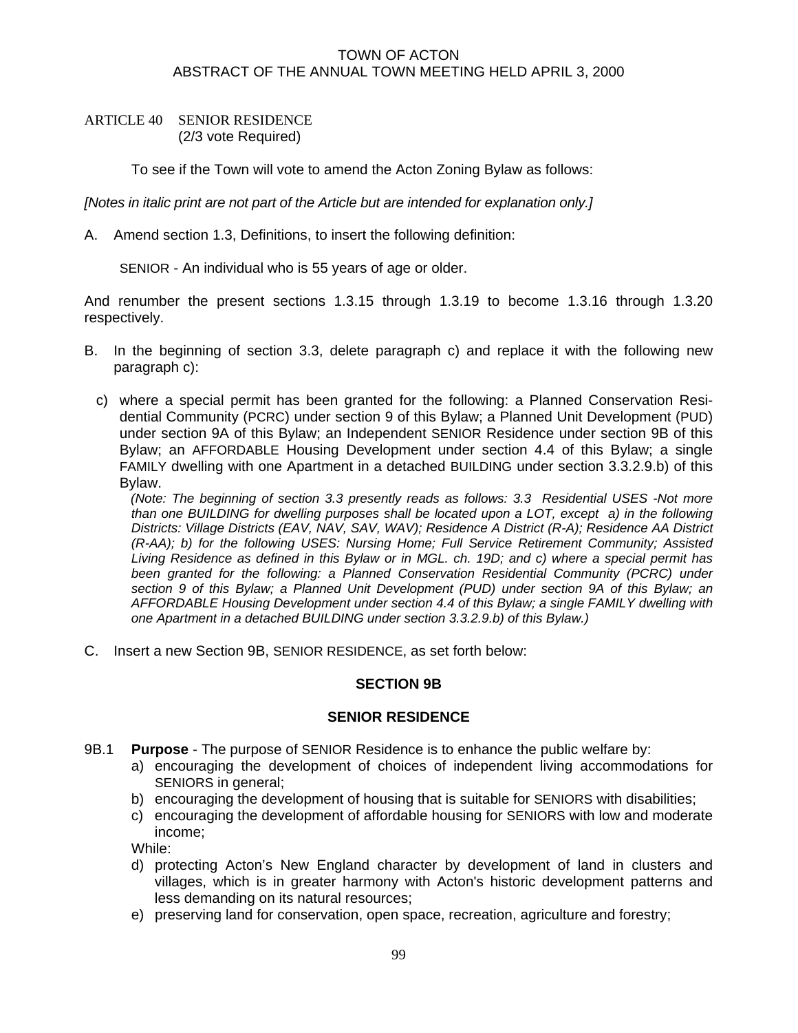TOWN OF ACTON
ABSTRACT OF THE ANNUAL TOWN MEETING HELD APRIL 3, 2000

ARTICLE 40 SENIOR RESIDENCE
(2/3 vote Required)

To see if the Town will vote to amend the Acton Zoning Bylaw as follows:

*[Notes in italic print are not part of the Article but are intended for explanation only.]*

A. Amend section 1.3, Definitions, to insert the following definition:

SENIOR - An individual who is 55 years of age or older.

And renumber the present sections 1.3.15 through 1.3.19 to become 1.3.16 through 1.3.20 respectively.

B. In the beginning of section 3.3, delete paragraph c) and replace it with the following new paragraph c):

c) where a special permit has been granted for the following: a Planned Conservation Residential Community (PCRC) under section 9 of this Bylaw; a Planned Unit Development (PUD) under section 9A of this Bylaw; an Independent SENIOR Residence under section 9B of this Bylaw; an AFFORDABLE Housing Development under section 4.4 of this Bylaw; a single FAMILY dwelling with one Apartment in a detached BUILDING under section 3.3.2.9.b) of this Bylaw.

*(Note: The beginning of section 3.3 presently reads as follows: 3.3 Residential USES -Not more than one BUILDING for dwelling purposes shall be located upon a LOT, except a) in the following Districts: Village Districts (EAV, NAV, SAV, WAV); Residence A District (R-A); Residence AA District (R-AA); b) for the following USES: Nursing Home; Full Service Retirement Community; Assisted Living Residence as defined in this Bylaw or in MGL. ch. 19D; and c) where a special permit has been granted for the following: a Planned Conservation Residential Community (PCRC) under section 9 of this Bylaw; a Planned Unit Development (PUD) under section 9A of this Bylaw; an AFFORDABLE Housing Development under section 4.4 of this Bylaw; a single FAMILY dwelling with one Apartment in a detached BUILDING under section 3.3.2.9.b) of this Bylaw.)*

C. Insert a new Section 9B, SENIOR RESIDENCE, as set forth below:

## SECTION 9B

## SENIOR RESIDENCE

9B.1 **Purpose** - The purpose of SENIOR Residence is to enhance the public welfare by:

a) encouraging the development of choices of independent living accommodations for SENIORS in general;
b) encouraging the development of housing that is suitable for SENIORS with disabilities;
c) encouraging the development of affordable housing for SENIORS with low and moderate income;

While:

d) protecting Acton's New England character by development of land in clusters and villages, which is in greater harmony with Acton's historic development patterns and less demanding on its natural resources;
e) preserving land for conservation, open space, recreation, agriculture and forestry;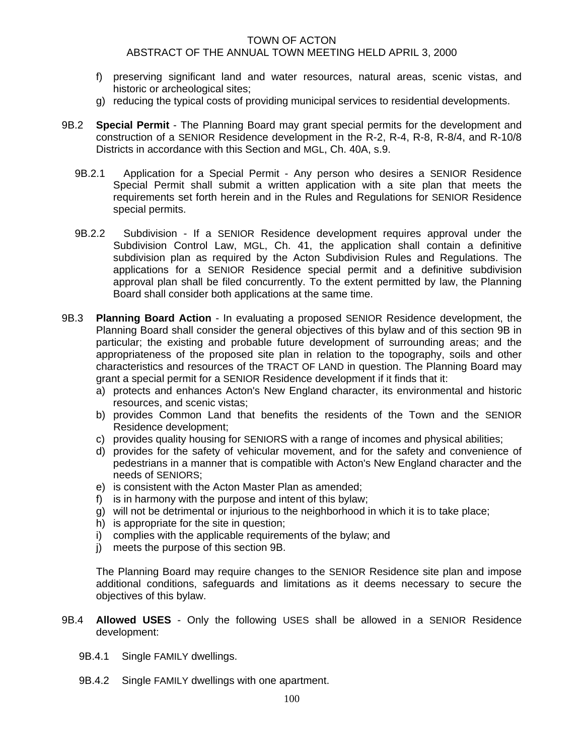f) preserving significant land and water resources, natural areas, scenic vistas, and historic or archeological sites;
g) reducing the typical costs of providing municipal services to residential developments.

9B.2 **Special Permit** - The Planning Board may grant special permits for the development and construction of a SENIOR Residence development in the R-2, R-4, R-8, R-8/4, and R-10/8 Districts in accordance with this Section and MGL, Ch. 40A, s.9.

9B.2.1 Application for a Special Permit - Any person who desires a SENIOR Residence Special Permit shall submit a written application with a site plan that meets the requirements set forth herein and in the Rules and Regulations for SENIOR Residence special permits.

9B.2.2 Subdivision - If a SENIOR Residence development requires approval under the Subdivision Control Law, MGL, Ch. 41, the application shall contain a definitive subdivision plan as required by the Acton Subdivision Rules and Regulations. The applications for a SENIOR Residence special permit and a definitive subdivision approval plan shall be filed concurrently. To the extent permitted by law, the Planning Board shall consider both applications at the same time.

9B.3 **Planning Board Action** - In evaluating a proposed SENIOR Residence development, the Planning Board shall consider the general objectives of this bylaw and of this section 9B in particular; the existing and probable future development of surrounding areas; and the appropriateness of the proposed site plan in relation to the topography, soils and other characteristics and resources of the TRACT OF LAND in question. The Planning Board may grant a special permit for a SENIOR Residence development if it finds that it:

a) protects and enhances Acton's New England character, its environmental and historic resources, and scenic vistas;
b) provides Common Land that benefits the residents of the Town and the SENIOR Residence development;
c) provides quality housing for SENIORS with a range of incomes and physical abilities;
d) provides for the safety of vehicular movement, and for the safety and convenience of pedestrians in a manner that is compatible with Acton's New England character and the needs of SENIORS;
e) is consistent with the Acton Master Plan as amended;
f) is in harmony with the purpose and intent of this bylaw;
g) will not be detrimental or injurious to the neighborhood in which it is to take place;
h) is appropriate for the site in question;
i) complies with the applicable requirements of the bylaw; and
j) meets the purpose of this section 9B.

The Planning Board may require changes to the SENIOR Residence site plan and impose additional conditions, safeguards and limitations as it deems necessary to secure the objectives of this bylaw.

9B.4 **Allowed USES** - Only the following USES shall be allowed in a SENIOR Residence development:

9B.4.1 Single FAMILY dwellings.

9B.4.2 Single FAMILY dwellings with one apartment.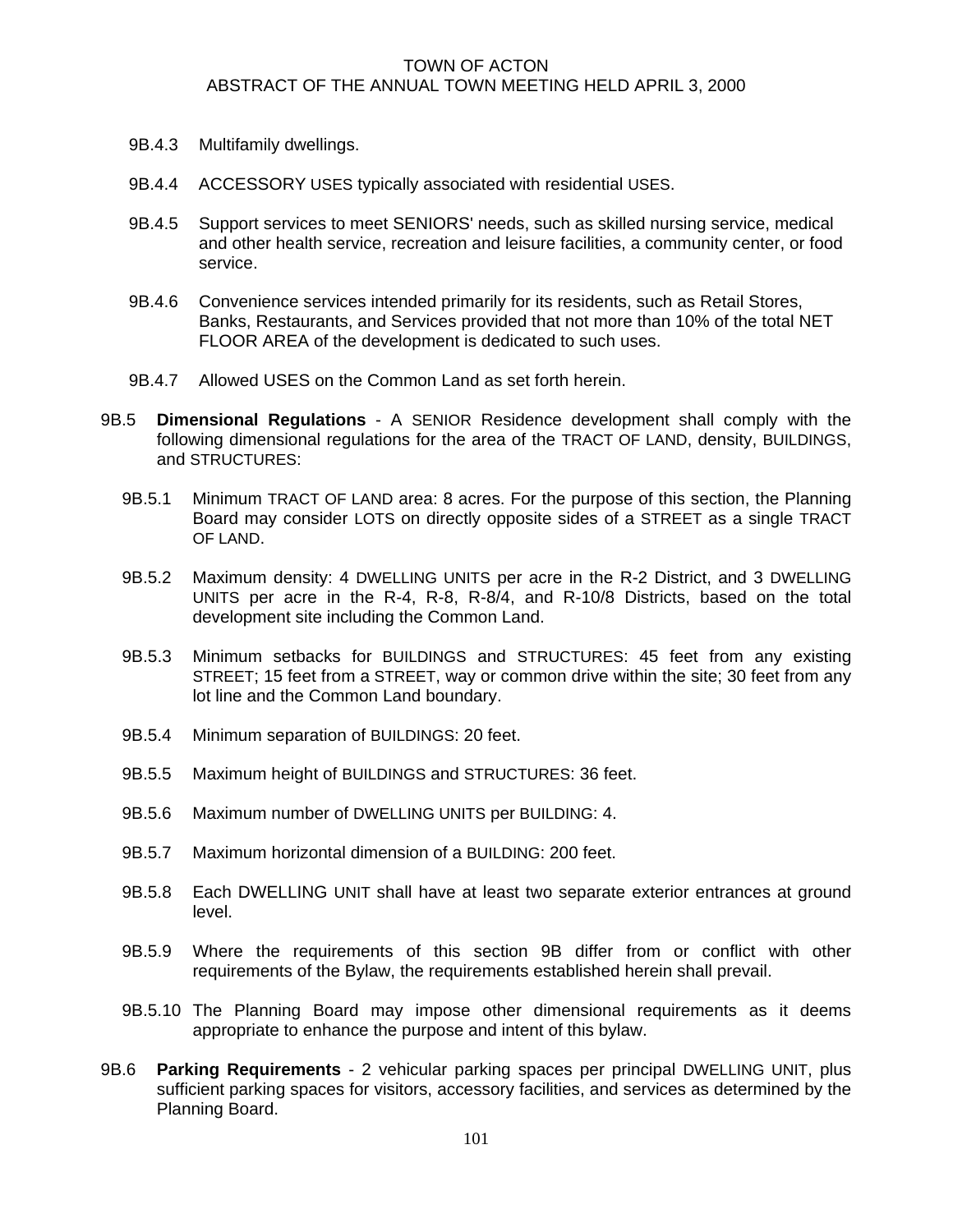9B.4.3 Multifamily dwellings.

9B.4.4 ACCESSORY USES typically associated with residential USES.

9B.4.5 Support services to meet SENIORS' needs, such as skilled nursing service, medical and other health service, recreation and leisure facilities, a community center, or food service.

9B.4.6 Convenience services intended primarily for its residents, such as Retail Stores, Banks, Restaurants, and Services provided that not more than 10% of the total NET FLOOR AREA of the development is dedicated to such uses.

9B.4.7 Allowed USES on the Common Land as set forth herein.

9B.5 **Dimensional Regulations** - A SENIOR Residence development shall comply with the following dimensional regulations for the area of the TRACT OF LAND, density, BUILDINGS, and STRUCTURES:

9B.5.1 Minimum TRACT OF LAND area: 8 acres. For the purpose of this section, the Planning Board may consider LOTS on directly opposite sides of a STREET as a single TRACT OF LAND.

9B.5.2 Maximum density: 4 DWELLING UNITS per acre in the R-2 District, and 3 DWELLING UNITS per acre in the R-4, R-8, R-8/4, and R-10/8 Districts, based on the total development site including the Common Land.

9B.5.3 Minimum setbacks for BUILDINGS and STRUCTURES: 45 feet from any existing STREET; 15 feet from a STREET, way or common drive within the site; 30 feet from any lot line and the Common Land boundary.

9B.5.4 Minimum separation of BUILDINGS: 20 feet.

9B.5.5 Maximum height of BUILDINGS and STRUCTURES: 36 feet.

9B.5.6 Maximum number of DWELLING UNITS per BUILDING: 4.

9B.5.7 Maximum horizontal dimension of a BUILDING: 200 feet.

9B.5.8 Each DWELLING UNIT shall have at least two separate exterior entrances at ground level.

9B.5.9 Where the requirements of this section 9B differ from or conflict with other requirements of the Bylaw, the requirements established herein shall prevail.

9B.5.10 The Planning Board may impose other dimensional requirements as it deems appropriate to enhance the purpose and intent of this bylaw.

9B.6 **Parking Requirements** - 2 vehicular parking spaces per principal DWELLING UNIT, plus sufficient parking spaces for visitors, accessory facilities, and services as determined by the Planning Board.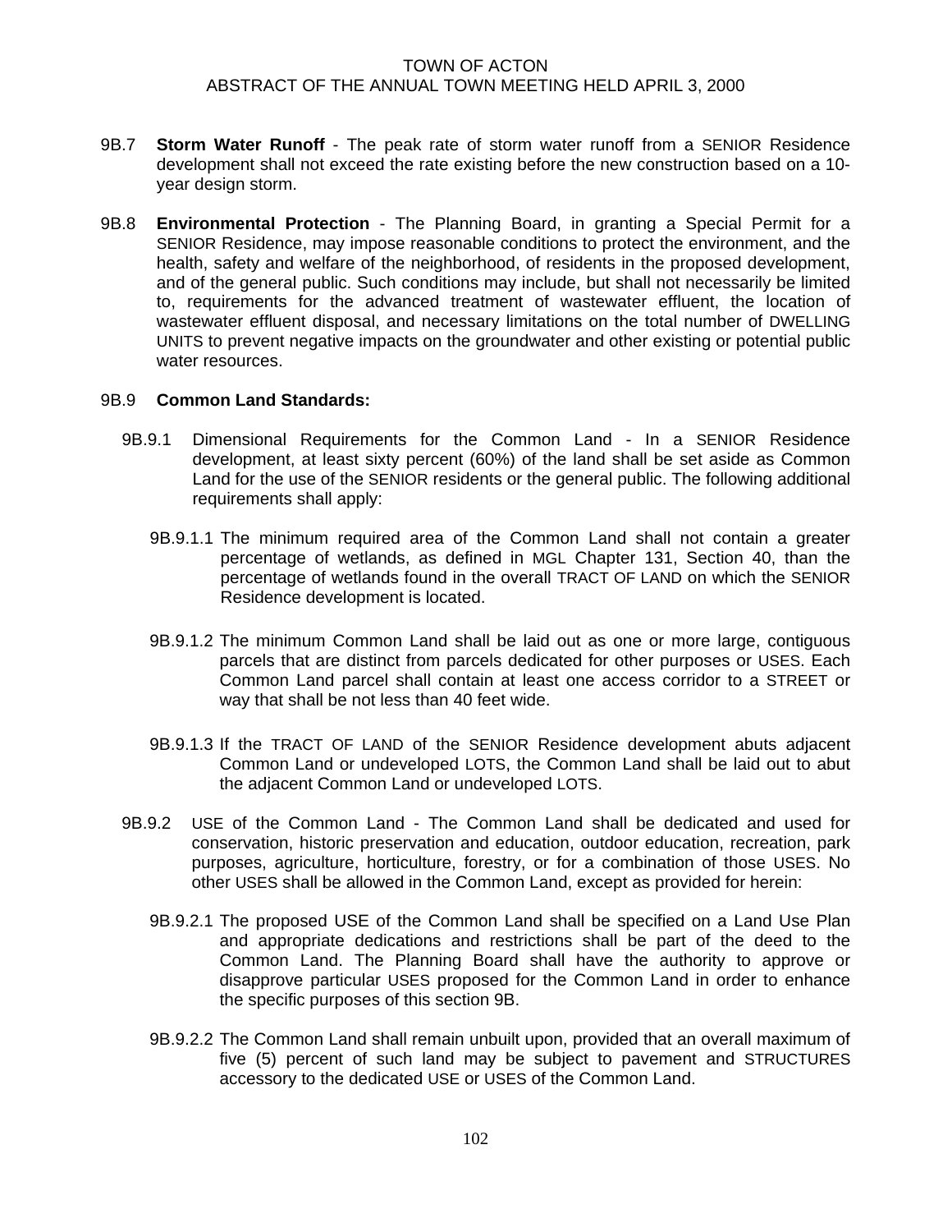9B.7 **Storm Water Runoff** - The peak rate of storm water runoff from a SENIOR Residence development shall not exceed the rate existing before the new construction based on a 10-year design storm.

9B.8 **Environmental Protection** - The Planning Board, in granting a Special Permit for a SENIOR Residence, may impose reasonable conditions to protect the environment, and the health, safety and welfare of the neighborhood, of residents in the proposed development, and of the general public. Such conditions may include, but shall not necessarily be limited to, requirements for the advanced treatment of wastewater effluent, the location of wastewater effluent disposal, and necessary limitations on the total number of DWELLING UNITS to prevent negative impacts on the groundwater and other existing or potential public water resources.

9B.9 **Common Land Standards:**

9B.9.1 Dimensional Requirements for the Common Land - In a SENIOR Residence development, at least sixty percent (60%) of the land shall be set aside as Common Land for the use of the SENIOR residents or the general public. The following additional requirements shall apply:

9B.9.1.1 The minimum required area of the Common Land shall not contain a greater percentage of wetlands, as defined in MGL Chapter 131, Section 40, than the percentage of wetlands found in the overall TRACT OF LAND on which the SENIOR Residence development is located.

9B.9.1.2 The minimum Common Land shall be laid out as one or more large, contiguous parcels that are distinct from parcels dedicated for other purposes or USES. Each Common Land parcel shall contain at least one access corridor to a STREET or way that shall be not less than 40 feet wide.

9B.9.1.3 If the TRACT OF LAND of the SENIOR Residence development abuts adjacent Common Land or undeveloped LOTS, the Common Land shall be laid out to abut the adjacent Common Land or undeveloped LOTS.

9B.9.2 USE of the Common Land - The Common Land shall be dedicated and used for conservation, historic preservation and education, outdoor education, recreation, park purposes, agriculture, horticulture, forestry, or for a combination of those USES. No other USES shall be allowed in the Common Land, except as provided for herein:

9B.9.2.1 The proposed USE of the Common Land shall be specified on a Land Use Plan and appropriate dedications and restrictions shall be part of the deed to the Common Land. The Planning Board shall have the authority to approve or disapprove particular USES proposed for the Common Land in order to enhance the specific purposes of this section 9B.

9B.9.2.2 The Common Land shall remain unbuilt upon, provided that an overall maximum of five (5) percent of such land may be subject to pavement and STRUCTURES accessory to the dedicated USE or USES of the Common Land.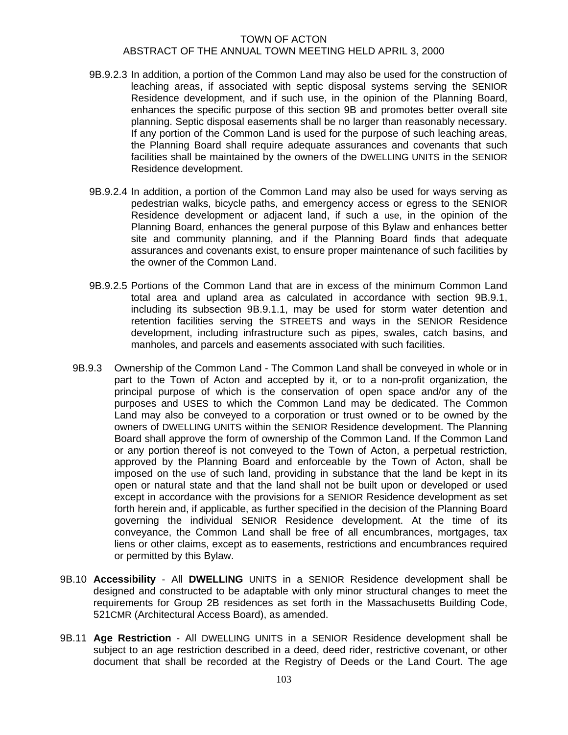9B.9.2.3 In addition, a portion of the Common Land may also be used for the construction of leaching areas, if associated with septic disposal systems serving the SENIOR Residence development, and if such use, in the opinion of the Planning Board, enhances the specific purpose of this section 9B and promotes better overall site planning. Septic disposal easements shall be no larger than reasonably necessary. If any portion of the Common Land is used for the purpose of such leaching areas, the Planning Board shall require adequate assurances and covenants that such facilities shall be maintained by the owners of the DWELLING UNITS in the SENIOR Residence development.

9B.9.2.4 In addition, a portion of the Common Land may also be used for ways serving as pedestrian walks, bicycle paths, and emergency access or egress to the SENIOR Residence development or adjacent land, if such a use, in the opinion of the Planning Board, enhances the general purpose of this Bylaw and enhances better site and community planning, and if the Planning Board finds that adequate assurances and covenants exist, to ensure proper maintenance of such facilities by the owner of the Common Land.

9B.9.2.5 Portions of the Common Land that are in excess of the minimum Common Land total area and upland area as calculated in accordance with section 9B.9.1, including its subsection 9B.9.1.1, may be used for storm water detention and retention facilities serving the STREETS and ways in the SENIOR Residence development, including infrastructure such as pipes, swales, catch basins, and manholes, and parcels and easements associated with such facilities.

9B.9.3 Ownership of the Common Land - The Common Land shall be conveyed in whole or in part to the Town of Acton and accepted by it, or to a non-profit organization, the principal purpose of which is the conservation of open space and/or any of the purposes and USES to which the Common Land may be dedicated. The Common Land may also be conveyed to a corporation or trust owned or to be owned by the owners of DWELLING UNITS within the SENIOR Residence development. The Planning Board shall approve the form of ownership of the Common Land. If the Common Land or any portion thereof is not conveyed to the Town of Acton, a perpetual restriction, approved by the Planning Board and enforceable by the Town of Acton, shall be imposed on the use of such land, providing in substance that the land be kept in its open or natural state and that the land shall not be built upon or developed or used except in accordance with the provisions for a SENIOR Residence development as set forth herein and, if applicable, as further specified in the decision of the Planning Board governing the individual SENIOR Residence development. At the time of its conveyance, the Common Land shall be free of all encumbrances, mortgages, tax liens or other claims, except as to easements, restrictions and encumbrances required or permitted by this Bylaw.

9B.10 **Accessibility** - All **DWELLING** UNITS in a SENIOR Residence development shall be designed and constructed to be adaptable with only minor structural changes to meet the requirements for Group 2B residences as set forth in the Massachusetts Building Code, 521CMR (Architectural Access Board), as amended.

9B.11 **Age Restriction** - All DWELLING UNITS in a SENIOR Residence development shall be subject to an age restriction described in a deed, deed rider, restrictive covenant, or other document that shall be recorded at the Registry of Deeds or the Land Court. The age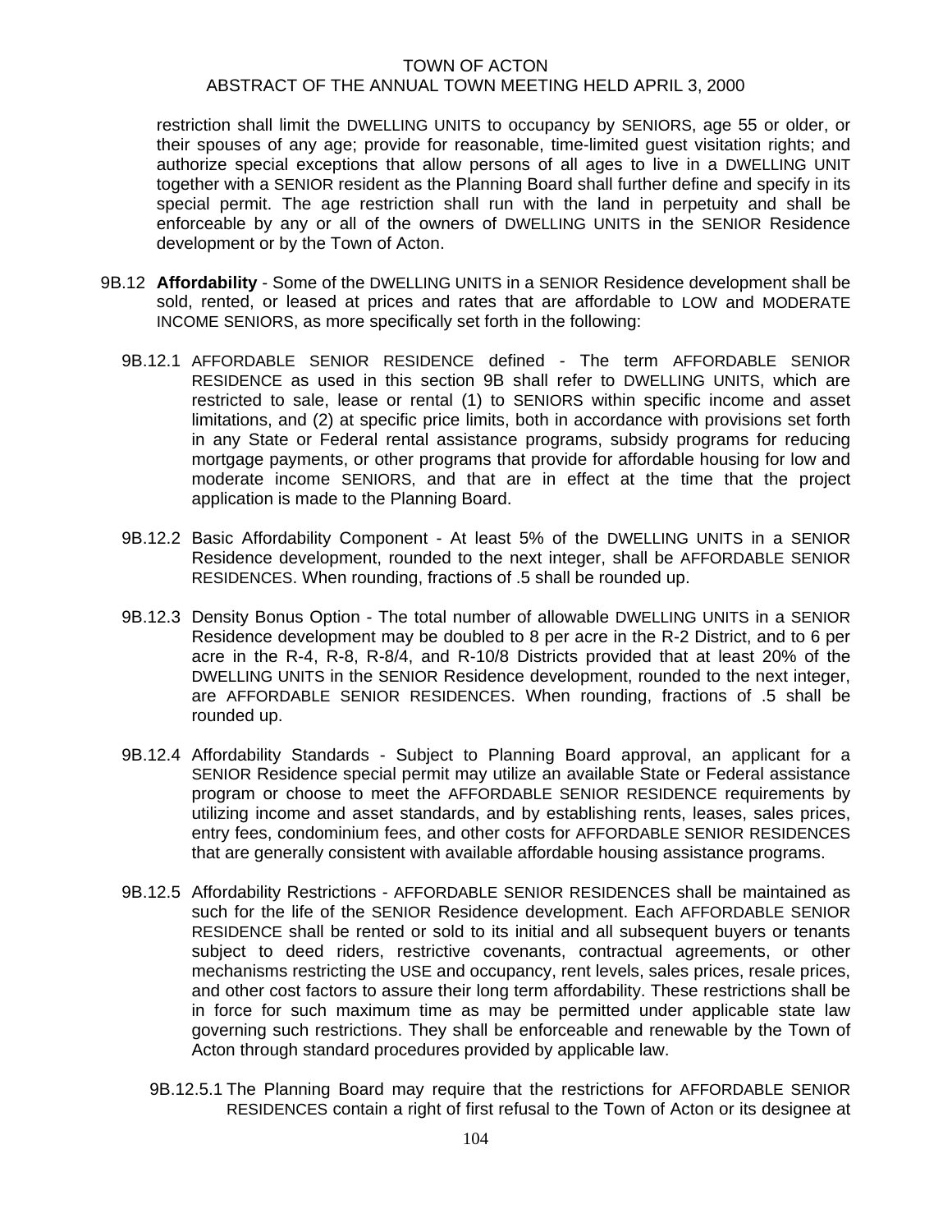restriction shall limit the DWELLING UNITS to occupancy by SENIORS, age 55 or older, or their spouses of any age; provide for reasonable, time-limited guest visitation rights; and authorize special exceptions that allow persons of all ages to live in a DWELLING UNIT together with a SENIOR resident as the Planning Board shall further define and specify in its special permit. The age restriction shall run with the land in perpetuity and shall be enforceable by any or all of the owners of DWELLING UNITS in the SENIOR Residence development or by the Town of Acton.

9B.12 **Affordability** - Some of the DWELLING UNITS in a SENIOR Residence development shall be sold, rented, or leased at prices and rates that are affordable to LOW and MODERATE INCOME SENIORS, as more specifically set forth in the following:

9B.12.1 AFFORDABLE SENIOR RESIDENCE defined - The term AFFORDABLE SENIOR RESIDENCE as used in this section 9B shall refer to DWELLING UNITS, which are restricted to sale, lease or rental (1) to SENIORS within specific income and asset limitations, and (2) at specific price limits, both in accordance with provisions set forth in any State or Federal rental assistance programs, subsidy programs for reducing mortgage payments, or other programs that provide for affordable housing for low and moderate income SENIORS, and that are in effect at the time that the project application is made to the Planning Board.

9B.12.2 Basic Affordability Component - At least 5% of the DWELLING UNITS in a SENIOR Residence development, rounded to the next integer, shall be AFFORDABLE SENIOR RESIDENCES. When rounding, fractions of .5 shall be rounded up.

9B.12.3 Density Bonus Option - The total number of allowable DWELLING UNITS in a SENIOR Residence development may be doubled to 8 per acre in the R-2 District, and to 6 per acre in the R-4, R-8, R-8/4, and R-10/8 Districts provided that at least 20% of the DWELLING UNITS in the SENIOR Residence development, rounded to the next integer, are AFFORDABLE SENIOR RESIDENCES. When rounding, fractions of .5 shall be rounded up.

9B.12.4 Affordability Standards - Subject to Planning Board approval, an applicant for a SENIOR Residence special permit may utilize an available State or Federal assistance program or choose to meet the AFFORDABLE SENIOR RESIDENCE requirements by utilizing income and asset standards, and by establishing rents, leases, sales prices, entry fees, condominium fees, and other costs for AFFORDABLE SENIOR RESIDENCES that are generally consistent with available affordable housing assistance programs.

9B.12.5 Affordability Restrictions - AFFORDABLE SENIOR RESIDENCES shall be maintained as such for the life of the SENIOR Residence development. Each AFFORDABLE SENIOR RESIDENCE shall be rented or sold to its initial and all subsequent buyers or tenants subject to deed riders, restrictive covenants, contractual agreements, or other mechanisms restricting the USE and occupancy, rent levels, sales prices, resale prices, and other cost factors to assure their long term affordability. These restrictions shall be in force for such maximum time as may be permitted under applicable state law governing such restrictions. They shall be enforceable and renewable by the Town of Acton through standard procedures provided by applicable law.

9B.12.5.1 The Planning Board may require that the restrictions for AFFORDABLE SENIOR RESIDENCES contain a right of first refusal to the Town of Acton or its designee at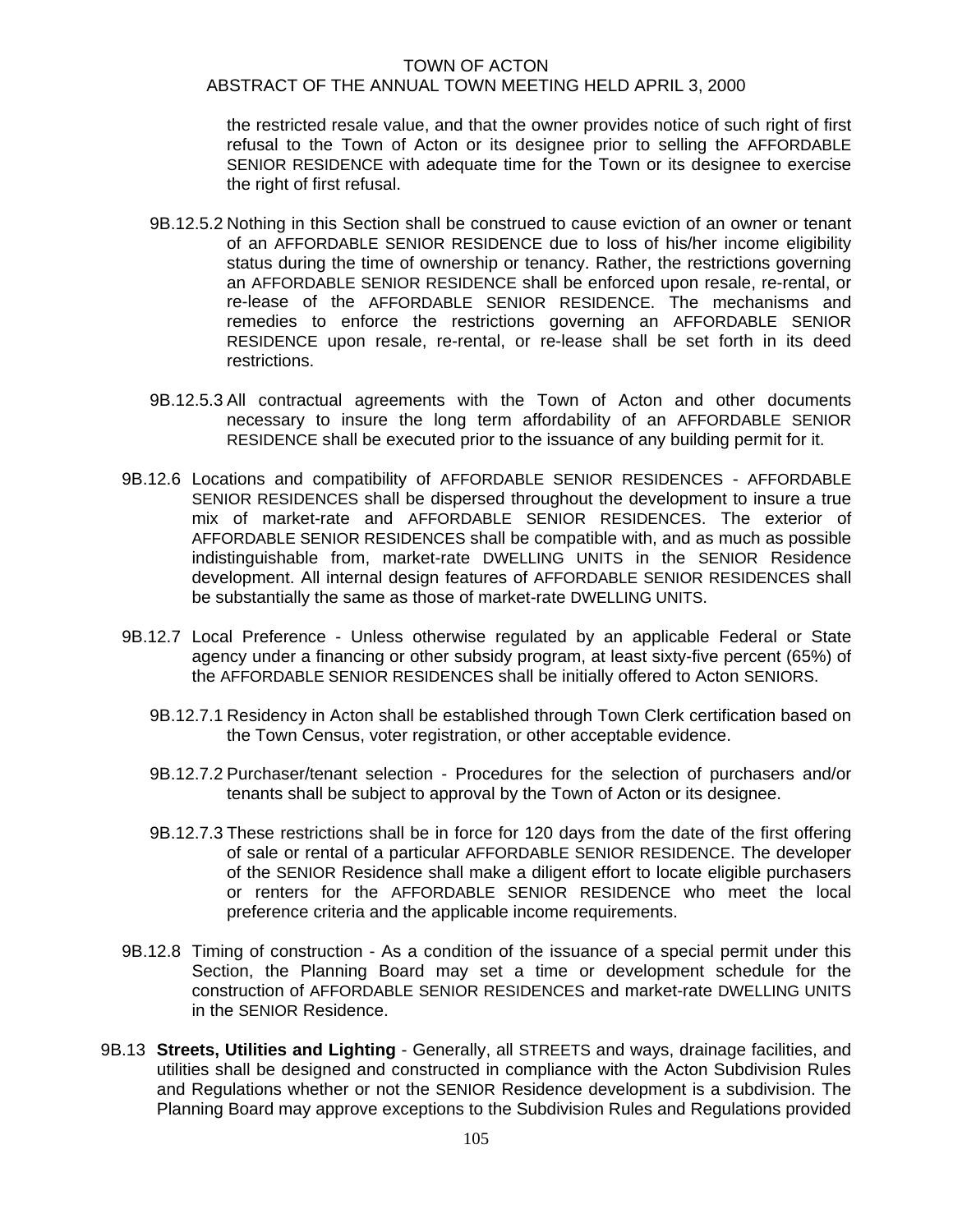the restricted resale value, and that the owner provides notice of such right of first refusal to the Town of Acton or its designee prior to selling the AFFORDABLE SENIOR RESIDENCE with adequate time for the Town or its designee to exercise the right of first refusal.

9B.12.5.2 Nothing in this Section shall be construed to cause eviction of an owner or tenant of an AFFORDABLE SENIOR RESIDENCE due to loss of his/her income eligibility status during the time of ownership or tenancy. Rather, the restrictions governing an AFFORDABLE SENIOR RESIDENCE shall be enforced upon resale, re-rental, or re-lease of the AFFORDABLE SENIOR RESIDENCE. The mechanisms and remedies to enforce the restrictions governing an AFFORDABLE SENIOR RESIDENCE upon resale, re-rental, or re-lease shall be set forth in its deed restrictions.

9B.12.5.3 All contractual agreements with the Town of Acton and other documents necessary to insure the long term affordability of an AFFORDABLE SENIOR RESIDENCE shall be executed prior to the issuance of any building permit for it.

9B.12.6 Locations and compatibility of AFFORDABLE SENIOR RESIDENCES - AFFORDABLE SENIOR RESIDENCES shall be dispersed throughout the development to insure a true mix of market-rate and AFFORDABLE SENIOR RESIDENCES. The exterior of AFFORDABLE SENIOR RESIDENCES shall be compatible with, and as much as possible indistinguishable from, market-rate DWELLING UNITS in the SENIOR Residence development. All internal design features of AFFORDABLE SENIOR RESIDENCES shall be substantially the same as those of market-rate DWELLING UNITS.

9B.12.7 Local Preference - Unless otherwise regulated by an applicable Federal or State agency under a financing or other subsidy program, at least sixty-five percent (65%) of the AFFORDABLE SENIOR RESIDENCES shall be initially offered to Acton SENIORS.

9B.12.7.1 Residency in Acton shall be established through Town Clerk certification based on the Town Census, voter registration, or other acceptable evidence.

9B.12.7.2 Purchaser/tenant selection - Procedures for the selection of purchasers and/or tenants shall be subject to approval by the Town of Acton or its designee.

9B.12.7.3 These restrictions shall be in force for 120 days from the date of the first offering of sale or rental of a particular AFFORDABLE SENIOR RESIDENCE. The developer of the SENIOR Residence shall make a diligent effort to locate eligible purchasers or renters for the AFFORDABLE SENIOR RESIDENCE who meet the local preference criteria and the applicable income requirements.

9B.12.8 Timing of construction - As a condition of the issuance of a special permit under this Section, the Planning Board may set a time or development schedule for the construction of AFFORDABLE SENIOR RESIDENCES and market-rate DWELLING UNITS in the SENIOR Residence.

9B.13 **Streets, Utilities and Lighting** - Generally, all STREETS and ways, drainage facilities, and utilities shall be designed and constructed in compliance with the Acton Subdivision Rules and Regulations whether or not the SENIOR Residence development is a subdivision. The Planning Board may approve exceptions to the Subdivision Rules and Regulations provided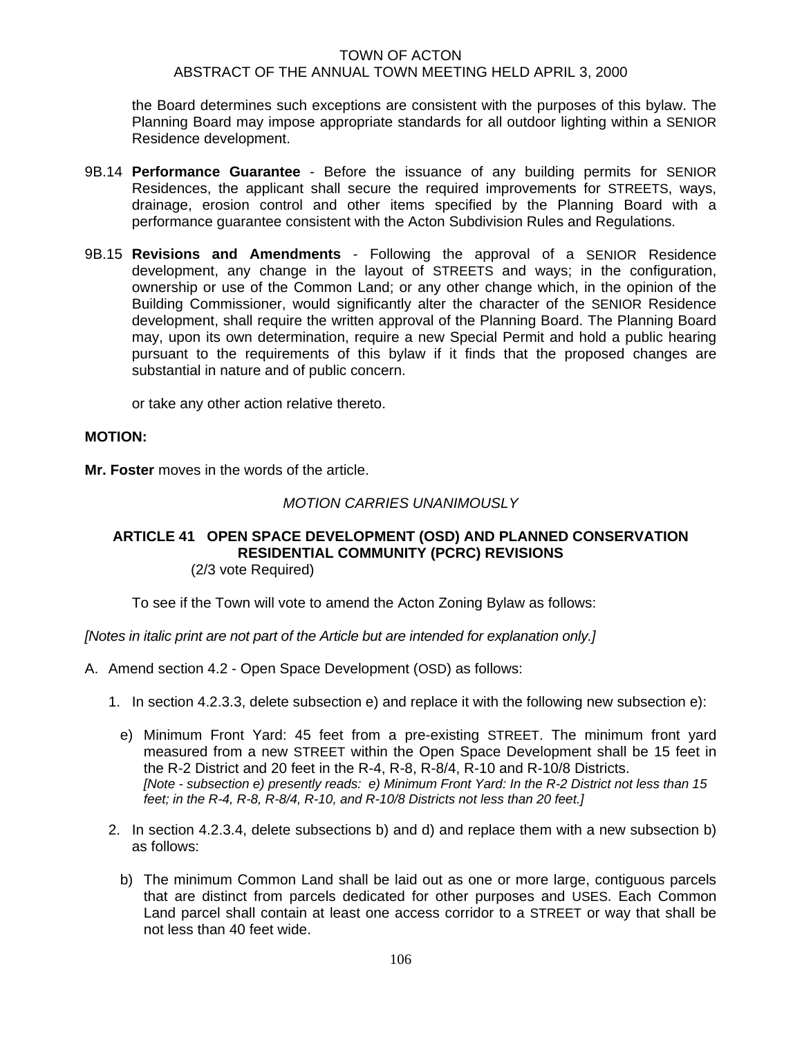the Board determines such exceptions are consistent with the purposes of this bylaw. The Planning Board may impose appropriate standards for all outdoor lighting within a SENIOR Residence development.

9B.14 **Performance Guarantee** - Before the issuance of any building permits for SENIOR Residences, the applicant shall secure the required improvements for STREETS, ways, drainage, erosion control and other items specified by the Planning Board with a performance guarantee consistent with the Acton Subdivision Rules and Regulations.

9B.15 **Revisions and Amendments** - Following the approval of a SENIOR Residence development, any change in the layout of STREETS and ways; in the configuration, ownership or use of the Common Land; or any other change which, in the opinion of the Building Commissioner, would significantly alter the character of the SENIOR Residence development, shall require the written approval of the Planning Board. The Planning Board may, upon its own determination, require a new Special Permit and hold a public hearing pursuant to the requirements of this bylaw if it finds that the proposed changes are substantial in nature and of public concern.

or take any other action relative thereto.

**MOTION:**

**Mr. Foster** moves in the words of the article.

*MOTION CARRIES UNANIMOUSLY*

## ARTICLE 41 OPEN SPACE DEVELOPMENT (OSD) AND PLANNED CONSERVATION RESIDENTIAL COMMUNITY (PCRC) REVISIONS
(2/3 vote Required)

To see if the Town will vote to amend the Acton Zoning Bylaw as follows:

*[Notes in italic print are not part of the Article but are intended for explanation only.]*

A. Amend section 4.2 - Open Space Development (OSD) as follows:

1. In section 4.2.3.3, delete subsection e) and replace it with the following new subsection e):

   e) Minimum Front Yard: 45 feet from a pre-existing STREET. The minimum front yard measured from a new STREET within the Open Space Development shall be 15 feet in the R-2 District and 20 feet in the R-4, R-8, R-8/4, R-10 and R-10/8 Districts.
   *[Note - subsection e) presently reads: e) Minimum Front Yard: In the R-2 District not less than 15 feet; in the R-4, R-8, R-8/4, R-10, and R-10/8 Districts not less than 20 feet.]*

2. In section 4.2.3.4, delete subsections b) and d) and replace them with a new subsection b) as follows:

   b) The minimum Common Land shall be laid out as one or more large, contiguous parcels that are distinct from parcels dedicated for other purposes and USES. Each Common Land parcel shall contain at least one access corridor to a STREET or way that shall be not less than 40 feet wide.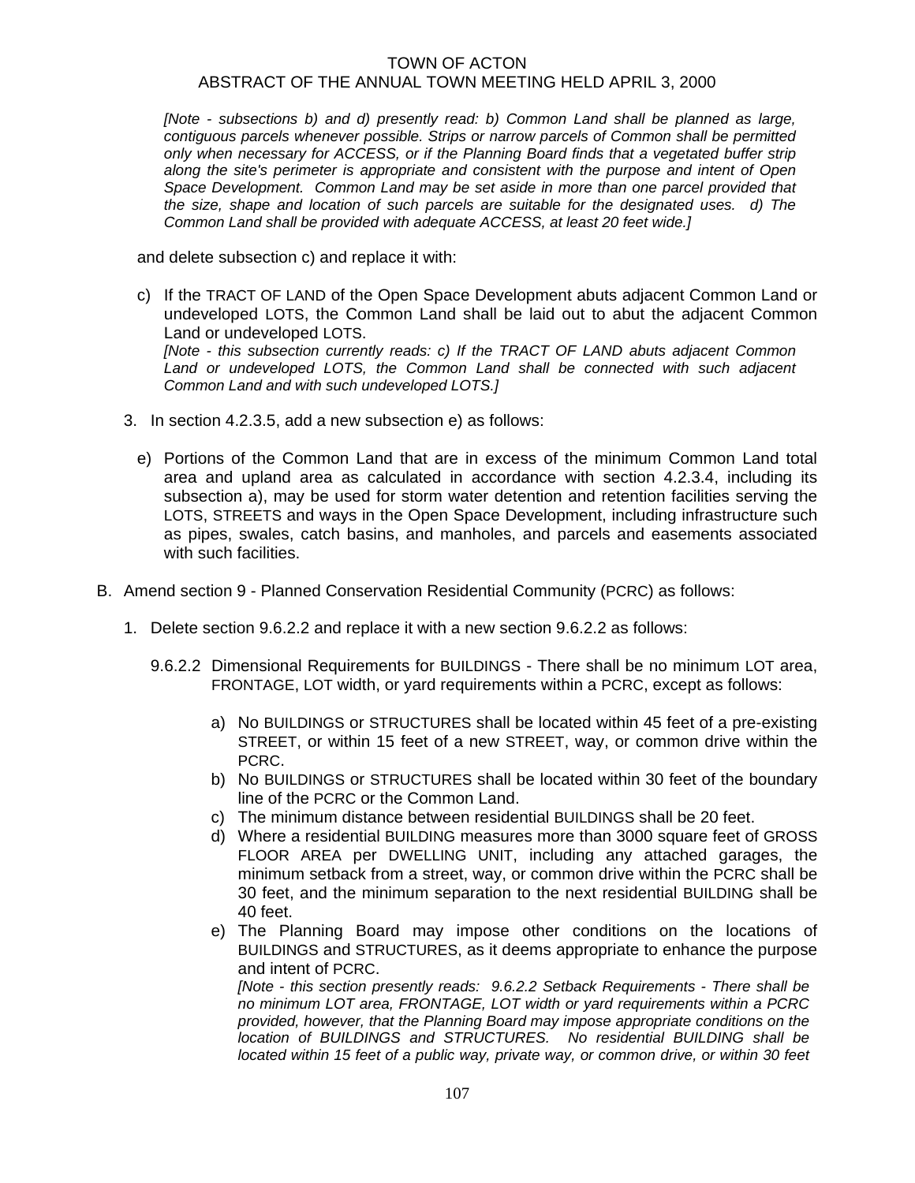*[Note - subsections b) and d) presently read: b) Common Land shall be planned as large, contiguous parcels whenever possible. Strips or narrow parcels of Common shall be permitted only when necessary for ACCESS, or if the Planning Board finds that a vegetated buffer strip along the site's perimeter is appropriate and consistent with the purpose and intent of Open Space Development. Common Land may be set aside in more than one parcel provided that the size, shape and location of such parcels are suitable for the designated uses. d) The Common Land shall be provided with adequate ACCESS, at least 20 feet wide.]*

and delete subsection c) and replace it with:

c) If the TRACT OF LAND of the Open Space Development abuts adjacent Common Land or undeveloped LOTS, the Common Land shall be laid out to abut the adjacent Common Land or undeveloped LOTS.
*[Note - this subsection currently reads: c) If the TRACT OF LAND abuts adjacent Common Land or undeveloped LOTS, the Common Land shall be connected with such adjacent Common Land and with such undeveloped LOTS.]*

3. In section 4.2.3.5, add a new subsection e) as follows:

   e) Portions of the Common Land that are in excess of the minimum Common Land total area and upland area as calculated in accordance with section 4.2.3.4, including its subsection a), may be used for storm water detention and retention facilities serving the LOTS, STREETS and ways in the Open Space Development, including infrastructure such as pipes, swales, catch basins, and manholes, and parcels and easements associated with such facilities.

B. Amend section 9 - Planned Conservation Residential Community (PCRC) as follows:

1. Delete section 9.6.2.2 and replace it with a new section 9.6.2.2 as follows:

   9.6.2.2 Dimensional Requirements for BUILDINGS - There shall be no minimum LOT area, FRONTAGE, LOT width, or yard requirements within a PCRC, except as follows:

   a) No BUILDINGS or STRUCTURES shall be located within 45 feet of a pre-existing STREET, or within 15 feet of a new STREET, way, or common drive within the PCRC.
   b) No BUILDINGS or STRUCTURES shall be located within 30 feet of the boundary line of the PCRC or the Common Land.
   c) The minimum distance between residential BUILDINGS shall be 20 feet.
   d) Where a residential BUILDING measures more than 3000 square feet of GROSS FLOOR AREA per DWELLING UNIT, including any attached garages, the minimum setback from a street, way, or common drive within the PCRC shall be 30 feet, and the minimum separation to the next residential BUILDING shall be 40 feet.
   e) The Planning Board may impose other conditions on the locations of BUILDINGS and STRUCTURES, as it deems appropriate to enhance the purpose and intent of PCRC.
   *[Note - this section presently reads: 9.6.2.2 Setback Requirements - There shall be no minimum LOT area, FRONTAGE, LOT width or yard requirements within a PCRC provided, however, that the Planning Board may impose appropriate conditions on the location of BUILDINGS and STRUCTURES. No residential BUILDING shall be located within 15 feet of a public way, private way, or common drive, or within 30 feet*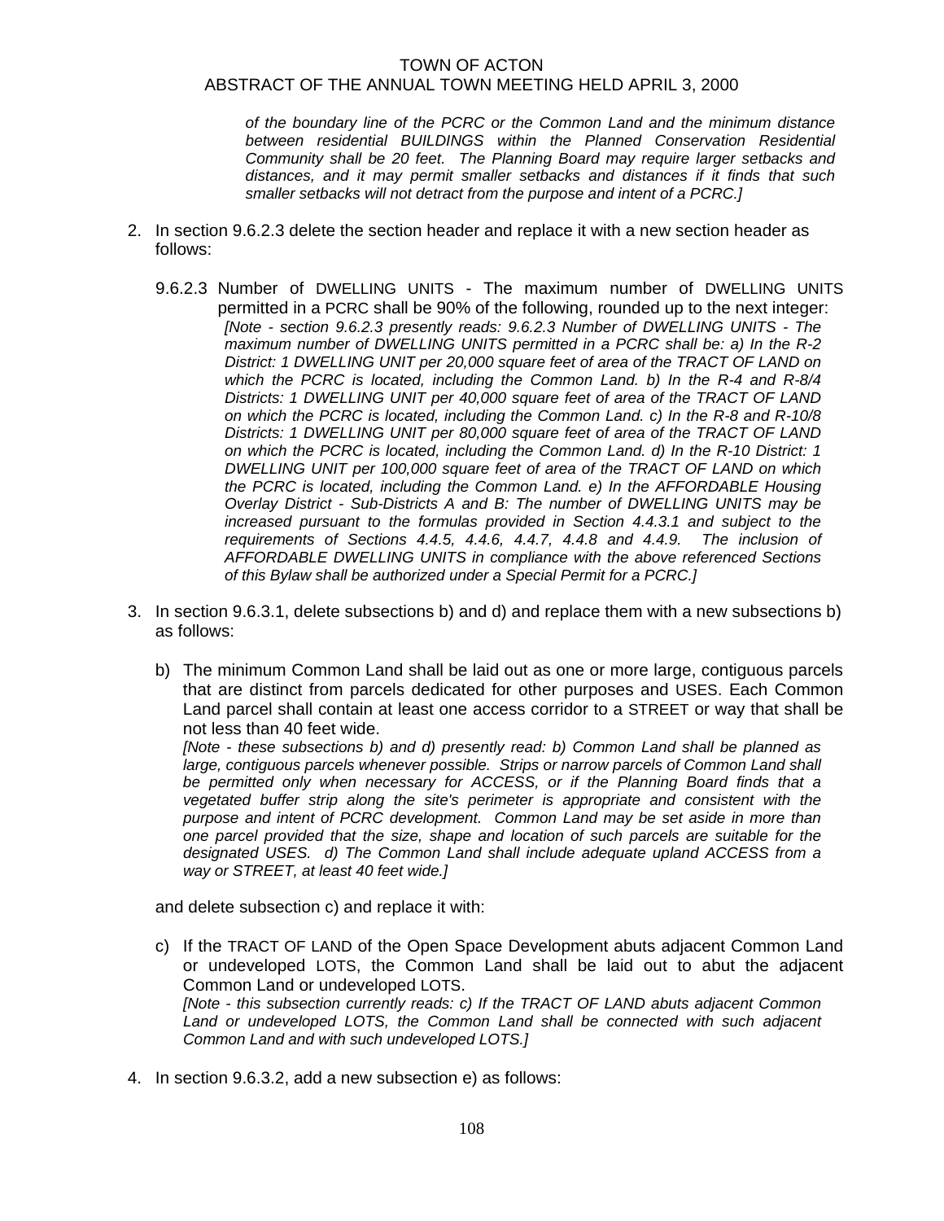*of the boundary line of the PCRC or the Common Land and the minimum distance between residential BUILDINGS within the Planned Conservation Residential Community shall be 20 feet. The Planning Board may require larger setbacks and distances, and it may permit smaller setbacks and distances if it finds that such smaller setbacks will not detract from the purpose and intent of a PCRC.]*

2. In section 9.6.2.3 delete the section header and replace it with a new section header as follows:

   9.6.2.3 Number of DWELLING UNITS - The maximum number of DWELLING UNITS permitted in a PCRC shall be 90% of the following, rounded up to the next integer:
   *[Note - section 9.6.2.3 presently reads: 9.6.2.3 Number of DWELLING UNITS - The maximum number of DWELLING UNITS permitted in a PCRC shall be: a) In the R-2 District: 1 DWELLING UNIT per 20,000 square feet of area of the TRACT OF LAND on which the PCRC is located, including the Common Land. b) In the R-4 and R-8/4 Districts: 1 DWELLING UNIT per 40,000 square feet of area of the TRACT OF LAND on which the PCRC is located, including the Common Land. c) In the R-8 and R-10/8 Districts: 1 DWELLING UNIT per 80,000 square feet of area of the TRACT OF LAND on which the PCRC is located, including the Common Land. d) In the R-10 District: 1 DWELLING UNIT per 100,000 square feet of area of the TRACT OF LAND on which the PCRC is located, including the Common Land. e) In the AFFORDABLE Housing Overlay District - Sub-Districts A and B: The number of DWELLING UNITS may be increased pursuant to the formulas provided in Section 4.4.3.1 and subject to the requirements of Sections 4.4.5, 4.4.6, 4.4.7, 4.4.8 and 4.4.9. The inclusion of AFFORDABLE DWELLING UNITS in compliance with the above referenced Sections of this Bylaw shall be authorized under a Special Permit for a PCRC.]*

3. In section 9.6.3.1, delete subsections b) and d) and replace them with a new subsections b) as follows:

   b) The minimum Common Land shall be laid out as one or more large, contiguous parcels that are distinct from parcels dedicated for other purposes and USES. Each Common Land parcel shall contain at least one access corridor to a STREET or way that shall be not less than 40 feet wide.
   *[Note - these subsections b) and d) presently read: b) Common Land shall be planned as large, contiguous parcels whenever possible. Strips or narrow parcels of Common Land shall be permitted only when necessary for ACCESS, or if the Planning Board finds that a vegetated buffer strip along the site's perimeter is appropriate and consistent with the purpose and intent of PCRC development. Common Land may be set aside in more than one parcel provided that the size, shape and location of such parcels are suitable for the designated USES. d) The Common Land shall include adequate upland ACCESS from a way or STREET, at least 40 feet wide.]*

   and delete subsection c) and replace it with:

   c) If the TRACT OF LAND of the Open Space Development abuts adjacent Common Land or undeveloped LOTS, the Common Land shall be laid out to abut the adjacent Common Land or undeveloped LOTS.
   *[Note - this subsection currently reads: c) If the TRACT OF LAND abuts adjacent Common Land or undeveloped LOTS, the Common Land shall be connected with such adjacent Common Land and with such undeveloped LOTS.]*

4. In section 9.6.3.2, add a new subsection e) as follows: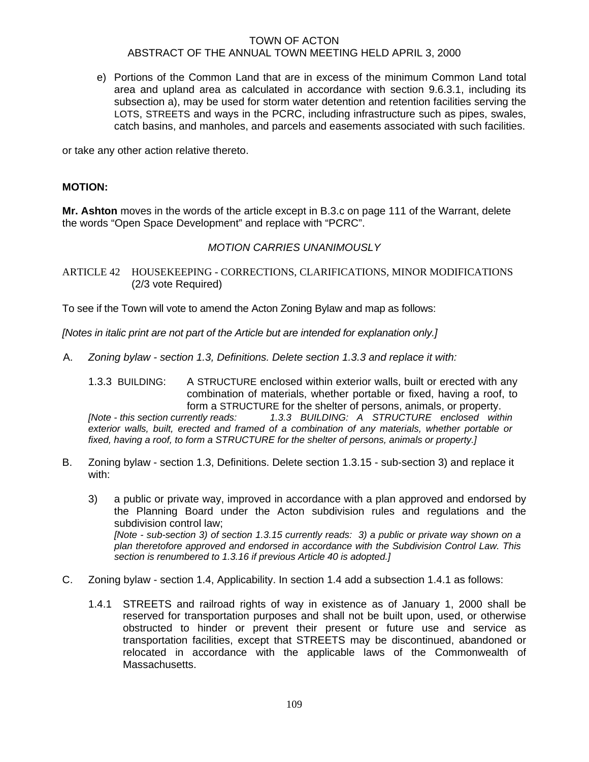e) Portions of the Common Land that are in excess of the minimum Common Land total area and upland area as calculated in accordance with section 9.6.3.1, including its subsection a), may be used for storm water detention and retention facilities serving the LOTS, STREETS and ways in the PCRC, including infrastructure such as pipes, swales, catch basins, and manholes, and parcels and easements associated with such facilities.

or take any other action relative thereto.

**MOTION:**

**Mr. Ashton** moves in the words of the article except in B.3.c on page 111 of the Warrant, delete the words "Open Space Development" and replace with "PCRC".

*MOTION CARRIES UNANIMOUSLY*

ARTICLE 42 HOUSEKEEPING - CORRECTIONS, CLARIFICATIONS, MINOR MODIFICATIONS (2/3 vote Required)

To see if the Town will vote to amend the Acton Zoning Bylaw and map as follows:

*[Notes in italic print are not part of the Article but are intended for explanation only.]*

A. *Zoning bylaw - section 1.3, Definitions. Delete section 1.3.3 and replace it with:*

1.3.3 BUILDING: A STRUCTURE enclosed within exterior walls, built or erected with any combination of materials, whether portable or fixed, having a roof, to form a STRUCTURE for the shelter of persons, animals, or property.
*[Note - this section currently reads: 1.3.3 BUILDING: A STRUCTURE enclosed within exterior walls, built, erected and framed of a combination of any materials, whether portable or fixed, having a roof, to form a STRUCTURE for the shelter of persons, animals or property.]*

B. Zoning bylaw - section 1.3, Definitions. Delete section 1.3.15 - sub-section 3) and replace it with:

3) a public or private way, improved in accordance with a plan approved and endorsed by the Planning Board under the Acton subdivision rules and regulations and the subdivision control law;
*[Note - sub-section 3) of section 1.3.15 currently reads: 3) a public or private way shown on a plan theretofore approved and endorsed in accordance with the Subdivision Control Law. This section is renumbered to 1.3.16 if previous Article 40 is adopted.]*

C. Zoning bylaw - section 1.4, Applicability. In section 1.4 add a subsection 1.4.1 as follows:

1.4.1 STREETS and railroad rights of way in existence as of January 1, 2000 shall be reserved for transportation purposes and shall not be built upon, used, or otherwise obstructed to hinder or prevent their present or future use and service as transportation facilities, except that STREETS may be discontinued, abandoned or relocated in accordance with the applicable laws of the Commonwealth of Massachusetts.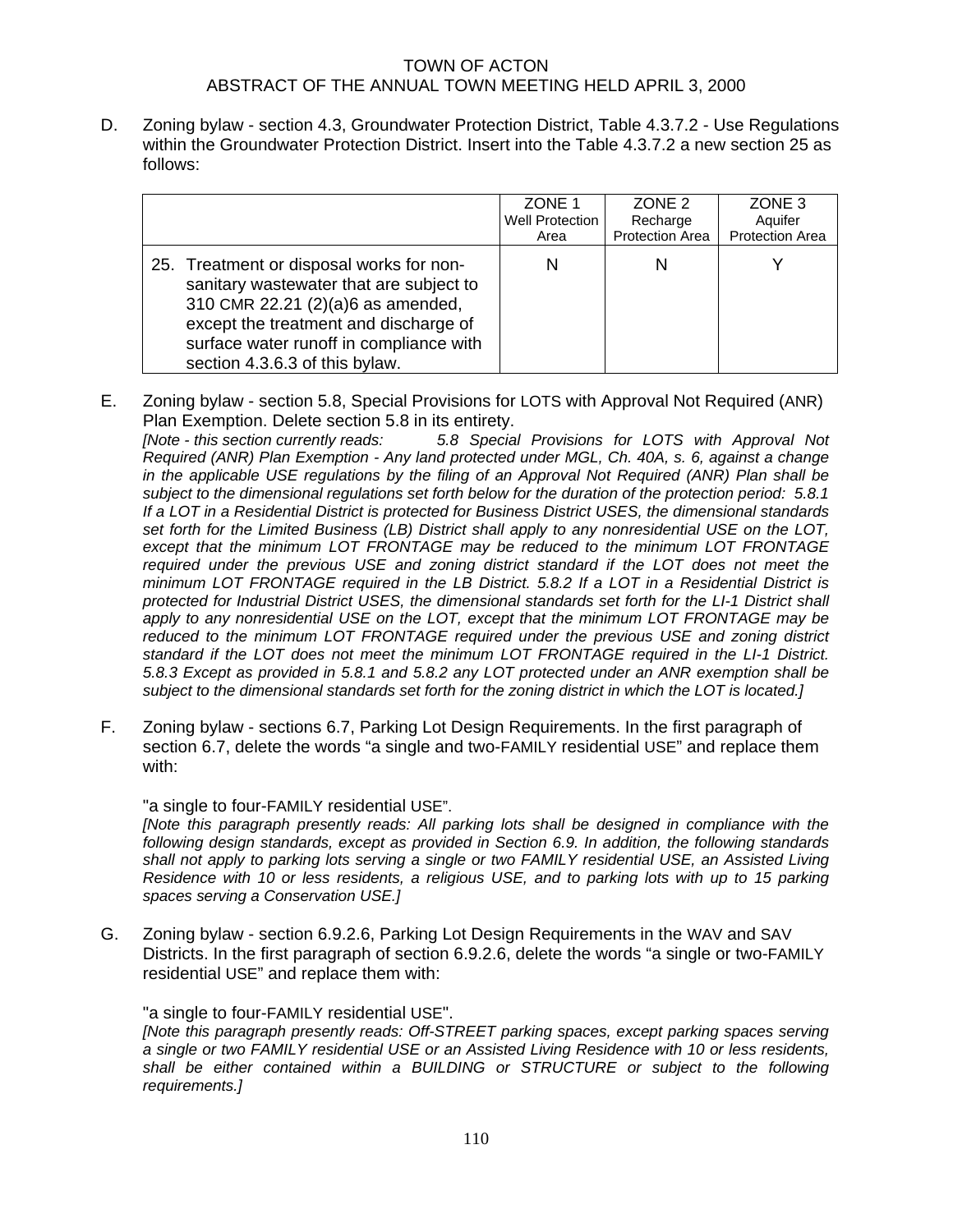D. Zoning bylaw - section 4.3, Groundwater Protection District, Table 4.3.7.2 - Use Regulations within the Groundwater Protection District. Insert into the Table 4.3.7.2 a new section 25 as follows:

| | ZONE 1 Well Protection Area | ZONE 2 Recharge Protection Area | ZONE 3 Aquifer Protection Area |
|---|---|---|---|
| 25. Treatment or disposal works for non-sanitary wastewater that are subject to 310 CMR 22.21 (2)(a)6 as amended, except the treatment and discharge of surface water runoff in compliance with section 4.3.6.3 of this bylaw. | N | N | Y |

E. Zoning bylaw - section 5.8, Special Provisions for LOTS with Approval Not Required (ANR) Plan Exemption. Delete section 5.8 in its entirety.
*[Note - this section currently reads: 5.8 Special Provisions for LOTS with Approval Not Required (ANR) Plan Exemption - Any land protected under MGL, Ch. 40A, s. 6, against a change in the applicable USE regulations by the filing of an Approval Not Required (ANR) Plan shall be subject to the dimensional regulations set forth below for the duration of the protection period: 5.8.1 If a LOT in a Residential District is protected for Business District USES, the dimensional standards set forth for the Limited Business (LB) District shall apply to any nonresidential USE on the LOT, except that the minimum LOT FRONTAGE may be reduced to the minimum LOT FRONTAGE required under the previous USE and zoning district standard if the LOT does not meet the minimum LOT FRONTAGE required in the LB District. 5.8.2 If a LOT in a Residential District is protected for Industrial District USES, the dimensional standards set forth for the LI-1 District shall apply to any nonresidential USE on the LOT, except that the minimum LOT FRONTAGE may be reduced to the minimum LOT FRONTAGE required under the previous USE and zoning district standard if the LOT does not meet the minimum LOT FRONTAGE required in the LI-1 District. 5.8.3 Except as provided in 5.8.1 and 5.8.2 any LOT protected under an ANR exemption shall be subject to the dimensional standards set forth for the zoning district in which the LOT is located.]*

F. Zoning bylaw - sections 6.7, Parking Lot Design Requirements. In the first paragraph of section 6.7, delete the words "a single and two-FAMILY residential USE" and replace them with:

"a single to four-FAMILY residential USE".
*[Note this paragraph presently reads: All parking lots shall be designed in compliance with the following design standards, except as provided in Section 6.9. In addition, the following standards shall not apply to parking lots serving a single or two FAMILY residential USE, an Assisted Living Residence with 10 or less residents, a religious USE, and to parking lots with up to 15 parking spaces serving a Conservation USE.]*

G. Zoning bylaw - section 6.9.2.6, Parking Lot Design Requirements in the WAV and SAV Districts. In the first paragraph of section 6.9.2.6, delete the words "a single or two-FAMILY residential USE" and replace them with:

"a single to four-FAMILY residential USE".
*[Note this paragraph presently reads: Off-STREET parking spaces, except parking spaces serving a single or two FAMILY residential USE or an Assisted Living Residence with 10 or less residents, shall be either contained within a BUILDING or STRUCTURE or subject to the following requirements.]*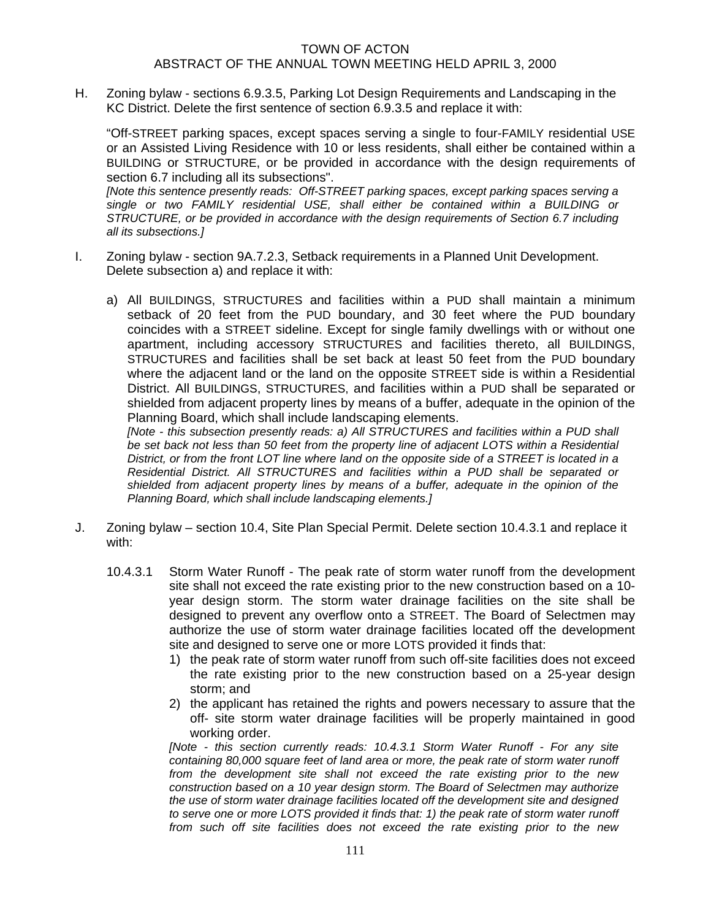H. Zoning bylaw - sections 6.9.3.5, Parking Lot Design Requirements and Landscaping in the KC District. Delete the first sentence of section 6.9.3.5 and replace it with:

"Off-STREET parking spaces, except spaces serving a single to four-FAMILY residential USE or an Assisted Living Residence with 10 or less residents, shall either be contained within a BUILDING or STRUCTURE, or be provided in accordance with the design requirements of section 6.7 including all its subsections".
*[Note this sentence presently reads: Off-STREET parking spaces, except parking spaces serving a single or two FAMILY residential USE, shall either be contained within a BUILDING or STRUCTURE, or be provided in accordance with the design requirements of Section 6.7 including all its subsections.]*

I. Zoning bylaw - section 9A.7.2.3, Setback requirements in a Planned Unit Development. Delete subsection a) and replace it with:

a) All BUILDINGS, STRUCTURES and facilities within a PUD shall maintain a minimum setback of 20 feet from the PUD boundary, and 30 feet where the PUD boundary coincides with a STREET sideline. Except for single family dwellings with or without one apartment, including accessory STRUCTURES and facilities thereto, all BUILDINGS, STRUCTURES and facilities shall be set back at least 50 feet from the PUD boundary where the adjacent land or the land on the opposite STREET side is within a Residential District. All BUILDINGS, STRUCTURES, and facilities within a PUD shall be separated or shielded from adjacent property lines by means of a buffer, adequate in the opinion of the Planning Board, which shall include landscaping elements.
*[Note - this subsection presently reads: a) All STRUCTURES and facilities within a PUD shall be set back not less than 50 feet from the property line of adjacent LOTS within a Residential District, or from the front LOT line where land on the opposite side of a STREET is located in a Residential District. All STRUCTURES and facilities within a PUD shall be separated or shielded from adjacent property lines by means of a buffer, adequate in the opinion of the Planning Board, which shall include landscaping elements.]*

J. Zoning bylaw – section 10.4, Site Plan Special Permit. Delete section 10.4.3.1 and replace it with:

10.4.3.1 Storm Water Runoff - The peak rate of storm water runoff from the development site shall not exceed the rate existing prior to the new construction based on a 10-year design storm. The storm water drainage facilities on the site shall be designed to prevent any overflow onto a STREET. The Board of Selectmen may authorize the use of storm water drainage facilities located off the development site and designed to serve one or more LOTS provided it finds that:

1) the peak rate of storm water runoff from such off-site facilities does not exceed the rate existing prior to the new construction based on a 25-year design storm; and
2) the applicant has retained the rights and powers necessary to assure that the off- site storm water drainage facilities will be properly maintained in good working order.

*[Note - this section currently reads: 10.4.3.1 Storm Water Runoff - For any site containing 80,000 square feet of land area or more, the peak rate of storm water runoff from the development site shall not exceed the rate existing prior to the new construction based on a 10 year design storm. The Board of Selectmen may authorize the use of storm water drainage facilities located off the development site and designed to serve one or more LOTS provided it finds that: 1) the peak rate of storm water runoff from such off site facilities does not exceed the rate existing prior to the new*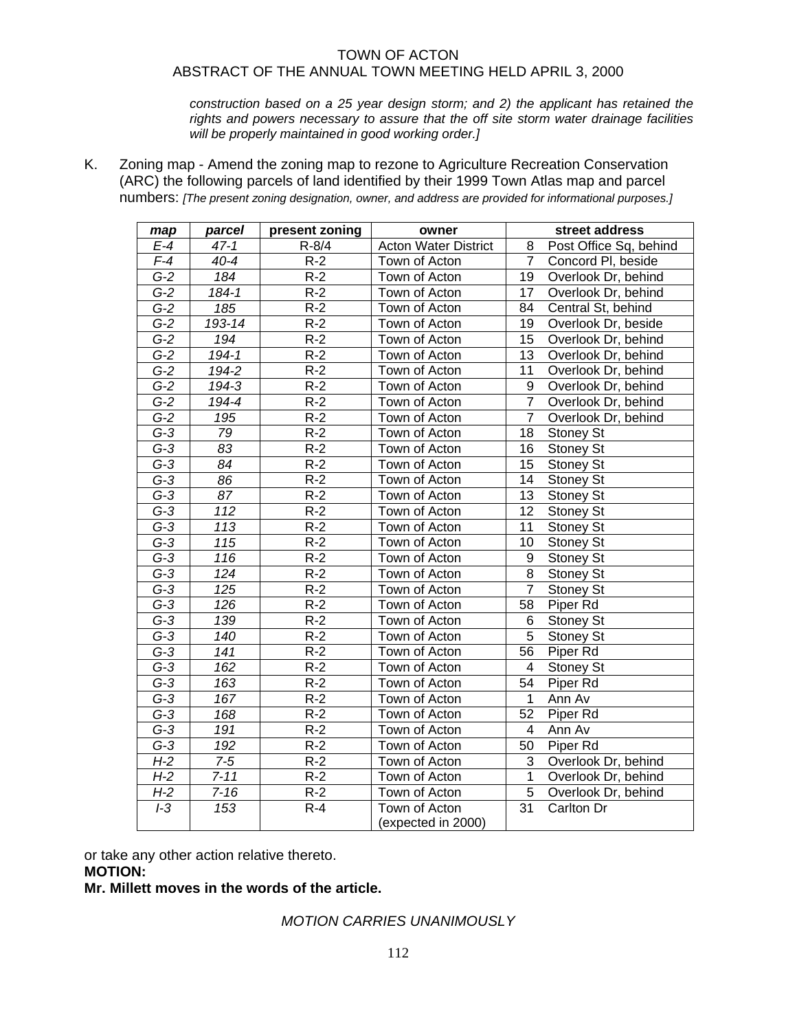*construction based on a 25 year design storm; and 2) the applicant has retained the rights and powers necessary to assure that the off site storm water drainage facilities will be properly maintained in good working order.]*

K. Zoning map - Amend the zoning map to rezone to Agriculture Recreation Conservation (ARC) the following parcels of land identified by their 1999 Town Atlas map and parcel numbers: *[The present zoning designation, owner, and address are provided for informational purposes.]*

| *map* | *parcel* | present zoning | owner | street address | |
|---|---|---|---|---|---|
| *E-4* | *47-1* | R-8/4 | Acton Water District | 8 | Post Office Sq, behind |
| *F-4* | *40-4* | R-2 | Town of Acton | 7 | Concord Pl, beside |
| *G-2* | *184* | R-2 | Town of Acton | 19 | Overlook Dr, behind |
| *G-2* | *184-1* | R-2 | Town of Acton | 17 | Overlook Dr, behind |
| *G-2* | *185* | R-2 | Town of Acton | 84 | Central St, behind |
| *G-2* | *193-14* | R-2 | Town of Acton | 19 | Overlook Dr, beside |
| *G-2* | *194* | R-2 | Town of Acton | 15 | Overlook Dr, behind |
| *G-2* | *194-1* | R-2 | Town of Acton | 13 | Overlook Dr, behind |
| *G-2* | *194-2* | R-2 | Town of Acton | 11 | Overlook Dr, behind |
| *G-2* | *194-3* | R-2 | Town of Acton | 9 | Overlook Dr, behind |
| *G-2* | *194-4* | R-2 | Town of Acton | 7 | Overlook Dr, behind |
| *G-2* | *195* | R-2 | Town of Acton | 7 | Overlook Dr, behind |
| *G-3* | *79* | R-2 | Town of Acton | 18 | Stoney St |
| *G-3* | *83* | R-2 | Town of Acton | 16 | Stoney St |
| *G-3* | *84* | R-2 | Town of Acton | 15 | Stoney St |
| *G-3* | *86* | R-2 | Town of Acton | 14 | Stoney St |
| *G-3* | *87* | R-2 | Town of Acton | 13 | Stoney St |
| *G-3* | *112* | R-2 | Town of Acton | 12 | Stoney St |
| *G-3* | *113* | R-2 | Town of Acton | 11 | Stoney St |
| *G-3* | *115* | R-2 | Town of Acton | 10 | Stoney St |
| *G-3* | *116* | R-2 | Town of Acton | 9 | Stoney St |
| *G-3* | *124* | R-2 | Town of Acton | 8 | Stoney St |
| *G-3* | *125* | R-2 | Town of Acton | 7 | Stoney St |
| *G-3* | *126* | R-2 | Town of Acton | 58 | Piper Rd |
| *G-3* | *139* | R-2 | Town of Acton | 6 | Stoney St |
| *G-3* | *140* | R-2 | Town of Acton | 5 | Stoney St |
| *G-3* | *141* | R-2 | Town of Acton | 56 | Piper Rd |
| *G-3* | *162* | R-2 | Town of Acton | 4 | Stoney St |
| *G-3* | *163* | R-2 | Town of Acton | 54 | Piper Rd |
| *G-3* | *167* | R-2 | Town of Acton | 1 | Ann Av |
| *G-3* | *168* | R-2 | Town of Acton | 52 | Piper Rd |
| *G-3* | *191* | R-2 | Town of Acton | 4 | Ann Av |
| *G-3* | *192* | R-2 | Town of Acton | 50 | Piper Rd |
| *H-2* | *7-5* | R-2 | Town of Acton | 3 | Overlook Dr, behind |
| *H-2* | *7-11* | R-2 | Town of Acton | 1 | Overlook Dr, behind |
| *H-2* | *7-16* | R-2 | Town of Acton | 5 | Overlook Dr, behind |
| *I-3* | *153* | R-4 | Town of Acton (expected in 2000) | 31 | Carlton Dr |

or take any other action relative thereto.

**MOTION:**

**Mr. Millett moves in the words of the article.**

*MOTION CARRIES UNANIMOUSLY*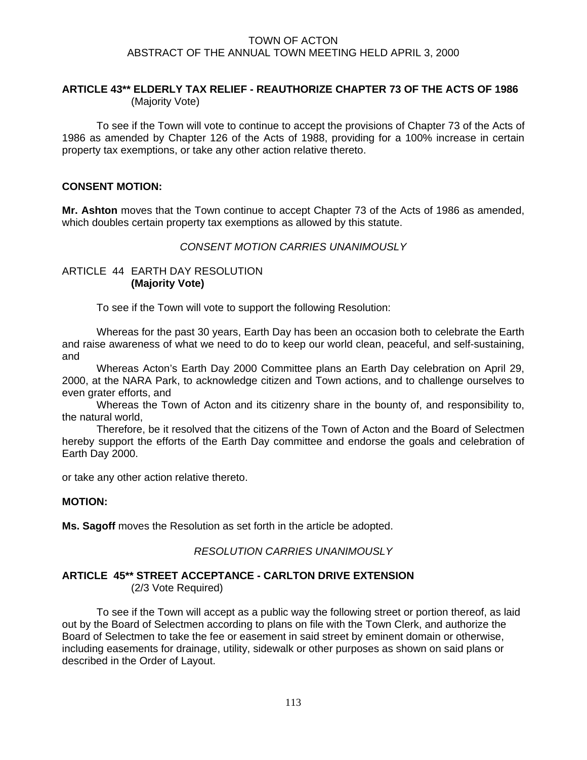TOWN OF ACTON
ABSTRACT OF THE ANNUAL TOWN MEETING HELD APRIL 3, 2000

**ARTICLE 43** ELDERLY TAX RELIEF - REAUTHORIZE CHAPTER 73 OF THE ACTS OF 1986**
(Majority Vote)

To see if the Town will vote to continue to accept the provisions of Chapter 73 of the Acts of 1986 as amended by Chapter 126 of the Acts of 1988, providing for a 100% increase in certain property tax exemptions, or take any other action relative thereto.

**CONSENT MOTION:**

**Mr. Ashton** moves that the Town continue to accept Chapter 73 of the Acts of 1986 as amended, which doubles certain property tax exemptions as allowed by this statute.

*CONSENT MOTION CARRIES UNANIMOUSLY*

ARTICLE 44 EARTH DAY RESOLUTION
**(Majority Vote)**

To see if the Town will vote to support the following Resolution:

Whereas for the past 30 years, Earth Day has been an occasion both to celebrate the Earth and raise awareness of what we need to do to keep our world clean, peaceful, and self-sustaining, and

Whereas Acton's Earth Day 2000 Committee plans an Earth Day celebration on April 29, 2000, at the NARA Park, to acknowledge citizen and Town actions, and to challenge ourselves to even grater efforts, and

Whereas the Town of Acton and its citizenry share in the bounty of, and responsibility to, the natural world,

Therefore, be it resolved that the citizens of the Town of Acton and the Board of Selectmen hereby support the efforts of the Earth Day committee and endorse the goals and celebration of Earth Day 2000.

or take any other action relative thereto.

**MOTION:**

**Ms. Sagoff** moves the Resolution as set forth in the article be adopted.

*RESOLUTION CARRIES UNANIMOUSLY*

**ARTICLE 45** STREET ACCEPTANCE - CARLTON DRIVE EXTENSION**
(2/3 Vote Required)

To see if the Town will accept as a public way the following street or portion thereof, as laid out by the Board of Selectmen according to plans on file with the Town Clerk, and authorize the Board of Selectmen to take the fee or easement in said street by eminent domain or otherwise, including easements for drainage, utility, sidewalk or other purposes as shown on said plans or described in the Order of Layout.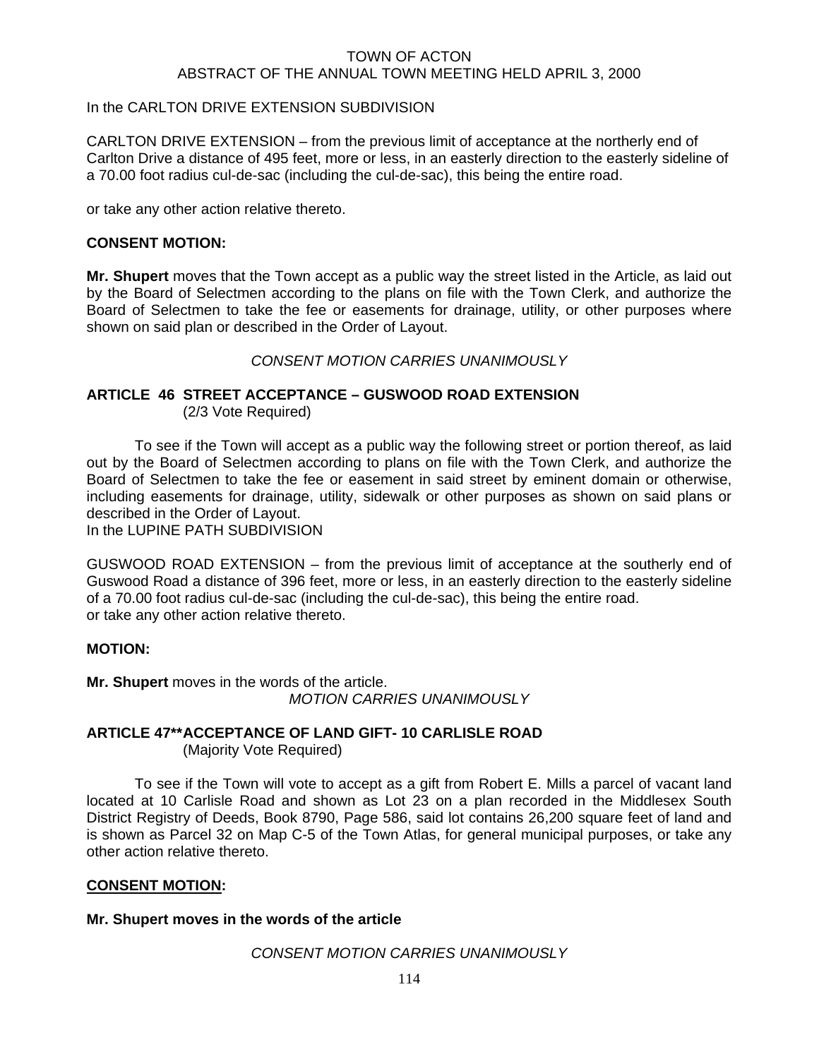In the CARLTON DRIVE EXTENSION SUBDIVISION

CARLTON DRIVE EXTENSION – from the previous limit of acceptance at the northerly end of Carlton Drive a distance of 495 feet, more or less, in an easterly direction to the easterly sideline of a 70.00 foot radius cul-de-sac (including the cul-de-sac), this being the entire road.

or take any other action relative thereto.

**CONSENT MOTION:**

**Mr. Shupert** moves that the Town accept as a public way the street listed in the Article, as laid out by the Board of Selectmen according to the plans on file with the Town Clerk, and authorize the Board of Selectmen to take the fee or easements for drainage, utility, or other purposes where shown on said plan or described in the Order of Layout.

*CONSENT MOTION CARRIES UNANIMOUSLY*

**ARTICLE 46 STREET ACCEPTANCE – GUSWOOD ROAD EXTENSION**
(2/3 Vote Required)

To see if the Town will accept as a public way the following street or portion thereof, as laid out by the Board of Selectmen according to plans on file with the Town Clerk, and authorize the Board of Selectmen to take the fee or easement in said street by eminent domain or otherwise, including easements for drainage, utility, sidewalk or other purposes as shown on said plans or described in the Order of Layout.
In the LUPINE PATH SUBDIVISION

GUSWOOD ROAD EXTENSION – from the previous limit of acceptance at the southerly end of Guswood Road a distance of 396 feet, more or less, in an easterly direction to the easterly sideline of a 70.00 foot radius cul-de-sac (including the cul-de-sac), this being the entire road.
or take any other action relative thereto.

**MOTION:**

**Mr. Shupert** moves in the words of the article.

*MOTION CARRIES UNANIMOUSLY*

**ARTICLE 47\*\*ACCEPTANCE OF LAND GIFT- 10 CARLISLE ROAD**
(Majority Vote Required)

To see if the Town will vote to accept as a gift from Robert E. Mills a parcel of vacant land located at 10 Carlisle Road and shown as Lot 23 on a plan recorded in the Middlesex South District Registry of Deeds, Book 8790, Page 586, said lot contains 26,200 square feet of land and is shown as Parcel 32 on Map C-5 of the Town Atlas, for general municipal purposes, or take any other action relative thereto.

**CONSENT MOTION:**

**Mr. Shupert moves in the words of the article**

*CONSENT MOTION CARRIES UNANIMOUSLY*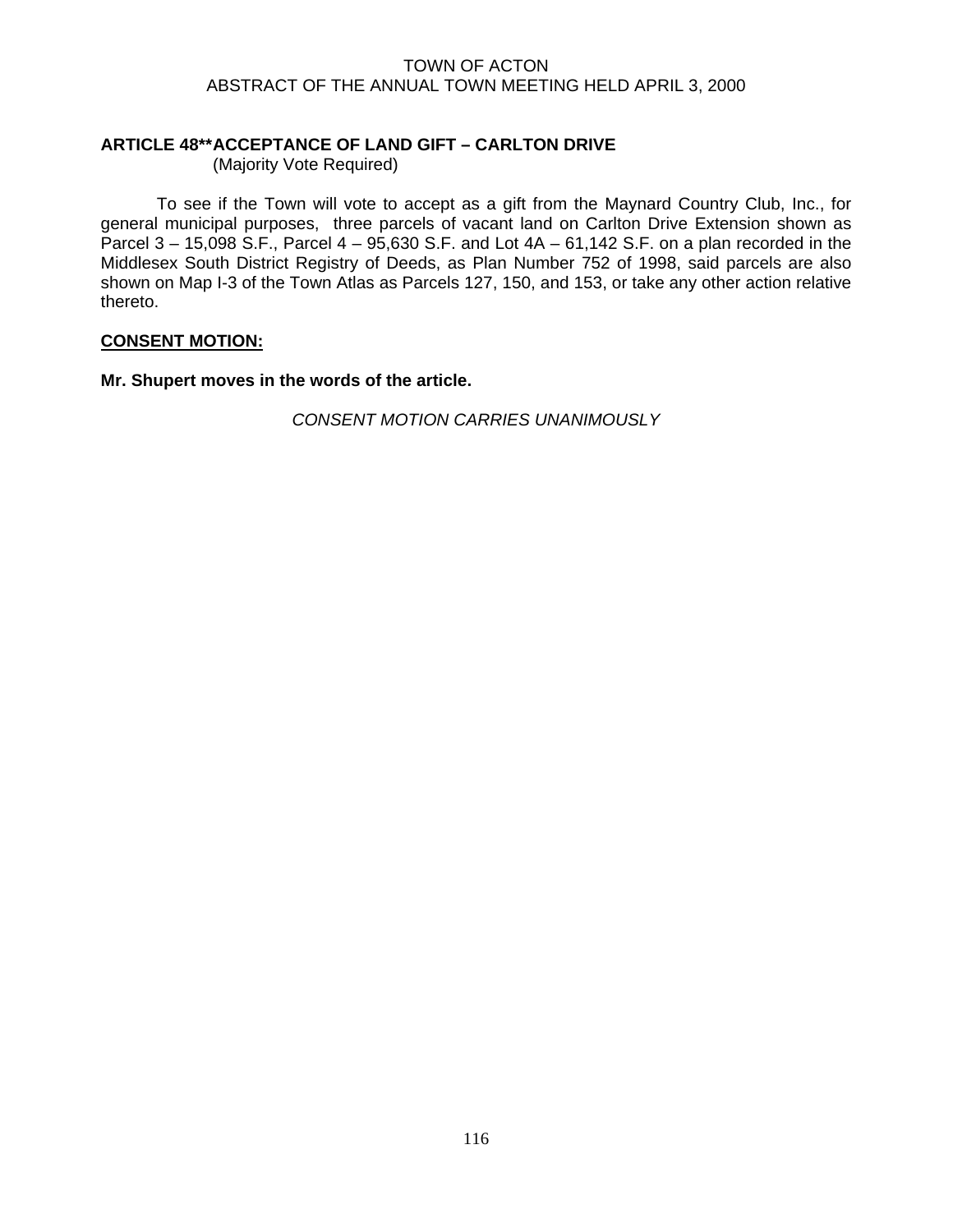### ARTICLE 48**ACCEPTANCE OF LAND GIFT – CARLTON DRIVE

(Majority Vote Required)

To see if the Town will vote to accept as a gift from the Maynard Country Club, Inc., for general municipal purposes, three parcels of vacant land on Carlton Drive Extension shown as Parcel 3 – 15,098 S.F., Parcel 4 – 95,630 S.F. and Lot 4A – 61,142 S.F. on a plan recorded in the Middlesex South District Registry of Deeds, as Plan Number 752 of 1998, said parcels are also shown on Map I-3 of the Town Atlas as Parcels 127, 150, and 153, or take any other action relative thereto.

**CONSENT MOTION:**

**Mr. Shupert moves in the words of the article.**

*CONSENT MOTION CARRIES UNANIMOUSLY*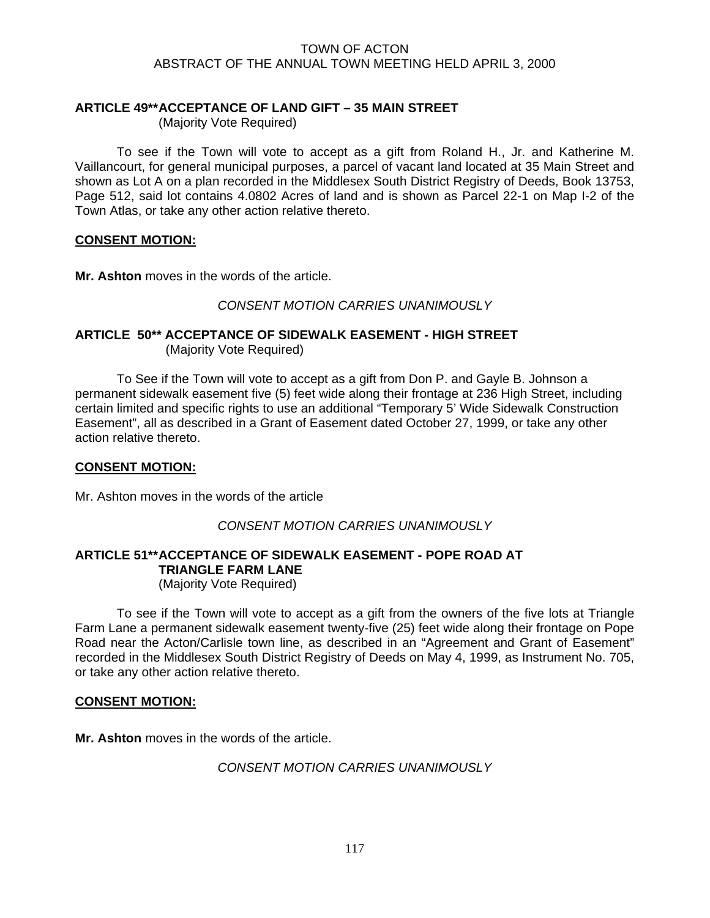TOWN OF ACTON
ABSTRACT OF THE ANNUAL TOWN MEETING HELD APRIL 3, 2000

## ARTICLE 49** ACCEPTANCE OF LAND GIFT – 35 MAIN STREET

(Majority Vote Required)

To see if the Town will vote to accept as a gift from Roland H., Jr. and Katherine M. Vaillancourt, for general municipal purposes, a parcel of vacant land located at 35 Main Street and shown as Lot A on a plan recorded in the Middlesex South District Registry of Deeds, Book 13753, Page 512, said lot contains 4.0802 Acres of land and is shown as Parcel 22-1 on Map I-2 of the Town Atlas, or take any other action relative thereto.

**CONSENT MOTION:**

**Mr. Ashton** moves in the words of the article.

*CONSENT MOTION CARRIES UNANIMOUSLY*

## ARTICLE 50** ACCEPTANCE OF SIDEWALK EASEMENT - HIGH STREET

(Majority Vote Required)

To See if the Town will vote to accept as a gift from Don P. and Gayle B. Johnson a permanent sidewalk easement five (5) feet wide along their frontage at 236 High Street, including certain limited and specific rights to use an additional "Temporary 5' Wide Sidewalk Construction Easement", all as described in a Grant of Easement dated October 27, 1999, or take any other action relative thereto.

**CONSENT MOTION:**

Mr. Ashton moves in the words of the article

*CONSENT MOTION CARRIES UNANIMOUSLY*

## ARTICLE 51** ACCEPTANCE OF SIDEWALK EASEMENT - POPE ROAD AT TRIANGLE FARM LANE

(Majority Vote Required)

To see if the Town will vote to accept as a gift from the owners of the five lots at Triangle Farm Lane a permanent sidewalk easement twenty-five (25) feet wide along their frontage on Pope Road near the Acton/Carlisle town line, as described in an "Agreement and Grant of Easement" recorded in the Middlesex South District Registry of Deeds on May 4, 1999, as Instrument No. 705, or take any other action relative thereto.

**CONSENT MOTION:**

**Mr. Ashton** moves in the words of the article.

*CONSENT MOTION CARRIES UNANIMOUSLY*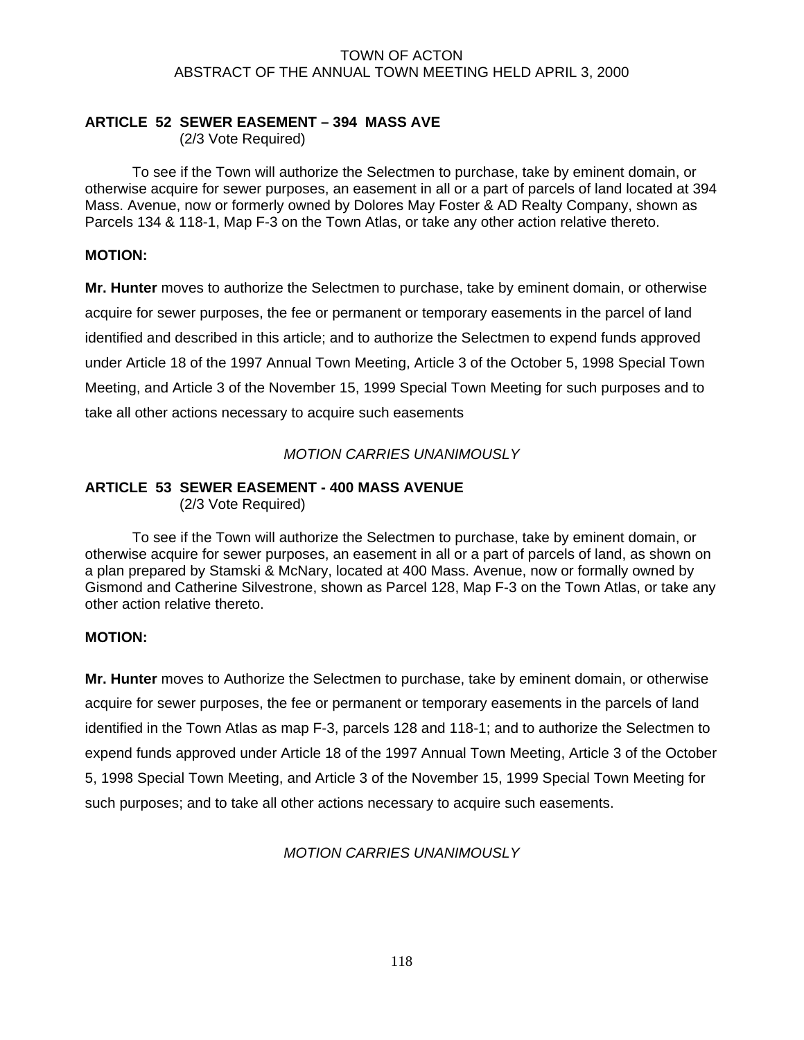## ARTICLE 52 SEWER EASEMENT – 394 MASS AVE
(2/3 Vote Required)

To see if the Town will authorize the Selectmen to purchase, take by eminent domain, or otherwise acquire for sewer purposes, an easement in all or a part of parcels of land located at 394 Mass. Avenue, now or formerly owned by Dolores May Foster & AD Realty Company, shown as Parcels 134 & 118-1, Map F-3 on the Town Atlas, or take any other action relative thereto.

**MOTION:**

**Mr. Hunter** moves to authorize the Selectmen to purchase, take by eminent domain, or otherwise acquire for sewer purposes, the fee or permanent or temporary easements in the parcel of land identified and described in this article; and to authorize the Selectmen to expend funds approved under Article 18 of the 1997 Annual Town Meeting, Article 3 of the October 5, 1998 Special Town Meeting, and Article 3 of the November 15, 1999 Special Town Meeting for such purposes and to take all other actions necessary to acquire such easements

*MOTION CARRIES UNANIMOUSLY*

## ARTICLE 53 SEWER EASEMENT - 400 MASS AVENUE
(2/3 Vote Required)

To see if the Town will authorize the Selectmen to purchase, take by eminent domain, or otherwise acquire for sewer purposes, an easement in all or a part of parcels of land, as shown on a plan prepared by Stamski & McNary, located at 400 Mass. Avenue, now or formally owned by Gismond and Catherine Silvestrone, shown as Parcel 128, Map F-3 on the Town Atlas, or take any other action relative thereto.

**MOTION:**

**Mr. Hunter** moves to Authorize the Selectmen to purchase, take by eminent domain, or otherwise acquire for sewer purposes, the fee or permanent or temporary easements in the parcels of land identified in the Town Atlas as map F-3, parcels 128 and 118-1; and to authorize the Selectmen to expend funds approved under Article 18 of the 1997 Annual Town Meeting, Article 3 of the October 5, 1998 Special Town Meeting, and Article 3 of the November 15, 1999 Special Town Meeting for such purposes; and to take all other actions necessary to acquire such easements.

*MOTION CARRIES UNANIMOUSLY*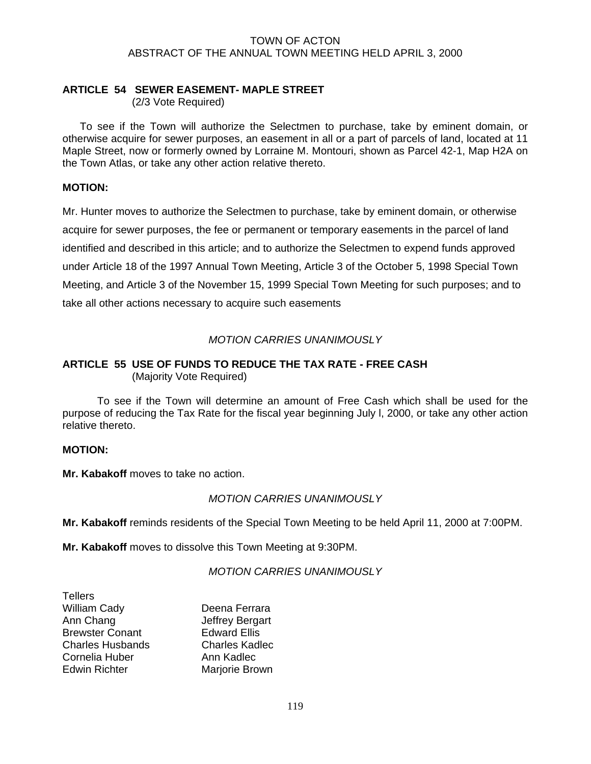## ARTICLE 54 SEWER EASEMENT- MAPLE STREET

(2/3 Vote Required)

To see if the Town will authorize the Selectmen to purchase, take by eminent domain, or otherwise acquire for sewer purposes, an easement in all or a part of parcels of land, located at 11 Maple Street, now or formerly owned by Lorraine M. Montouri, shown as Parcel 42-1, Map H2A on the Town Atlas, or take any other action relative thereto.

**MOTION:**

Mr. Hunter moves to authorize the Selectmen to purchase, take by eminent domain, or otherwise acquire for sewer purposes, the fee or permanent or temporary easements in the parcel of land identified and described in this article; and to authorize the Selectmen to expend funds approved under Article 18 of the 1997 Annual Town Meeting, Article 3 of the October 5, 1998 Special Town Meeting, and Article 3 of the November 15, 1999 Special Town Meeting for such purposes; and to take all other actions necessary to acquire such easements

*MOTION CARRIES UNANIMOUSLY*

## ARTICLE 55 USE OF FUNDS TO REDUCE THE TAX RATE - FREE CASH

(Majority Vote Required)

To see if the Town will determine an amount of Free Cash which shall be used for the purpose of reducing the Tax Rate for the fiscal year beginning July l, 2000, or take any other action relative thereto.

**MOTION:**

**Mr. Kabakoff** moves to take no action.

*MOTION CARRIES UNANIMOUSLY*

**Mr. Kabakoff** reminds residents of the Special Town Meeting to be held April 11, 2000 at 7:00PM.

**Mr. Kabakoff** moves to dissolve this Town Meeting at 9:30PM.

*MOTION CARRIES UNANIMOUSLY*

Tellers

| | |
|---|---|
| William Cady | Deena Ferrara |
| Ann Chang | Jeffrey Bergart |
| Brewster Conant | Edward Ellis |
| Charles Husbands | Charles Kadlec |
| Cornelia Huber | Ann Kadlec |
| Edwin Richter | Marjorie Brown |